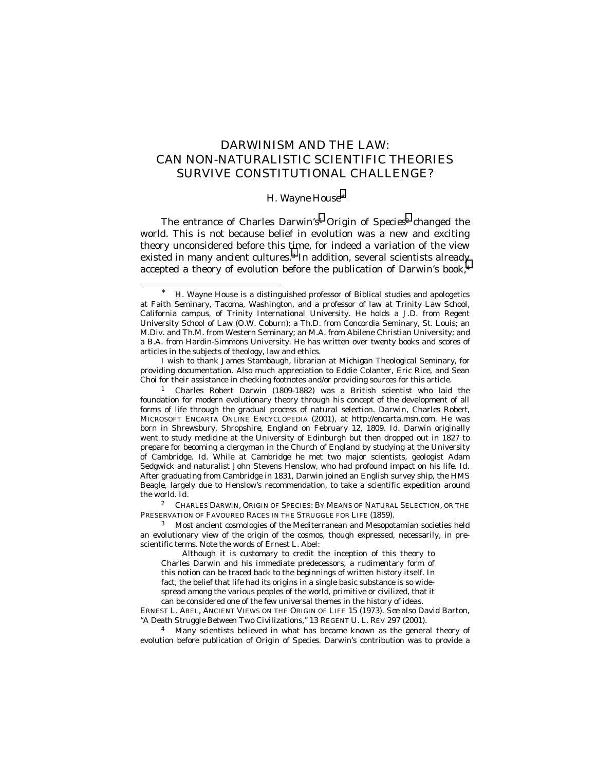# DARWINISM AND THE LAW: CAN NON-NATURALISTIC SCIENTIFIC THEORIES SURVIVE CONSTITUTIONAL CHALLENGE?

H. Wayne House[*]

The entrance of Charles Darwin's[1] *Origin of Species*[2] changed the world. This is not because belief in evolution was a new and exciting theory unconsidered before this time, for indeed a variation of the view existed in many ancient cultures.[3] In addition, several scientists already accepted a theory of evolution before the publication of Darwin's book,[4]

---

[*] H. Wayne House is a distinguished professor of Biblical studies and apologetics at Faith Seminary, Tacoma, Washington, and a professor of law at Trinity Law School, California campus, of Trinity International University. He holds a J.D. from Regent University School of Law (O.W. Coburn); a Th.D. from Concordia Seminary, St. Louis; an M.Div. and Th.M. from Western Seminary; an M.A. from Abilene Christian University; and a B.A. from Hardin-Simmons University. He has written over twenty books and scores of articles in the subjects of theology, law and ethics.

I wish to thank James Stambaugh, librarian at Michigan Theological Seminary, for providing documentation. Also much appreciation to Eddie Colanter, Eric Rice, and Sean Choi for their assistance in checking footnotes and/or providing sources for this article.

[1] Charles Robert Darwin (1809-1882) was a British scientist who laid the foundation for modern evolutionary theory through his concept of the development of all forms of life through the gradual process of natural selection. *Darwin, Charles Robert*, MICROSOFT ENCARTA ONLINE ENCYCLOPEDIA (2001), at http://encarta.msn.com. He was born in Shrewsbury, Shropshire, England on February 12, 1809. *Id.* Darwin originally went to study medicine at the University of Edinburgh but then dropped out in 1827 to prepare for becoming a clergyman in the Church of England by studying at the University of Cambridge. *Id.* While at Cambridge he met two major scientists, geologist Adam Sedgwick and naturalist John Stevens Henslow, who had profound impact on his life. *Id.* After graduating from Cambridge in 1831, Darwin joined an English survey ship, the HMS Beagle, largely due to Henslow's recommendation, to take a scientific expedition around the world. *Id.*

[2] CHARLES DARWIN, ORIGIN OF SPECIES: BY MEANS OF NATURAL SELECTION, OR THE PRESERVATION OF FAVOURED RACES IN THE STRUGGLE FOR LIFE (1859).

[3] Most ancient cosmologies of the Mediterranean and Mesopotamian societies held an evolutionary view of the origin of the cosmos, though expressed, necessarily, in pre-scientific terms. Note the words of Ernest L. Abel:

> Although it is customary to credit the inception of this theory to Charles Darwin and his immediate predecessors, a rudimentary form of this notion can be traced back to the beginnings of written history itself. In fact, the belief that life had its origins in a single basic substance is so wide-spread among the various peoples of the world, primitive or civilized, that it can be considered one of the few universal themes in the history of ideas.

ERNEST L. ABEL, ANCIENT VIEWS ON THE ORIGIN OF LIFE 15 (1973). *See also* David Barton, *"A Death Struggle Between Two Civilizations,"* 13 REGENT U. L. REV 297 (2001).

[4] Many scientists believed in what has became known as the general theory of evolution before publication of *Origin of Species*. Darwin's contribution was to provide a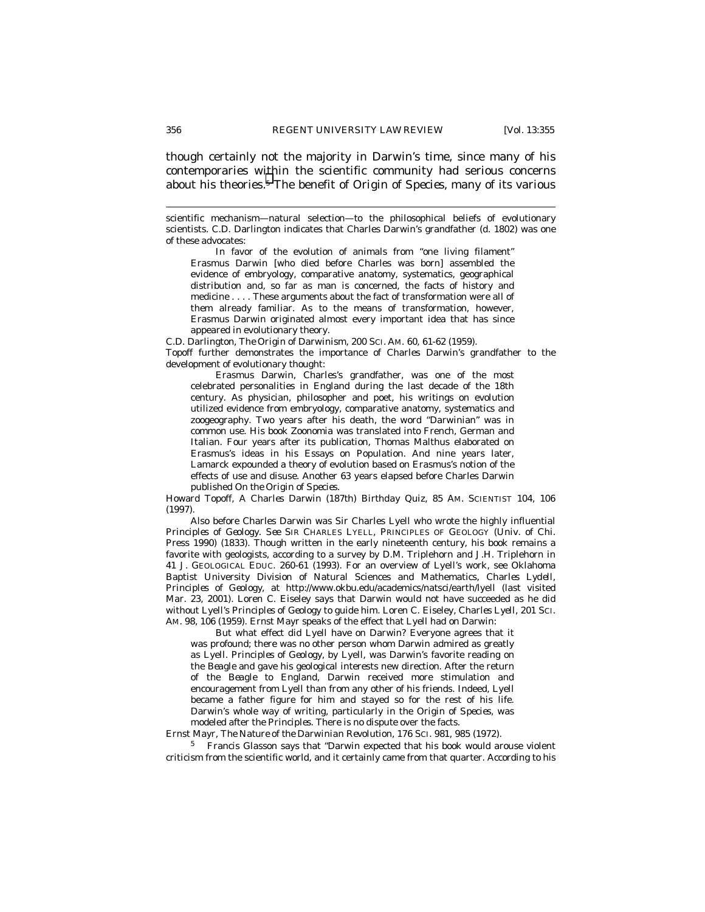though certainly not the majority in Darwin's time, since many of his contemporaries within the scientific community had serious concerns about his theories.[5] The benefit of *Origin of Species*, many of its various

---

scientific mechanism—natural selection—to the philosophical beliefs of evolutionary scientists. C.D. Darlington indicates that Charles Darwin's grandfather (d. 1802) was one of these advocates:

> In favor of the evolution of animals from "one living filament" Erasmus Darwin [who died before Charles was born] assembled the evidence of embryology, comparative anatomy, systematics, geographical distribution and, so far as man is concerned, the facts of history and medicine . . . . These arguments about the fact of transformation were all of them already familiar. As to the means of transformation, however, Erasmus Darwin originated almost every important idea that has since appeared in evolutionary theory.

C.D. Darlington, *The Origin of Darwinism*, 200 SCI. AM. 60, 61-62 (1959).

Topoff further demonstrates the importance of Charles Darwin's grandfather to the development of evolutionary thought:

> Erasmus Darwin, Charles's grandfather, was one of the most celebrated personalities in England during the last decade of the 18th century. As physician, philosopher and poet, his writings on evolution utilized evidence from embryology, comparative anatomy, systematics and zoogeography. Two years after his death, the word "Darwinian" was in common use. His book *Zoonomia* was translated into French, German and Italian. Four years after its publication, Thomas Malthus elaborated on Erasmus's ideas in his Essays on Population. And nine years later, Lamarck expounded a theory of evolution based on Erasmus's notion of the effects of use and disuse. Another 63 years elapsed before Charles Darwin published *On the Origin of Species*.

Howard Topoff, *A Charles Darwin (187th) Birthday Quiz*, 85 AM. SCIENTIST 104, 106 (1997).

Also before Charles Darwin was Sir Charles Lyell who wrote the highly influential *Principles of Geology*. *See* SIR CHARLES LYELL, PRINCIPLES OF GEOLOGY (Univ. of Chi. Press 1990) (1833). Though written in the early nineteenth century, his book remains a favorite with geologists, according to a survey by D.M. Triplehorn and J.H. Triplehorn in 41 J. GEOLOGICAL EDUC. 260-61 (1993). For an overview of Lyell's work, see Oklahoma Baptist University Division of Natural Sciences and Mathematics, *Charles Lydell, Principles of Geology*, *at* http://www.okbu.edu/academics/natsci/earth/lyell (last visited Mar. 23, 2001). Loren C. Eiseley says that Darwin would not have succeeded as he did without Lyell's *Principles of Geology* to guide him. Loren C. Eiseley, *Charles Lyell*, 201 SCI. AM. 98, 106 (1959). Ernst Mayr speaks of the effect that Lyell had on Darwin:

> But what effect did Lyell have on Darwin? Everyone agrees that it was profound; there was no other person whom Darwin admired as greatly as Lyell. *Principles of Geology*, by Lyell, was Darwin's favorite reading on the *Beagle* and gave his geological interests new direction. After the return of the *Beagle* to England, Darwin received more stimulation and encouragement from Lyell than from any other of his friends. Indeed, Lyell became a father figure for him and stayed so for the rest of his life. Darwin's whole way of writing, particularly in the *Origin of Species*, was modeled after the *Principles*. There is no dispute over the facts.

Ernst Mayr, *The Nature of the Darwinian Revolution*, 176 SCI. 981, 985 (1972).

[5] Francis Glasson says that "Darwin expected that his book would arouse violent criticism from the scientific world, and it certainly came from that quarter. According to his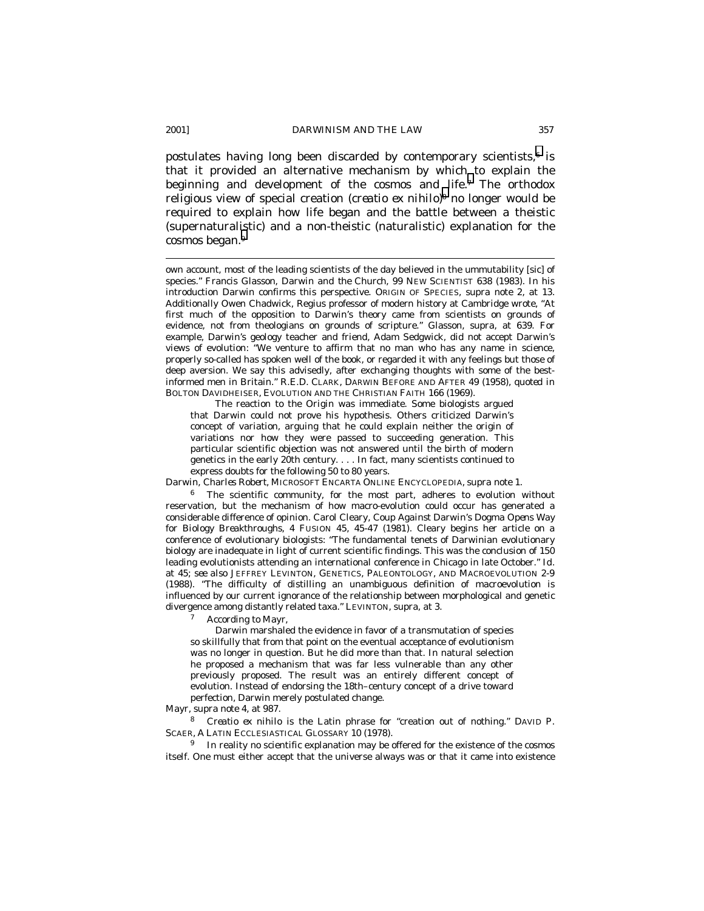postulates having long been discarded by contemporary scientists,[6] is that it provided an alternative mechanism by which to explain the beginning and development of the cosmos and life.[7] The orthodox religious view of special creation (*creatio ex nihilo*)[8] no longer would be required to explain how life began and the battle between a theistic (supernaturalistic) and a non-theistic (naturalistic) explanation for the cosmos began.[9]

---

own account, most of the leading scientists of the day believed in the ummutability [sic] of species." Francis Glasson, Darwin and the Church, 99 NEW SCIENTIST 638 (1983). In his introduction Darwin confirms this perspective. ORIGIN OF SPECIES, supra note 2, at 13. Additionally Owen Chadwick, Regius professor of modern history at Cambridge wrote, "At first much of the opposition to Darwin's theory came from scientists on grounds of evidence, not from theologians on grounds of scripture." Glasson, supra, at 639. For example, Darwin's geology teacher and friend, Adam Sedgwick, did not accept Darwin's views of evolution: "We venture to affirm that no man who has any name in science, properly so-called has spoken well of the book, or regarded it with any feelings but those of deep aversion. We say this advisedly, after exchanging thoughts with some of the best-informed men in Britain." R.E.D. CLARK, DARWIN BEFORE AND AFTER 49 (1958), quoted in BOLTON DAVIDHEISER, EVOLUTION AND THE CHRISTIAN FAITH 166 (1969).

> The reaction to the Origin was immediate. Some biologists argued that Darwin could not prove his hypothesis. Others criticized Darwin's concept of variation, arguing that he could explain neither the origin of variations nor how they were passed to succeeding generation. This particular scientific objection was not answered until the birth of modern genetics in the early 20th century. . . . In fact, many scientists continued to express doubts for the following 50 to 80 years.

*Darwin, Charles Robert*, MICROSOFT ENCARTA ONLINE ENCYCLOPEDIA, supra note 1.

[6] The scientific community, for the most part, adheres to evolution without reservation, but the mechanism of how macro-evolution could occur has generated a considerable difference of opinion. Carol Cleary, *Coup Against Darwin's Dogma Opens Way for Biology Breakthroughs*, 4 FUSION 45, 45-47 (1981). Cleary begins her article on a conference of evolutionary biologists: "The fundamental tenets of Darwinian evolutionary biology are inadequate in light of current scientific findings. This was the conclusion of 150 leading evolutionists attending an international conference in Chicago in late October." *Id.* at 45; *see also* JEFFREY LEVINTON, GENETICS, PALEONTOLOGY, AND MACROEVOLUTION 2-9 (1988). "The difficulty of distilling an unambiguous definition of macroevolution is influenced by our current ignorance of the relationship between morphological and genetic divergence among distantly related taxa." LEVINTON, *supra*, at 3.

[7] According to Mayr,

> Darwin marshaled the evidence in favor of a transmutation of species so skillfully that from that point on the eventual acceptance of evolutionism was no longer in question. But he did more than that. In natural selection he proposed a mechanism that was far less vulnerable than any other previously proposed. The result was an entirely different concept of evolution. Instead of endorsing the 18th–century concept of a drive toward perfection, Darwin merely postulated change.

Mayr, *supra* note 4, at 987.

[8] *Creatio ex nihilo* is the Latin phrase for "creation out of nothing." DAVID P. SCAER, A LATIN ECCLESIASTICAL GLOSSARY 10 (1978).

[9] In reality no scientific explanation may be offered for the existence of the cosmos itself. One must either accept that the universe always was or that it came into existence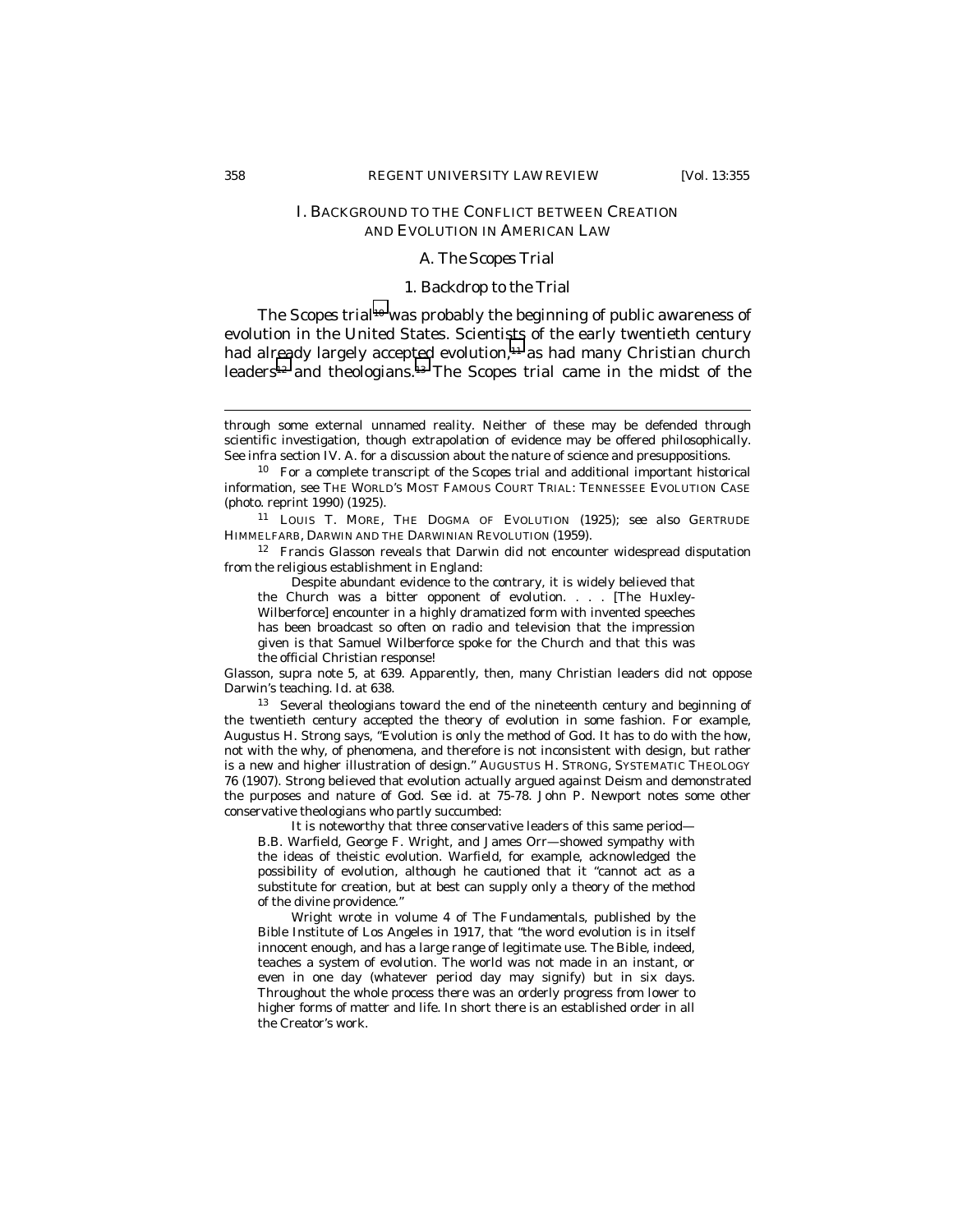## I. BACKGROUND TO THE CONFLICT BETWEEN CREATION AND EVOLUTION IN AMERICAN LAW

### A. The *Scopes* Trial

#### 1. Backdrop to the Trial

The *Scopes* trial[10] was probably the beginning of public awareness of evolution in the United States. Scientists of the early twentieth century had already largely accepted evolution,[11] as had many Christian church leaders[12] and theologians.[13] The *Scopes* trial came in the midst of the

---

through some external unnamed reality. Neither of these may be defended through scientific investigation, though extrapolation of evidence may be offered philosophically. *See infra* section IV. A. for a discussion about the nature of science and presuppositions.

[10] For a complete transcript of the *Scopes* trial and additional important historical information, see THE WORLD'S MOST FAMOUS COURT TRIAL: TENNESSEE EVOLUTION CASE (photo. reprint 1990) (1925).

[11] LOUIS T. MORE, THE DOGMA OF EVOLUTION (1925); *see also* GERTRUDE HIMMELFARB, DARWIN AND THE DARWINIAN REVOLUTION (1959).

[12] Francis Glasson reveals that Darwin did not encounter widespread disputation from the religious establishment in England:

> Despite abundant evidence to the contrary, it is widely believed that the Church was a bitter opponent of evolution. . . . [The Huxley-Wilberforce] encounter in a highly dramatized form with invented speeches has been broadcast so often on radio and television that the impression given is that Samuel Wilberforce spoke for the Church and that this was the official Christian response!

Glasson, *supra* note 5, at 639. Apparently, then, many Christian leaders did not oppose Darwin's teaching. *Id.* at 638.

[13] Several theologians toward the end of the nineteenth century and beginning of the twentieth century accepted the theory of evolution in some fashion. For example, Augustus H. Strong says, "Evolution is only the method of God. It has to do with the how, not with the why, of phenomena, and therefore is not inconsistent with design, but rather is a new and higher illustration of design." AUGUSTUS H. STRONG, SYSTEMATIC THEOLOGY 76 (1907). Strong believed that evolution actually argued against Deism and demonstrated the purposes and nature of God. *See id.* at 75-78. John P. Newport notes some other conservative theologians who partly succumbed:

> It is noteworthy that three conservative leaders of this same period—B.B. Warfield, George F. Wright, and James Orr—showed sympathy with the ideas of theistic evolution. Warfield, for example, acknowledged the possibility of evolution, although he cautioned that it "cannot act as a substitute for creation, but at best can supply only a theory of the method of the divine providence."
>
> Wright wrote in volume 4 of *The Fundamentals*, published by the Bible Institute of Los Angeles in 1917, that "the word evolution is in itself innocent enough, and has a large range of legitimate use. The Bible, indeed, teaches a system of evolution. The world was not made in an instant, or even in one day (whatever period day may signify) but in six days. Throughout the whole process there was an orderly progress from lower to higher forms of matter and life. In short there is an established order in all the Creator's work.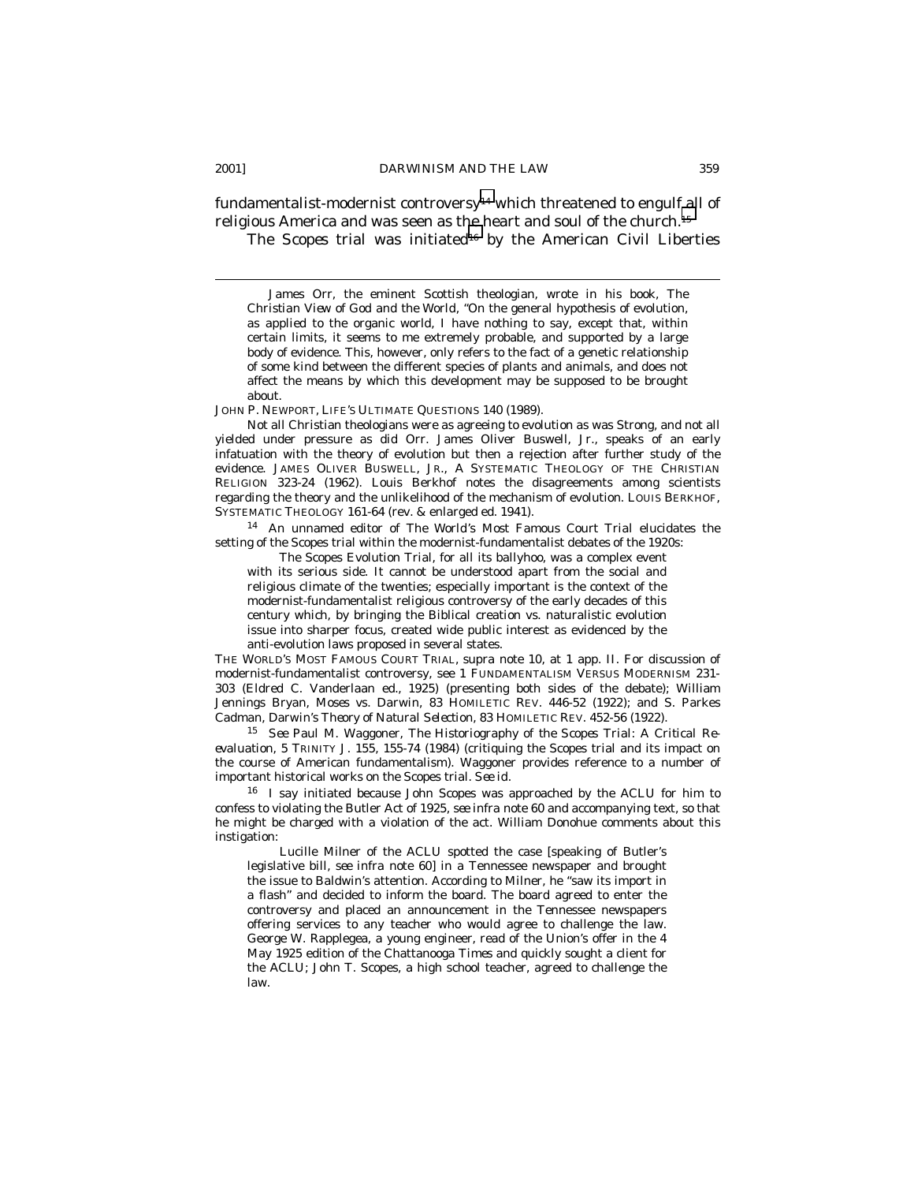fundamentalist-modernist controversy[14] which threatened to engulf all of religious America and was seen as the heart and soul of the church.[15]

The Scopes trial was initiated[16] by the American Civil Liberties

---

> James Orr, the eminent Scottish theologian, wrote in his book, The Christian View of God and the World, "On the general hypothesis of evolution, as applied to the organic world, I have nothing to say, except that, within certain limits, it seems to me extremely probable, and supported by a large body of evidence. This, however, only refers to the fact of a genetic relationship of some kind between the different species of plants and animals, and does not affect the means by which this development may be supposed to be brought about.

JOHN P. NEWPORT, LIFE'S ULTIMATE QUESTIONS 140 (1989).

Not all Christian theologians were as agreeing to evolution as was Strong, and not all yielded under pressure as did Orr. James Oliver Buswell, Jr., speaks of an early infatuation with the theory of evolution but then a rejection after further study of the evidence. JAMES OLIVER BUSWELL, JR., A SYSTEMATIC THEOLOGY OF THE CHRISTIAN RELIGION 323-24 (1962). Louis Berkhof notes the disagreements among scientists regarding the theory and the unlikelihood of the mechanism of evolution. LOUIS BERKHOF, SYSTEMATIC THEOLOGY 161-64 (rev. & enlarged ed. 1941).

[14] An unnamed editor of The World's Most Famous Court Trial elucidates the setting of the Scopes trial within the modernist-fundamentalist debates of the 1920s:

> The Scopes Evolution Trial, for all its ballyhoo, was a complex event with its serious side. It cannot be understood apart from the social and religious climate of the twenties; especially important is the context of the modernist-fundamentalist religious controversy of the early decades of this century which, by bringing the Biblical creation vs. naturalistic evolution issue into sharper focus, created wide public interest as evidenced by the anti-evolution laws proposed in several states.

THE WORLD'S MOST FAMOUS COURT TRIAL, *supra* note 10, at 1 app. II. For discussion of modernist-fundamentalist controversy, see 1 FUNDAMENTALISM VERSUS MODERNISM 231-303 (Eldred C. Vanderlaan ed., 1925) (presenting both sides of the debate); William Jennings Bryan, *Moses vs. Darwin*, 83 HOMILETIC REV. 446-52 (1922); and S. Parkes Cadman, *Darwin's Theory of Natural Selection*, 83 HOMILETIC REV. 452-56 (1922).

[15] *See* Paul M. Waggoner, *The Historiography of the Scopes Trial: A Critical Re-evaluation*, 5 TRINITY J. 155, 155-74 (1984) (critiquing the Scopes trial and its impact on the course of American fundamentalism). Waggoner provides reference to a number of important historical works on the Scopes trial. *See id.*

[16] I say initiated because John Scopes was approached by the ACLU for him to confess to violating the Butler Act of 1925, *see infra* note 60 and accompanying text, so that he might be charged with a violation of the act. William Donohue comments about this instigation:

> Lucille Milner of the ACLU spotted the case [speaking of Butler's legislative bill, *see infra* note 60] in a Tennessee newspaper and brought the issue to Baldwin's attention. According to Milner, he "saw its import in a flash" and decided to inform the board. The board agreed to enter the controversy and placed an announcement in the Tennessee newspapers offering services to any teacher who would agree to challenge the law. George W. Rapplegea, a young engineer, read of the Union's offer in the 4 May 1925 edition of the Chattanooga Times and quickly sought a client for the ACLU; John T. Scopes, a high school teacher, agreed to challenge the law.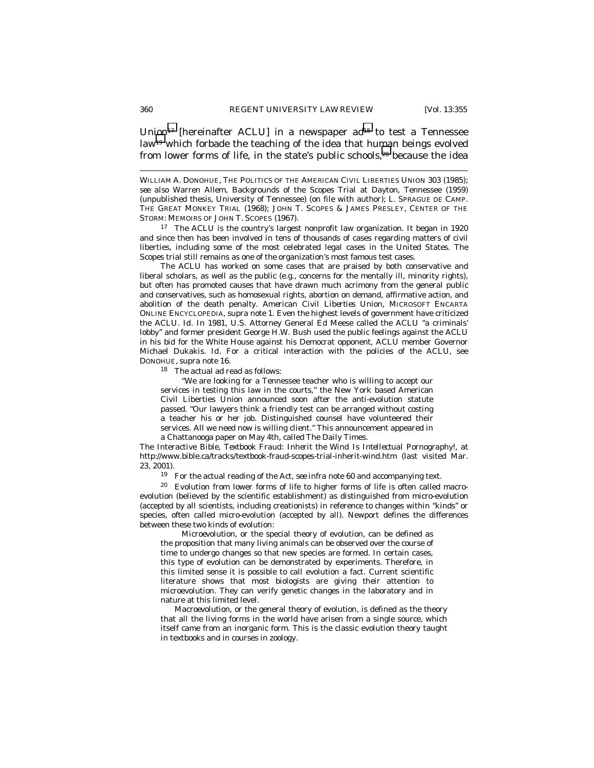Union[17] [hereinafter ACLU] in a newspaper ad[18] to test a Tennessee law[19] which forbade the teaching of the idea that human beings evolved from lower forms of life, in the state's public schools,[20] because the idea

---

WILLIAM A. DONOHUE, THE POLITICS OF THE AMERICAN CIVIL LIBERTIES UNION 303 (1985); *see also* Warren Allem, Backgrounds of the Scopes Trial at Dayton, Tennessee (1959) (unpublished thesis, University of Tennessee) (on file with author); L. SPRAGUE DE CAMP. THE GREAT MONKEY TRIAL (1968); JOHN T. SCOPES & JAMES PRESLEY, CENTER OF THE STORM: MEMOIRS OF JOHN T. SCOPES (1967).

17 The ACLU is the country's largest nonprofit law organization. It began in 1920 and since then has been involved in tens of thousands of cases regarding matters of civil liberties, including some of the most celebrated legal cases in the United States. The Scopes trial still remains as one of the organization's most famous test cases.

The ACLU has worked on some cases that are praised by both conservative and liberal scholars, as well as the public (e.g., concerns for the mentally ill, minority rights), but often has promoted causes that have drawn much acrimony from the general public and conservatives, such as homosexual rights, abortion on demand, affirmative action, and abolition of the death penalty. *American Civil Liberties Union*, MICROSOFT ENCARTA ONLINE ENCYCLOPEDIA, *supra* note 1. Even the highest levels of government have criticized the ACLU. *Id.* In 1981, U.S. Attorney General Ed Meese called the ACLU "a criminals' lobby" and former president George H.W. Bush used the public feelings against the ACLU in his bid for the White House against his Democrat opponent, ACLU member Governor Michael Dukakis. *Id.* For a critical interaction with the policies of the ACLU, see DONOHUE, *supra* note 16.

18 The actual ad read as follows:

> "We are looking for a Tennessee teacher who is willing to accept our services in testing this law in the courts," the New York based American Civil Liberties Union announced soon after the anti-evolution statute passed. "Our lawyers think a friendly test can be arranged without costing a teacher his or her job. Distinguished counsel have volunteered their services. All we need now is willing client." This announcement appeared in a Chattanooga paper on May 4th, called The Daily Times.

The Interactive Bible, *Textbook Fraud: Inherit the Wind Is Intellectual Pornography!*, *at* http://www.bible.ca/tracks/textbook-fraud-scopes-trial-inherit-wind.htm (last visited Mar. 23, 2001).

19 For the actual reading of the Act, *see infra* note 60 and accompanying text.

20 Evolution from lower forms of life to higher forms of life is often called macro-evolution (believed by the scientific establishment) as distinguished from micro-evolution (accepted by all scientists, including creationists) in reference to changes within "kinds" or species, often called micro-evolution (accepted by all). Newport defines the differences between these two kinds of evolution:

> Microevolution, or the special theory of evolution, can be defined as the proposition that many living animals can be observed over the course of time to undergo changes so that new species are formed. In certain cases, this type of evolution can be demonstrated by experiments. Therefore, in this limited sense it is possible to call evolution a fact. Current scientific literature shows that most biologists are giving their attention to microevolution. They can verify genetic changes in the laboratory and in nature at this limited level.
>
> Macroevolution, or the general theory of evolution, is defined as the theory that all the living forms in the world have arisen from a single source, which itself came from an inorganic form. This is the classic evolution theory taught in textbooks and in courses in zoology.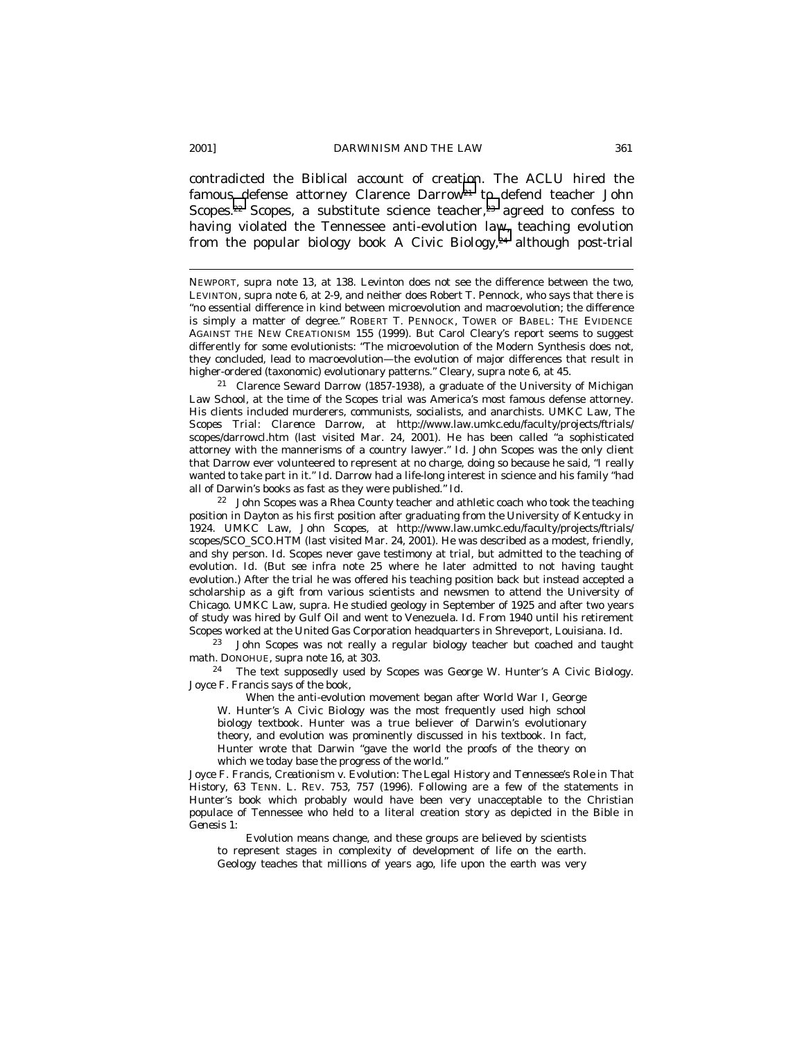contradicted the Biblical account of creation. The ACLU hired the famous defense attorney Clarence Darrow[21] to defend teacher John Scopes.[22] Scopes, a substitute science teacher,[23] agreed to confess to having violated the Tennessee anti-evolution law, teaching evolution from the popular biology book *A Civic Biology*,[24] although post-trial

---

NEWPORT, *supra* note 13, at 138. Levinton does not see the difference between the two, LEVINTON, *supra* note 6, at 2-9, and neither does Robert T. Pennock, who says that there is "no essential difference in kind between microevolution and macroevolution; the difference is simply a matter of degree." ROBERT T. PENNOCK, TOWER OF BABEL: THE EVIDENCE AGAINST THE NEW CREATIONISM 155 (1999). But Carol Cleary's report seems to suggest differently for some evolutionists: "The microevolution of the Modern Synthesis does not, they concluded, lead to macroevolution—the evolution of major differences that result in higher-ordered (taxonomic) evolutionary patterns." Cleary, *supra* note 6, at 45.

[21] Clarence Seward Darrow (1857-1938), a graduate of the University of Michigan Law School, at the time of the Scopes trial was America's most famous defense attorney. His clients included murderers, communists, socialists, and anarchists. UMKC Law, *The Scopes Trial: Clarence Darrow*, *at* http://www.law.umkc.edu/faculty/projects/ftrials/scopes/darrowcl.htm (last visited Mar. 24, 2001). He has been called "a sophisticated attorney with the mannerisms of a country lawyer." *Id.* John Scopes was the only client that Darrow ever volunteered to represent at no charge, doing so because he said, "I really wanted to take part in it." *Id.* Darrow had a life-long interest in science and his family "had all of Darwin's books as fast as they were published." *Id.*

[22] John Scopes was a Rhea County teacher and athletic coach who took the teaching position in Dayton as his first position after graduating from the University of Kentucky in 1924. UMKC Law, *John Scopes*, *at* http://www.law.umkc.edu/faculty/projects/ftrials/scopes/SCO_SCO.HTM (last visited Mar. 24, 2001). He was described as a modest, friendly, and shy person. *Id.* Scopes never gave testimony at trial, but admitted to the teaching of evolution. *Id.* (*But see infra* note 25 where he later admitted to not having taught evolution.) After the trial he was offered his teaching position back but instead accepted a scholarship as a gift from various scientists and newsmen to attend the University of Chicago. UMKC Law, *supra*. He studied geology in September of 1925 and after two years of study was hired by Gulf Oil and went to Venezuela. *Id.* From 1940 until his retirement Scopes worked at the United Gas Corporation headquarters in Shreveport, Louisiana. *Id.*

[23] John Scopes was not really a regular biology teacher but coached and taught math. DONOHUE, *supra* note 16, at 303.

[24] The text supposedly used by Scopes was George W. Hunter's *A Civic Biology*. Joyce F. Francis says of the book,

> When the anti-evolution movement began after World War I, George W. Hunter's *A Civic Biology* was the most frequently used high school biology textbook. Hunter was a true believer of Darwin's evolutionary theory, and evolution was prominently discussed in his textbook. In fact, Hunter wrote that Darwin "gave the world the proofs of the theory on which we today base the progress of the world."

Joyce F. Francis, *Creationism v. Evolution: The Legal History and Tennessee's Role in That History*, 63 TENN. L. REV. 753, 757 (1996). Following are a few of the statements in Hunter's book which probably would have been very unacceptable to the Christian populace of Tennessee who held to a literal creation story as depicted in the Bible in *Genesis* 1:

> Evolution means change, and these groups are believed by scientists to represent stages in complexity of development of life on the earth. Geology teaches that millions of years ago, life upon the earth was very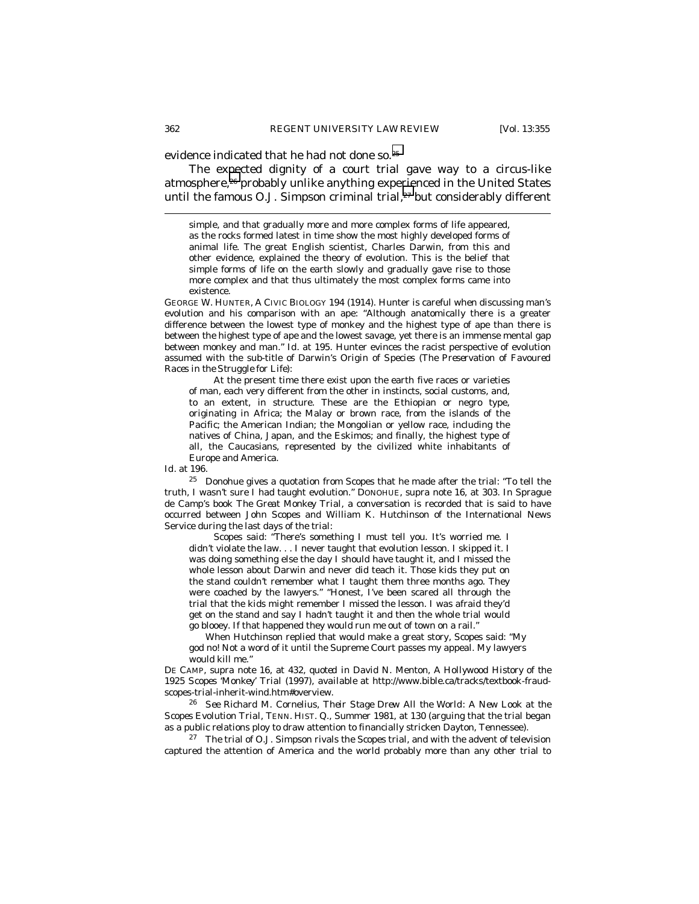evidence indicated that he had not done so.[25]

The expected dignity of a court trial gave way to a circus-like atmosphere,[26] probably unlike anything experienced in the United States until the famous O.J. Simpson criminal trial,[27] but considerably different

---

> simple, and that gradually more and more complex forms of life appeared, as the rocks formed latest in time show the most highly developed forms of animal life. The great English scientist, Charles Darwin, from this and other evidence, explained the theory of evolution. This is the belief that simple forms of life on the earth slowly and gradually gave rise to those more complex and that thus ultimately the most complex forms came into existence.

GEORGE W. HUNTER, A CIVIC BIOLOGY 194 (1914). Hunter is careful when discussing man's evolution and his comparison with an ape: "Although anatomically there is a greater difference between the lowest type of monkey and the highest type of ape than there is between the highest type of ape and the lowest savage, yet there is an immense mental gap between monkey and man." *Id.* at 195. Hunter evinces the racist perspective of evolution assumed with the sub-title of Darwin's *Origin of Species* (*The Preservation of Favoured Races in the Struggle for Life*):

> At the present time there exist upon the earth five races or varieties of man, each very different from the other in instincts, social customs, and, to an extent, in structure. These are the Ethiopian or negro type, originating in Africa; the Malay or brown race, from the islands of the Pacific; the American Indian; the Mongolian or yellow race, including the natives of China, Japan, and the Eskimos; and finally, the highest type of all, the Caucasians, represented by the civilized white inhabitants of Europe and America.

*Id.* at 196.

[25] Donohue gives a quotation from Scopes that he made after the trial: "To tell the truth, I wasn't sure I had taught evolution." DONOHUE, *supra* note 16, at 303. In Sprague de Camp's book *The Great Monkey Trial*, a conversation is recorded that is said to have occurred between John Scopes and William K. Hutchinson of the International News Service during the last days of the trial:

> Scopes said: "There's something I must tell you. It's worried me. I didn't violate the law. . . I never taught that evolution lesson. I skipped it. I was doing something else the day I should have taught it, and I missed the whole lesson about Darwin and never did teach it. Those kids they put on the stand couldn't remember what I taught them three months ago. They were coached by the lawyers." "Honest, I've been scared all through the trial that the kids might remember I missed the lesson. I was afraid they'd get on the stand and say I hadn't taught it and then the whole trial would go blooey. If that happened they would run me out of town on a rail."
>
> When Hutchinson replied that would make a great story, Scopes said: "My god no! Not a word of it until the Supreme Court passes my appeal. My lawyers would kill me."

DE CAMP, *supra* note 16, at 432, *quoted in* David N. Menton, *A Hollywood History of the 1925 Scopes 'Monkey' Trial* (1997), *available at* http://www.bible.ca/tracks/textbook-fraud-scopes-trial-inherit-wind.htm#overview.

[26] *See* Richard M. Cornelius, *Their Stage Drew All the World: A New Look at the Scopes Evolution Trial*, TENN. HIST. Q., Summer 1981, at 130 (arguing that the trial began as a public relations ploy to draw attention to financially stricken Dayton, Tennessee).

[27] The trial of O.J. Simpson rivals the *Scopes* trial, and with the advent of television captured the attention of America and the world probably more than any other trial to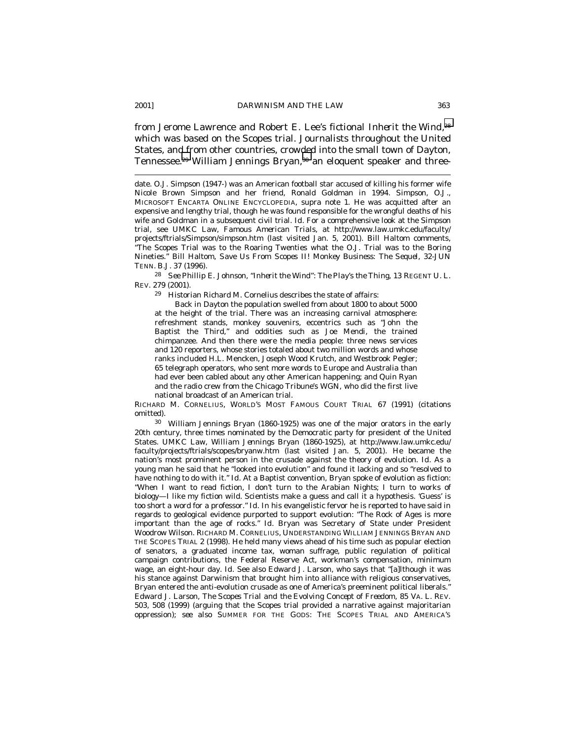from Jerome Lawrence and Robert E. Lee's fictional *Inherit the Wind*,[28] which was based on the Scopes trial. Journalists throughout the United States, and from other countries, crowded into the small town of Dayton, Tennessee.[29] William Jennings Bryan,[30] an eloquent speaker and three-

---

date. O.J. Simpson (1947-) was an American football star accused of killing his former wife Nicole Brown Simpson and her friend, Ronald Goldman in 1994. *Simpson, O.J.*, MICROSOFT ENCARTA ONLINE ENCYCLOPEDIA, *supra* note 1. He was acquitted after an expensive and lengthy trial, though he was found responsible for the wrongful deaths of his wife and Goldman in a subsequent civil trial. *Id.* For a comprehensive look at the Simpson trial, *see* UMKC Law, *Famous American Trials*, *at* http://www.law.umkc.edu/faculty/projects/ftrials/Simpson/simpson.htm (last visited Jan. 5, 2001). Bill Haltom comments, "The Scopes Trial was to the Roaring Twenties what the O.J. Trial was to the Boring Nineties." Bill Haltom, *Save Us From Scopes II! Monkey Business: The Sequel*, 32-JUN TENN. B.J. 37 (1996).

[28] *See* Phillip E. Johnson, *"Inherit the Wind": The Play's the Thing*, 13 REGENT U. L. REV. 279 (2001).

[29] Historian Richard M. Cornelius describes the state of affairs:

> Back in Dayton the population swelled from about 1800 to about 5000 at the height of the trial. There was an increasing carnival atmosphere: refreshment stands, monkey souvenirs, eccentrics such as "John the Baptist the Third," and oddities such as Joe Mendi, the trained chimpanzee. And then there were the media people: three news services and 120 reporters, whose stories totaled about two million words and whose ranks included H.L. Mencken, Joseph Wood Krutch, and Westbrook Pegler; 65 telegraph operators, who sent more words to Europe and Australia than had ever been cabled about any other American happening; and Quin Ryan and the radio crew from the Chicago Tribune's WGN, who did the first live national broadcast of an American trial.

RICHARD M. CORNELIUS, WORLD'S MOST FAMOUS COURT TRIAL 67 (1991) (citations omitted).

[30] William Jennings Bryan (1860-1925) was one of the major orators in the early 20th century, three times nominated by the Democratic party for president of the United States. UMKC Law, *William Jennings Bryan (1860-1925)*, *at* http://www.law.umkc.edu/faculty/projects/ftrials/scopes/bryanw.htm (last visited Jan. 5, 2001). He became the nation's most prominent person in the crusade against the theory of evolution. *Id.* As a young man he said that he "looked into evolution" and found it lacking and so "resolved to have nothing to do with it." *Id.* At a Baptist convention, Bryan spoke of evolution as fiction: "When I want to read fiction, I don't turn to the Arabian Nights; I turn to works of biology—I like my fiction wild. Scientists make a guess and call it a hypothesis. 'Guess' is too short a word for a professor." *Id.* In his evangelistic fervor he is reported to have said in regards to geological evidence purported to support evolution: "The Rock of Ages is more important than the age of rocks." *Id.* Bryan was Secretary of State under President Woodrow Wilson. RICHARD M. CORNELIUS, UNDERSTANDING WILLIAM JENNINGS BRYAN AND THE SCOPES TRIAL 2 (1998). He held many views ahead of his time such as popular election of senators, a graduated income tax, woman suffrage, public regulation of political campaign contributions, the Federal Reserve Act, workman's compensation, minimum wage, an eight-hour day. *Id.* *See also* Edward J. Larson, who says that "[a]lthough it was his stance against Darwinism that brought him into alliance with religious conservatives, Bryan entered the anti-evolution crusade as one of America's preeminent political liberals." Edward J. Larson, *The Scopes Trial and the Evolving Concept of Freedom*, 85 VA. L. REV. 503, 508 (1999) (arguing that the Scopes trial provided a narrative against majoritarian oppression); *see also* SUMMER FOR THE GODS: THE SCOPES TRIAL AND AMERICA'S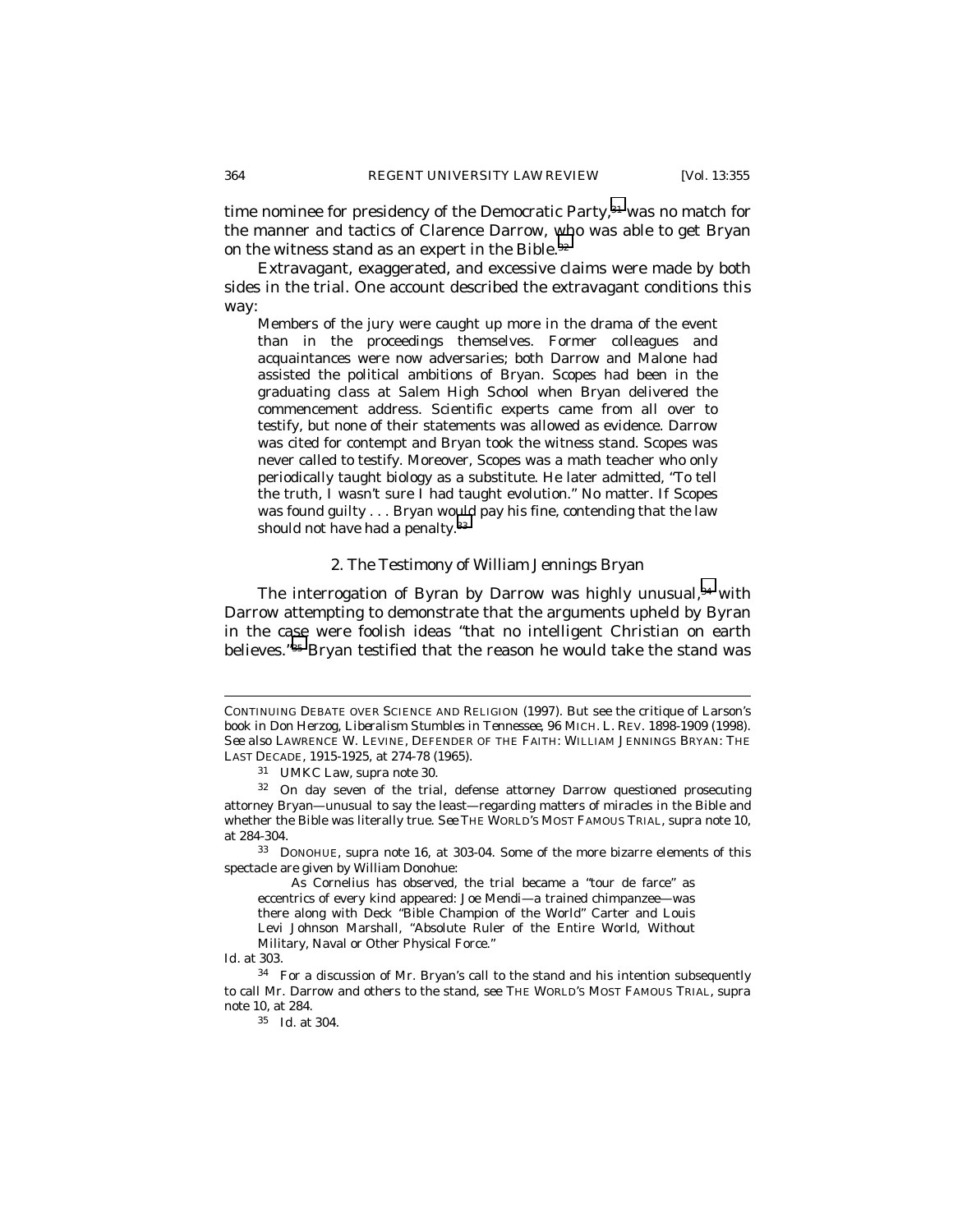time nominee for presidency of the Democratic Party,[31] was no match for the manner and tactics of Clarence Darrow, who was able to get Bryan on the witness stand as an expert in the Bible.[32]

Extravagant, exaggerated, and excessive claims were made by both sides in the trial. One account described the extravagant conditions this way:

> Members of the jury were caught up more in the drama of the event than in the proceedings themselves. Former colleagues and acquaintances were now adversaries; both Darrow and Malone had assisted the political ambitions of Bryan. Scopes had been in the graduating class at Salem High School when Bryan delivered the commencement address. Scientific experts came from all over to testify, but none of their statements was allowed as evidence. Darrow was cited for contempt and Bryan took the witness stand. Scopes was never called to testify. Moreover, Scopes was a math teacher who only periodically taught biology as a substitute. He later admitted, "To tell the truth, I wasn't sure I had taught evolution." No matter. If Scopes was found guilty . . . Bryan would pay his fine, contending that the law should not have had a penalty.[33]

### 2. The Testimony of William Jennings Bryan

The interrogation of Byran by Darrow was highly unusual,[34] with Darrow attempting to demonstrate that the arguments upheld by Byran in the case were foolish ideas "that no intelligent Christian on earth believes."[35] Bryan testified that the reason he would take the stand was

---

CONTINUING DEBATE OVER SCIENCE AND RELIGION (1997). But see the critique of Larson's book in Don Herzog, *Liberalism Stumbles in Tennessee*, 96 MICH. L. REV. 1898-1909 (1998). *See also* LAWRENCE W. LEVINE, DEFENDER OF THE FAITH: WILLIAM JENNINGS BRYAN: THE LAST DECADE, 1915-1925, at 274-78 (1965).

[31] UMKC Law, *supra* note 30.

[32] On day seven of the trial, defense attorney Darrow questioned prosecuting attorney Bryan—unusual to say the least—regarding matters of miracles in the Bible and whether the Bible was literally true. *See* THE WORLD'S MOST FAMOUS TRIAL, *supra* note 10, at 284-304.

[33] DONOHUE, *supra* note 16, at 303-04. Some of the more bizarre elements of this spectacle are given by William Donohue:

> As Cornelius has observed, the trial became a "tour de farce" as eccentrics of every kind appeared: Joe Mendi—a trained chimpanzee—was there along with Deck "Bible Champion of the World" Carter and Louis Levi Johnson Marshall, "Absolute Ruler of the Entire World, Without Military, Naval or Other Physical Force."

*Id.* at 303.

[34] For a discussion of Mr. Bryan's call to the stand and his intention subsequently to call Mr. Darrow and others to the stand, see THE WORLD'S MOST FAMOUS TRIAL, *supra* note 10, at 284.

[35] *Id.* at 304.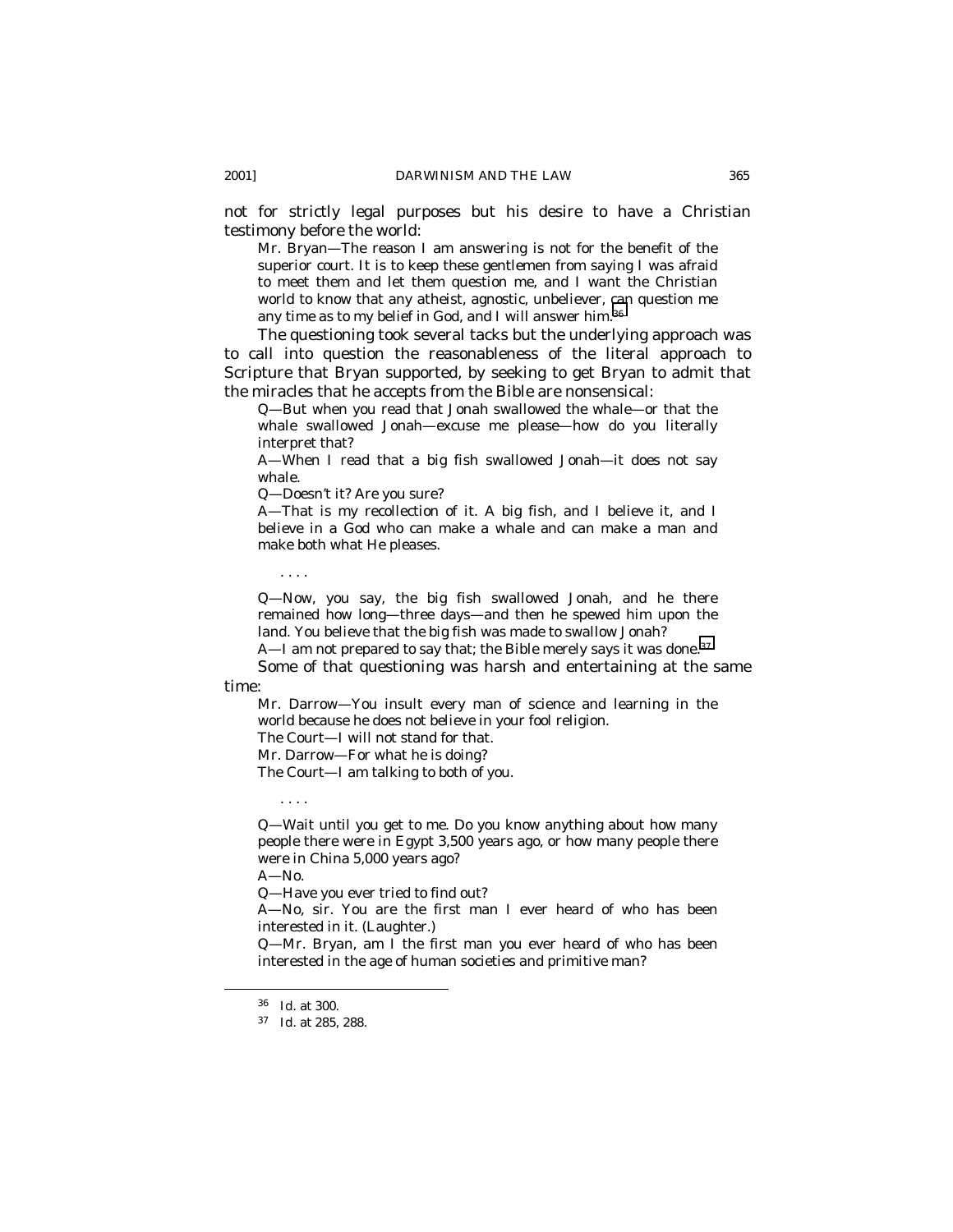not for strictly legal purposes but his desire to have a Christian testimony before the world:

> Mr. Bryan—The reason I am answering is not for the benefit of the superior court. It is to keep these gentlemen from saying I was afraid to meet them and let them question me, and I want the Christian world to know that any atheist, agnostic, unbeliever, can question me any time as to my belief in God, and I will answer him.[36]

The questioning took several tacks but the underlying approach was to call into question the reasonableness of the literal approach to Scripture that Bryan supported, by seeking to get Bryan to admit that the miracles that he accepts from the Bible are nonsensical:

> Q—But when you read that Jonah swallowed the whale—or that the whale swallowed Jonah—excuse me please—how do you literally interpret that?
>
> A—When I read that a big fish swallowed Jonah—it does not say whale.
>
> Q—Doesn't it? Are you sure?
>
> A—That is my recollection of it. A big fish, and I believe it, and I believe in a God who can make a whale and can make a man and make both what He pleases.
>
> . . . .
>
> Q—Now, you say, the big fish swallowed Jonah, and he there remained how long—three days—and then he spewed him upon the land. You believe that the big fish was made to swallow Jonah?
>
> A—I am not prepared to say that; the Bible merely says it was done.[37]

Some of that questioning was harsh and entertaining at the same time:

> Mr. Darrow—You insult every man of science and learning in the world because he does not believe in your fool religion.
>
> The Court—I will not stand for that.
>
> Mr. Darrow—For what he is doing?
>
> The Court—I am talking to both of you.
>
> . . . .
>
> Q—Wait until you get to me. Do you know anything about how many people there were in Egypt 3,500 years ago, or how many people there were in China 5,000 years ago?
>
> A—No.
>
> Q—Have you ever tried to find out?
>
> A—No, sir. You are the first man I ever heard of who has been interested in it. (Laughter.)
>
> Q—Mr. Bryan, am I the first man you ever heard of who has been interested in the age of human societies and primitive man?

---

[36] *Id.* at 300.

[37] *Id.* at 285, 288.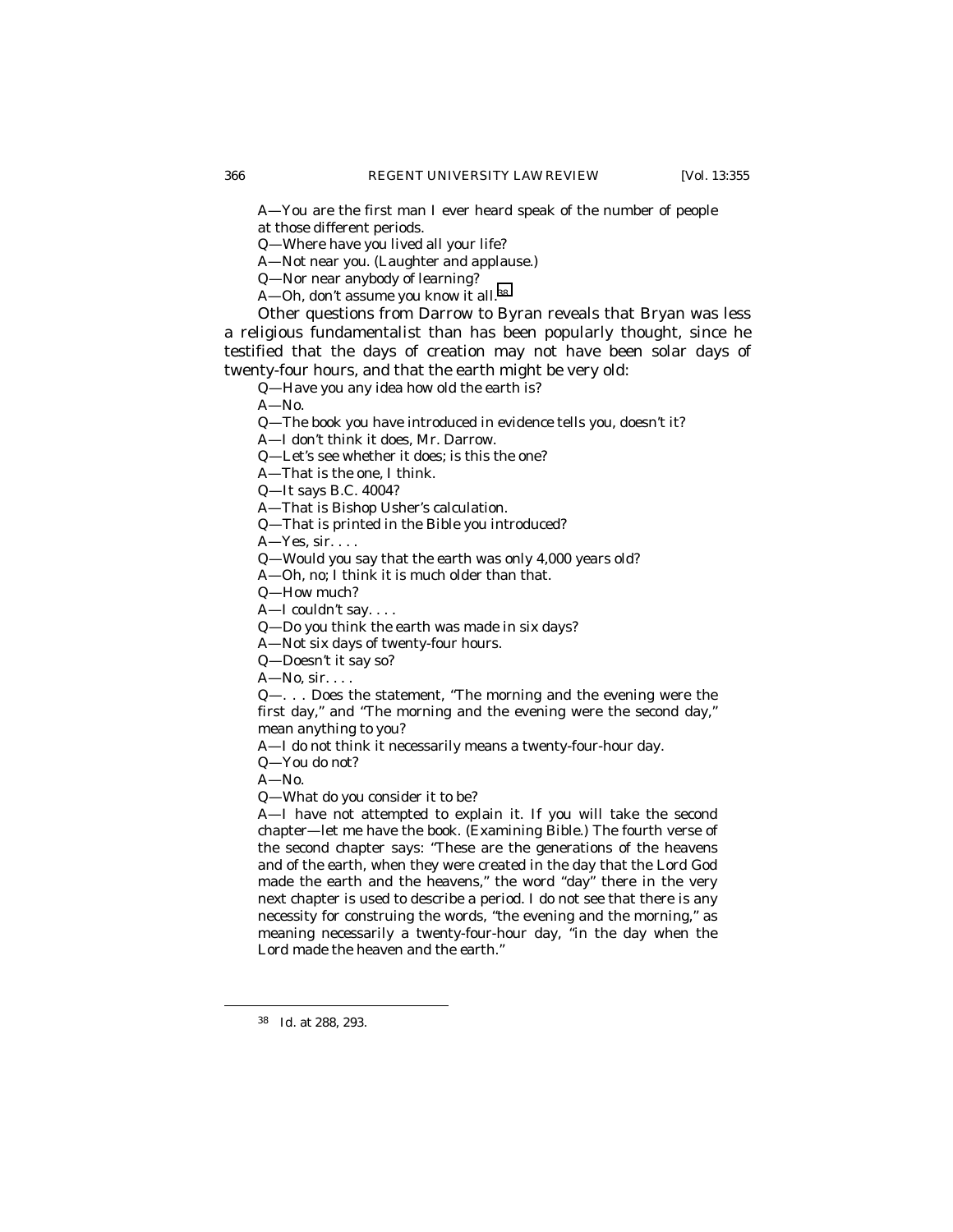A—You are the first man I ever heard speak of the number of people at those different periods.

Q—Where have you lived all your life?

A—Not near you. (Laughter and applause.)

Q—Nor near anybody of learning?

A—Oh, don't assume you know it all.[38]

Other questions from Darrow to Byran reveals that Bryan was less a religious fundamentalist than has been popularly thought, since he testified that the days of creation may not have been solar days of twenty-four hours, and that the earth might be very old:

Q—Have you any idea how old the earth is?

A—No.

Q—The book you have introduced in evidence tells you, doesn't it?

A—I don't think it does, Mr. Darrow.

Q—Let's see whether it does; is this the one?

A—That is the one, I think.

Q—It says B.C. 4004?

A—That is Bishop Usher's calculation.

Q—That is printed in the Bible you introduced?

A—Yes, sir. . . .

Q—Would you say that the earth was only 4,000 years old?

A—Oh, no; I think it is much older than that.

Q—How much?

A—I couldn't say. . . .

Q—Do you think the earth was made in six days?

A—Not six days of twenty-four hours.

Q—Doesn't it say so?

A—No, sir. . . .

Q—. . . Does the statement, "The morning and the evening were the first day," and "The morning and the evening were the second day," mean anything to you?

A—I do not think it necessarily means a twenty-four-hour day.

Q—You do not?

A—No.

Q—What do you consider it to be?

A—I have not attempted to explain it. If you will take the second chapter—let me have the book. (Examining Bible.) The fourth verse of the second chapter says: "These are the generations of the heavens and of the earth, when they were created in the day that the Lord God made the earth and the heavens," the word "day" there in the very next chapter is used to describe a period. I do not see that there is any necessity for construing the words, "the evening and the morning," as meaning necessarily a twenty-four-hour day, "in the day when the Lord made the heaven and the earth."

---

[38] *Id.* at 288, 293.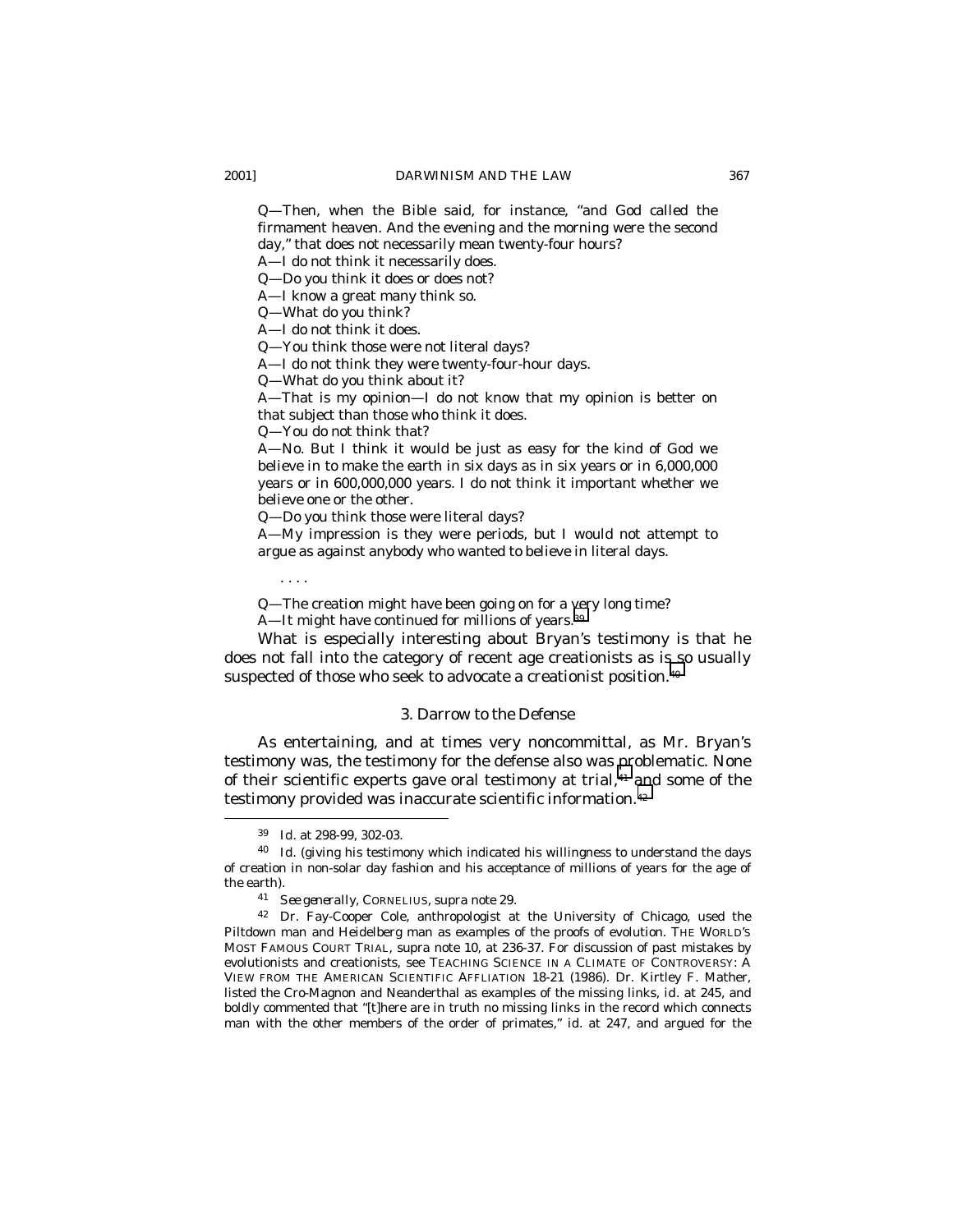Q—Then, when the Bible said, for instance, "and God called the firmament heaven. And the evening and the morning were the second day," that does not necessarily mean twenty-four hours?

A—I do not think it necessarily does.

Q—Do you think it does or does not?

A—I know a great many think so.

Q—What do you think?

A—I do not think it does.

Q—You think those were not literal days?

A—I do not think they were twenty-four-hour days.

Q—What do you think about it?

A—That is my opinion—I do not know that my opinion is better on that subject than those who think it does.

Q—You do not think that?

A—No. But I think it would be just as easy for the kind of God we believe in to make the earth in six days as in six years or in 6,000,000 years or in 600,000,000 years. I do not think it important whether we believe one or the other.

Q—Do you think those were literal days?

A—My impression is they were periods, but I would not attempt to argue as against anybody who wanted to believe in literal days.

. . . .

Q—The creation might have been going on for a very long time?

A—It might have continued for millions of years.[39]

What is especially interesting about Bryan's testimony is that he does not fall into the category of recent age creationists as is so usually suspected of those who seek to advocate a creationist position.[40]

### 3. Darrow to the Defense

As entertaining, and at times very noncommittal, as Mr. Bryan's testimony was, the testimony for the defense also was problematic. None of their scientific experts gave oral testimony at trial,[41] and some of the testimony provided was inaccurate scientific information.[42]

---

[39] *Id.* at 298-99, 302-03.

[40] *Id.* (giving his testimony which indicated his willingness to understand the days of creation in non-solar day fashion and his acceptance of millions of years for the age of the earth).

[41] *See generally*, CORNELIUS, *supra* note 29.

[42] Dr. Fay-Cooper Cole, anthropologist at the University of Chicago, used the Piltdown man and Heidelberg man as examples of the proofs of evolution. THE WORLD'S MOST FAMOUS COURT TRIAL, *supra* note 10, at 236-37. For discussion of past mistakes by evolutionists and creationists, see TEACHING SCIENCE IN A CLIMATE OF CONTROVERSY: A VIEW FROM THE AMERICAN SCIENTIFIC AFFLIATION 18-21 (1986). Dr. Kirtley F. Mather, listed the Cro-Magnon and Neanderthal as examples of the missing links, *id.* at 245, and boldly commented that "[t]here are in truth no missing links in the record which connects man with the other members of the order of primates," *id.* at 247, and argued for the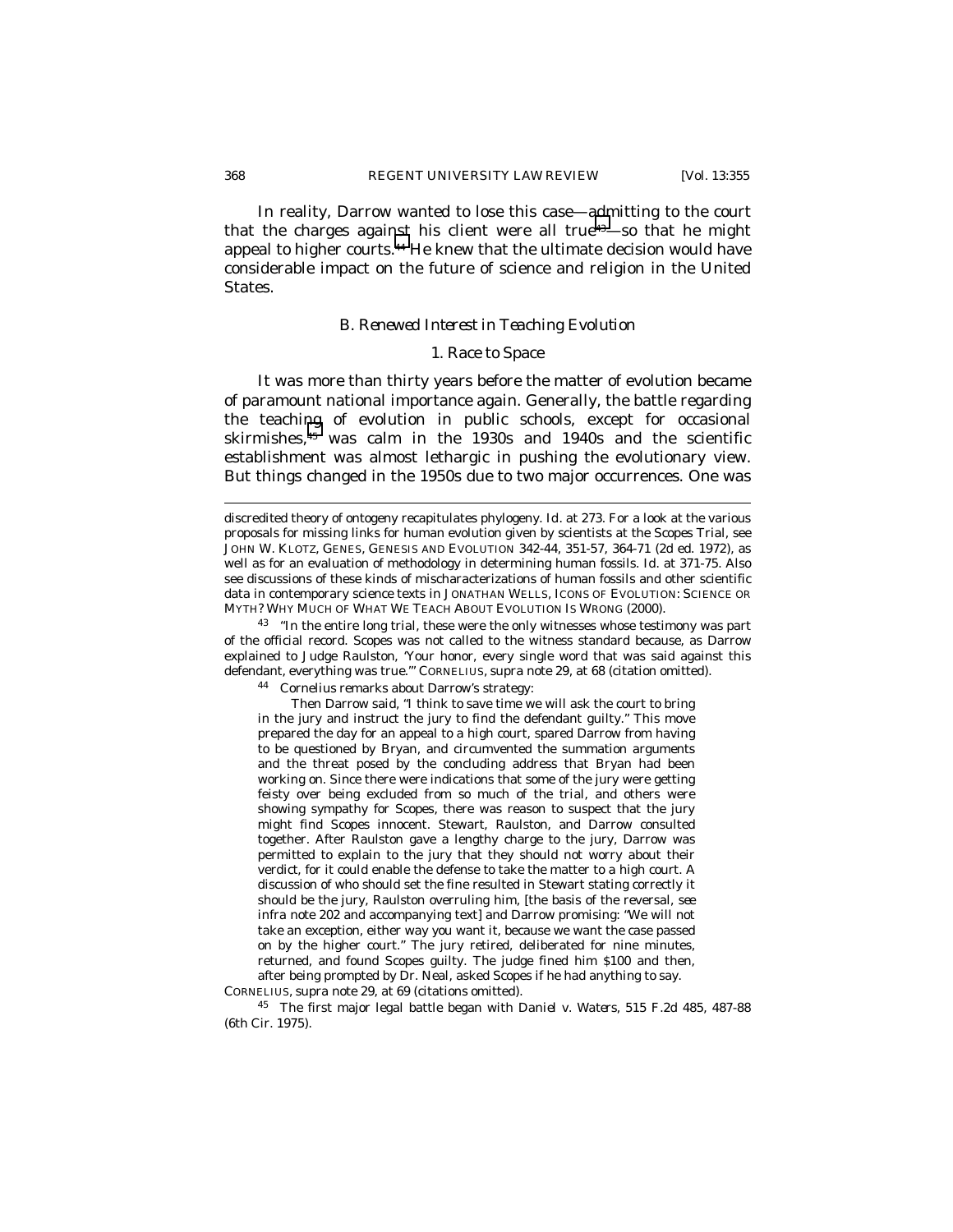In reality, Darrow wanted to lose this case—admitting to the court that the charges against his client were all true[43]—so that he might appeal to higher courts.[44] He knew that the ultimate decision would have considerable impact on the future of science and religion in the United States.

### *B. Renewed Interest in Teaching Evolution*

#### *1. Race to Space*

It was more than thirty years before the matter of evolution became of paramount national importance again. Generally, the battle regarding the teaching of evolution in public schools, except for occasional skirmishes,[45] was calm in the 1930s and 1940s and the scientific establishment was almost lethargic in pushing the evolutionary view. But things changed in the 1950s due to two major occurrences. One was

---

discredited theory of ontogeny recapitulates phylogeny. *Id.* at 273. For a look at the various proposals for missing links for human evolution given by scientists at the Scopes Trial, see JOHN W. KLOTZ, GENES, GENESIS AND EVOLUTION 342-44, 351-57, 364-71 (2d ed. 1972), as well as for an evaluation of methodology in determining human fossils. *Id.* at 371-75. Also see discussions of these kinds of mischaracterizations of human fossils and other scientific data in contemporary science texts in JONATHAN WELLS, ICONS OF EVOLUTION: SCIENCE OR MYTH? WHY MUCH OF WHAT WE TEACH ABOUT EVOLUTION IS WRONG (2000).

[43] "In the entire long trial, these were the only witnesses whose testimony was part of the official record. Scopes was not called to the witness standard because, as Darrow explained to Judge Raulston, 'Your honor, every single word that was said against this defendant, everything was true.'" CORNELIUS, *supra* note 29, at 68 (citation omitted).

[44] Cornelius remarks about Darrow's strategy:

> Then Darrow said, "I think to save time we will ask the court to bring in the jury and instruct the jury to find the defendant guilty." This move prepared the day for an appeal to a high court, spared Darrow from having to be questioned by Bryan, and circumvented the summation arguments and the threat posed by the concluding address that Bryan had been working on. Since there were indications that some of the jury were getting feisty over being excluded from so much of the trial, and others were showing sympathy for Scopes, there was reason to suspect that the jury might find Scopes innocent. Stewart, Raulston, and Darrow consulted together. After Raulston gave a lengthy charge to the jury, Darrow was permitted to explain to the jury that they should not worry about their verdict, for it could enable the defense to take the matter to a high court. A discussion of who should set the fine resulted in Stewart stating correctly it should be the jury, Raulston overruling him, [the basis of the reversal, see *infra* note 202 and accompanying text] and Darrow promising: "We will not take an exception, either way you want it, because we want the case passed on by the higher court." The jury retired, deliberated for nine minutes, returned, and found Scopes guilty. The judge fined him $100 and then, after being prompted by Dr. Neal, asked Scopes if he had anything to say.

CORNELIUS, *supra* note 29, at 69 (citations omitted).

[45] The first major legal battle began with *Daniel v. Waters*, 515 F.2d 485, 487-88 (6th Cir. 1975).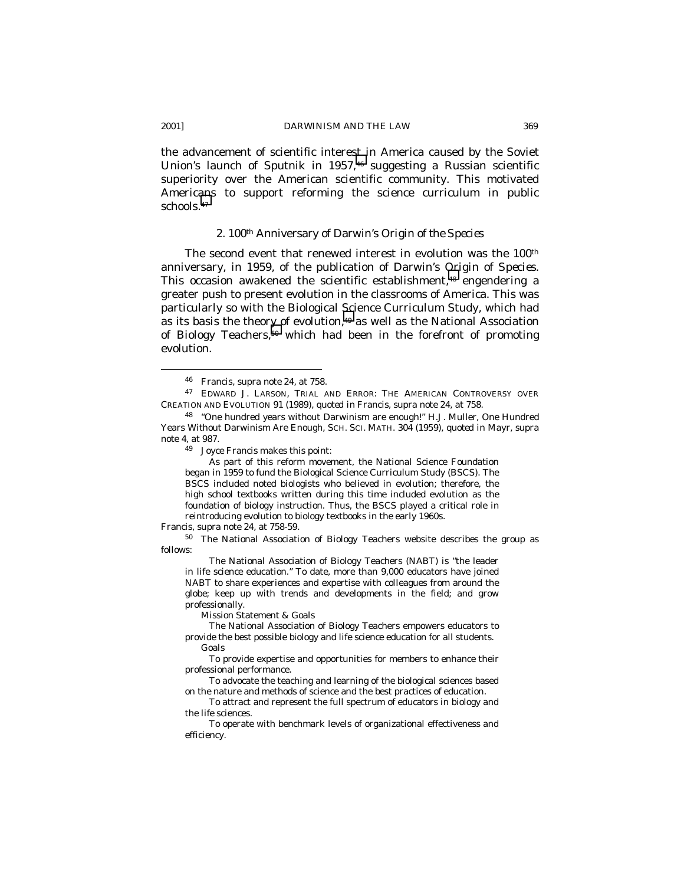the advancement of scientific interest in America caused by the Soviet Union's launch of Sputnik in 1957,[46] suggesting a Russian scientific superiority over the American scientific community. This motivated Americans to support reforming the science curriculum in public schools.[47]

### 2. 100th Anniversary of Darwin's *Origin of the Species*

The second event that renewed interest in evolution was the 100th anniversary, in 1959, of the publication of Darwin's *Origin of Species*. This occasion awakened the scientific establishment,[48] engendering a greater push to present evolution in the classrooms of America. This was particularly so with the Biological Science Curriculum Study, which had as its basis the theory of evolution,[49] as well as the National Association of Biology Teachers,[50] which had been in the forefront of promoting evolution.

---

[46] Francis, *supra* note 24, at 758.

[47] EDWARD J. LARSON, TRIAL AND ERROR: THE AMERICAN CONTROVERSY OVER CREATION AND EVOLUTION 91 (1989), *quoted in* Francis, *supra* note 24, at 758.

[48] "One hundred years without Darwinism are enough!" H.J. Muller, One Hundred Years Without Darwinism Are Enough, SCH. SCI. MATH. 304 (1959), *quoted in* Mayr, *supra* note 4, at 987.

[49] Joyce Francis makes this point:

> As part of this reform movement, the National Science Foundation began in 1959 to fund the Biological Science Curriculum Study (BSCS). The BSCS included noted biologists who believed in evolution; therefore, the high school textbooks written during this time included evolution as the foundation of biology instruction. Thus, the BSCS played a critical role in reintroducing evolution to biology textbooks in the early 1960s.

Francis, *supra* note 24, at 758-59.

[50] The National Association of Biology Teachers website describes the group as follows:

> The National Association of Biology Teachers (NABT) is "the leader in life science education." To date, more than 9,000 educators have joined NABT to share experiences and expertise with colleagues from around the globe; keep up with trends and developments in the field; and grow professionally.
>
> Mission Statement & Goals
>
> The National Association of Biology Teachers empowers educators to provide the best possible biology and life science education for all students.
>
> Goals
>
> To provide expertise and opportunities for members to enhance their professional performance.
>
> To advocate the teaching and learning of the biological sciences based on the nature and methods of science and the best practices of education.
>
> To attract and represent the full spectrum of educators in biology and the life sciences.
>
> To operate with benchmark levels of organizational effectiveness and efficiency.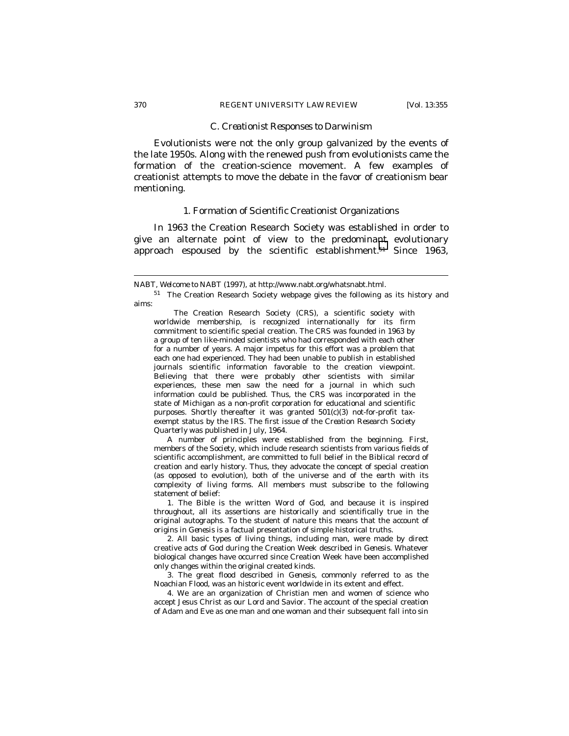### C. Creationist Responses to Darwinism

Evolutionists were not the only group galvanized by the events of the late 1950s. Along with the renewed push from evolutionists came the formation of the creation-science movement. A few examples of creationist attempts to move the debate in the favor of creationism bear mentioning.

#### 1. Formation of Scientific Creationist Organizations

In 1963 the Creation Research Society was established in order to give an alternate point of view to the predominant evolutionary approach espoused by the scientific establishment.[51] Since 1963,

---

NABT, *Welcome to NABT* (1997), *at* http://www.nabt.org/whatsnabt.html.

[51] The Creation Research Society webpage gives the following as its history and aims:

> The Creation Research Society (CRS), a scientific society with worldwide membership, is recognized internationally for its firm commitment to scientific special creation. The CRS was founded in 1963 by a group of ten like-minded scientists who had corresponded with each other for a number of years. A major impetus for this effort was a problem that each one had experienced. They had been unable to publish in established journals scientific information favorable to the creation viewpoint. Believing that there were probably other scientists with similar experiences, these men saw the need for a journal in which such information could be published. Thus, the CRS was incorporated in the state of Michigan as a non-profit corporation for educational and scientific purposes. Shortly thereafter it was granted 501(c)(3) not-for-profit tax-exempt status by the IRS. The first issue of the *Creation Research Society Quarterly* was published in July, 1964.
>
> A number of principles were established from the beginning. First, members of the Society, which include research scientists from various fields of scientific accomplishment, are committed to full belief in the Biblical record of creation and early history. Thus, they advocate the concept of special creation (as opposed to evolution), both of the universe and of the earth with its complexity of living forms. All members must subscribe to the following statement of belief:
>
> 1. The Bible is the written Word of God, and because it is inspired throughout, all its assertions are historically and scientifically true in the original autographs. To the student of nature this means that the account of origins in *Genesis* is a factual presentation of simple historical truths.
>
> 2. All basic types of living things, including man, were made by direct creative acts of God during the Creation Week described in *Genesis*. Whatever biological changes have occurred since Creation Week have been accomplished only changes within the original created kinds.
>
> 3. The great flood described in *Genesis*, commonly referred to as the Noachian Flood, was an historic event worldwide in its extent and effect.
>
> 4. We are an organization of Christian men and women of science who accept Jesus Christ as our Lord and Savior. The account of the special creation of Adam and Eve as one man and one woman and their subsequent fall into sin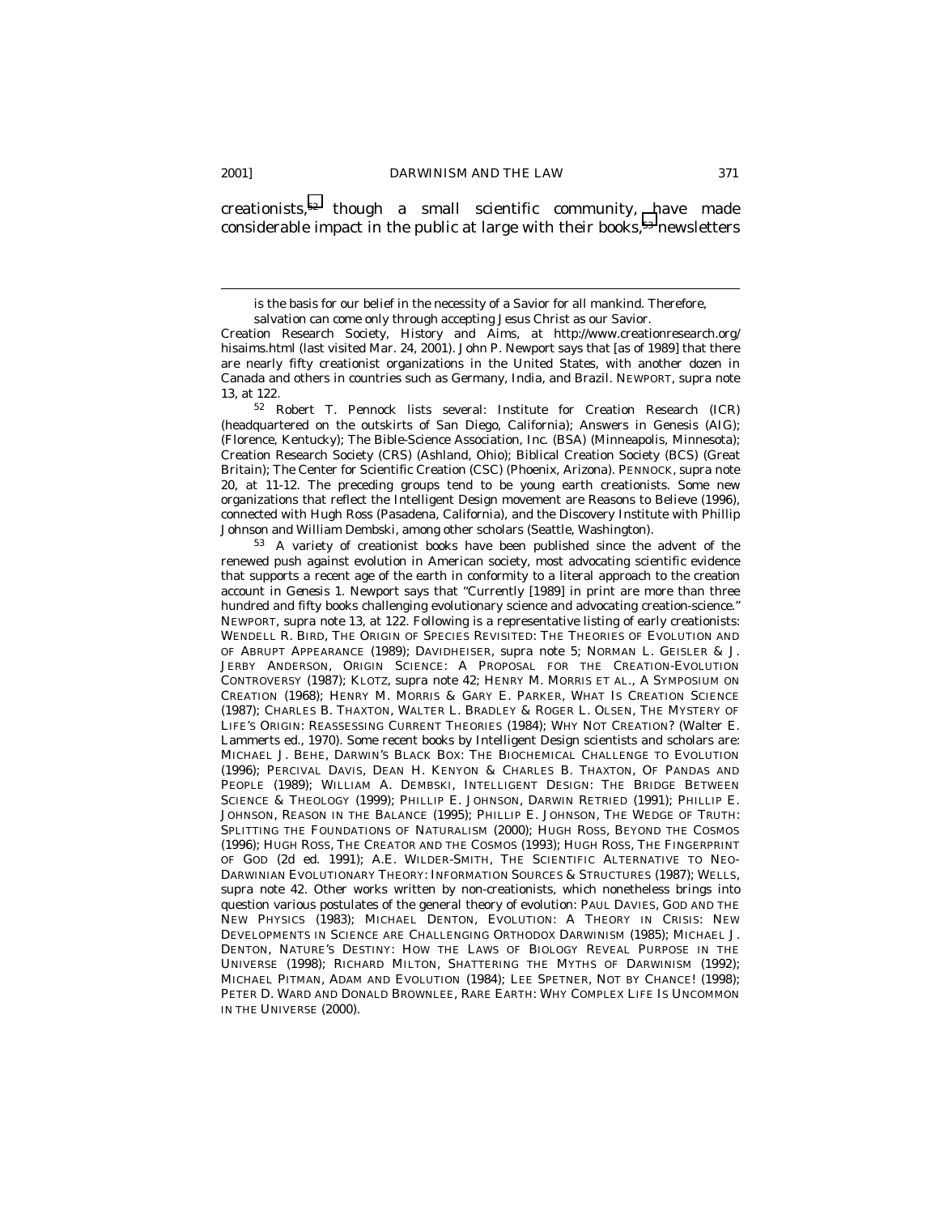creationists,[52] though a small scientific community, have made considerable impact in the public at large with their books,[53] newsletters

---

> is the basis for our belief in the necessity of a Savior for all mankind. Therefore, salvation can come only through accepting Jesus Christ as our Savior.

Creation Research Society, History and Aims, at http://www.creationresearch.org/hisaims.html (last visited Mar. 24, 2001). John P. Newport says that [as of 1989] that there are nearly fifty creationist organizations in the United States, with another dozen in Canada and others in countries such as Germany, India, and Brazil. NEWPORT, supra note 13, at 122.

[52] Robert T. Pennock lists several: Institute for Creation Research (ICR) (headquartered on the outskirts of San Diego, California); Answers in Genesis (AIG); (Florence, Kentucky); The Bible-Science Association, Inc. (BSA) (Minneapolis, Minnesota); Creation Research Society (CRS) (Ashland, Ohio); Biblical Creation Society (BCS) (Great Britain); The Center for Scientific Creation (CSC) (Phoenix, Arizona). PENNOCK, supra note 20, at 11-12. The preceding groups tend to be young earth creationists. Some new organizations that reflect the Intelligent Design movement are Reasons to Believe (1996), connected with Hugh Ross (Pasadena, California), and the Discovery Institute with Phillip Johnson and William Dembski, among other scholars (Seattle, Washington).

[53] A variety of creationist books have been published since the advent of the renewed push against evolution in American society, most advocating scientific evidence that supports a recent age of the earth in conformity to a literal approach to the creation account in Genesis 1. Newport says that "Currently [1989] in print are more than three hundred and fifty books challenging evolutionary science and advocating creation-science." NEWPORT, supra note 13, at 122. Following is a representative listing of early creationists: WENDELL R. BIRD, THE ORIGIN OF SPECIES REVISITED: THE THEORIES OF EVOLUTION AND OF ABRUPT APPEARANCE (1989); DAVIDHEISER, supra note 5; NORMAN L. GEISLER & J. JERBY ANDERSON, ORIGIN SCIENCE: A PROPOSAL FOR THE CREATION-EVOLUTION CONTROVERSY (1987); KLOTZ, supra note 42; HENRY M. MORRIS ET AL., A SYMPOSIUM ON CREATION (1968); HENRY M. MORRIS & GARY E. PARKER, WHAT IS CREATION SCIENCE (1987); CHARLES B. THAXTON, WALTER L. BRADLEY & ROGER L. OLSEN, THE MYSTERY OF LIFE'S ORIGIN: REASSESSING CURRENT THEORIES (1984); WHY NOT CREATION? (Walter E. Lammerts ed., 1970). Some recent books by Intelligent Design scientists and scholars are: MICHAEL J. BEHE, DARWIN'S BLACK BOX: THE BIOCHEMICAL CHALLENGE TO EVOLUTION (1996); PERCIVAL DAVIS, DEAN H. KENYON & CHARLES B. THAXTON, OF PANDAS AND PEOPLE (1989); WILLIAM A. DEMBSKI, INTELLIGENT DESIGN: THE BRIDGE BETWEEN SCIENCE & THEOLOGY (1999); PHILLIP E. JOHNSON, DARWIN RETRIED (1991); PHILLIP E. JOHNSON, REASON IN THE BALANCE (1995); PHILLIP E. JOHNSON, THE WEDGE OF TRUTH: SPLITTING THE FOUNDATIONS OF NATURALISM (2000); HUGH ROSS, BEYOND THE COSMOS (1996); HUGH ROSS, THE CREATOR AND THE COSMOS (1993); HUGH ROSS, THE FINGERPRINT OF GOD (2d ed. 1991); A.E. WILDER-SMITH, THE SCIENTIFIC ALTERNATIVE TO NEO-DARWINIAN EVOLUTIONARY THEORY: INFORMATION SOURCES & STRUCTURES (1987); WELLS, supra note 42. Other works written by non-creationists, which nonetheless brings into question various postulates of the general theory of evolution: PAUL DAVIES, GOD AND THE NEW PHYSICS (1983); MICHAEL DENTON, EVOLUTION: A THEORY IN CRISIS: NEW DEVELOPMENTS IN SCIENCE ARE CHALLENGING ORTHODOX DARWINISM (1985); MICHAEL J. DENTON, NATURE'S DESTINY: HOW THE LAWS OF BIOLOGY REVEAL PURPOSE IN THE UNIVERSE (1998); RICHARD MILTON, SHATTERING THE MYTHS OF DARWINISM (1992); MICHAEL PITMAN, ADAM AND EVOLUTION (1984); LEE SPETNER, NOT BY CHANCE! (1998); PETER D. WARD AND DONALD BROWNLEE, RARE EARTH: WHY COMPLEX LIFE IS UNCOMMON IN THE UNIVERSE (2000).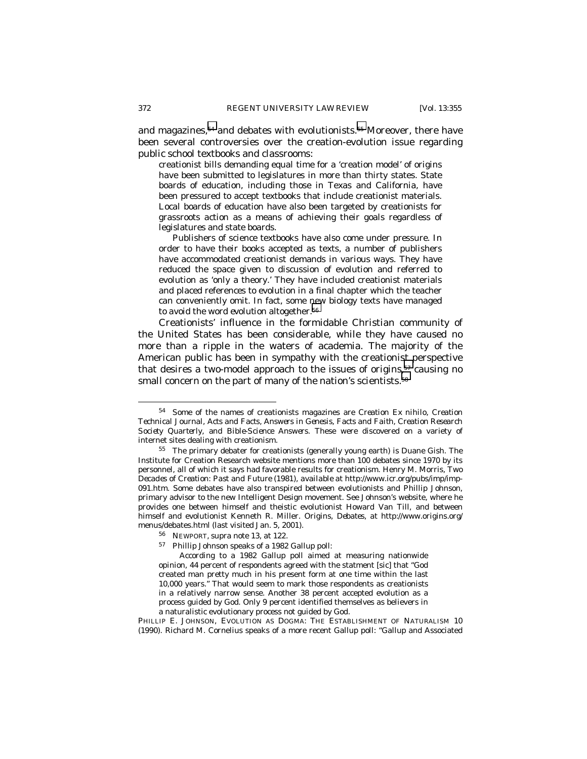and magazines,[54] and debates with evolutionists.[55] Moreover, there have been several controversies over the creation-evolution issue regarding public school textbooks and classrooms:

> creationist bills demanding equal time for a 'creation model' of origins have been submitted to legislatures in more than thirty states. State boards of education, including those in Texas and California, have been pressured to accept textbooks that include creationist materials. Local boards of education have also been targeted by creationists for grassroots action as a means of achieving their goals regardless of legislatures and state boards.
>
> Publishers of science textbooks have also come under pressure. In order to have their books accepted as texts, a number of publishers have accommodated creationist demands in various ways. They have reduced the space given to discussion of evolution and referred to evolution as 'only a theory.' They have included creationist materials and placed references to evolution in a final chapter which the teacher can conveniently omit. In fact, some new biology texts have managed to avoid the word evolution altogether.[56]

Creationists' influence in the formidable Christian community of the United States has been considerable, while they have caused no more than a ripple in the waters of academia. The majority of the American public has been in sympathy with the creationist perspective that desires a two-model approach to the issues of origins,[57] causing no small concern on the part of many of the nation's scientists.[58]

---

[54] Some of the names of creationists magazines are *Creation Ex nihilo*, *Creation Technical Journal*, *Acts and Facts*, *Answers in Genesis*, *Facts and Faith*, *Creation Research Society Quarterly*, and *Bible-Science Answers*. These were discovered on a variety of internet sites dealing with creationism.

[55] The primary debater for creationists (generally young earth) is Duane Gish. The Institute for Creation Research website mentions more than 100 debates since 1970 by its personnel, all of which it says had favorable results for creationism. Henry M. Morris, *Two Decades of Creation: Past and Future* (1981), *available at* http://www.icr.org/pubs/imp/imp-091.htm. Some debates have also transpired between evolutionists and Phillip Johnson, primary advisor to the new Intelligent Design movement. See Johnson's website, where he provides one between himself and theistic evolutionist Howard Van Till, and between himself and evolutionist Kenneth R. Miller. Origins, *Debates*, *at* http://www.origins.org/menus/debates.html (last visited Jan. 5, 2001).

[56] NEWPORT, *supra* note 13, at 122.

[57] Phillip Johnson speaks of a 1982 Gallup poll:

> According to a 1982 Gallup poll aimed at measuring nationwide opinion, 44 percent of respondents agreed with the statment [sic] that "God created man pretty much in his present form at one time within the last 10,000 years." That would seem to mark those respondents as creationists in a relatively narrow sense. Another 38 percent accepted evolution as a process guided by God. Only 9 percent identified themselves as believers in a naturalistic evolutionary process not guided by God.

PHILLIP E. JOHNSON, EVOLUTION AS DOGMA: THE ESTABLISHMENT OF NATURALISM 10 (1990). Richard M. Cornelius speaks of a more recent Gallup poll: "Gallup and Associated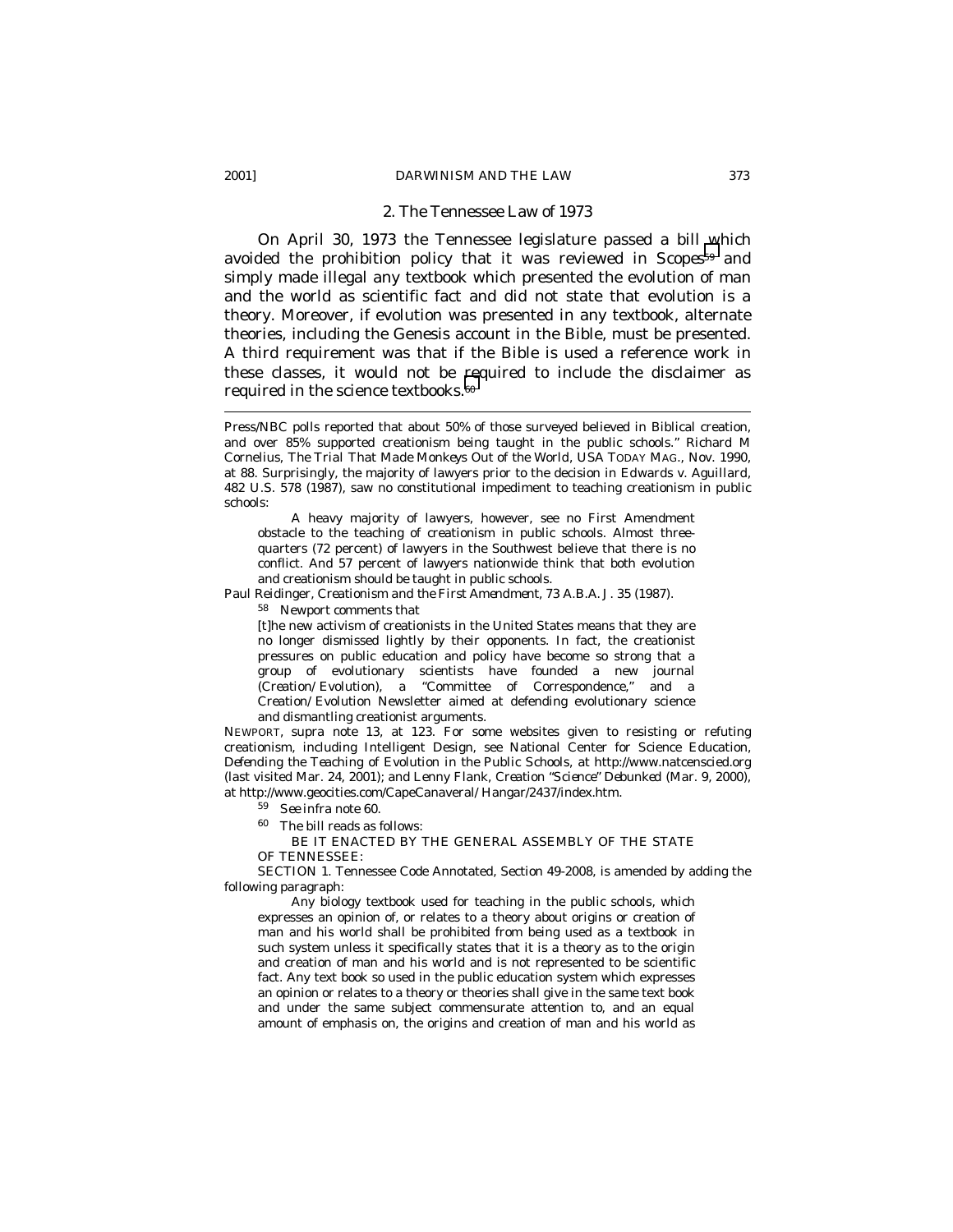### 2. The Tennessee Law of 1973

On April 30, 1973 the Tennessee legislature passed a bill which avoided the prohibition policy that it was reviewed in *Scopes*[59] and simply made illegal any textbook which presented the evolution of man and the world as scientific fact and did not state that evolution is a theory. Moreover, if evolution was presented in any textbook, alternate theories, including the Genesis account in the Bible, must be presented. A third requirement was that if the Bible is used a reference work in these classes, it would not be required to include the disclaimer as required in the science textbooks.[60]

---

Press/NBC polls reported that about 50% of those surveyed believed in Biblical creation, and over 85% supported creationism being taught in the public schools." Richard M Cornelius, *The Trial That Made Monkeys Out of the World*, USA TODAY MAG., Nov. 1990, at 88. Surprisingly, the majority of lawyers prior to the decision in Edwards v. Aguillard, 482 U.S. 578 (1987), saw no constitutional impediment to teaching creationism in public schools:

> A heavy majority of lawyers, however, see no First Amendment obstacle to the teaching of creationism in public schools. Almost three-quarters (72 percent) of lawyers in the Southwest believe that there is no conflict. And 57 percent of lawyers nationwide think that both evolution and creationism should be taught in public schools.

Paul Reidinger, *Creationism and the First Amendment*, 73 A.B.A. J. 35 (1987).

[58] Newport comments that

> [t]he new activism of creationists in the United States means that they are no longer dismissed lightly by their opponents. In fact, the creationist pressures on public education and policy have become so strong that a group of evolutionary scientists have founded a new journal (Creation/Evolution), a "Committee of Correspondence," and a Creation/Evolution Newsletter aimed at defending evolutionary science and dismantling creationist arguments.

NEWPORT, *supra* note 13, at 123. For some websites given to resisting or refuting creationism, including Intelligent Design, see National Center for Science Education, *Defending the Teaching of Evolution in the Public Schools*, at http://www.natcenscied.org (last visited Mar. 24, 2001); and Lenny Flank, *Creation "Science" Debunked* (Mar. 9, 2000), at http://www.geocities.com/CapeCanaveral/Hangar/2437/index.htm.

[59] *See infra* note 60.

[60] The bill reads as follows:

> BE IT ENACTED BY THE GENERAL ASSEMBLY OF THE STATE OF TENNESSEE:

SECTION 1. Tennessee Code Annotated, Section 49-2008, is amended by adding the following paragraph:

> Any biology textbook used for teaching in the public schools, which expresses an opinion of, or relates to a theory about origins or creation of man and his world shall be prohibited from being used as a textbook in such system unless it specifically states that it is a theory as to the origin and creation of man and his world and is not represented to be scientific fact. Any text book so used in the public education system which expresses an opinion or relates to a theory or theories shall give in the same text book and under the same subject commensurate attention to, and an equal amount of emphasis on, the origins and creation of man and his world as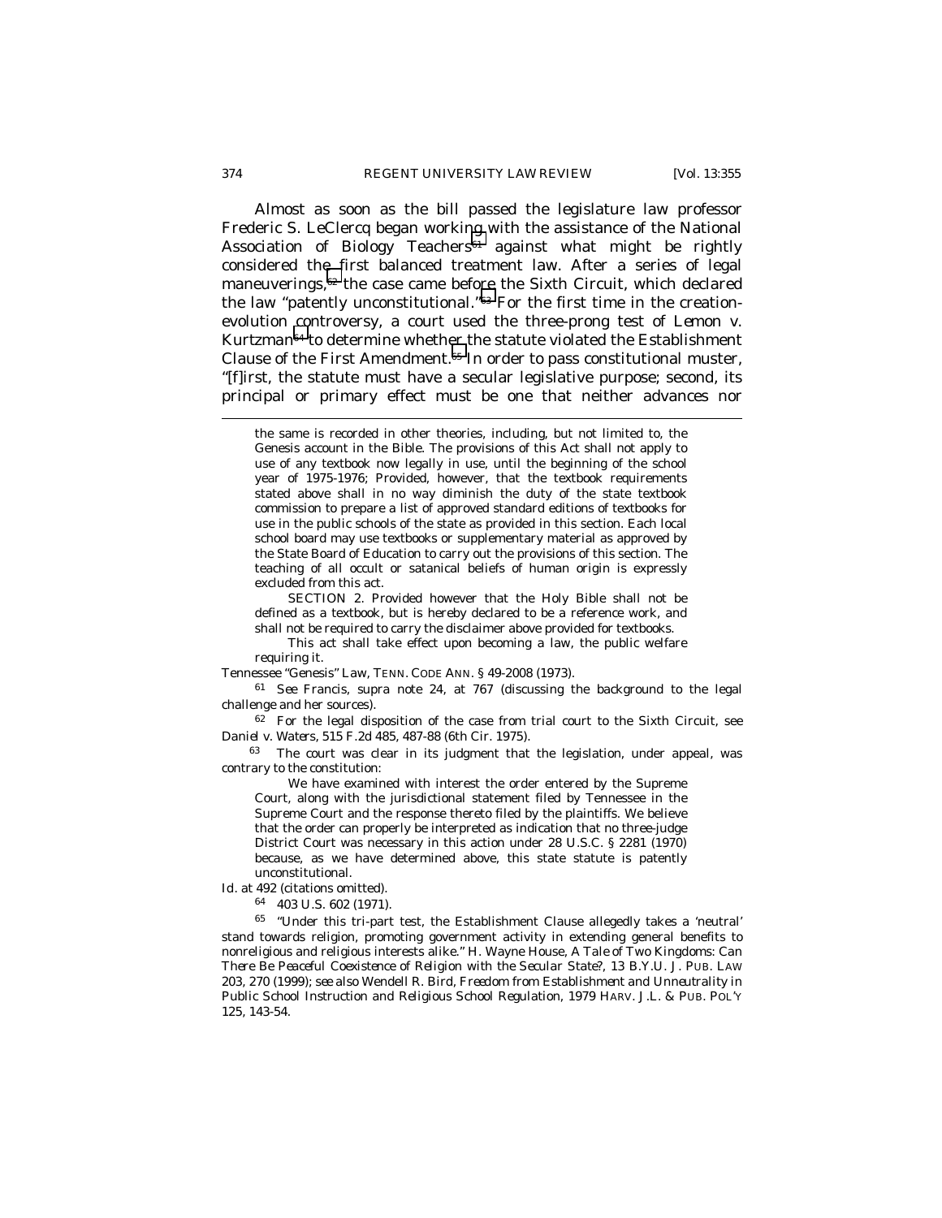Almost as soon as the bill passed the legislature law professor Frederic S. LeClercq began working with the assistance of the National Association of Biology Teachers[61] against what might be rightly considered the first balanced treatment law. After a series of legal maneuverings,[62] the case came before the Sixth Circuit, which declared the law "patently unconstitutional."[63] For the first time in the creation-evolution controversy, a court used the three-prong test of *Lemon v. Kurtzman*[64] to determine whether the statute violated the Establishment Clause of the First Amendment.[65] In order to pass constitutional muster, "[f]irst, the statute must have a secular legislative purpose; second, its principal or primary effect must be one that neither advances nor

---

> the same is recorded in other theories, including, but not limited to, the Genesis account in the Bible. The provisions of this Act shall not apply to use of any textbook now legally in use, until the beginning of the school year of 1975-1976; Provided, however, that the textbook requirements stated above shall in no way diminish the duty of the state textbook commission to prepare a list of approved standard editions of textbooks for use in the public schools of the state as provided in this section. Each local school board may use textbooks or supplementary material as approved by the State Board of Education to carry out the provisions of this section. The teaching of all occult or satanical beliefs of human origin is expressly excluded from this act.
>
> SECTION 2. Provided however that the Holy Bible shall not be defined as a textbook, but is hereby declared to be a reference work, and shall not be required to carry the disclaimer above provided for textbooks.
>
> This act shall take effect upon becoming a law, the public welfare requiring it.

Tennessee "Genesis" Law, TENN. CODE ANN. § 49-2008 (1973).

[61] *See* Francis, *supra* note 24, at 767 (discussing the background to the legal challenge and her sources).

[62] For the legal disposition of the case from trial court to the Sixth Circuit, see *Daniel v. Waters*, 515 F.2d 485, 487-88 (6th Cir. 1975).

[63] The court was clear in its judgment that the legislation, under appeal, was contrary to the constitution:

> We have examined with interest the order entered by the Supreme Court, along with the jurisdictional statement filed by Tennessee in the Supreme Court and the response thereto filed by the plaintiffs. We believe that the order can properly be interpreted as indication that no three-judge District Court was necessary in this action under 28 U.S.C. § 2281 (1970) because, as we have determined above, this state statute is patently unconstitutional.

*Id.* at 492 (citations omitted).

[64] 403 U.S. 602 (1971).

[65] "Under this tri-part test, the Establishment Clause allegedly takes a 'neutral' stand towards religion, promoting government activity in extending general benefits to nonreligious and religious interests alike." H. Wayne House, *A Tale of Two Kingdoms: Can There Be Peaceful Coexistence of Religion with the Secular State?*, 13 B.Y.U. J. PUB. LAW 203, 270 (1999); *see also* Wendell R. Bird, *Freedom from Establishment and Unneutrality in Public School Instruction and Religious School Regulation*, 1979 HARV. J.L. & PUB. POL'Y 125, 143-54.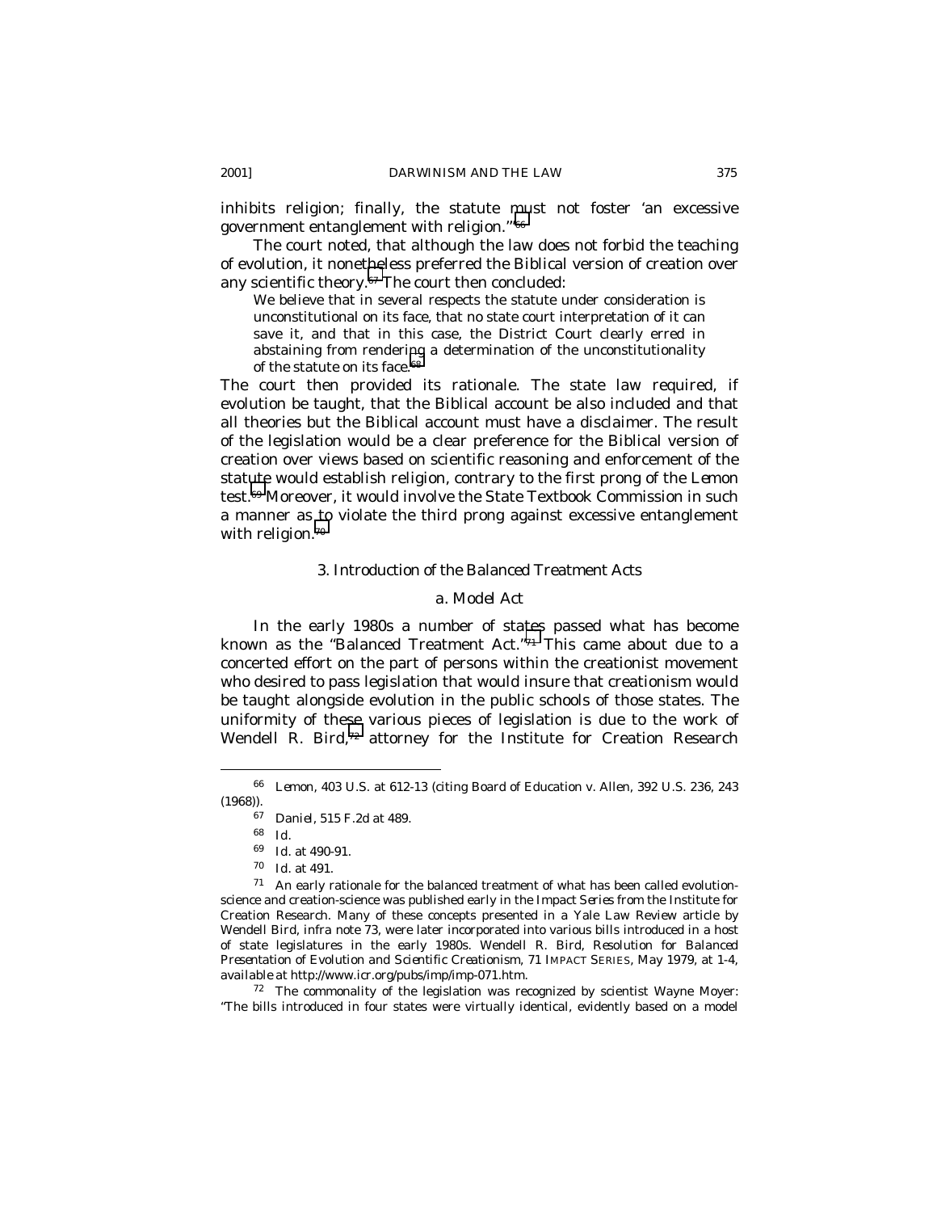inhibits religion; finally, the statute must not foster 'an excessive government entanglement with religion.'"[66]

The court noted, that although the law does not forbid the teaching of evolution, it nonetheless preferred the Biblical version of creation over any scientific theory.[67] The court then concluded:

> We believe that in several respects the statute under consideration is unconstitutional on its face, that no state court interpretation of it can save it, and that in this case, the District Court clearly erred in abstaining from rendering a determination of the unconstitutionality of the statute on its face.[68]

The court then provided its rationale. The state law required, if evolution be taught, that the Biblical account be also included and that all theories but the Biblical account must have a disclaimer. The result of the legislation would be a clear preference for the Biblical version of creation over views based on scientific reasoning and enforcement of the statute would establish religion, contrary to the first prong of the *Lemon* test.[69] Moreover, it would involve the State Textbook Commission in such a manner as to violate the third prong against excessive entanglement with religion.[70]

### 3. Introduction of the Balanced Treatment Acts

#### *a. Model Act*

In the early 1980s a number of states passed what has become known as the "Balanced Treatment Act."[71] This came about due to a concerted effort on the part of persons within the creationist movement who desired to pass legislation that would insure that creationism would be taught alongside evolution in the public schools of those states. The uniformity of these various pieces of legislation is due to the work of Wendell R. Bird,[72] attorney for the Institute for Creation Research

---

[66] *Lemon*, 403 U.S. at 612-13 (citing Board of Education v. Allen, 392 U.S. 236, 243 (1968)).

[67] *Daniel*, 515 F.2d at 489.

[68] *Id.*

[69] *Id.* at 490-91.

[70] *Id.* at 491.

[71] An early rationale for the balanced treatment of what has been called evolution-science and creation-science was published early in the Impact Series from the Institute for Creation Research. Many of these concepts presented in a Yale Law Review article by Wendell Bird, *infra* note 73, were later incorporated into various bills introduced in a host of state legislatures in the early 1980s. Wendell R. Bird, *Resolution for Balanced Presentation of Evolution and Scientific Creationism*, 71 IMPACT SERIES, May 1979, at 1-4, *available at* http://www.icr.org/pubs/imp/imp-071.htm.

[72] The commonality of the legislation was recognized by scientist Wayne Moyer: "The bills introduced in four states were virtually identical, evidently based on a model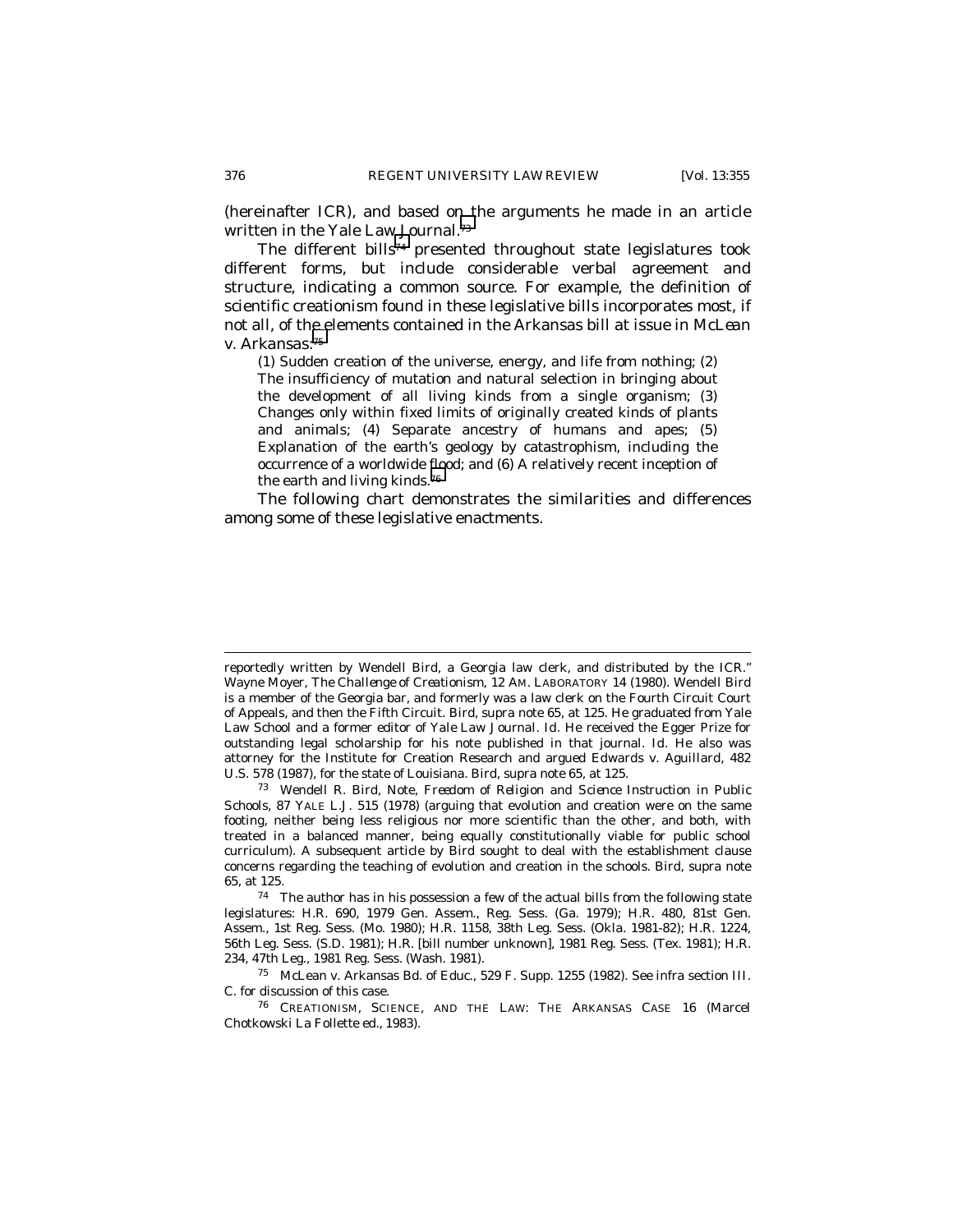(hereinafter ICR), and based on the arguments he made in an article written in the *Yale Law Journal*.[73]

The different bills[74] presented throughout state legislatures took different forms, but include considerable verbal agreement and structure, indicating a common source. For example, the definition of scientific creationism found in these legislative bills incorporates most, if not all, of the elements contained in the Arkansas bill at issue in *McLean v. Arkansas*:[75]

> (1) Sudden creation of the universe, energy, and life from nothing; (2) The insufficiency of mutation and natural selection in bringing about the development of all living kinds from a single organism; (3) Changes only within fixed limits of originally created kinds of plants and animals; (4) Separate ancestry of humans and apes; (5) Explanation of the earth's geology by catastrophism, including the occurrence of a worldwide flood; and (6) A relatively recent inception of the earth and living kinds.[76]

The following chart demonstrates the similarities and differences among some of these legislative enactments.

---

reportedly written by Wendell Bird, a Georgia law clerk, and distributed by the ICR." Wayne Moyer, *The Challenge of Creationism*, 12 AM. LABORATORY 14 (1980). Wendell Bird is a member of the Georgia bar, and formerly was a law clerk on the Fourth Circuit Court of Appeals, and then the Fifth Circuit. Bird, *supra* note 65, at 125. He graduated from Yale Law School and a former editor of *Yale Law Journal*. *Id.* He received the Egger Prize for outstanding legal scholarship for his note published in that journal. *Id.* He also was attorney for the Institute for Creation Research and argued *Edwards v. Aguillard*, 482 U.S. 578 (1987), for the state of Louisiana. Bird, *supra* note 65, at 125.

[73] Wendell R. Bird, Note, *Freedom of Religion and Science Instruction in Public Schools*, 87 YALE L.J. 515 (1978) (arguing that evolution and creation were on the same footing, neither being less religious nor more scientific than the other, and both, with treated in a balanced manner, being equally constitutionally viable for public school curriculum). A subsequent article by Bird sought to deal with the establishment clause concerns regarding the teaching of evolution and creation in the schools. Bird, *supra* note 65, at 125.

[74] The author has in his possession a few of the actual bills from the following state legislatures: H.R. 690, 1979 Gen. Assem., Reg. Sess. (Ga. 1979); H.R. 480, 81st Gen. Assem., 1st Reg. Sess. (Mo. 1980); H.R. 1158, 38th Leg. Sess. (Okla. 1981-82); H.R. 1224, 56th Leg. Sess. (S.D. 1981); H.R. [bill number unknown], 1981 Reg. Sess. (Tex. 1981); H.R. 234, 47th Leg., 1981 Reg. Sess. (Wash. 1981).

[75] *McLean v. Arkansas Bd. of Educ.*, 529 F. Supp. 1255 (1982). *See infra* section III. C. for discussion of this case.

[76] CREATIONISM, SCIENCE, AND THE LAW: THE ARKANSAS CASE 16 (Marcel Chotkowski La Follette ed., 1983).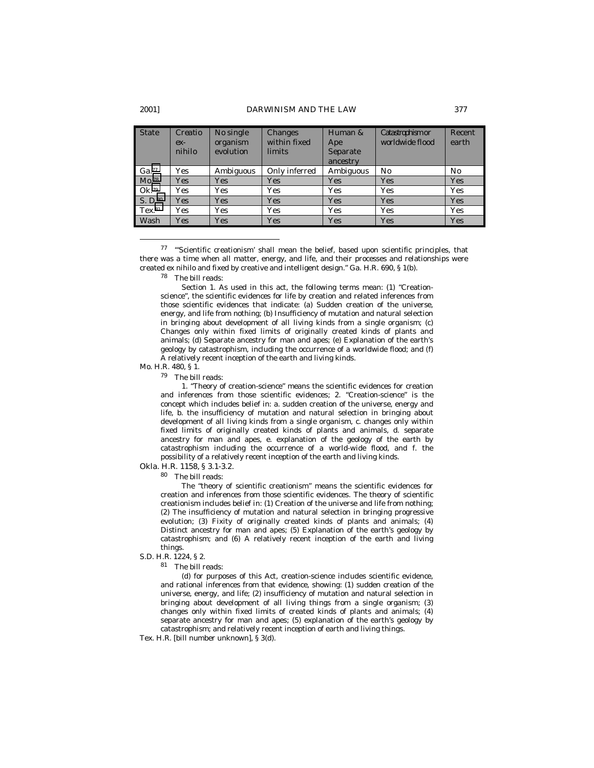| State | Creatio ex-nihilo | No single organism evolution | Changes within fixed limits | Human & Ape Separate ancestry | Catastrophism or worldwide flood | Recent earth |
|---|---|---|---|---|---|---|
| Ga.[77] | Yes | Ambiguous | Only inferred | Ambiguous | No | No |
| Mo.[78] | Yes | Yes | Yes | Yes | Yes | Yes |
| Ok.[79] | Yes | Yes | Yes | Yes | Yes | Yes |
| S. D.[80] | Yes | Yes | Yes | Yes | Yes | Yes |
| Tex.[81] | Yes | Yes | Yes | Yes | Yes | Yes |
| Wash | Yes | Yes | Yes | Yes | Yes | Yes |

---

[77] "'Scientific creationism' shall mean the belief, based upon scientific principles, that there was a time when all matter, energy, and life, and their processes and relationships were created ex nihilo and fixed by creative and intelligent design." Ga. H.R. 690, § 1(b).

[78] The bill reads:

> Section 1. As used in this act, the following terms mean: (1) "Creation-science", the scientific evidences for life by creation and related inferences from those scientific evidences that indicate: (a) Sudden creation of the universe, energy, and life from nothing; (b) Insufficiency of mutation and natural selection in bringing about development of all living kinds from a single organism; (c) Changes only within fixed limits of originally created kinds of plants and animals; (d) Separate ancestry for man and apes; (e) Explanation of the earth's geology by catastrophism, including the occurrence of a worldwide flood; and (f) A relatively recent inception of the earth and living kinds.

Mo. H.R. 480, § 1.

[79] The bill reads:

> 1. "Theory of creation-science" means the scientific evidences for creation and inferences from those scientific evidences; 2. "Creation-science" is the concept which includes belief in: a. sudden creation of the universe, energy and life, b. the insufficiency of mutation and natural selection in bringing about development of all living kinds from a single organism, c. changes only within fixed limits of originally created kinds of plants and animals, d. separate ancestry for man and apes, e. explanation of the geology of the earth by catastrophism including the occurrence of a world-wide flood, and f. the possibility of a relatively recent inception of the earth and living kinds.

Okla. H.R. 1158, § 3.1-3.2.

[80] The bill reads:

> The "theory of scientific creationism" means the scientific evidences for creation and inferences from those scientific evidences. The theory of scientific creationism includes belief in: (1) Creation of the universe and life from nothing; (2) The insufficiency of mutation and natural selection in bringing progressive evolution; (3) Fixity of originally created kinds of plants and animals; (4) Distinct ancestry for man and apes; (5) Explanation of the earth's geology by catastrophism; and (6) A relatively recent inception of the earth and living things.

S.D. H.R. 1224, § 2.

[81] The bill reads:

> (d) for purposes of this Act, creation-science includes scientific evidence, and rational inferences from that evidence, showing: (1) sudden creation of the universe, energy, and life; (2) insufficiency of mutation and natural selection in bringing about development of all living things from a single organism; (3) changes only within fixed limits of created kinds of plants and animals; (4) separate ancestry for man and apes; (5) explanation of the earth's geology by catastrophism; and relatively recent inception of earth and living things.

Tex. H.R. [bill number unknown], § 3(d).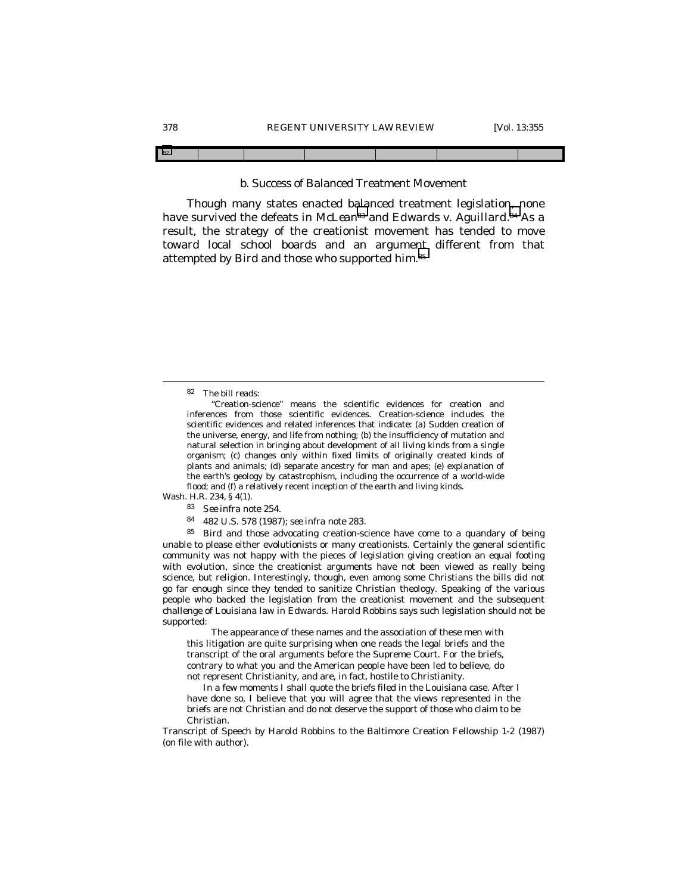| [82] | | | | | | |
|---|---|---|---|---|---|---|

### b. Success of Balanced Treatment Movement

Though many states enacted balanced treatment legislation, none have survived the defeats in *McLean*[83] and *Edwards v. Aguillard*.[84] As a result, the strategy of the creationist movement has tended to move toward local school boards and an argument different from that attempted by Bird and those who supported him.[85]

---

[82] The bill reads:

> "Creation-science" means the scientific evidences for creation and inferences from those scientific evidences. Creation-science includes the scientific evidences and related inferences that indicate: (a) Sudden creation of the universe, energy, and life from nothing; (b) the insufficiency of mutation and natural selection in bringing about development of all living kinds from a single organism; (c) changes only within fixed limits of originally created kinds of plants and animals; (d) separate ancestry for man and apes; (e) explanation of the earth's geology by catastrophism, including the occurrence of a world-wide flood; and (f) a relatively recent inception of the earth and living kinds.

Wash. H.R. 234, § 4(1).

[83] *See infra* note 254.

[84] 482 U.S. 578 (1987); *see infra* note 283.

[85] Bird and those advocating creation-science have come to a quandary of being unable to please either evolutionists or many creationists. Certainly the general scientific community was not happy with the pieces of legislation giving creation an equal footing with evolution, since the creationist arguments have not been viewed as really being science, but religion. Interestingly, though, even among some Christians the bills did not go far enough since they tended to sanitize Christian theology. Speaking of the various people who backed the legislation from the creationist movement and the subsequent challenge of Louisiana law in Edwards. Harold Robbins says such legislation should not be supported:

> The appearance of these names and the association of these men with this litigation are quite surprising when one reads the legal briefs and the transcript of the oral arguments before the Supreme Court. For the briefs, contrary to what you and the American people have been led to believe, do not represent Christianity, and are, in fact, hostile to Christianity.
>
> In a few moments I shall quote the briefs filed in the Louisiana case. After I have done so, I believe that you will agree that the views represented in the briefs are not Christian and do not deserve the support of those who claim to be Christian.

Transcript of Speech by Harold Robbins to the Baltimore Creation Fellowship 1-2 (1987) (on file with author).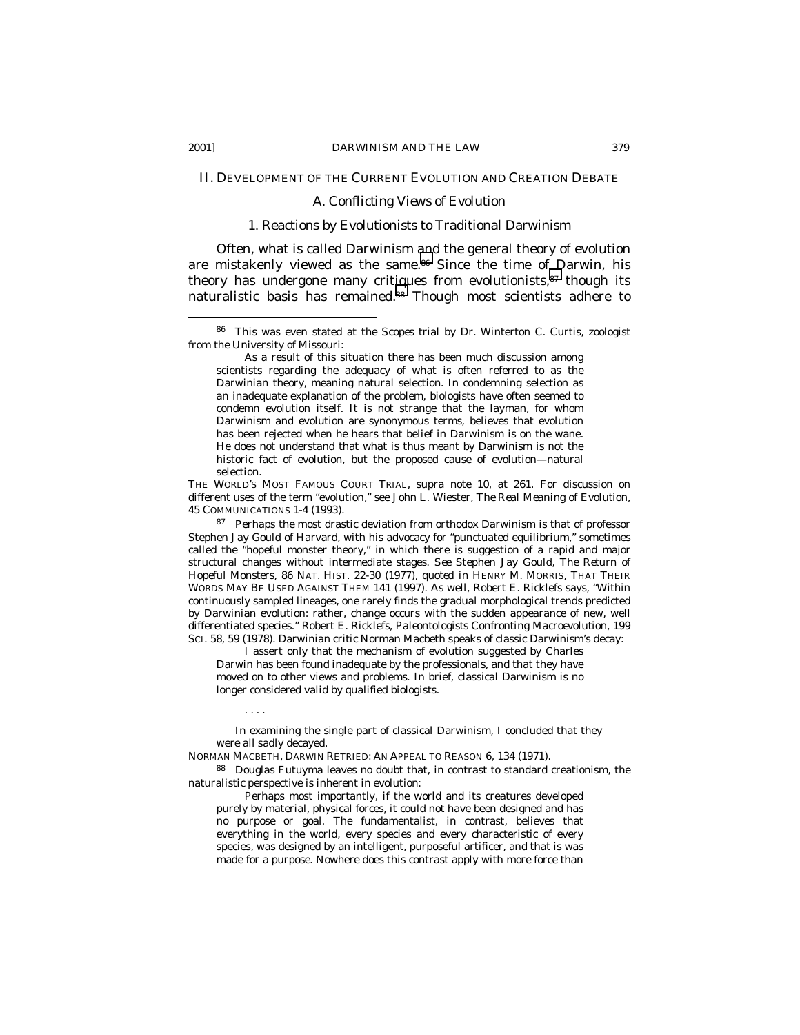## II. DEVELOPMENT OF THE CURRENT EVOLUTION AND CREATION DEBATE

### A. Conflicting Views of Evolution

#### 1. Reactions by Evolutionists to Traditional Darwinism

Often, what is called Darwinism and the general theory of evolution are mistakenly viewed as the same.[86] Since the time of Darwin, his theory has undergone many critiques from evolutionists,[87] though its naturalistic basis has remained.[88] Though most scientists adhere to

---

[86] This was even stated at the *Scopes* trial by Dr. Winterton C. Curtis, zoologist from the University of Missouri:

> As a result of this situation there has been much discussion among scientists regarding the adequacy of what is often referred to as the Darwinian theory, meaning natural selection. In condemning selection as an inadequate explanation of the problem, biologists have often seemed to condemn evolution itself. It is not strange that the layman, for whom Darwinism and evolution are synonymous terms, believes that evolution has been rejected when he hears that belief in Darwinism is on the wane. He does not understand that what is thus meant by Darwinism is not the historic fact of evolution, but the proposed cause of evolution—natural selection.

THE WORLD'S MOST FAMOUS COURT TRIAL, *supra* note 10, at 261. For discussion on different uses of the term "evolution," *see* John L. Wiester, *The Real Meaning of Evolution*, 45 COMMUNICATIONS 1-4 (1993).

[87] Perhaps the most drastic deviation from orthodox Darwinism is that of professor Stephen Jay Gould of Harvard, with his advocacy for "punctuated equilibrium," sometimes called the "hopeful monster theory," in which there is suggestion of a rapid and major structural changes without intermediate stages. *See* Stephen Jay Gould, *The Return of Hopeful Monsters*, 86 NAT. HIST. 22-30 (1977), *quoted in* HENRY M. MORRIS, THAT THEIR WORDS MAY BE USED AGAINST THEM 141 (1997). As well, Robert E. Ricklefs says, "Within continuously sampled lineages, one rarely finds the gradual morphological trends predicted by Darwinian evolution: rather, change occurs with the sudden appearance of new, well differentiated species." Robert E. Ricklefs, *Paleontologists Confronting Macroevolution*, 199 SCI. 58, 59 (1978). Darwinian critic Norman Macbeth speaks of classic Darwinism's decay:

> I assert only that the mechanism of evolution suggested by Charles Darwin has been found inadequate by the professionals, and that they have moved on to other views and problems. In brief, classical Darwinism is no longer considered valid by qualified biologists.
>
> . . . .
>
> In examining the single part of classical Darwinism, I concluded that they were all sadly decayed.

NORMAN MACBETH, DARWIN RETRIED: AN APPEAL TO REASON 6, 134 (1971).

[88] Douglas Futuyma leaves no doubt that, in contrast to standard creationism, the naturalistic perspective is inherent in evolution:

> Perhaps most importantly, if the world and its creatures developed purely by material, physical forces, it could not have been designed and has no purpose or goal. The fundamentalist, in contrast, believes that everything in the world, every species and every characteristic of every species, was designed by an intelligent, purposeful artificer, and that is was made for a purpose. Nowhere does this contrast apply with more force than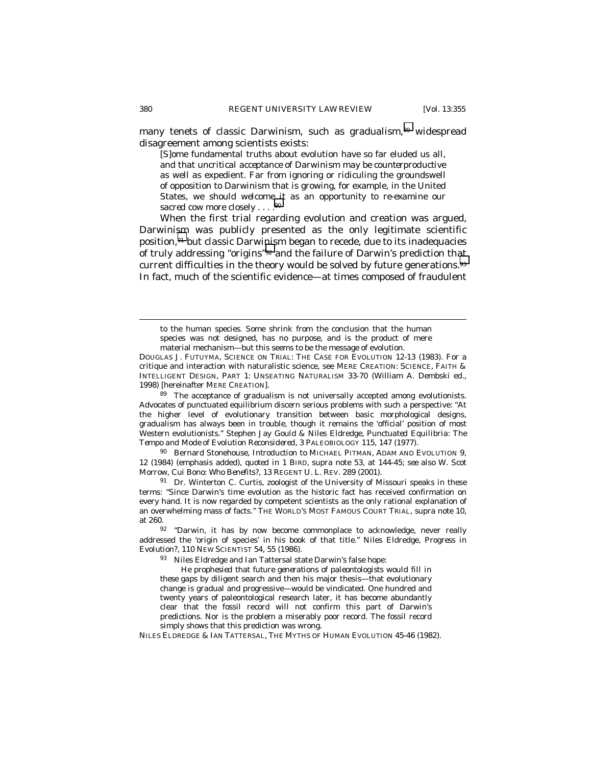many tenets of classic Darwinism, such as gradualism,[89] widespread disagreement among scientists exists:

> [S]ome fundamental truths about evolution have so far eluded us all, and that uncritical acceptance of Darwinism may be *counterproductive* as well as expedient. Far from ignoring or ridiculing the groundswell of opposition to Darwinism that is growing, for example, in the United States, we should *welcome* it as an opportunity to re-examine our sacred cow more closely . . . .[90]

When the first trial regarding evolution and creation was argued, Darwinism was publicly presented as the only legitimate scientific position,[91] but classic Darwinism began to recede, due to its inadequacies of truly addressing "origins"[92] and the failure of Darwin's prediction that current difficulties in the theory would be solved by future generations.[93] In fact, much of the scientific evidence—at times composed of fraudulent

---

> to the human species. Some shrink from the conclusion that the human species was not designed, has no purpose, and is the product of mere material mechanism—but this seems to be the message of evolution.

DOUGLAS J. FUTUYMA, SCIENCE ON TRIAL: THE CASE FOR EVOLUTION 12-13 (1983). For a critique and interaction with naturalistic science, see MERE CREATION: SCIENCE, FAITH & INTELLIGENT DESIGN, PART 1: UNSEATING NATURALISM 33-70 (William A. Dembski ed., 1998) [hereinafter MERE CREATION].

89 The acceptance of gradualism is not universally accepted among evolutionists. Advocates of punctuated equilibrium discern serious problems with such a perspective: "At the higher level of evolutionary transition between basic morphological designs, gradualism has always been in trouble, though it remains the 'official' position of most Western evolutionists." Stephen Jay Gould & Niles Eldredge, *Punctuated Equilibria: The Tempo and Mode of Evolution Reconsidered*, 3 PALEOBIOLOGY 115, 147 (1977).

90 Bernard Stonehouse, *Introduction* to MICHAEL PITMAN, ADAM AND EVOLUTION 9, 12 (1984) (emphasis added), *quoted in* 1 BIRD, *supra* note 53, at 144-45; *see also* W. Scot Morrow, *Cui Bono: Who Benefits?*, 13 REGENT U. L. REV. 289 (2001).

91 Dr. Winterton C. Curtis, zoologist of the University of Missouri speaks in these terms: "Since Darwin's time evolution as the historic fact has received confirmation on every hand. It is now regarded by competent scientists as the only rational explanation of an overwhelming mass of facts." THE WORLD'S MOST FAMOUS COURT TRIAL, *supra* note 10, at 260.

92 "Darwin, it has by now become commonplace to acknowledge, never really addressed the 'origin of species' in his book of that title." Niles Eldredge, *Progress in Evolution?*, 110 NEW SCIENTIST 54, 55 (1986).

93 Niles Eldredge and Ian Tattersal state Darwin's false hope:

> He prophesied that future generations of paleontologists would fill in these gaps by diligent search and then his major thesis—that evolutionary change is gradual and progressive—would be vindicated. One hundred and twenty years of paleontological research later, it has become abundantly clear that the fossil record will not confirm this part of Darwin's predictions. Nor is the problem a miserably poor record. The fossil record simply shows that this prediction was wrong.

NILES ELDREDGE & IAN TATTERSAL, THE MYTHS OF HUMAN EVOLUTION 45-46 (1982).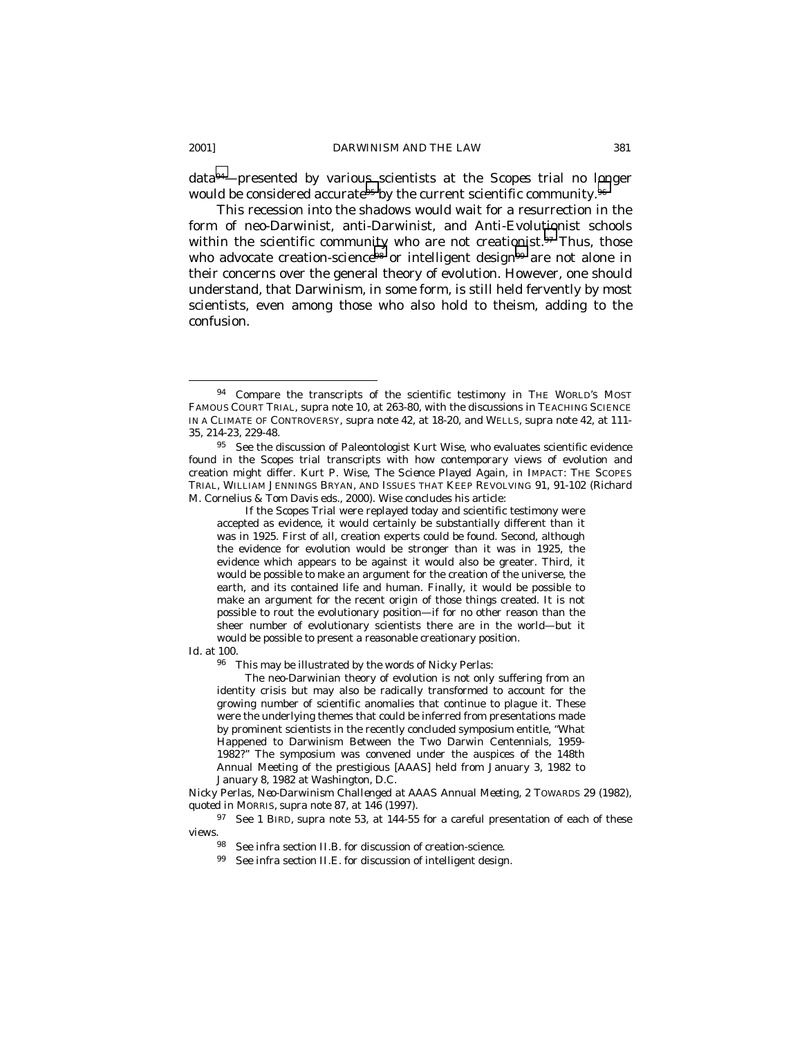data[94]—presented by various scientists at the *Scopes* trial no longer would be considered accurate[95] by the current scientific community.[96]

This recession into the shadows would wait for a resurrection in the form of neo-Darwinist, anti-Darwinist, and Anti-Evolutionist schools within the scientific community who are not creationist.[97] Thus, those who advocate creation-science[98] or intelligent design[99] are not alone in their concerns over the general theory of evolution. However, one should understand, that Darwinism, in some form, is still held fervently by most scientists, even among those who also hold to theism, adding to the confusion.

---

[94] Compare the transcripts of the scientific testimony in THE WORLD'S MOST FAMOUS COURT TRIAL, *supra* note 10, at 263-80, with the discussions in TEACHING SCIENCE IN A CLIMATE OF CONTROVERSY, *supra* note 42, at 18-20, and WELLS, *supra* note 42, at 111-35, 214-23, 229-48.

[95] See the discussion of Paleontologist Kurt Wise, who evaluates scientific evidence found in the *Scopes* trial transcripts with how contemporary views of evolution and creation might differ. Kurt P. Wise, *The Science Played Again*, *in* IMPACT: THE SCOPES TRIAL, WILLIAM JENNINGS BRYAN, AND ISSUES THAT KEEP REVOLVING 91, 91-102 (Richard M. Cornelius & Tom Davis eds., 2000). Wise concludes his article:

> If the Scopes Trial were replayed today and scientific testimony were accepted as evidence, it would certainly be substantially different than it was in 1925. First of all, creation experts could be found. Second, although the evidence for evolution would be stronger than it was in 1925, the evidence which appears to be against it would also be greater. Third, it would be possible to make an argument for the creation of the universe, the earth, and its contained life and human. Finally, it would be possible to make an argument for the recent origin of those things created. It is not possible to rout the evolutionary position—if for no other reason than the sheer number of evolutionary scientists there are in the world—but it would be possible to present a reasonable creationary position.

*Id.* at 100.

[96] This may be illustrated by the words of Nicky Perlas:

> The neo-Darwinian theory of evolution is not only suffering from an identity crisis but may also be radically transformed to account for the growing number of scientific anomalies that continue to plague it. These were the underlying themes that could be inferred from presentations made by prominent scientists in the recently concluded symposium entitle, "What Happened to Darwinism Between the Two Darwin Centennials, 1959-1982?" The symposium was convened under the auspices of the 148th Annual Meeting of the prestigious [AAAS] held from January 3, 1982 to January 8, 1982 at Washington, D.C.

Nicky Perlas, *Neo-Darwinism Challenged at AAAS Annual Meeting*, 2 TOWARDS 29 (1982), *quoted in* MORRIS, *supra* note 87, at 146 (1997).

[97] See 1 BIRD, *supra* note 53, at 144-55 for a careful presentation of each of these views.

[98] See *infra* section II.B. for discussion of creation-science.

[99] See *infra* section II.E. for discussion of intelligent design.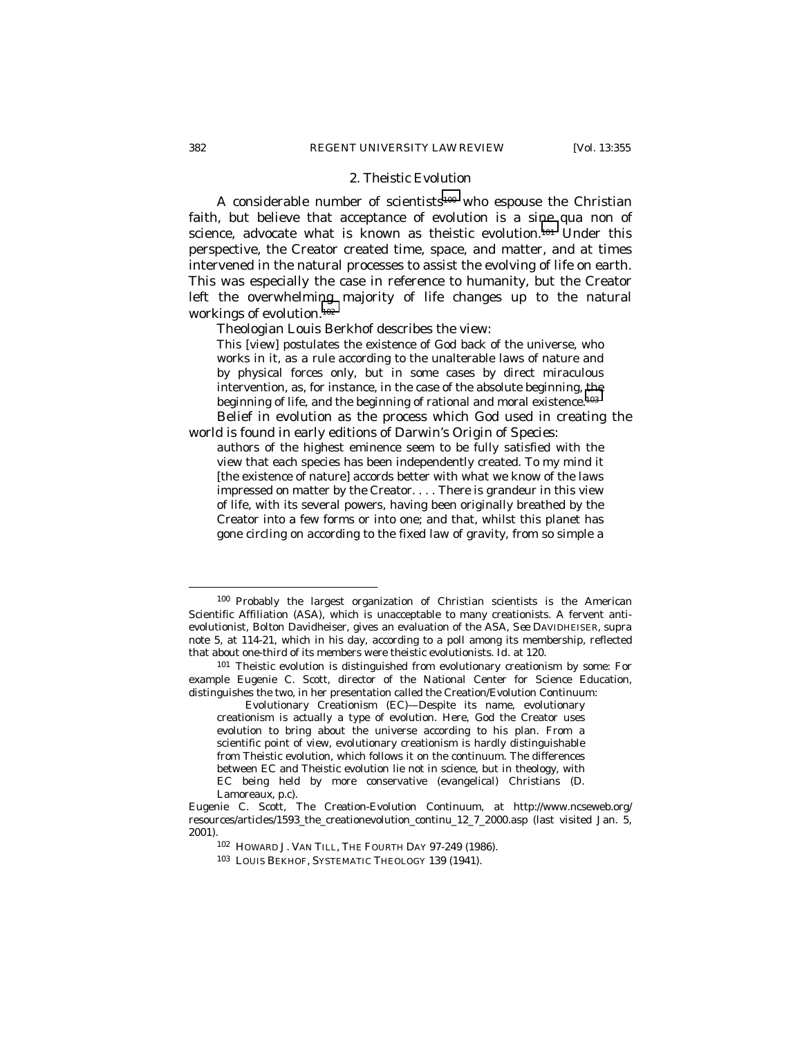### 2. Theistic Evolution

A considerable number of scientists[100] who espouse the Christian faith, but believe that acceptance of evolution is a *sine qua non* of science, advocate what is known as theistic evolution.[101] Under this perspective, the Creator created time, space, and matter, and at times intervened in the natural processes to assist the evolving of life on earth. This was especially the case in reference to humanity, but the Creator left the overwhelming majority of life changes up to the natural workings of evolution.[102]

Theologian Louis Berkhof describes the view:

> This [view] postulates the existence of God back of the universe, who works in it, as a rule according to the unalterable laws of nature and by physical forces only, but in some cases by direct miraculous intervention, as, for instance, in the case of the absolute beginning, the beginning of life, and the beginning of rational and moral existence.[103]

Belief in evolution as the process which God used in creating the world is found in early editions of Darwin's *Origin of Species*:

> authors of the highest eminence seem to be fully satisfied with the view that each species has been independently created. To my mind it [the existence of nature] accords better with what we know of the laws impressed on matter by the Creator. . . . There is grandeur in this view of life, with its several powers, having been originally breathed by the Creator into a few forms or into one; and that, whilst this planet has gone circling on according to the fixed law of gravity, from so simple a

---

[100] Probably the largest organization of Christian scientists is the American Scientific Affiliation (ASA), which is unacceptable to many creationists. A fervent anti-evolutionist, Bolton Davidheiser, gives an evaluation of the ASA, *See* DAVIDHEISER, *supra* note 5, at 114-21, which in his day, according to a poll among its membership, reflected that about one-third of its members were theistic evolutionists. *Id.* at 120.

[101] Theistic evolution is distinguished from evolutionary creationism by some: For example Eugenie C. Scott, director of the National Center for Science Education, distinguishes the two, in her presentation called the Creation/Evolution Continuum:

> Evolutionary Creationism (EC)—Despite its name, evolutionary creationism is actually a type of evolution. Here, God the Creator uses evolution to bring about the universe according to his plan. From a scientific point of view, evolutionary creationism is hardly distinguishable from Theistic evolution, which follows it on the continuum. The differences between EC and Theistic evolution lie not in science, but in theology, with EC being held by more conservative (evangelical) Christians (D. Lamoreaux, p.c).

Eugenie C. Scott, The Creation-Evolution Continuum, *at* http://www.ncseweb.org/resources/articles/1593_the_creationevolution_continu_12_7_2000.asp (last visited Jan. 5, 2001).

[102] HOWARD J. VAN TILL, THE FOURTH DAY 97-249 (1986).

[103] LOUIS BEKHOF, SYSTEMATIC THEOLOGY 139 (1941).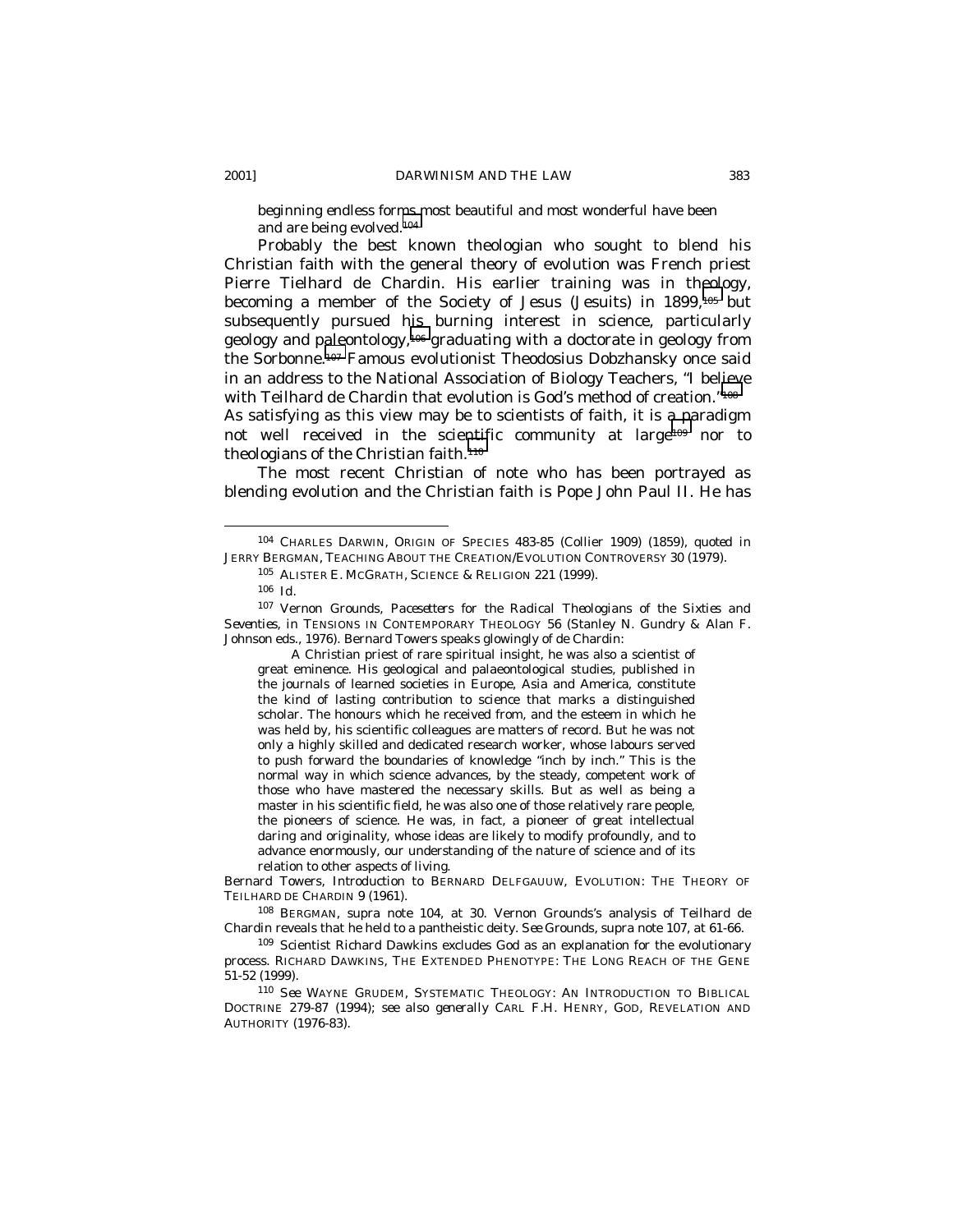beginning endless forms most beautiful and most wonderful have been and are being evolved.[104]

Probably the best known theologian who sought to blend his Christian faith with the general theory of evolution was French priest Pierre Tielhard de Chardin. His earlier training was in theology, becoming a member of the Society of Jesus (Jesuits) in 1899,[105] but subsequently pursued his burning interest in science, particularly geology and paleontology,[106] graduating with a doctorate in geology from the Sorbonne.[107] Famous evolutionist Theodosius Dobzhansky once said in an address to the National Association of Biology Teachers, "I believe with Teilhard de Chardin that evolution is God's method of creation."[108] As satisfying as this view may be to scientists of faith, it is a paradigm not well received in the scientific community at large[109] nor to theologians of the Christian faith.[110]

The most recent Christian of note who has been portrayed as blending evolution and the Christian faith is Pope John Paul II. He has

---

[104] CHARLES DARWIN, ORIGIN OF SPECIES 483-85 (Collier 1909) (1859), *quoted in* JERRY BERGMAN, TEACHING ABOUT THE CREATION/EVOLUTION CONTROVERSY 30 (1979).

[105] ALISTER E. MCGRATH, SCIENCE & RELIGION 221 (1999).

[106] *Id.*

[107] Vernon Grounds, *Pacesetters for the Radical Theologians of the Sixties and Seventies*, *in* TENSIONS IN CONTEMPORARY THEOLOGY 56 (Stanley N. Gundry & Alan F. Johnson eds., 1976). Bernard Towers speaks glowingly of de Chardin:

> A Christian priest of rare spiritual insight, he was also a scientist of great eminence. His geological and palaeontological studies, published in the journals of learned societies in Europe, Asia and America, constitute the kind of lasting contribution to science that marks a distinguished scholar. The honours which he received from, and the esteem in which he was held by, his scientific colleagues are matters of record. But he was not only a highly skilled and dedicated research worker, whose labours served to push forward the boundaries of knowledge "inch by inch." This is the normal way in which science advances, by the steady, competent work of those who have mastered the necessary skills. But as well as being a master in his scientific field, he was also one of those relatively rare people, the pioneers of science. He was, in fact, a pioneer of great intellectual daring and originality, whose ideas are likely to modify profoundly, and to advance enormously, our understanding of the nature of science and of its relation to other aspects of living.

Bernard Towers, *Introduction* to BERNARD DELFGAUUW, EVOLUTION: THE THEORY OF TEILHARD DE CHARDIN 9 (1961).

[108] BERGMAN, *supra* note 104, at 30. Vernon Grounds's analysis of Teilhard de Chardin reveals that he held to a pantheistic deity. *See* Grounds, *supra* note 107, at 61-66.

[109] Scientist Richard Dawkins excludes God as an explanation for the evolutionary process. RICHARD DAWKINS, THE EXTENDED PHENOTYPE: THE LONG REACH OF THE GENE 51-52 (1999).

[110] *See* WAYNE GRUDEM, SYSTEMATIC THEOLOGY: AN INTRODUCTION TO BIBLICAL DOCTRINE 279-87 (1994); *see also generally* CARL F.H. HENRY, GOD, REVELATION AND AUTHORITY (1976-83).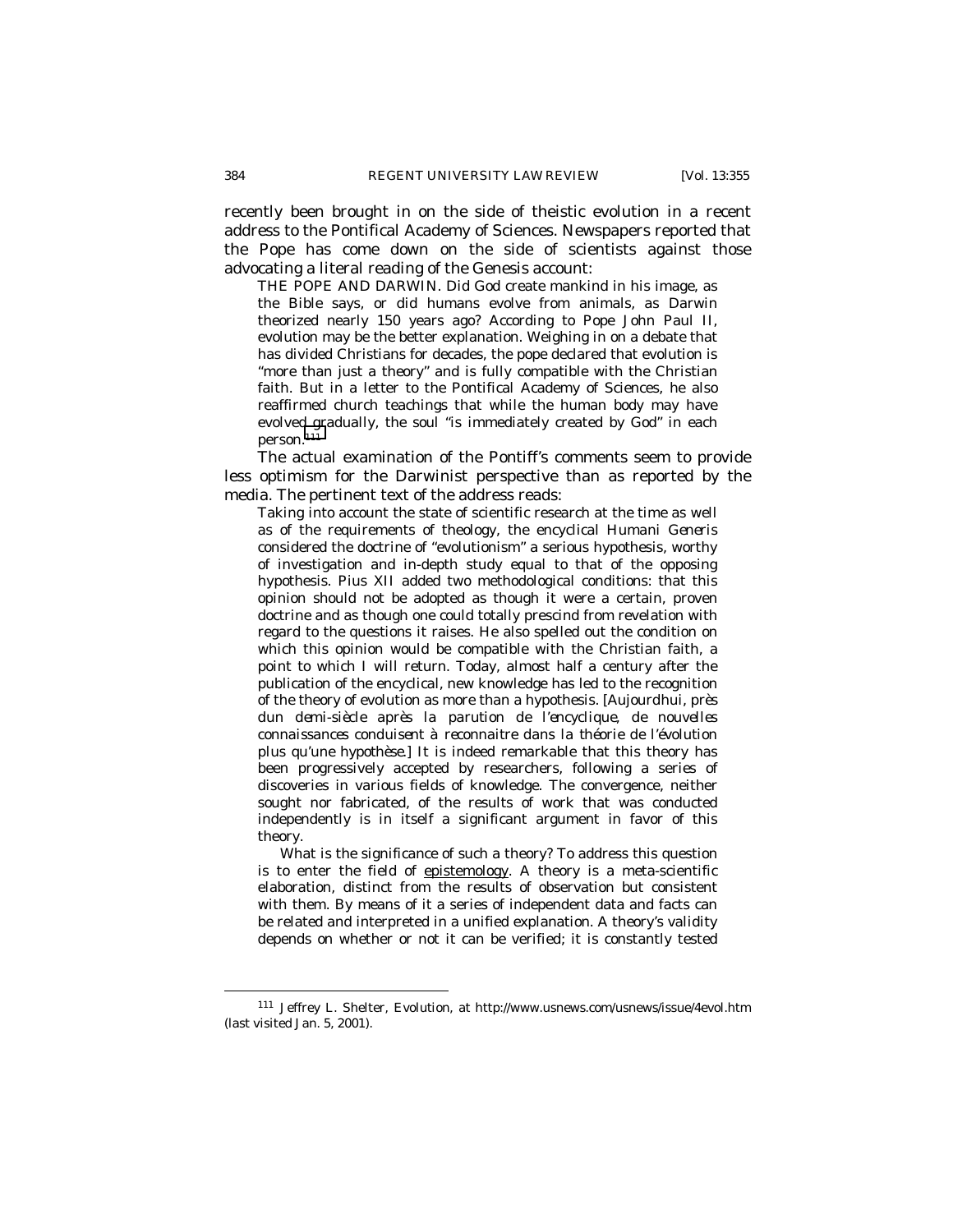recently been brought in on the side of theistic evolution in a recent address to the Pontifical Academy of Sciences. Newspapers reported that the Pope has come down on the side of scientists against those advocating a literal reading of the Genesis account:

> THE POPE AND DARWIN. Did God create mankind in his image, as the Bible says, or did humans evolve from animals, as Darwin theorized nearly 150 years ago? According to Pope John Paul II, evolution may be the better explanation. Weighing in on a debate that has divided Christians for decades, the pope declared that evolution is "more than just a theory" and is fully compatible with the Christian faith. But in a letter to the Pontifical Academy of Sciences, he also reaffirmed church teachings that while the human body may have evolved gradually, the soul "is immediately created by God" in each person.[111]

The actual examination of the Pontiff's comments seem to provide less optimism for the Darwinist perspective than as reported by the media. The pertinent text of the address reads:

> Taking into account the state of scientific research at the time as well as of the requirements of theology, the encyclical *Humani Generis* considered the doctrine of "evolutionism" a serious hypothesis, worthy of investigation and in-depth study equal to that of the opposing hypothesis. Pius XII added two methodological conditions: that this opinion should not be adopted as though it were a certain, proven doctrine and as though one could totally prescind from revelation with regard to the questions it raises. He also spelled out the condition on which this opinion would be compatible with the Christian faith, a point to which I will return. Today, almost half a century after the publication of the encyclical, new knowledge has led to the recognition of the theory of evolution as more than a hypothesis. [*Aujourdhui, près dun demi-siècle après la parution de l'encyclique, de nouvelles connaissances conduisent à reconnaitre dans la théorie de l'évolution plus qu'une hypothèse.*] It is indeed remarkable that this theory has been progressively accepted by researchers, following a series of discoveries in various fields of knowledge. The convergence, neither sought nor fabricated, of the results of work that was conducted independently is in itself a significant argument in favor of this theory.
>
> What is the significance of such a theory? To address this question is to enter the field of epistemology. A theory is a meta-scientific elaboration, distinct from the results of observation but consistent with them. By means of it a series of independent data and facts can be related and interpreted in a unified explanation. A theory's validity depends on whether or not it can be verified; it is constantly tested

---

[111] Jeffrey L. Shelter, *Evolution*, *at* http://www.usnews.com/usnews/issue/4evol.htm (last visited Jan. 5, 2001).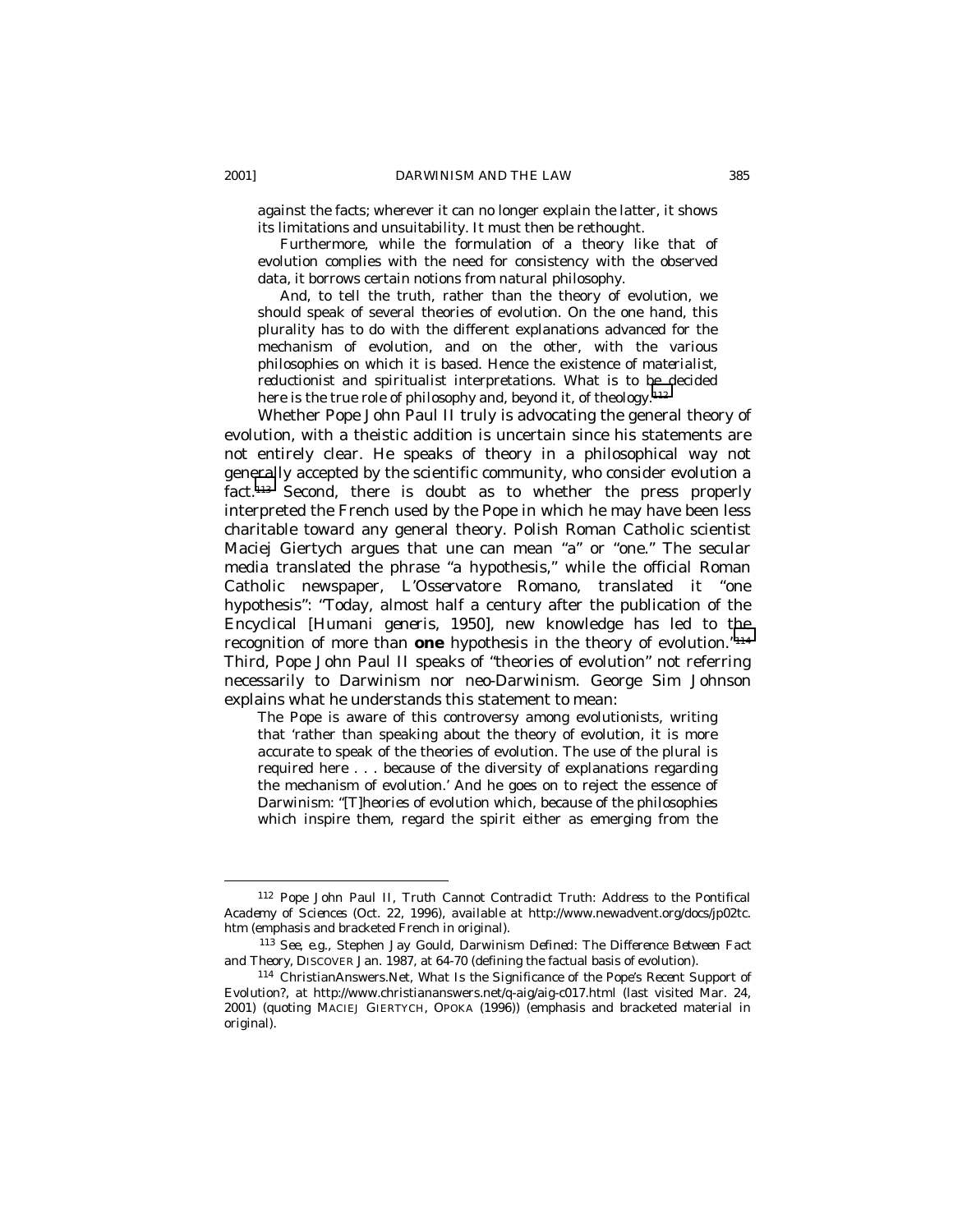against the facts; wherever it can no longer explain the latter, it shows its limitations and unsuitability. It must then be rethought.

Furthermore, while the formulation of a theory like that of evolution complies with the need for consistency with the observed data, it borrows certain notions from natural philosophy.

And, to tell the truth, rather than the theory of evolution, we should speak of several theories of evolution. On the one hand, this plurality has to do with the different explanations advanced for the mechanism of evolution, and on the other, with the various philosophies on which it is based. Hence the existence of materialist, reductionist and spiritualist interpretations. What is to be decided here is the true role of philosophy and, beyond it, of theology.[112]

Whether Pope John Paul II truly is advocating the general theory of evolution, with a theistic addition is uncertain since his statements are not entirely clear. He speaks of theory in a philosophical way not generally accepted by the scientific community, who consider evolution a fact.[113] Second, there is doubt as to whether the press properly interpreted the French used by the Pope in which he may have been less charitable toward any general theory. Polish Roman Catholic scientist Maciej Giertych argues that *une* can mean "a" or "one." The secular media translated the phrase "a hypothesis," while the official Roman Catholic newspaper, *L'Osservatore Romano*, translated it "one hypothesis": "Today, almost half a century after the publication of the Encyclical [*Humani generis*, 1950], new knowledge has led to the recognition of more than **one** hypothesis in the theory of evolution."[114] Third, Pope John Paul II speaks of "theories of evolution" not referring necessarily to Darwinism nor neo-Darwinism. George Sim Johnson explains what he understands this statement to mean:

The Pope is aware of this controversy among evolutionists, writing that 'rather than speaking about the theory of evolution, it is more accurate to speak of the theories of evolution. The use of the plural is required here . . . because of the diversity of explanations regarding the mechanism of evolution.' And he goes on to reject the essence of Darwinism: "[T]heories of evolution which, because of the philosophies which inspire them, regard the spirit either as emerging from the

---

[112] Pope John Paul II, Truth Cannot Contradict Truth: Address to the Pontifical Academy of Sciences (Oct. 22, 1996), *available at* http://www.newadvent.org/docs/jp02tc.htm (emphasis and bracketed French in original).

[113] *See, e.g.*, Stephen Jay Gould, *Darwinism Defined: The Difference Between Fact and Theory*, DISCOVER Jan. 1987, at 64-70 (defining the factual basis of evolution).

[114] ChristianAnswers.Net, *What Is the Significance of the Pope's Recent Support of Evolution?*, *at* http://www.christiananswers.net/q-aig/aig-c017.html (last visited Mar. 24, 2001) (quoting MACIEJ GIERTYCH, OPOKA (1996)) (emphasis and bracketed material in original).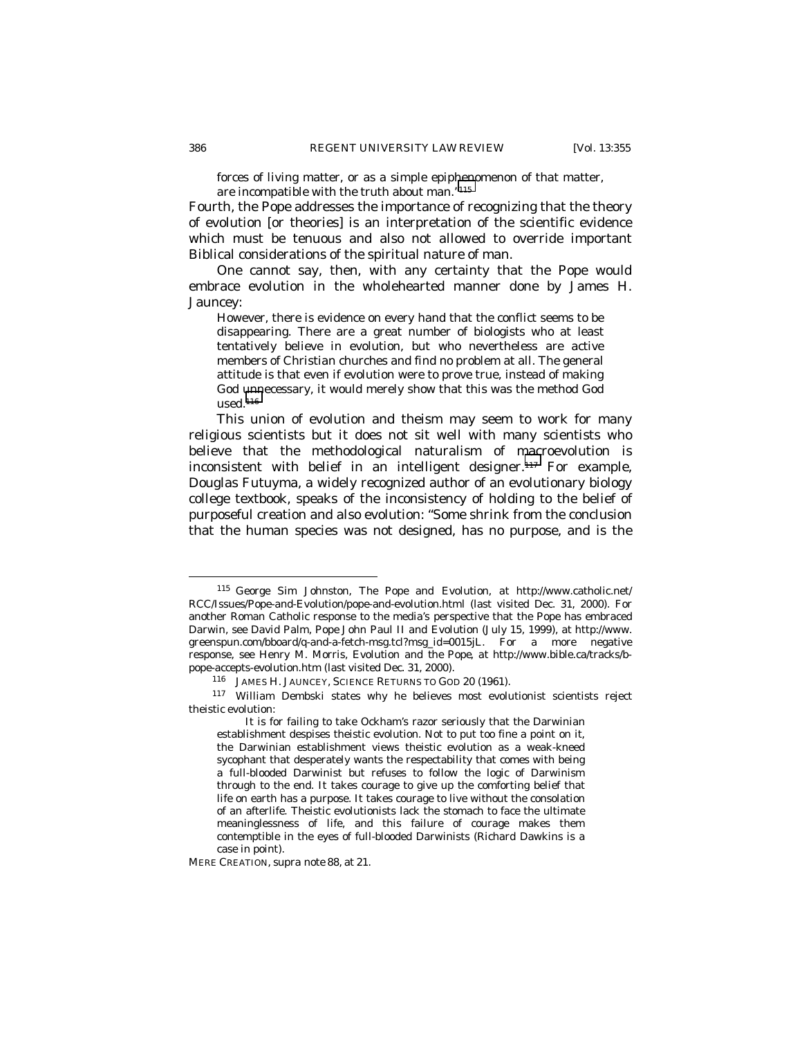> forces of living matter, or as a simple epiphenomenon of that matter, are incompatible with the truth about man."[115]

Fourth, the Pope addresses the importance of recognizing that the theory of evolution [or theories] is an interpretation of the scientific evidence which must be tenuous and also not allowed to override important Biblical considerations of the spiritual nature of man.

One cannot say, then, with any certainty that the Pope would embrace evolution in the wholehearted manner done by James H. Jauncey:

> However, there is evidence on every hand that the conflict seems to be disappearing. There are a great number of biologists who at least tentatively believe in evolution, but who nevertheless are active members of Christian churches and find no problem at all. The general attitude is that even if evolution were to prove true, instead of making God unnecessary, it would merely show that this was the method God used.[116]

This union of evolution and theism may seem to work for many religious scientists but it does not sit well with many scientists who believe that the methodological naturalism of macroevolution is inconsistent with belief in an intelligent designer.[117] For example, Douglas Futuyma, a widely recognized author of an evolutionary biology college textbook, speaks of the inconsistency of holding to the belief of purposeful creation and also evolution: "Some shrink from the conclusion that the human species was not designed, has no purpose, and is the

---

[115] George Sim Johnston, The Pope and Evolution, at http://www.catholic.net/RCC/Issues/Pope-and-Evolution/pope-and-evolution.html (last visited Dec. 31, 2000). For another Roman Catholic response to the media's perspective that the Pope has embraced Darwin, see David Palm, Pope John Paul II and Evolution (July 15, 1999), at http://www.greenspun.com/bboard/q-and-a-fetch-msg.tcl?msg_id=0015jL. For a more negative response, see Henry M. Morris, Evolution and the Pope, at http://www.bible.ca/tracks/b-pope-accepts-evolution.htm (last visited Dec. 31, 2000).

[116] JAMES H. JAUNCEY, SCIENCE RETURNS TO GOD 20 (1961).

[117] William Dembski states why he believes most evolutionist scientists reject theistic evolution:

> It is for failing to take Ockham's razor seriously that the Darwinian establishment despises theistic evolution. Not to put too fine a point on it, the Darwinian establishment views theistic evolution as a weak-kneed sycophant that desperately wants the respectability that comes with being a full-blooded Darwinist but refuses to follow the logic of Darwinism through to the end. It takes courage to give up the comforting belief that life on earth has a purpose. It takes courage to live without the consolation of an afterlife. Theistic evolutionists lack the stomach to face the ultimate meaninglessness of life, and this failure of courage makes them contemptible in the eyes of full-blooded Darwinists (Richard Dawkins is a case in point).

MERE CREATION, *supra* note 88, at 21.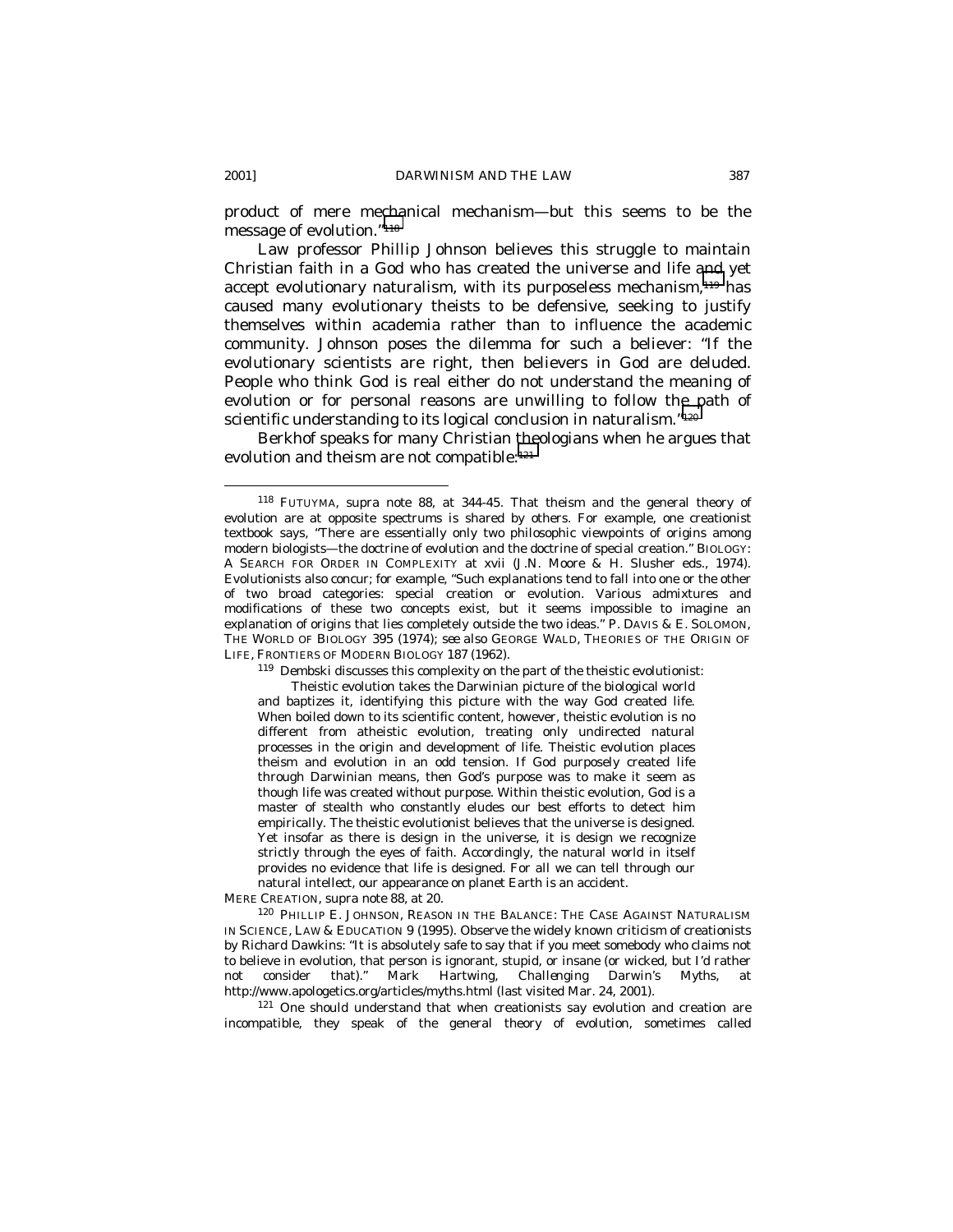product of mere mechanical mechanism—but this seems to be the message of evolution."[118]

Law professor Phillip Johnson believes this struggle to maintain Christian faith in a God who has created the universe and life and yet accept evolutionary naturalism, with its purposeless mechanism,[119] has caused many evolutionary theists to be defensive, seeking to justify themselves within academia rather than to influence the academic community. Johnson poses the dilemma for such a believer: "If the evolutionary scientists are right, then believers in God are deluded. People who think God is real either do not understand the meaning of evolution or for personal reasons are unwilling to follow the path of scientific understanding to its logical conclusion in naturalism."[120]

Berkhof speaks for many Christian theologians when he argues that evolution and theism are not compatible:[121]

---

[118] FUTUYMA, *supra* note 88, at 344-45. That theism and the general theory of evolution are at opposite spectrums is shared by others. For example, one creationist textbook says, "There are essentially only two philosophic viewpoints of origins among modern biologists—the doctrine of evolution and the doctrine of special creation." BIOLOGY: A SEARCH FOR ORDER IN COMPLEXITY at xvii (J.N. Moore & H. Slusher eds., 1974). Evolutionists also concur; for example, "Such explanations tend to fall into one or the other of two broad categories: special creation or evolution. Various admixtures and modifications of these two concepts exist, but it seems impossible to imagine an explanation of origins that lies completely outside the two ideas." P. DAVIS & E. SOLOMON, THE WORLD OF BIOLOGY 395 (1974); *see also* GEORGE WALD, THEORIES OF THE ORIGIN OF LIFE, FRONTIERS OF MODERN BIOLOGY 187 (1962).

[119] Dembski discusses this complexity on the part of the theistic evolutionist:

> Theistic evolution takes the Darwinian picture of the biological world and baptizes it, identifying this picture with the way God created life. When boiled down to its scientific content, however, theistic evolution is no different from atheistic evolution, treating only undirected natural processes in the origin and development of life. Theistic evolution places theism and evolution in an odd tension. If God purposely created life through Darwinian means, then God's purpose was to make it seem as though life was created without purpose. Within theistic evolution, God is a master of stealth who constantly eludes our best efforts to detect him empirically. The theistic evolutionist believes that the universe is designed. Yet insofar as there is design in the universe, it is design we recognize strictly through the eyes of faith. Accordingly, the natural world in itself provides no evidence that life is designed. For all we can tell through our natural intellect, our appearance on planet Earth is an accident.

MERE CREATION, *supra* note 88, at 20.

[120] PHILLIP E. JOHNSON, REASON IN THE BALANCE: THE CASE AGAINST NATURALISM IN SCIENCE, LAW & EDUCATION 9 (1995). Observe the widely known criticism of creationists by Richard Dawkins: "It is absolutely safe to say that if you meet somebody who claims not to believe in evolution, that person is ignorant, stupid, or insane (or wicked, but I'd rather not consider that)." Mark Hartwing, *Challenging Darwin's Myths*, *at* http://www.apologetics.org/articles/myths.html (last visited Mar. 24, 2001).

[121] One should understand that when creationists say evolution and creation are incompatible, they speak of the general theory of evolution, sometimes called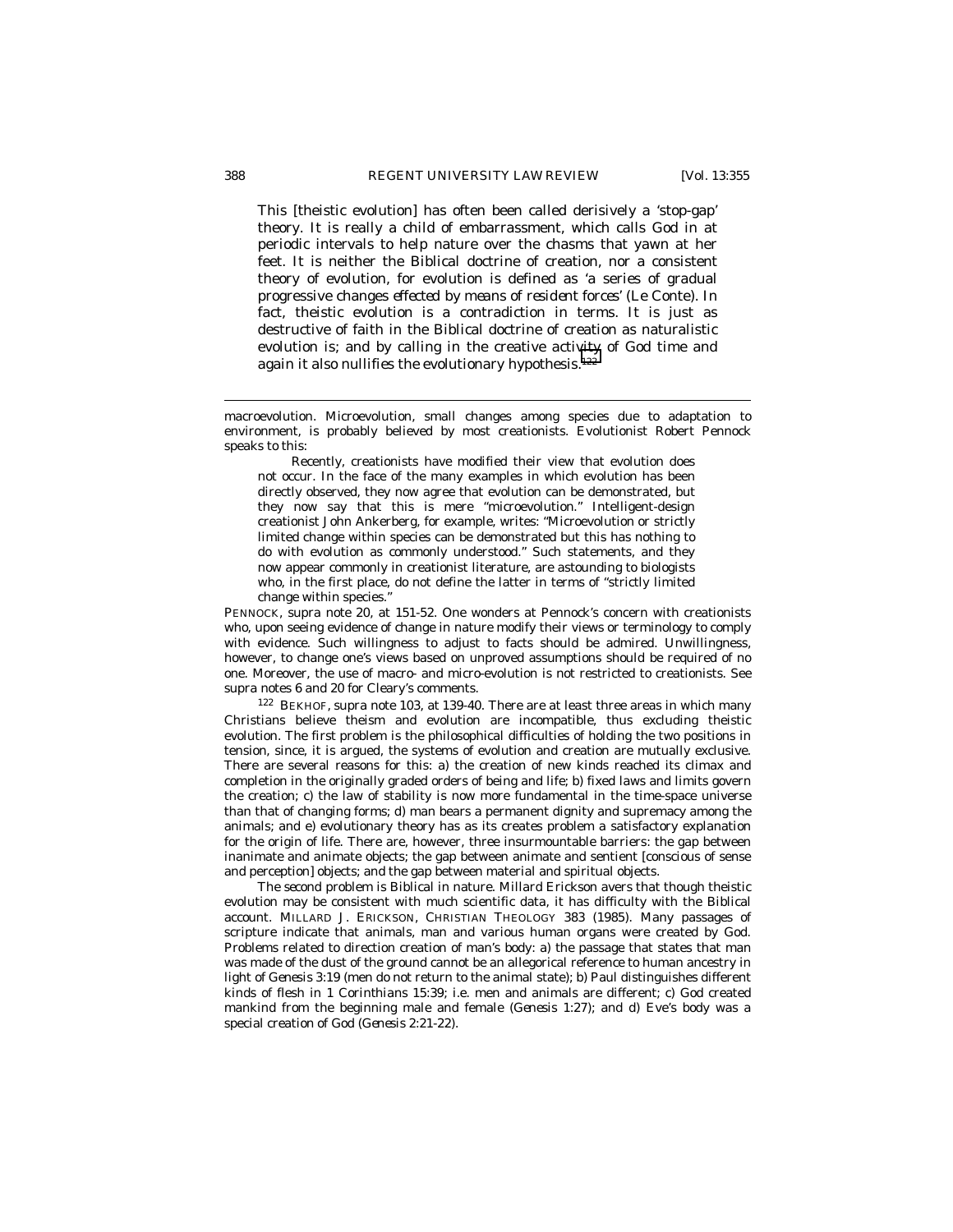> This [theistic evolution] has often been called derisively a 'stop-gap' theory. It is really a child of embarrassment, which calls God in at periodic intervals to help nature over the chasms that yawn at her feet. It is neither the Biblical doctrine of creation, nor a consistent theory of evolution, for evolution is defined as 'a series of gradual progressive changes *effected by means of resident forces*' (Le Conte). In fact, theistic evolution is a contradiction in terms. It is just as destructive of faith in the Biblical doctrine of creation as naturalistic evolution is; and by calling in the creative activity of God time and again it also nullifies the evolutionary hypothesis.[122]

---

macroevolution. Microevolution, small changes among species due to adaptation to environment, is probably believed by most creationists. Evolutionist Robert Pennock speaks to this:

> Recently, creationists have modified their view that evolution does not occur. In the face of the many examples in which evolution has been directly observed, they now agree that evolution can be demonstrated, but they now say that this is mere "microevolution." Intelligent-design creationist John Ankerberg, for example, writes: "Microevolution or strictly limited change within species can be demonstrated but this has nothing to do with evolution as commonly understood." Such statements, and they now appear commonly in creationist literature, are astounding to biologists who, in the first place, do not define the latter in terms of "strictly limited change within species."

PENNOCK, *supra* note 20, at 151-52. One wonders at Pennock's concern with creationists who, upon seeing evidence of change in nature modify their views or terminology to comply with evidence. Such willingness to adjust to facts should be admired. Unwillingness, however, to change one's views based on unproved assumptions should be required of no one. Moreover, the use of macro- and micro-evolution is not restricted to creationists. *See supra* notes 6 and 20 for Cleary's comments.

[122] BEKHOF, *supra* note 103, at 139-40. There are at least three areas in which many Christians believe theism and evolution are incompatible, thus excluding theistic evolution. The first problem is the philosophical difficulties of holding the two positions in tension, since, it is argued, the systems of evolution and creation are mutually exclusive. There are several reasons for this: a) the creation of new kinds reached its climax and completion in the originally graded orders of being and life; b) fixed laws and limits govern the creation; c) the law of stability is now more fundamental in the time-space universe than that of changing forms; d) man bears a permanent dignity and supremacy among the animals; and e) evolutionary theory has as its creates problem a satisfactory explanation for the origin of life. There are, however, three insurmountable barriers: the gap between inanimate and animate objects; the gap between animate and sentient [conscious of sense and perception] objects; and the gap between material and spiritual objects.

The second problem is Biblical in nature. Millard Erickson avers that though theistic evolution may be consistent with much scientific data, it has difficulty with the Biblical account. MILLARD J. ERICKSON, CHRISTIAN THEOLOGY 383 (1985). Many passages of scripture indicate that animals, man and various human organs were created by God. Problems related to direction creation of man's body: a) the passage that states that man was made of the dust of the ground cannot be an allegorical reference to human ancestry in light of *Genesis* 3:19 (men do not return to the animal state); b) Paul distinguishes different kinds of flesh in *1 Corinthians* 15:39; i.e. men and animals are different; c) God created mankind from the beginning male and female (*Genesis* 1:27); and d) Eve's body was a special creation of God (*Genesis* 2:21-22).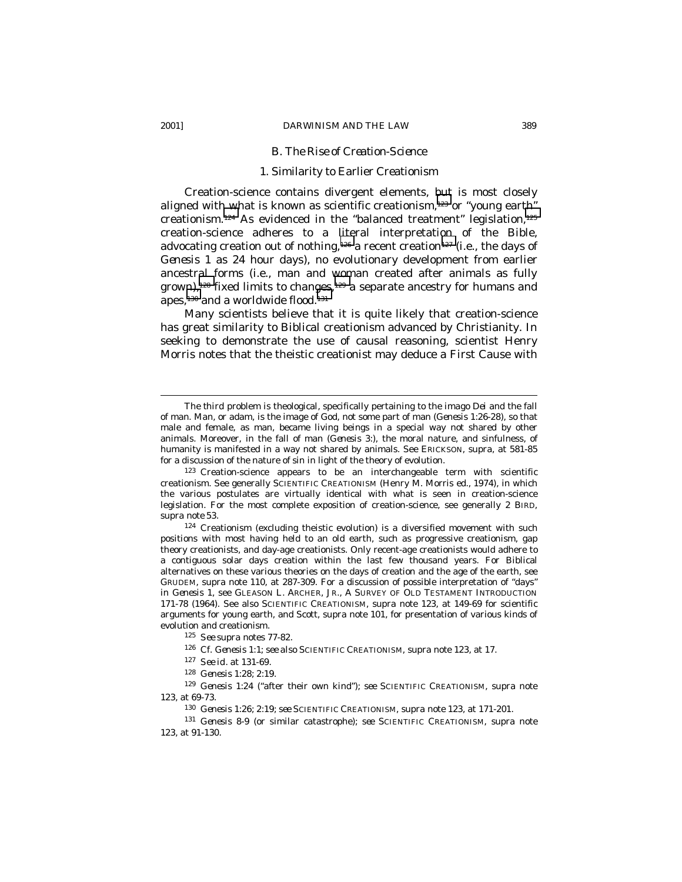### B. *The Rise of Creation-Science*

#### 1. Similarity to Earlier Creationism

Creation-science contains divergent elements, but is most closely aligned with what is known as scientific creationism,[123] or "young earth" creationism.[124] As evidenced in the "balanced treatment" legislation,[125] creation-science adheres to a literal interpretation of the Bible, advocating creation out of nothing,[126] a recent creation[127] (i.e., the days of *Genesis* 1 as 24 hour days), no evolutionary development from earlier ancestral forms (i.e., man and woman created after animals as fully grown),[128] fixed limits to changes,[129] a separate ancestry for humans and apes,[130] and a worldwide flood.[131]

Many scientists believe that it is quite likely that creation-science has great similarity to Biblical creationism advanced by Christianity. In seeking to demonstrate the use of causal reasoning, scientist Henry Morris notes that the theistic creationist may deduce a First Cause with

---

The third problem is theological, specifically pertaining to the imago Dei and the fall of man. Man, or adam, is the image of God, not some part of man (*Genesis* 1:26-28), so that male and female, as man, became living beings in a special way not shared by other animals. Moreover, in the fall of man (*Genesis* 3:), the moral nature, and sinfulness, of humanity is manifested in a way not shared by animals. *See* ERICKSON, *supra*, at 581-85 for a discussion of the nature of sin in light of the theory of evolution.

[123] Creation-science appears to be an interchangeable term with scientific creationism. *See generally* SCIENTIFIC CREATIONISM (Henry M. Morris ed., 1974), in which the various postulates are virtually identical with what is seen in creation-science legislation. For the most complete exposition of creation-science, see generally 2 BIRD, *supra* note 53.

[124] Creationism (excluding theistic evolution) is a diversified movement with such positions with most having held to an old earth, such as progressive creationism, gap theory creationists, and day-age creationists. Only recent-age creationists would adhere to a contiguous solar days creation within the last few thousand years. For Biblical alternatives on these various theories on the days of creation and the age of the earth, see GRUDEM, *supra* note 110, at 287-309. For a discussion of possible interpretation of "days" in *Genesis* 1, see GLEASON L. ARCHER, JR., A SURVEY OF OLD TESTAMENT INTRODUCTION 171-78 (1964). *See also* SCIENTIFIC CREATIONISM, *supra* note 123, at 149-69 for scientific arguments for young earth, and Scott, *supra* note 101, for presentation of various kinds of evolution and creationism.

[125] *See supra* notes 77-82.

[126] *Cf. Genesis* 1:1; *see also* SCIENTIFIC CREATIONISM, *supra* note 123, at 17.

[127] *See id.* at 131-69.

[128] *Genesis* 1:28; 2:19.

[129] *Genesis* 1:24 ("after their own kind"); *see* SCIENTIFIC CREATIONISM, *supra* note 123, at 69-73.

[130] *Genesis* 1:26; 2:19; *see* SCIENTIFIC CREATIONISM, *supra* note 123, at 171-201.

[131] *Genesis* 8-9 (or similar catastrophe); *see* SCIENTIFIC CREATIONISM, *supra* note 123, at 91-130.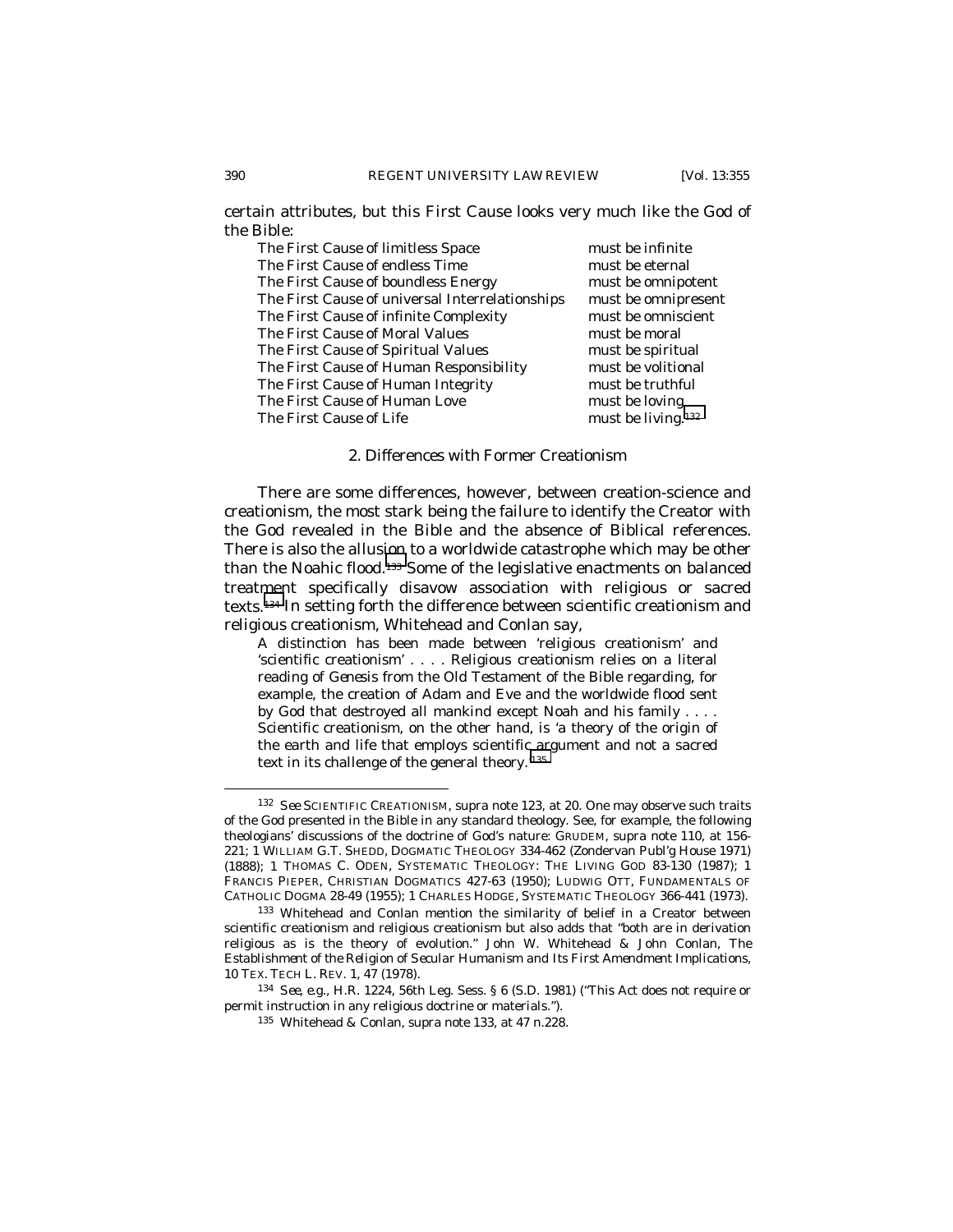certain attributes, but this First Cause looks very much like the God of the Bible:

| | |
|---|---|
| The First Cause of limitless Space | must be infinite |
| The First Cause of endless Time | must be eternal |
| The First Cause of boundless Energy | must be omnipotent |
| The First Cause of universal Interrelationships | must be omnipresent |
| The First Cause of infinite Complexity | must be omniscient |
| The First Cause of Moral Values | must be moral |
| The First Cause of Spiritual Values | must be spiritual |
| The First Cause of Human Responsibility | must be volitional |
| The First Cause of Human Integrity | must be truthful |
| The First Cause of Human Love | must be loving |
| The First Cause of Life | must be living.[132] |

### 2. Differences with Former Creationism

There are some differences, however, between creation-science and creationism, the most stark being the failure to identify the Creator with the God revealed in the Bible and the absence of Biblical references. There is also the allusion to a worldwide catastrophe which may be other than the Noahic flood.[133] Some of the legislative enactments on balanced treatment specifically disavow association with religious or sacred texts.[134] In setting forth the difference between scientific creationism and religious creationism, Whitehead and Conlan say,

> A distinction has been made between 'religious creationism' and 'scientific creationism' . . . . Religious creationism relies on a literal reading of *Genesis* from the Old Testament of the Bible regarding, for example, the creation of Adam and Eve and the worldwide flood sent by God that destroyed all mankind except Noah and his family . . . . Scientific creationism, on the other hand, is 'a theory of the origin of the earth and life that employs scientific argument and not a sacred text in its challenge of the general theory.'[135]

---

[132] *See* SCIENTIFIC CREATIONISM, *supra* note 123, at 20. One may observe such traits of the God presented in the Bible in any standard theology. See, for example, the following theologians' discussions of the doctrine of God's nature: GRUDEM, *supra* note 110, at 156-221; 1 WILLIAM G.T. SHEDD, DOGMATIC THEOLOGY 334-462 (Zondervan Publ'g House 1971) (1888); 1 THOMAS C. ODEN, SYSTEMATIC THEOLOGY: THE LIVING GOD 83-130 (1987); 1 FRANCIS PIEPER, CHRISTIAN DOGMATICS 427-63 (1950); LUDWIG OTT, FUNDAMENTALS OF CATHOLIC DOGMA 28-49 (1955); 1 CHARLES HODGE, SYSTEMATIC THEOLOGY 366-441 (1973).

[133] Whitehead and Conlan mention the similarity of belief in a Creator between scientific creationism and religious creationism but also adds that "both are in derivation religious as is the theory of evolution." John W. Whitehead & John Conlan, *The Establishment of the Religion of Secular Humanism and Its First Amendment Implications*, 10 TEX. TECH L. REV. 1, 47 (1978).

[134] *See, e.g.*, H.R. 1224, 56th Leg. Sess. § 6 (S.D. 1981) ("This Act does not require or permit instruction in any religious doctrine or materials.").

[135] Whitehead & Conlan, *supra* note 133, at 47 n.228.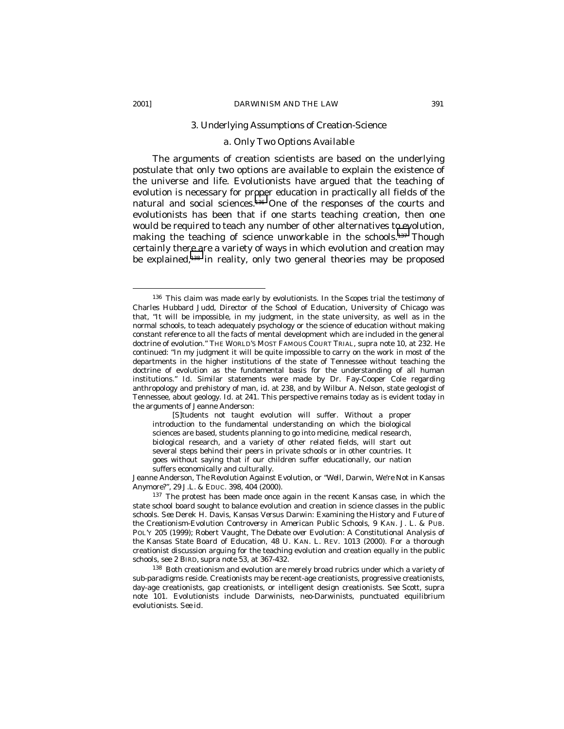### 3. Underlying Assumptions of Creation-Science

#### a. Only Two Options Available

The arguments of creation scientists are based on the underlying postulate that only two options are available to explain the existence of the universe and life. Evolutionists have argued that the teaching of evolution is necessary for proper education in practically all fields of the natural and social sciences.[136] One of the responses of the courts and evolutionists has been that if one starts teaching creation, then one would be required to teach any number of other alternatives to evolution, making the teaching of science unworkable in the schools.[137] Though certainly there are a variety of ways in which evolution and creation may be explained,[138] in reality, only two general theories may be proposed

---

[136] This claim was made early by evolutionists. In the *Scopes* trial the testimony of Charles Hubbard Judd, Director of the School of Education, University of Chicago was that, "It will be impossible, in my judgment, in the state university, as well as in the normal schools, to teach adequately psychology or the science of education without making constant reference to all the facts of mental development which are included in the general doctrine of evolution." THE WORLD'S MOST FAMOUS COURT TRIAL, *supra* note 10, at 232. He continued: "In my judgment it will be quite impossible to carry on the work in most of the departments in the higher institutions of the state of Tennessee without teaching the doctrine of evolution as the fundamental basis for the understanding of all human institutions." *Id.* Similar statements were made by Dr. Fay-Cooper Cole regarding anthropology and prehistory of man, *id.* at 238, and by Wilbur A. Nelson, state geologist of Tennessee, about geology. *Id.* at 241. This perspective remains today as is evident today in the arguments of Jeanne Anderson:

> [S]tudents not taught evolution will suffer. Without a proper introduction to the fundamental understanding on which the biological sciences are based, students planning to go into medicine, medical research, biological research, and a variety of other related fields, will start out several steps behind their peers in private schools or in other countries. It goes without saying that if our children suffer educationally, our nation suffers economically and culturally.

Jeanne Anderson, *The Revolution Against Evolution, or "Well, Darwin, We're Not in Kansas Anymore?"*, 29 J.L. & EDUC. 398, 404 (2000).

[137] The protest has been made once again in the recent Kansas case, in which the state school board sought to balance evolution and creation in science classes in the public schools. *See* Derek H. Davis, *Kansas Versus Darwin: Examining the History and Future of the Creationism-Evolution Controversy in American Public Schools*, 9 KAN. J. L. & PUB. POL'Y 205 (1999); Robert Vaught, *The Debate over Evolution: A Constitutional Analysis of the Kansas State Board of Education*, 48 U. KAN. L. REV. 1013 (2000). For a thorough creationist discussion arguing for the teaching evolution and creation equally in the public schools, see 2 BIRD, *supra* note 53, at 367-432.

[138] Both creationism and evolution are merely broad rubrics under which a variety of sub-paradigms reside. Creationists may be recent-age creationists, progressive creationists, day-age creationists, gap creationists, or intelligent design creationists. *See* Scott, *supra* note 101. Evolutionists include Darwinists, neo-Darwinists, punctuated equilibrium evolutionists. *See id.*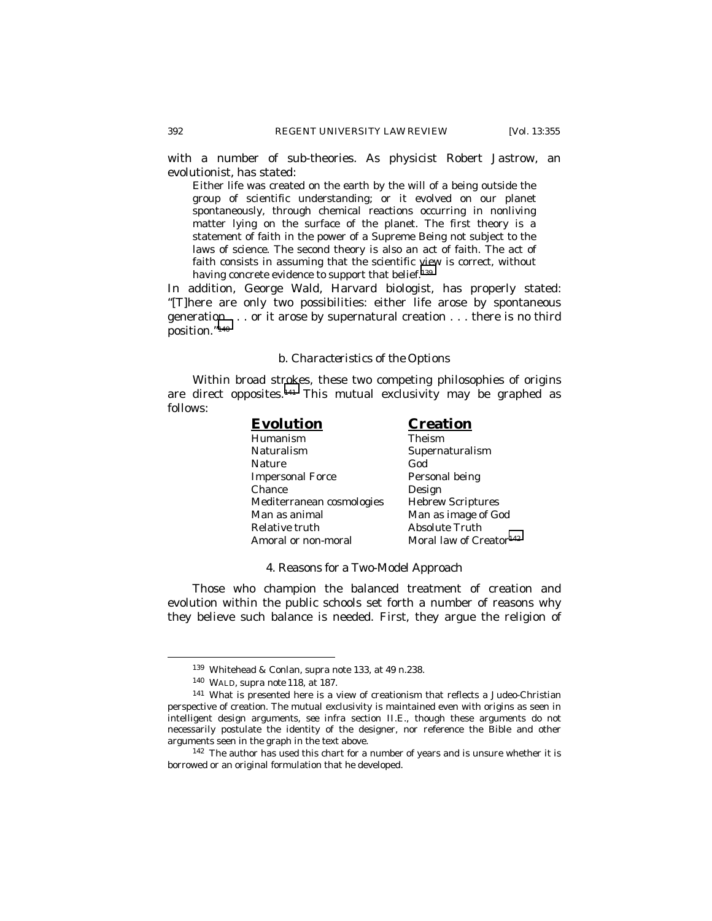with a number of sub-theories. As physicist Robert Jastrow, an evolutionist, has stated:

> Either life was created on the earth by the will of a being outside the group of scientific understanding; or it evolved on our planet spontaneously, through chemical reactions occurring in nonliving matter lying on the surface of the planet. The first theory is a statement of faith in the power of a Supreme Being not subject to the laws of science. The second theory is also an act of faith. The act of faith consists in assuming that the scientific view is correct, without having concrete evidence to support that belief.[139]

In addition, George Wald, Harvard biologist, has properly stated: "[T]here are only two possibilities: either life arose by spontaneous generation . . . or it arose by supernatural creation . . . there is no third position."[140]

#### b. Characteristics of the Options

Within broad strokes, these two competing philosophies of origins are direct opposites.[141] This mutual exclusivity may be graphed as follows:

| **Evolution** | **Creation** |
|---|---|
| Humanism | Theism |
| Naturalism | Supernaturalism |
| Nature | God |
| Impersonal Force | Personal being |
| Chance | Design |
| Mediterranean cosmologies | Hebrew Scriptures |
| Man as animal | Man as image of God |
| Relative truth | Absolute Truth |
| Amoral or non-moral | Moral law of Creator[142] |

### 4. Reasons for a Two-Model Approach

Those who champion the balanced treatment of creation and evolution within the public schools set forth a number of reasons why they believe such balance is needed. First, they argue the religion of

---

[139] Whitehead & Conlan, supra note 133, at 49 n.238.

[140] WALD, supra note 118, at 187.

[141] What is presented here is a view of creationism that reflects a Judeo-Christian perspective of creation. The mutual exclusivity is maintained even with origins as seen in intelligent design arguments, see infra section II.E., though these arguments do not necessarily postulate the identity of the designer, nor reference the Bible and other arguments seen in the graph in the text above.

[142] The author has used this chart for a number of years and is unsure whether it is borrowed or an original formulation that he developed.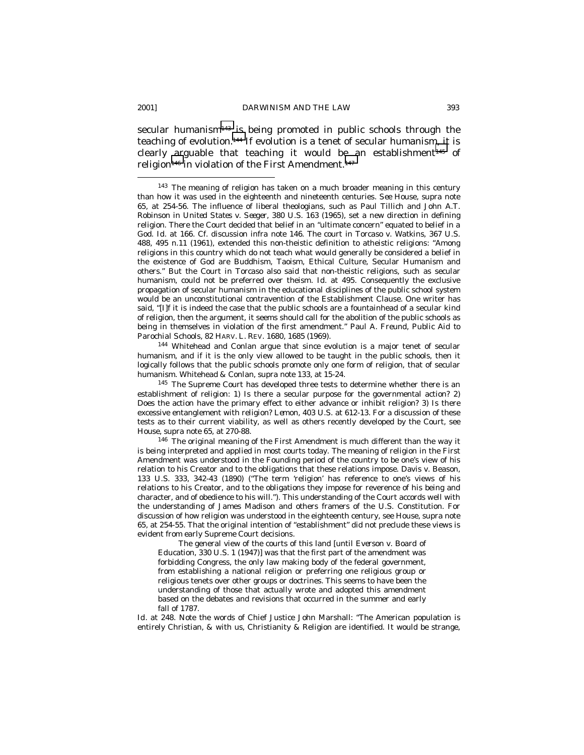secular humanism[143] is being promoted in public schools through the teaching of evolution.[144] If evolution is a tenet of secular humanism, it is clearly arguable that teaching it would be an establishment[145] of religion[146] in violation of the First Amendment.[147]

---

[143] The meaning of religion has taken on a much broader meaning in this century than how it was used in the eighteenth and nineteenth centuries. *See* House, *supra* note 65, at 254-56. The influence of liberal theologians, such as Paul Tillich and John A.T. Robinson in *United States v. Seeger*, 380 U.S. 163 (1965), set a new direction in defining religion. There the Court decided that belief in an "ultimate concern" equated to belief in a God. *Id.* at 166. *Cf.* discussion *infra* note 146. The court in *Torcaso v. Watkins*, 367 U.S. 488, 495 n.11 (1961), extended this non-theistic definition to atheistic religions: "Among religions in this country which do not teach what would generally be considered a belief in the existence of God are Buddhism, Taoism, Ethical Culture, Secular Humanism and others." But the Court in *Torcaso* also said that non-theistic religions, such as secular humanism, could not be preferred over theism. *Id.* at 495. Consequently the exclusive propagation of secular humanism in the educational disciplines of the public school system would be an unconstitutional contravention of the Establishment Clause. One writer has said, "[I]f it is indeed the case that the public schools are a fountainhead of a secular kind of religion, then the argument, it seems should call for the abolition of the public schools as being in themselves in violation of the first amendment." Paul A. Freund, *Public Aid to Parochial Schools*, 82 HARV. L. REV. 1680, 1685 (1969).

[144] Whitehead and Conlan argue that since evolution is a major tenet of secular humanism, and if it is the only view allowed to be taught in the public schools, then it logically follows that the public schools promote only one form of religion, that of secular humanism. Whitehead & Conlan, *supra* note 133, at 15-24.

[145] The Supreme Court has developed three tests to determine whether there is an establishment of religion: 1) Is there a secular purpose for the governmental action? 2) Does the action have the primary effect to either advance or inhibit religion? 3) Is there excessive entanglement with religion? *Lemon*, 403 U.S. at 612-13. For a discussion of these tests as to their current viability, as well as others recently developed by the Court, see House, *supra* note 65, at 270-88.

[146] The original meaning of the First Amendment is much different than the way it is being interpreted and applied in most courts today. The meaning of religion in the First Amendment was understood in the Founding period of the country to be one's view of his relation to his Creator and to the obligations that these relations impose. *Davis v. Beason*, 133 U.S. 333, 342-43 (1890) ("The term 'religion' has reference to one's views of his relations to his Creator, and to the obligations they impose for reverence of his being and character, and of obedience to his will."). This understanding of the Court accords well with the understanding of James Madison and others framers of the U.S. Constitution. For discussion of how religion was understood in the eighteenth century, see House, *supra* note 65, at 254-55. That the original intention of "establishment" did not preclude these views is evident from early Supreme Court decisions.

> The general view of the courts of this land [until *Everson v. Board of Education*, 330 U.S. 1 (1947)] was that the first part of the amendment was forbidding Congress, the only law making body of the federal government, from establishing a national religion or preferring one religious group or religious tenets over other groups or doctrines. This seems to have been the understanding of those that actually wrote and adopted this amendment based on the debates and revisions that occurred in the summer and early fall of 1787.

*Id.* at 248. Note the words of Chief Justice John Marshall: "The American population is entirely Christian, & with us, Christianity & Religion are identified. It would be strange,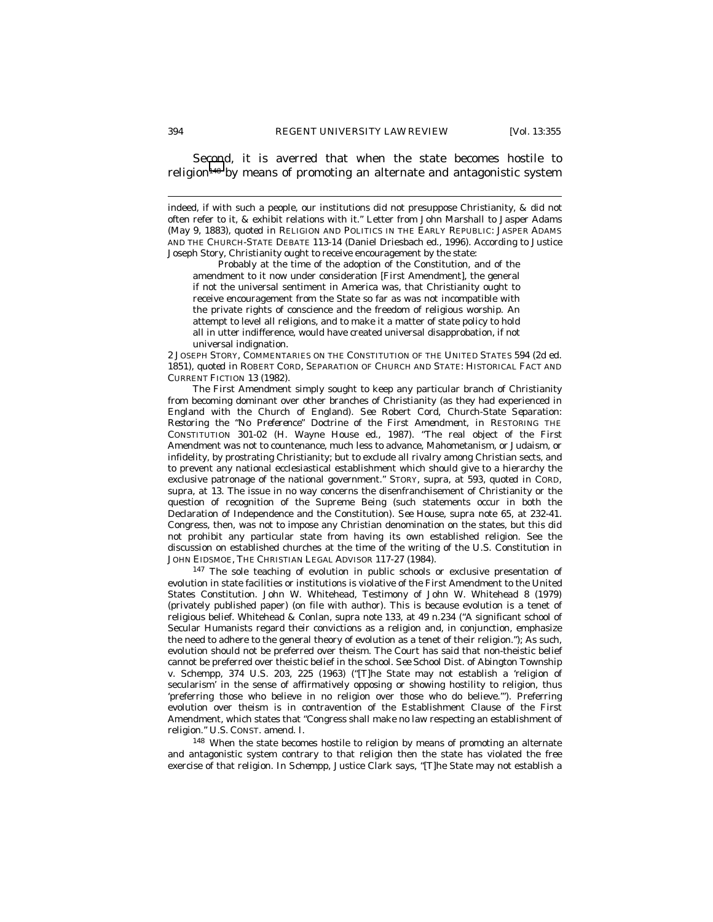Second, it is averred that when the state becomes hostile to religion[148] by means of promoting an alternate and antagonistic system

---

indeed, if with such a people, our institutions did not presuppose Christianity, & did not often refer to it, & exhibit relations with it." Letter from John Marshall to Jasper Adams (May 9, 1883), *quoted in* RELIGION AND POLITICS IN THE EARLY REPUBLIC: JASPER ADAMS AND THE CHURCH-STATE DEBATE 113-14 (Daniel Driesbach ed., 1996). According to Justice Joseph Story, Christianity ought to receive encouragement by the state:

> Probably at the time of the adoption of the Constitution, and of the amendment to it now under consideration [First Amendment], the general if not the universal sentiment in America was, that Christianity ought to receive encouragement from the State so far as was not incompatible with the private rights of conscience and the freedom of religious worship. An attempt to level all religions, and to make it a matter of state policy to hold all in utter indifference, would have created universal disapprobation, if not universal indignation.

2 JOSEPH STORY, COMMENTARIES ON THE CONSTITUTION OF THE UNITED STATES 594 (2d ed. 1851), *quoted in* ROBERT CORD, SEPARATION OF CHURCH AND STATE: HISTORICAL FACT AND CURRENT FICTION 13 (1982).

The First Amendment simply sought to keep any particular branch of Christianity from becoming dominant over other branches of Christianity (as they had experienced in England with the Church of England). *See* Robert Cord, *Church-State Separation: Restoring the "No Preference" Doctrine of the First Amendment*, *in* RESTORING THE CONSTITUTION 301-02 (H. Wayne House ed., 1987). "The real object of the First Amendment was not to countenance, much less to advance, Mahometanism, or Judaism, or infidelity, by prostrating Christianity; but to exclude all rivalry among Christian sects, and to prevent any national ecclesiastical establishment which should give to a hierarchy the exclusive patronage of the national government." STORY, *supra*, at 593, *quoted in* CORD, *supra*, at 13. The issue in no way concerns the disenfranchisement of Christianity or the question of recognition of the Supreme Being (such statements occur in both the Declaration of Independence and the Constitution). *See* House, *supra* note 65, at 232-41. Congress, then, was not to impose any Christian denomination on the states, but this did not prohibit any particular state from having its own established religion. See the discussion on established churches at the time of the writing of the U.S. Constitution in JOHN EIDSMOE, THE CHRISTIAN LEGAL ADVISOR 117-27 (1984).

[147] The sole teaching of evolution in public schools or exclusive presentation of evolution in state facilities or institutions is violative of the First Amendment to the United States Constitution. John W. Whitehead, Testimony of John W. Whitehead 8 (1979) (privately published paper) (on file with author). This is because evolution is a tenet of religious belief. Whitehead & Conlan, *supra* note 133, at 49 n.234 ("A significant school of Secular Humanists regard their convictions as a religion and, in conjunction, emphasize the need to adhere to the general theory of evolution as a tenet of their religion."); As such, evolution should not be preferred over theism. The Court has said that non-theistic belief cannot be preferred over theistic belief in the school. *See* School Dist. of Abington Township v. Schempp, 374 U.S. 203, 225 (1963) ("[T]he State may not establish a 'religion of secularism' in the sense of affirmatively opposing or showing hostility to religion, thus 'preferring those who believe in no religion over those who do believe.'"). Preferring evolution over theism is in contravention of the Establishment Clause of the First Amendment, which states that "Congress shall make no law respecting an establishment of religion." U.S. CONST. amend. I.

[148] When the state becomes hostile to religion by means of promoting an alternate and antagonistic system contrary to that religion then the state has violated the free exercise of that religion. In *Schempp*, Justice Clark says, "[T]he State may not establish a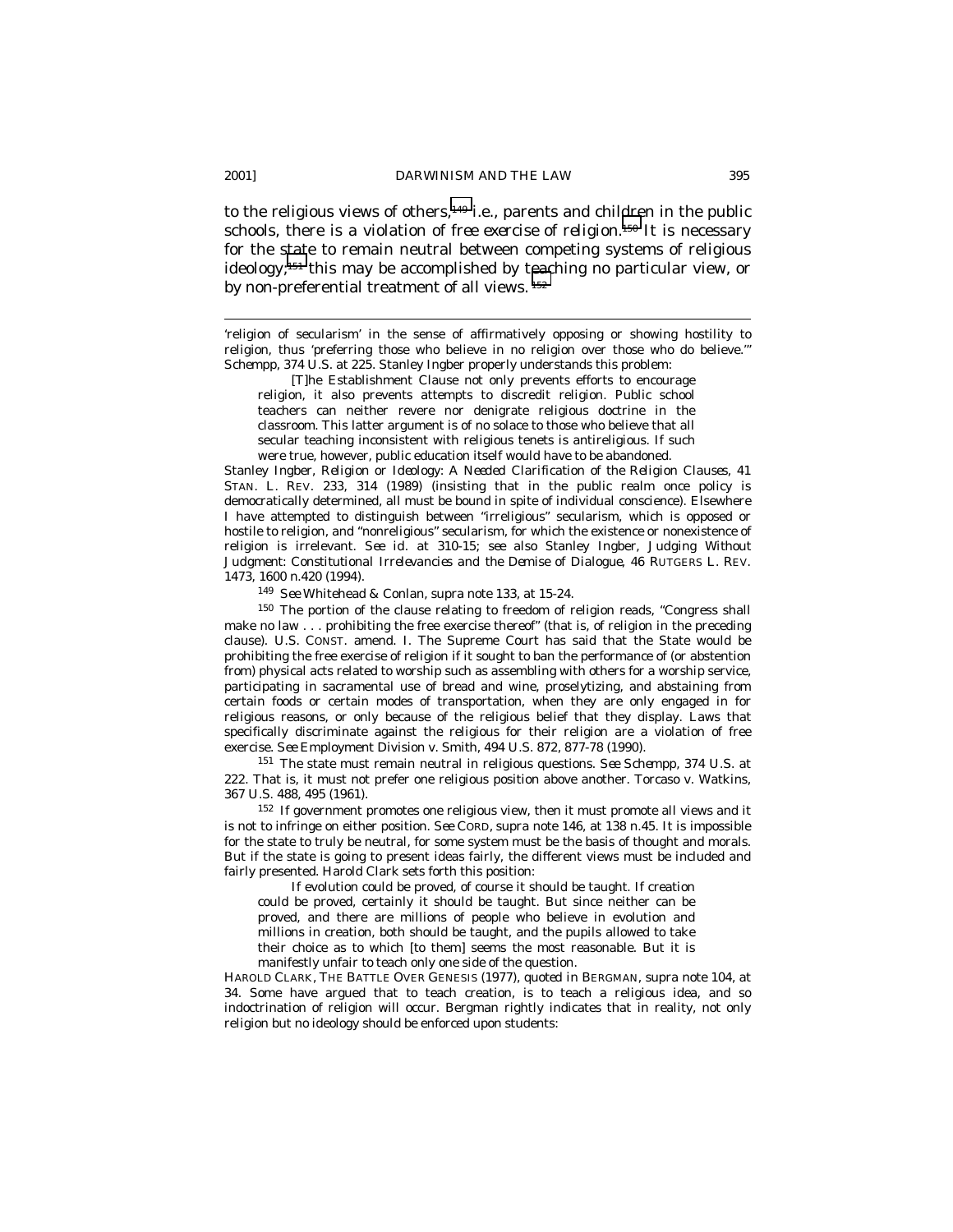to the religious views of others,[149] i.e., parents and children in the public schools, there is a violation of *free exercise of religion*.[150] It is necessary for the state to remain neutral between competing systems of religious ideology;[151] this may be accomplished by teaching no particular view, or by non-preferential treatment of all views.[152]

---

'religion of secularism' in the sense of affirmatively opposing or showing hostility to religion, thus 'preferring those who believe in no religion over those who do believe.'" *Schempp*, 374 U.S. at 225. Stanley Ingber properly understands this problem:

> [T]he Establishment Clause not only prevents efforts to encourage religion, it also prevents attempts to discredit religion. Public school teachers can neither revere nor denigrate religious doctrine in the classroom. This latter argument is of no solace to those who believe that all secular teaching inconsistent with religious tenets is antireligious. If such were true, however, public education itself would have to be abandoned.

Stanley Ingber, *Religion or Ideology: A Needed Clarification of the Religion Clauses*, 41 STAN. L. REV. 233, 314 (1989) (insisting that in the public realm once policy is democratically determined, all must be bound in spite of individual conscience). Elsewhere I have attempted to distinguish between "irreligious" secularism, which is opposed or hostile to religion, and "nonreligious" secularism, for which the existence or nonexistence of religion is irrelevant. *See id.* at 310-15; *see also* Stanley Ingber, *Judging Without Judgment: Constitutional Irrelevancies and the Demise of Dialogue*, 46 RUTGERS L. REV. 1473, 1600 n.420 (1994).

[149] *See* Whitehead & Conlan, *supra* note 133, at 15-24.

[150] The portion of the clause relating to freedom of religion reads, "Congress shall make no law . . . prohibiting the free exercise thereof" (that is, of religion in the preceding clause). U.S. CONST. amend. I. The Supreme Court has said that the State would be prohibiting the free exercise of religion if it sought to ban the performance of (or abstention from) physical acts related to worship such as assembling with others for a worship service, participating in sacramental use of bread and wine, proselytizing, and abstaining from certain foods or certain modes of transportation, when they are only engaged in for religious reasons, or only because of the religious belief that they display. Laws that specifically discriminate against the religious for their religion are a violation of free exercise. *See* Employment Division v. Smith, 494 U.S. 872, 877-78 (1990).

[151] The state must remain neutral in religious questions. *See Schempp*, 374 U.S. at 222. That is, it must not prefer one religious position above another. Torcaso v. Watkins, 367 U.S. 488, 495 (1961).

[152] If government promotes one religious view, then it must promote all views and it is not to infringe on either position. *See* CORD, *supra* note 146, at 138 n.45. It is impossible for the state to truly be neutral, for some system must be the basis of thought and morals. But if the state is going to present ideas fairly, the different views must be included and fairly presented. Harold Clark sets forth this position:

> If evolution could be proved, of course it should be taught. If creation could be proved, certainly it should be taught. But since neither can be proved, and there are millions of people who believe in evolution and millions in creation, both should be taught, and the pupils allowed to take their choice as to which [to them] seems the most reasonable. But it is manifestly unfair to teach only one side of the question.

HAROLD CLARK, THE BATTLE OVER GENESIS (1977), *quoted in* BERGMAN, *supra* note 104, at 34. Some have argued that to teach creation, is to teach a religious idea, and so indoctrination of religion will occur. Bergman rightly indicates that in reality, not only religion but no ideology should be enforced upon students: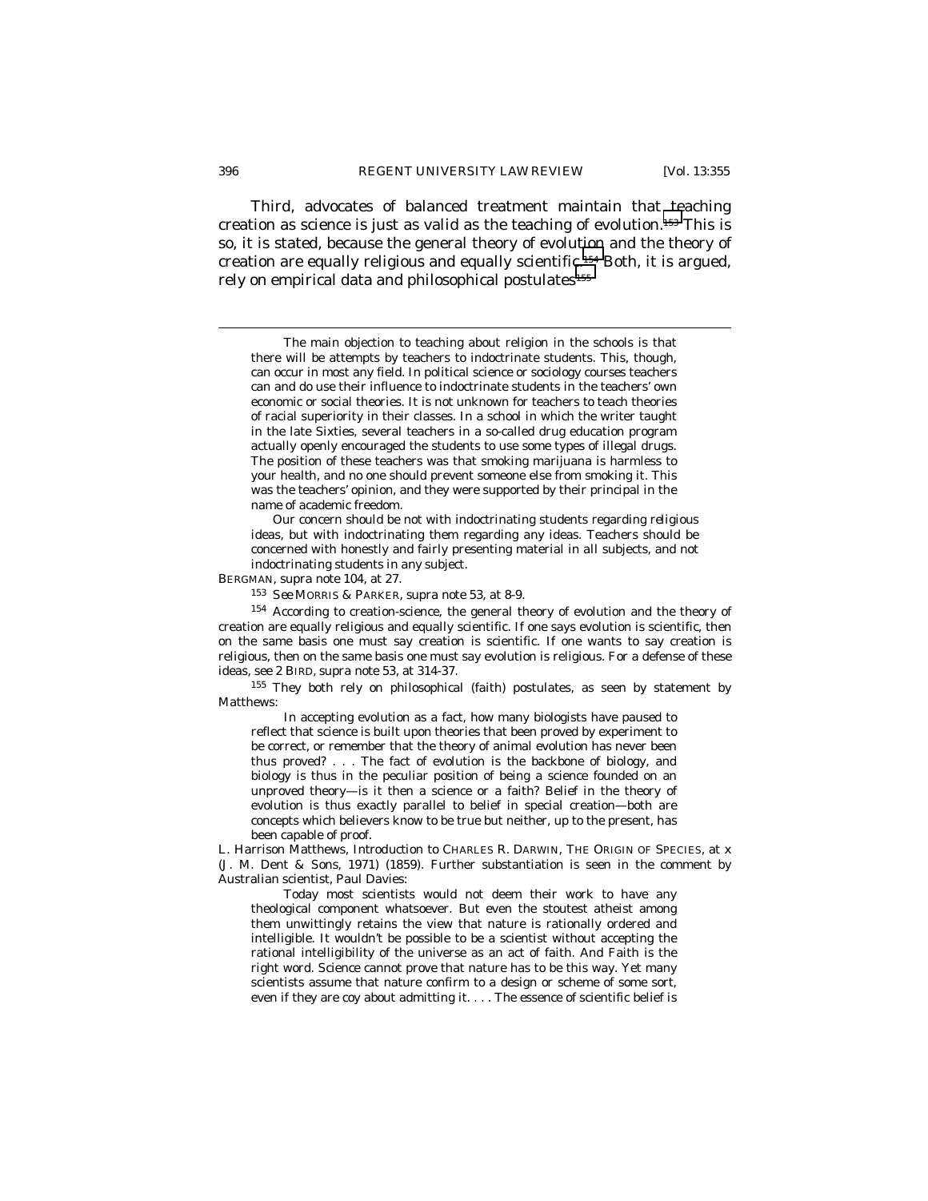Third, advocates of balanced treatment maintain that teaching creation as science is just as valid as the teaching of evolution.[153] This is so, it is stated, because the general theory of evolution and the theory of creation are equally religious and equally scientific.[154] Both, it is argued, rely on empirical data and philosophical postulates.[155]

> The main objection to teaching about religion in the schools is that there will be attempts by teachers to indoctrinate students. This, though, can occur in most any field. In political science or sociology courses teachers can and do use their influence to indoctrinate students in the teachers' own economic or social theories. It is not unknown for teachers to teach theories of racial superiority in their classes. In a school in which the writer taught in the late Sixties, several teachers in a so-called drug education program actually openly encouraged the students to use some types of illegal drugs. The position of these teachers was that smoking marijuana is harmless to your health, and no one should prevent someone else from smoking it. This was the teachers' opinion, and they were supported by their principal in the name of academic freedom.
>
> Our concern should be not with indoctrinating students regarding religious ideas, but with indoctrinating them regarding any ideas. Teachers should be concerned with honestly and fairly presenting material in all subjects, and not indoctrinating students in any subject.

BERGMAN, supra note 104, at 27.

[153] *See* MORRIS & PARKER, supra note 53, at 8-9.

[154] According to creation-science, the general theory of evolution and the theory of creation are equally religious and equally scientific. If one says evolution is scientific, then on the same basis one must say creation is scientific. If one wants to say creation is religious, then on the same basis one must say evolution is religious. For a defense of these ideas, see 2 BIRD, supra note 53, at 314-37.

[155] They both rely on philosophical (faith) postulates, as seen by statement by Matthews:

> In accepting evolution as a fact, how many biologists have paused to reflect that science is built upon theories that been proved by experiment to be correct, or remember that the theory of animal evolution has never been thus proved? . . . The fact of evolution is the backbone of biology, and biology is thus in the peculiar position of being a science founded on an unproved theory—is it then a science or a faith? Belief in the theory of evolution is thus exactly parallel to belief in special creation—both are concepts which believers know to be true but neither, up to the present, has been capable of proof.

L. Harrison Matthews, Introduction to CHARLES R. DARWIN, THE ORIGIN OF SPECIES, at x (J. M. Dent & Sons, 1971) (1859). Further substantiation is seen in the comment by Australian scientist, Paul Davies:

> Today most scientists would not deem their work to have any theological component whatsoever. But even the stoutest atheist among them unwittingly retains the view that nature is rationally ordered and intelligible. It wouldn't be possible to be a scientist without accepting the rational intelligibility of the universe as an act of faith. And Faith is the right word. Science cannot prove that nature has to be this way. Yet many scientists assume that nature confirm to a design or scheme of some sort, even if they are coy about admitting it. . . . The essence of scientific belief is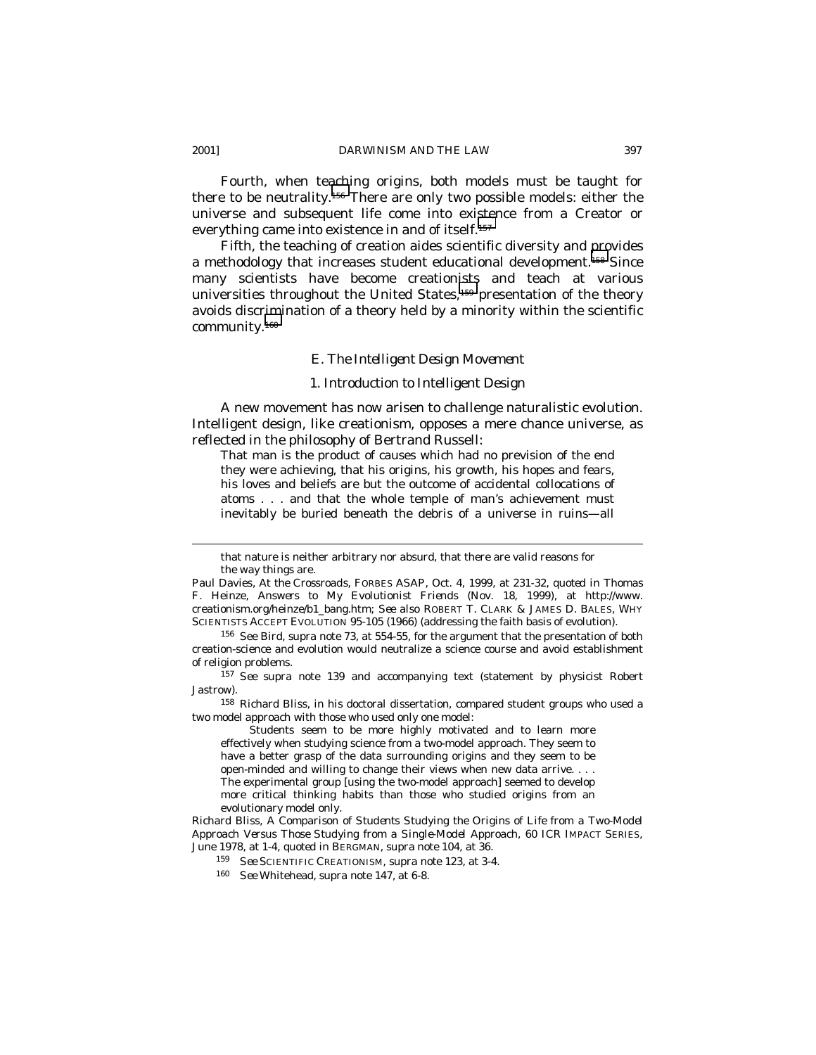Fourth, when teaching origins, both models must be taught for there to be neutrality.[156] There are only two possible models: either the universe and subsequent life come into existence from a Creator or everything came into existence in and of itself.[157]

Fifth, the teaching of creation aides scientific diversity and provides a methodology that increases student educational development.[158] Since many scientists have become creationists and teach at various universities throughout the United States,[159] presentation of the theory avoids discrimination of a theory held by a minority within the scientific community.[160]

### *E. The Intelligent Design Movement*

#### *1. Introduction to Intelligent Design*

A new movement has now arisen to challenge naturalistic evolution. Intelligent design, like creationism, opposes a mere chance universe, as reflected in the philosophy of Bertrand Russell:

> That man is the product of causes which had no prevision of the end they were achieving, that his origins, his growth, his hopes and fears, his loves and beliefs are but the outcome of accidental collocations of atoms . . . and that the whole temple of man's achievement must inevitably be buried beneath the debris of a universe in ruins—all

---

> that nature is neither arbitrary nor absurd, that there are valid reasons for the way things are.

Paul Davies, *At the Crossroads*, FORBES ASAP, Oct. 4, 1999, at 231-32, *quoted in* Thomas F. Heinze, *Answers to My Evolutionist Friends* (Nov. 18, 1999), *at* http://www.creationism.org/heinze/b1_bang.htm; *See also* ROBERT T. CLARK & JAMES D. BALES, WHY SCIENTISTS ACCEPT EVOLUTION 95-105 (1966) (addressing the faith basis of evolution).

[156] *See* Bird, *supra* note 73, at 554-55, for the argument that the presentation of both creation-science and evolution would neutralize a science course and avoid establishment of religion problems.

[157] *See supra* note 139 and accompanying text (statement by physicist Robert Jastrow).

[158] Richard Bliss, in his doctoral dissertation, compared student groups who used a two model approach with those who used only one model:

> Students seem to be more highly motivated and to learn more effectively when studying science from a two-model approach. They seem to have a better grasp of the data surrounding origins and they seem to be open-minded and willing to change their views when new data arrive. . . . The experimental group [using the two-model approach] seemed to develop more critical thinking habits than those who studied origins from an evolutionary model only.

Richard Bliss, *A Comparison of Students Studying the Origins of Life from a Two-Model Approach Versus Those Studying from a Single-Model Approach*, 60 ICR IMPACT SERIES, June 1978, at 1-4, *quoted in* BERGMAN, *supra* note 104, at 36.

[159] *See* SCIENTIFIC CREATIONISM, *supra* note 123, at 3-4.

[160] *See* Whitehead, *supra* note 147, at 6-8.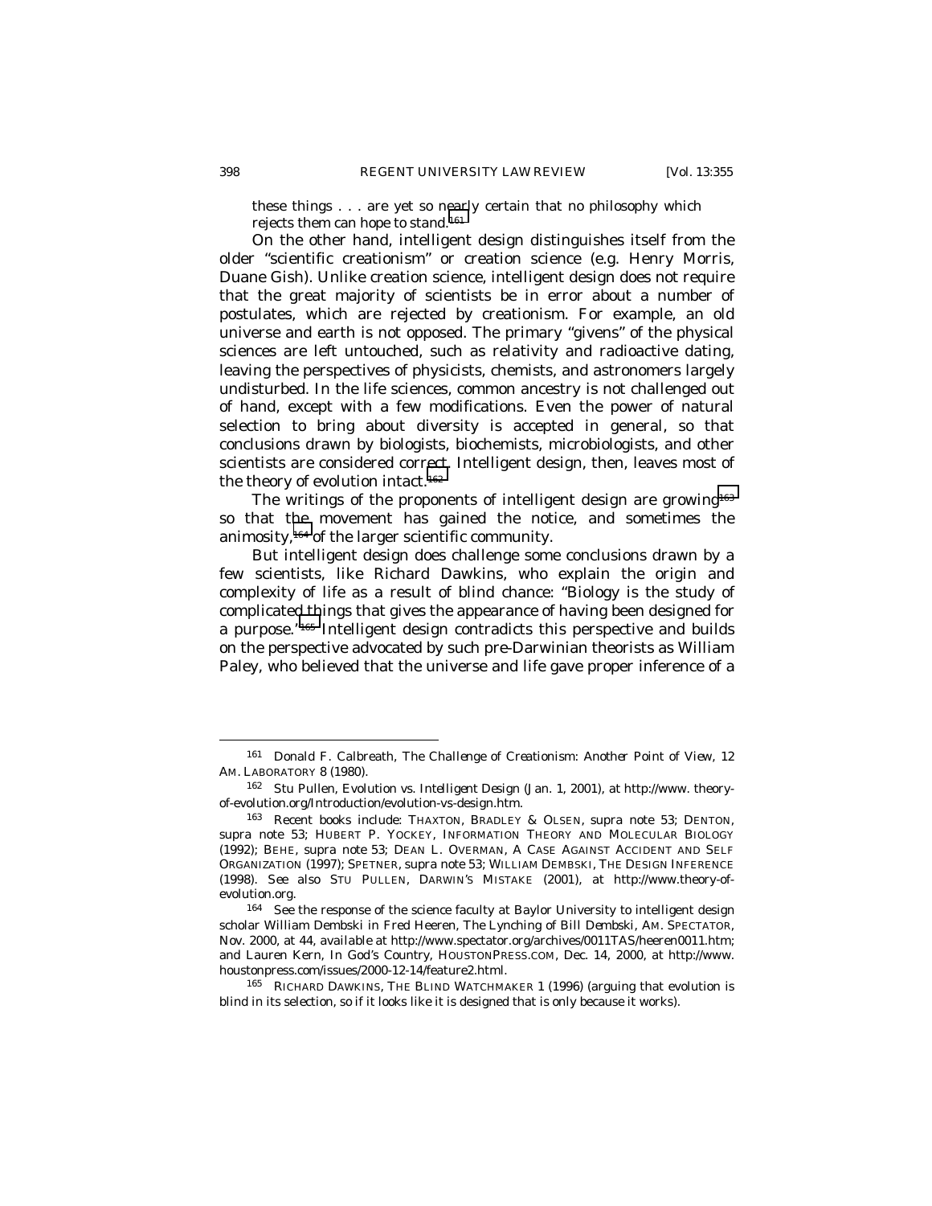these things . . . are yet so nearly certain that no philosophy which rejects them can hope to stand.[161]

On the other hand, intelligent design distinguishes itself from the older "scientific creationism" or creation science (e.g. Henry Morris, Duane Gish). Unlike creation science, intelligent design does not require that the great majority of scientists be in error about a number of postulates, which are rejected by creationism. For example, an old universe and earth is not opposed. The primary "givens" of the physical sciences are left untouched, such as relativity and radioactive dating, leaving the perspectives of physicists, chemists, and astronomers largely undisturbed. In the life sciences, common ancestry is not challenged out of hand, except with a few modifications. Even the power of natural selection to bring about diversity is accepted in general, so that conclusions drawn by biologists, biochemists, microbiologists, and other scientists are considered correct. Intelligent design, then, leaves most of the theory of evolution intact.[162]

The writings of the proponents of intelligent design are growing[163] so that the movement has gained the notice, and sometimes the animosity,[164] of the larger scientific community.

But intelligent design does challenge some conclusions drawn by a few scientists, like Richard Dawkins, who explain the origin and complexity of life as a result of blind chance: "Biology is the study of complicated things that gives the appearance of having been designed for a purpose."[165] Intelligent design contradicts this perspective and builds on the perspective advocated by such pre-Darwinian theorists as William Paley, who believed that the universe and life gave proper inference of a

---

[161] Donald F. Calbreath, *The Challenge of Creationism: Another Point of View*, 12 AM. LABORATORY 8 (1980).

[162] Stu Pullen, *Evolution vs. Intelligent Design* (Jan. 1, 2001), *at* http://www.theory-of-evolution.org/Introduction/evolution-vs-design.htm.

[163] Recent books include: THAXTON, BRADLEY & OLSEN, *supra* note 53; DENTON, *supra* note 53; HUBERT P. YOCKEY, INFORMATION THEORY AND MOLECULAR BIOLOGY (1992); BEHE, *supra* note 53; DEAN L. OVERMAN, A CASE AGAINST ACCIDENT AND SELF ORGANIZATION (1997); SPETNER, *supra* note 53; WILLIAM DEMBSKI, THE DESIGN INFERENCE (1998). *See also* STU PULLEN, DARWIN'S MISTAKE (2001), *at* http://www.theory-of-evolution.org.

[164] *See* the response of the science faculty at Baylor University to intelligent design scholar William Dembski in Fred Heeren, *The Lynching of Bill Dembski*, AM. SPECTATOR, Nov. 2000, at 44, *available at* http://www.spectator.org/archives/0011TAS/heeren0011.htm; and Lauren Kern, *In God's Country*, HOUSTONPRESS.COM, Dec. 14, 2000, *at* http://www.houstonpress.com/issues/2000-12-14/feature2.html.

[165] RICHARD DAWKINS, THE BLIND WATCHMAKER 1 (1996) (arguing that evolution is blind in its selection, so if it looks like it is designed that is only because it works).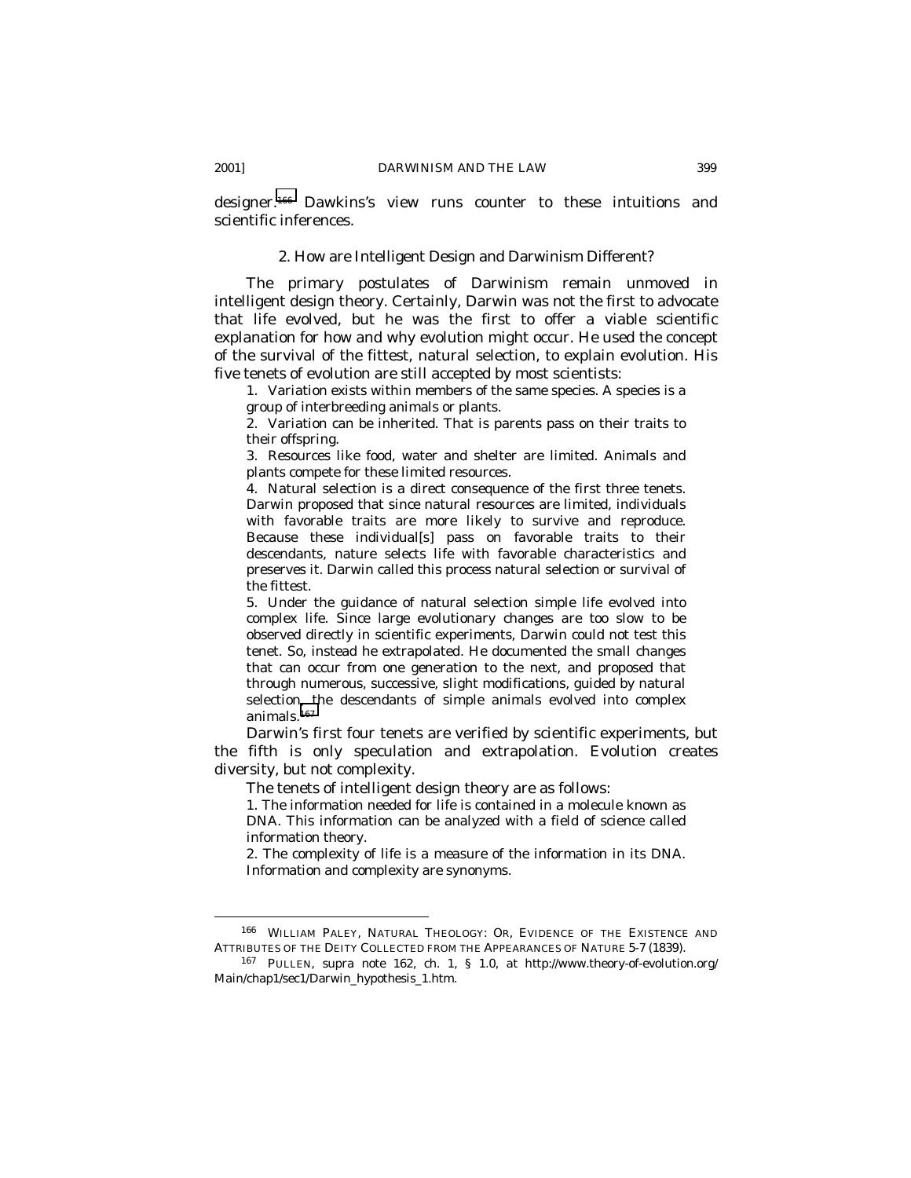designer.[166] Dawkins's view runs counter to these intuitions and scientific inferences.

### 2. How are Intelligent Design and Darwinism Different?

The primary postulates of Darwinism remain unmoved in intelligent design theory. Certainly, Darwin was not the first to advocate that life evolved, but he was the first to offer a viable scientific explanation for how and why evolution might occur. He used the concept of the survival of the fittest, natural selection, to explain evolution. His five tenets of evolution are still accepted by most scientists:

> 1. Variation exists within members of the same species. A species is a group of interbreeding animals or plants.
>
> 2. Variation can be inherited. That is parents pass on their traits to their offspring.
>
> 3. Resources like food, water and shelter are limited. Animals and plants compete for these limited resources.
>
> 4. Natural selection is a direct consequence of the first three tenets. Darwin proposed that since natural resources are limited, individuals with favorable traits are more likely to survive and reproduce. Because these individual[s] pass on favorable traits to their descendants, nature selects life with favorable characteristics and preserves it. Darwin called this process natural selection or survival of the fittest.
>
> 5. Under the guidance of natural selection simple life evolved into complex life. Since large evolutionary changes are too slow to be observed directly in scientific experiments, Darwin could not test this tenet. So, instead he extrapolated. He documented the small changes that can occur from one generation to the next, and proposed that through numerous, successive, slight modifications, guided by natural selection, the descendants of simple animals evolved into complex animals.[167]

Darwin's first four tenets are verified by scientific experiments, but the fifth is only speculation and extrapolation. Evolution creates diversity, but not complexity.

The tenets of intelligent design theory are as follows:

> 1. The information needed for life is contained in a molecule known as DNA. This information can be analyzed with a field of science called information theory.
>
> 2. The complexity of life is a measure of the information in its DNA. Information and complexity are synonyms.

---

[166] WILLIAM PALEY, NATURAL THEOLOGY: OR, EVIDENCE OF THE EXISTENCE AND ATTRIBUTES OF THE DEITY COLLECTED FROM THE APPEARANCES OF NATURE 5-7 (1839).

[167] PULLEN, supra note 162, ch. 1, § 1.0, at http://www.theory-of-evolution.org/Main/chap1/sec1/Darwin_hypothesis_1.htm.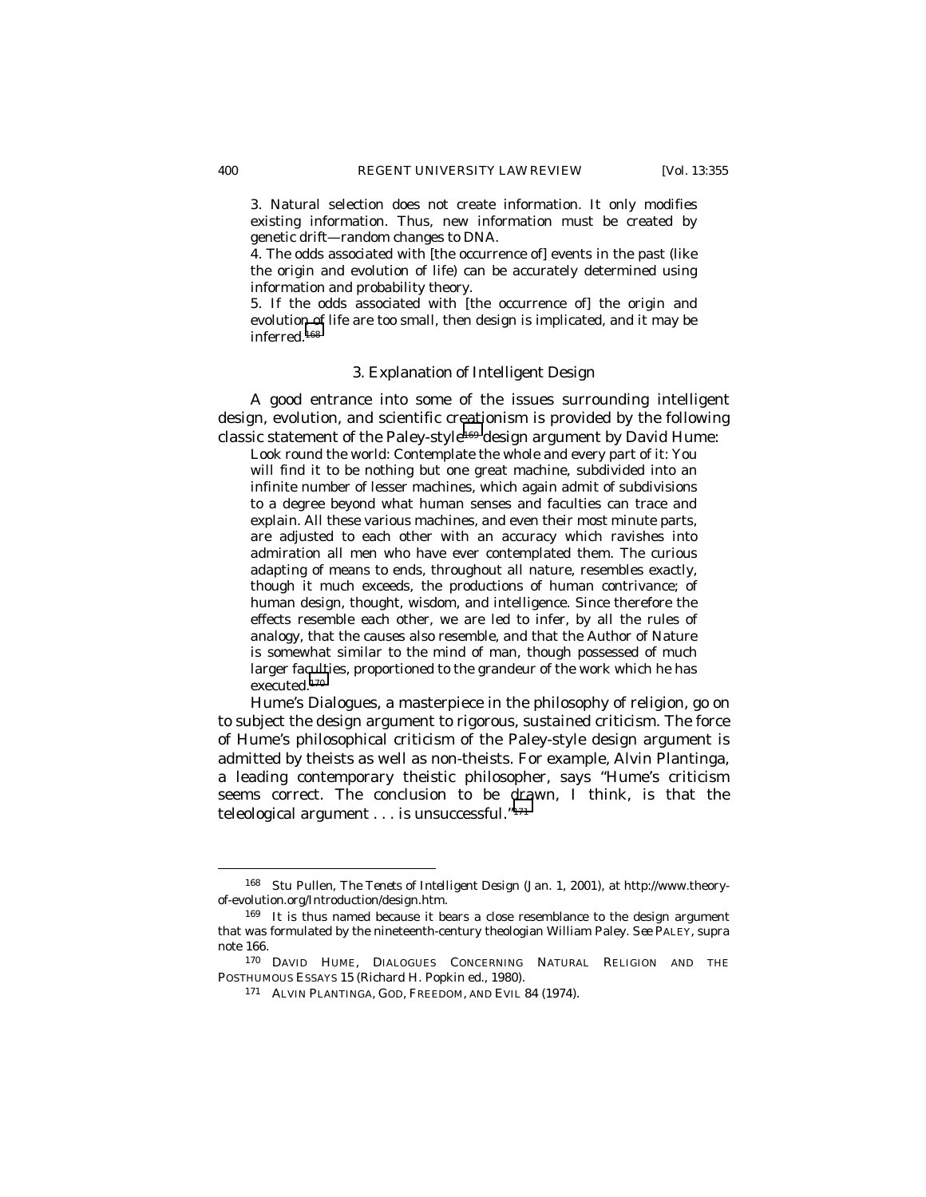3. Natural selection does not create information. It only modifies existing information. Thus, new information must be created by genetic drift—random changes to DNA.
4. The odds associated with [the occurrence of] events in the past (like the origin and evolution of life) can be accurately determined using information and probability theory.
5. If the odds associated with [the occurrence of] the origin and evolution of life are too small, then design is implicated, and it may be inferred.[168]

### 3. Explanation of Intelligent Design

A good entrance into some of the issues surrounding intelligent design, evolution, and scientific creationism is provided by the following classic statement of the Paley-style[169] design argument by David Hume:

> Look round the world: Contemplate the whole and every part of it: You will find it to be nothing but one great machine, subdivided into an infinite number of lesser machines, which again admit of subdivisions to a degree beyond what human senses and faculties can trace and explain. All these various machines, and even their most minute parts, are adjusted to each other with an accuracy which ravishes into admiration all men who have ever contemplated them. The curious adapting of means to ends, throughout all nature, resembles exactly, though it much exceeds, the productions of human contrivance; of human design, thought, wisdom, and intelligence. Since therefore the effects resemble each other, we are led to infer, by all the rules of analogy, that the causes also resemble, and that the Author of Nature is somewhat similar to the mind of man, though possessed of much larger faculties, proportioned to the grandeur of the work which he has executed.[170]

Hume's Dialogues, a masterpiece in the philosophy of religion, go on to subject the design argument to rigorous, sustained criticism. The force of Hume's philosophical criticism of the Paley-style design argument is admitted by theists as well as non-theists. For example, Alvin Plantinga, a leading contemporary theistic philosopher, says "Hume's criticism seems correct. The conclusion to be drawn, I think, is that the teleological argument . . . is unsuccessful."[171]

---

[168] Stu Pullen, *The Tenets of Intelligent Design* (Jan. 1, 2001), *at* http://www.theory-of-evolution.org/Introduction/design.htm.

[169] It is thus named because it bears a close resemblance to the design argument that was formulated by the nineteenth-century theologian William Paley. *See* PALEY, *supra* note 166.

[170] DAVID HUME, DIALOGUES CONCERNING NATURAL RELIGION AND THE POSTHUMOUS ESSAYS 15 (Richard H. Popkin ed., 1980).

[171] ALVIN PLANTINGA, GOD, FREEDOM, AND EVIL 84 (1974).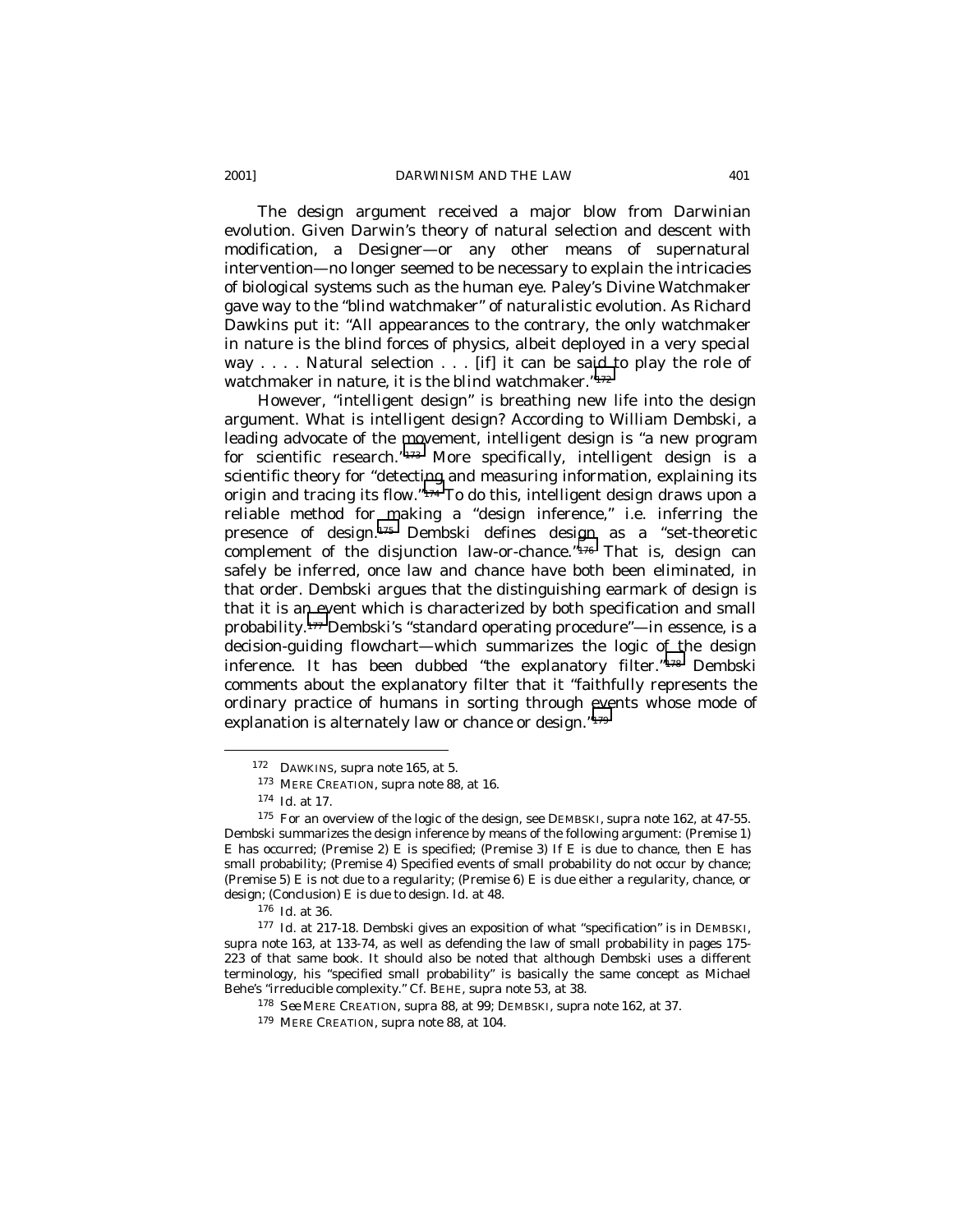The design argument received a major blow from Darwinian evolution. Given Darwin's theory of natural selection and descent with modification, a Designer—or any other means of supernatural intervention—no longer seemed to be necessary to explain the intricacies of biological systems such as the human eye. Paley's Divine Watchmaker gave way to the "blind watchmaker" of naturalistic evolution. As Richard Dawkins put it: "All appearances to the contrary, the only watchmaker in nature is the blind forces of physics, albeit deployed in a very special way . . . . Natural selection . . . [if] it can be said to play the role of watchmaker in nature, it is the blind watchmaker."[172]

However, "intelligent design" is breathing new life into the design argument. What is intelligent design? According to William Dembski, a leading advocate of the movement, intelligent design is "a new program for scientific research."[173] More specifically, intelligent design is a scientific theory for "detecting and measuring information, explaining its origin and tracing its flow."[174] To do this, intelligent design draws upon a reliable method for making a "design inference," i.e. inferring the presence of design.[175] Dembski defines design as a "set-theoretic complement of the disjunction law-or-chance."[176] That is, design can safely be inferred, once law and chance have both been eliminated, in that order. Dembski argues that the distinguishing earmark of design is that it is an event which is characterized by both specification and small probability.[177] Dembski's "standard operating procedure"—in essence, is a decision-guiding flowchart—which summarizes the logic of the design inference. It has been dubbed "the explanatory filter."[178] Dembski comments about the explanatory filter that it "faithfully represents the ordinary practice of humans in sorting through events whose mode of explanation is alternately law or chance or design."[179]

---

[172] DAWKINS, *supra* note 165, at 5.

[173] MERE CREATION, *supra* note 88, at 16.

[174] *Id.* at 17.

[175] For an overview of the logic of the design, see DEMBSKI, *supra* note 162, at 47-55. Dembski summarizes the design inference by means of the following argument: (Premise 1) E has occurred; (Premise 2) E is specified; (Premise 3) If E is due to chance, then E has small probability; (Premise 4) Specified events of small probability do not occur by chance; (Premise 5) E is not due to a regularity; (Premise 6) E is due either a regularity, chance, or design; (Conclusion) E is due to design. *Id.* at 48.

[176] *Id.* at 36.

[177] *Id.* at 217-18. Dembski gives an exposition of what "specification" is in DEMBSKI, *supra* note 163, at 133-74, as well as defending the law of small probability in pages 175-223 of that same book. It should also be noted that although Dembski uses a different terminology, his "specified small probability" is basically the same concept as Michael Behe's "irreducible complexity." *Cf.* BEHE, *supra* note 53, at 38.

[178] *See* MERE CREATION, *supra* 88, at 99; DEMBSKI, *supra* note 162, at 37.

[179] MERE CREATION, *supra* note 88, at 104.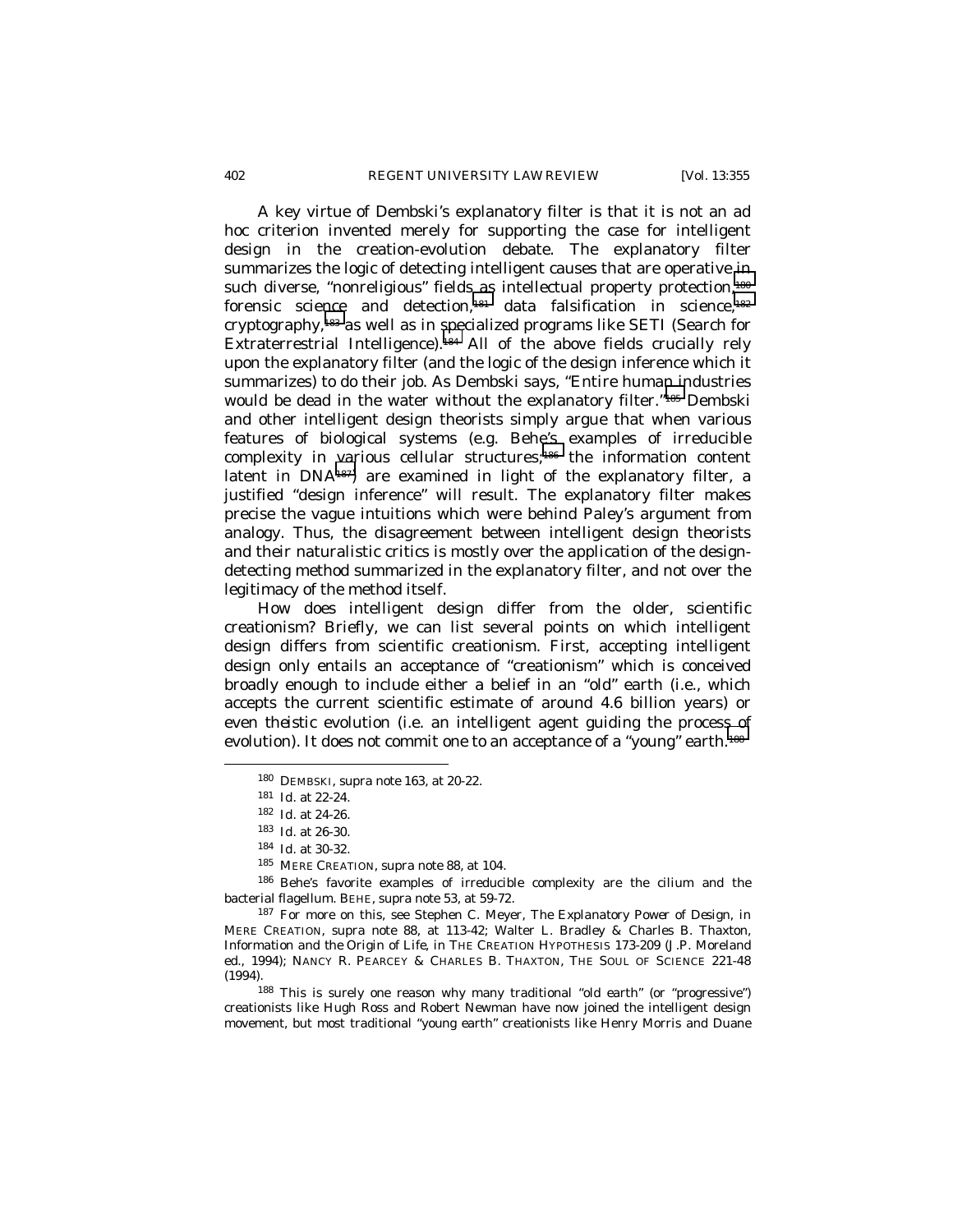A key virtue of Dembski's explanatory filter is that it is not an ad hoc criterion invented merely for supporting the case for intelligent design in the creation-evolution debate. The explanatory filter summarizes the logic of detecting intelligent causes that are operative in such diverse, "nonreligious" fields as intellectual property protection,[180] forensic science and detection,[181] data falsification in science,[182] cryptography,[183] as well as in specialized programs like SETI (Search for Extraterrestrial Intelligence).[184] All of the above fields crucially rely upon the explanatory filter (and the logic of the design inference which it summarizes) to do their job. As Dembski says, "Entire human industries would be dead in the water without the explanatory filter."[185] Dembski and other intelligent design theorists simply argue that when various features of biological systems (e.g. Behe's examples of irreducible complexity in various cellular structures,[186] the information content latent in DNA[187]) are examined in light of the explanatory filter, a justified "design inference" will result. The explanatory filter makes precise the vague intuitions which were behind Paley's argument from analogy. Thus, the disagreement between intelligent design theorists and their naturalistic critics is mostly over the *application* of the design-detecting method summarized in the explanatory filter, and not over the legitimacy of the method itself.

How does intelligent design differ from the older, scientific creationism? Briefly, we can list several points on which intelligent design differs from scientific creationism. First, accepting intelligent design only entails an acceptance of "creationism" which is conceived broadly enough to include either a belief in an "old" earth (i.e., which accepts the current scientific estimate of around 4.6 billion years) or even theistic evolution (i.e. an intelligent agent guiding the process of evolution). It does not commit one to an acceptance of a "young" earth.[188]

---

180 DEMBSKI, *supra* note 163, at 20-22.

181 *Id.* at 22-24.

182 *Id.* at 24-26.

183 *Id.* at 26-30.

184 *Id.* at 30-32.

185 MERE CREATION, *supra* note 88, at 104.

186 Behe's favorite examples of irreducible complexity are the cilium and the bacterial flagellum. BEHE, *supra* note 53, at 59-72.

187 For more on this, see Stephen C. Meyer, *The Explanatory Power of Design*, *in* MERE CREATION, *supra* note 88, at 113-42; Walter L. Bradley & Charles B. Thaxton, *Information and the Origin of Life*, *in* THE CREATION HYPOTHESIS 173-209 (J.P. Moreland ed., 1994); NANCY R. PEARCEY & CHARLES B. THAXTON, THE SOUL OF SCIENCE 221-48 (1994).

188 This is surely one reason why many traditional "old earth" (or "progressive") creationists like Hugh Ross and Robert Newman have now joined the intelligent design movement, but most traditional "young earth" creationists like Henry Morris and Duane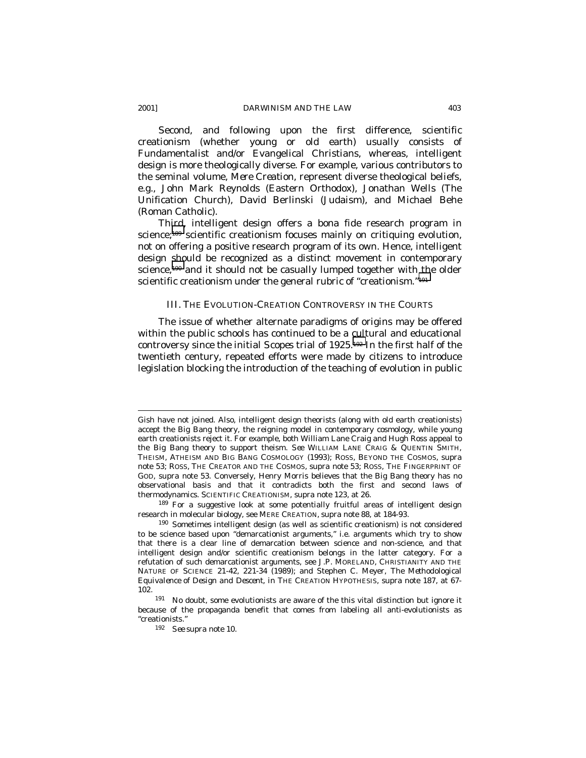Second, and following upon the first difference, scientific creationism (whether young or old earth) usually consists of Fundamentalist and/or Evangelical Christians, whereas, intelligent design is more theologically diverse. For example, various contributors to the seminal volume, *Mere Creation*, represent diverse theological beliefs, e.g., John Mark Reynolds (Eastern Orthodox), Jonathan Wells (The Unification Church), David Berlinski (Judaism), and Michael Behe (Roman Catholic).

Third, intelligent design offers a bona fide research program in science;[189] scientific creationism focuses mainly on critiquing evolution, not on offering a positive research program of its own. Hence, intelligent design should be recognized as a distinct movement in contemporary science,[190] and it should not be casually lumped together with the older scientific creationism under the general rubric of "creationism."[191]

## III. THE EVOLUTION-CREATION CONTROVERSY IN THE COURTS

The issue of whether alternate paradigms of origins may be offered within the public schools has continued to be a cultural and educational controversy since the initial *Scopes* trial of 1925.[192] In the first half of the twentieth century, repeated efforts were made by citizens to introduce legislation blocking the introduction of the teaching of evolution in public

---

Gish have not joined. Also, intelligent design theorists (along with old earth creationists) accept the Big Bang theory, the reigning model in contemporary cosmology, while young earth creationists reject it. For example, both William Lane Craig and Hugh Ross appeal to the Big Bang theory to support theism. *See* WILLIAM LANE CRAIG & QUENTIN SMITH, THEISM, ATHEISM AND BIG BANG COSMOLOGY (1993); ROSS, BEYOND THE COSMOS, *supra* note 53; ROSS, THE CREATOR AND THE COSMOS, *supra* note 53; ROSS, THE FINGERPRINT OF GOD, *supra* note 53. Conversely, Henry Morris believes that the Big Bang theory has no observational basis and that it contradicts both the first and second laws of thermodynamics. SCIENTIFIC CREATIONISM, *supra* note 123, at 26.

[189] For a suggestive look at some potentially fruitful areas of intelligent design research in molecular biology, see MERE CREATION, *supra* note 88, at 184-93.

[190] Sometimes intelligent design (as well as scientific creationism) is not considered to be science based upon "demarcationist arguments," i.e. arguments which try to show that there is a clear line of demarcation between science and non-science, and that intelligent design and/or scientific creationism belongs in the latter category. For a refutation of such demarcationist arguments, see J.P. MORELAND, CHRISTIANITY AND THE NATURE OF SCIENCE 21-42, 221-34 (1989); and Stephen C. Meyer, *The Methodological Equivalence of Design and Descent*, *in* THE CREATION HYPOTHESIS, *supra* note 187, at 67-102.

[191] No doubt, some evolutionists are aware of the this vital distinction but ignore it because of the propaganda benefit that comes from labeling all anti-evolutionists as "creationists."

[192] *See supra* note 10.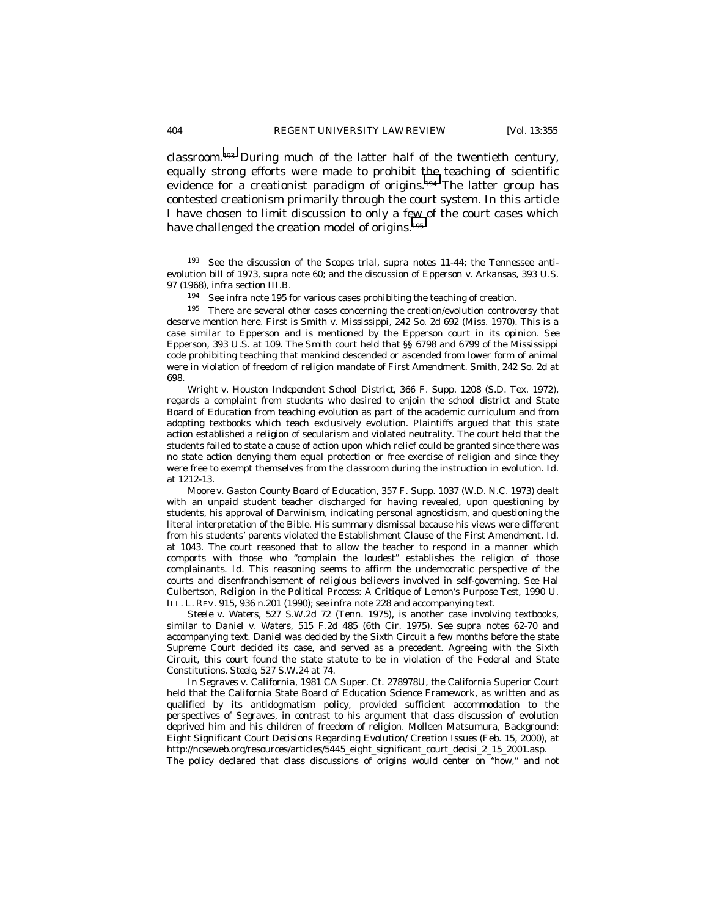classroom.[193] During much of the latter half of the twentieth century, equally strong efforts were made to prohibit the teaching of scientific evidence for a creationist paradigm of origins.[194] The latter group has contested creationism primarily through the court system. In this article I have chosen to limit discussion to only a few of the court cases which have challenged the creation model of origins.[195]

---

[193] See the discussion of the *Scopes* trial, *supra* notes 11-44; the Tennessee anti-evolution bill of 1973, *supra* note 60; and the discussion of *Epperson v. Arkansas*, 393 U.S. 97 (1968), *infra* section III.B.

[194] See *infra* note 195 for various cases prohibiting the teaching of creation.

[195] There are several other cases concerning the creation/evolution controversy that deserve mention here. First is Smith v. Mississippi, 242 So. 2d 692 (Miss. 1970). This is a case similar to *Epperson* and is mentioned by the *Epperson* court in its opinion. *See Epperson*, 393 U.S. at 109. The *Smith* court held that §§ 6798 and 6799 of the Mississippi code prohibiting teaching that mankind descended or ascended from lower form of animal were in violation of freedom of religion mandate of First Amendment. *Smith*, 242 So. 2d at 698.

*Wright v. Houston Independent School District*, 366 F. Supp. 1208 (S.D. Tex. 1972), regards a complaint from students who desired to enjoin the school district and State Board of Education from teaching evolution as part of the academic curriculum and from adopting textbooks which teach exclusively evolution. Plaintiffs argued that this state action established a religion of secularism and violated neutrality. The court held that the students failed to state a cause of action upon which relief could be granted since there was no state action denying them equal protection or free exercise of religion and since they were free to exempt themselves from the classroom during the instruction in evolution. *Id.* at 1212-13.

*Moore v. Gaston County Board of Education*, 357 F. Supp. 1037 (W.D. N.C. 1973) dealt with an unpaid student teacher discharged for having revealed, upon questioning by students, his approval of Darwinism, indicating personal agnosticism, and questioning the literal interpretation of the Bible. His summary dismissal because his views were different from his students' parents violated the Establishment Clause of the First Amendment. *Id.* at 1043. The court reasoned that to allow the teacher to respond in a manner which comports with those who "complain the loudest" establishes the religion of those complainants. *Id.* This reasoning seems to affirm the undemocratic perspective of the courts and disenfranchisement of religious believers involved in self-governing. *See* Hal Culbertson, *Religion in the Political Process: A Critique of Lemon's Purpose Test*, 1990 U. ILL. L. REV. 915, 936 n.201 (1990); *see infra* note 228 and accompanying text.

*Steele v. Waters*, 527 S.W.2d 72 (Tenn. 1975), is another case involving textbooks, similar to *Daniel v. Waters*, 515 F.2d 485 (6th Cir. 1975). *See supra* notes 62-70 and accompanying text. *Daniel* was decided by the Sixth Circuit a few months before the state Supreme Court decided its case, and served as a precedent. Agreeing with the Sixth Circuit, this court found the state statute to be in violation of the Federal and State Constitutions. *Steele*, 527 S.W.24 at 74.

In *Segraves v. California*, 1981 CA Super. Ct. 278978U, the California Superior Court held that the California State Board of Education Science Framework, as written and as qualified by its antidogmatism policy, provided sufficient accommodation to the perspectives of Segraves, in contrast to his argument that class discussion of evolution deprived him and his children of freedom of religion. Molleen Matsumura, Background: Eight Significant Court Decisions Regarding Evolution/Creation Issues (Feb. 15, 2000), *at* http://ncseweb.org/resources/articles/5445_eight_significant_court_decisi_2_15_2001.asp. The policy declared that class discussions of origins would center on "how," and not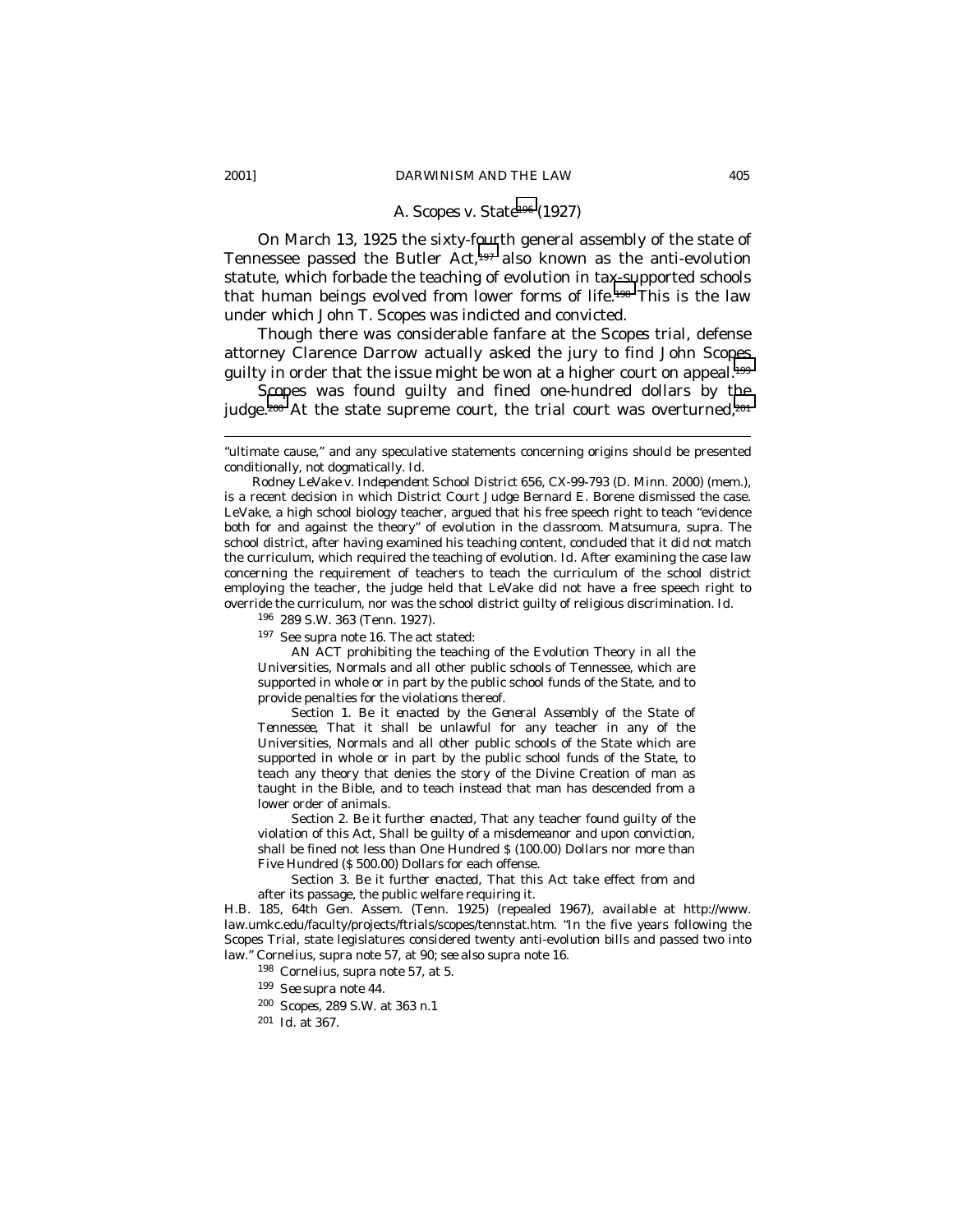### A. *Scopes v. State*[196] (1927)

On March 13, 1925 the sixty-fourth general assembly of the state of Tennessee passed the Butler Act,[197] also known as the anti-evolution statute, which forbade the teaching of evolution in tax-supported schools that human beings evolved from lower forms of life.[198] This is the law under which John T. Scopes was indicted and convicted.

Though there was considerable fanfare at the *Scopes* trial, defense attorney Clarence Darrow actually asked the jury to find John Scopes guilty in order that the issue might be won at a higher court on appeal.[199]

Scopes was found guilty and fined one-hundred dollars by the judge.[200] At the state supreme court, the trial court was overturned,[201]

---

"ultimate cause," and any speculative statements concerning origins should be presented conditionally, not dogmatically. *Id.*

*Rodney LeVake v. Independent School District 656*, CX-99-793 (D. Minn. 2000) (mem.), is a recent decision in which District Court Judge Bernard E. Borene dismissed the case. LeVake, a high school biology teacher, argued that his free speech right to teach "evidence both for and against the theory" of evolution in the classroom. Matsumura, *supra*. The school district, after having examined his teaching content, concluded that it did not match the curriculum, which required the teaching of evolution. *Id.* After examining the case law concerning the requirement of teachers to teach the curriculum of the school district employing the teacher, the judge held that LeVake did not have a free speech right to override the curriculum, nor was the school district guilty of religious discrimination. *Id.*

[196] 289 S.W. 363 (Tenn. 1927).

[197] *See supra* note 16. The act stated:

> AN ACT prohibiting the teaching of the Evolution Theory in all the Universities, Normals and all other public schools of Tennessee, which are supported in whole or in part by the public school funds of the State, and to provide penalties for the violations thereof.
>
> Section 1. *Be it enacted by the General Assembly of the State of Tennessee*, That it shall be unlawful for any teacher in any of the Universities, Normals and all other public schools of the State which are supported in whole or in part by the public school funds of the State, to teach any theory that denies the story of the Divine Creation of man as taught in the Bible, and to teach instead that man has descended from a lower order of animals.
>
> Section 2. *Be it further enacted*, That any teacher found guilty of the violation of this Act, Shall be guilty of a misdemeanor and upon conviction, shall be fined not less than One Hundred $ (100.00) Dollars nor more than Five Hundred ($ 500.00) Dollars for each offense.
>
> Section 3. *Be it further enacted*, That this Act take effect from and after its passage, the public welfare requiring it.

H.B. 185, 64th Gen. Assem. (Tenn. 1925) (repealed 1967), *available at* http://www.law.umkc.edu/faculty/projects/ftrials/scopes/tennstat.htm. "In the five years following the Scopes Trial, state legislatures considered twenty anti-evolution bills and passed two into law." Cornelius, *supra* note 57, at 90; *see also supra* note 16.

[198] Cornelius, *supra* note 57, at 5.

[199] *See supra* note 44.

[200] *Scopes*, 289 S.W. at 363 n.1

[201] *Id.* at 367.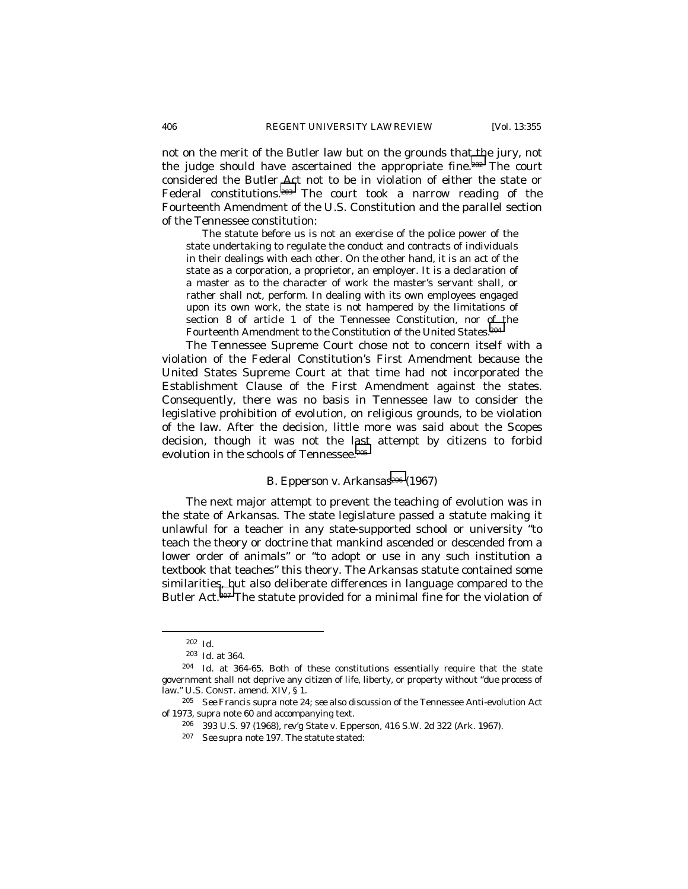not on the merit of the Butler law but on the grounds that the jury, not the judge should have ascertained the appropriate fine.[202] The court considered the Butler Act not to be in violation of either the state or Federal constitutions.[203] The court took a narrow reading of the Fourteenth Amendment of the U.S. Constitution and the parallel section of the Tennessee constitution:

> The statute before us is not an exercise of the police power of the state undertaking to regulate the conduct and contracts of individuals in their dealings with each other. On the other hand, it is an act of the state as a corporation, a proprietor, an employer. It is a declaration of a master as to the character of work the master's servant shall, or rather shall not, perform. In dealing with its own employees engaged upon its own work, the state is not hampered by the limitations of section 8 of article 1 of the Tennessee Constitution, nor of the Fourteenth Amendment to the Constitution of the United States.[204]

The Tennessee Supreme Court chose not to concern itself with a violation of the Federal Constitution's First Amendment because the United States Supreme Court at that time had not incorporated the Establishment Clause of the First Amendment against the states. Consequently, there was no basis in Tennessee law to consider the legislative prohibition of evolution, on religious grounds, to be violation of the law. After the decision, little more was said about the *Scopes* decision, though it was not the last attempt by citizens to forbid evolution in the schools of Tennessee.[205]

### B. *Epperson v. Arkansas*[206] (1967)

The next major attempt to prevent the teaching of evolution was in the state of Arkansas. The state legislature passed a statute making it unlawful for a teacher in any state-supported school or university "to teach the theory or doctrine that mankind ascended or descended from a lower order of animals" or "to adopt or use in any such institution a textbook that teaches" this theory. The Arkansas statute contained some similarities, but also deliberate differences in language compared to the Butler Act.[207] The statute provided for a minimal fine for the violation of

---

[202] *Id.*

[203] *Id.* at 364.

[204] *Id.* at 364-65. Both of these constitutions essentially require that the state government shall not deprive any citizen of life, liberty, or property without "due process of law." U.S. CONST. amend. XIV, § 1.

[205] *See* Francis *supra* note 24; *see also* discussion of the Tennessee Anti-evolution Act of 1973, *supra* note 60 and accompanying text.

[206] 393 U.S. 97 (1968), *rev'g* State v. Epperson, 416 S.W. 2d 322 (Ark. 1967).

[207] *See supra* note 197. The statute stated: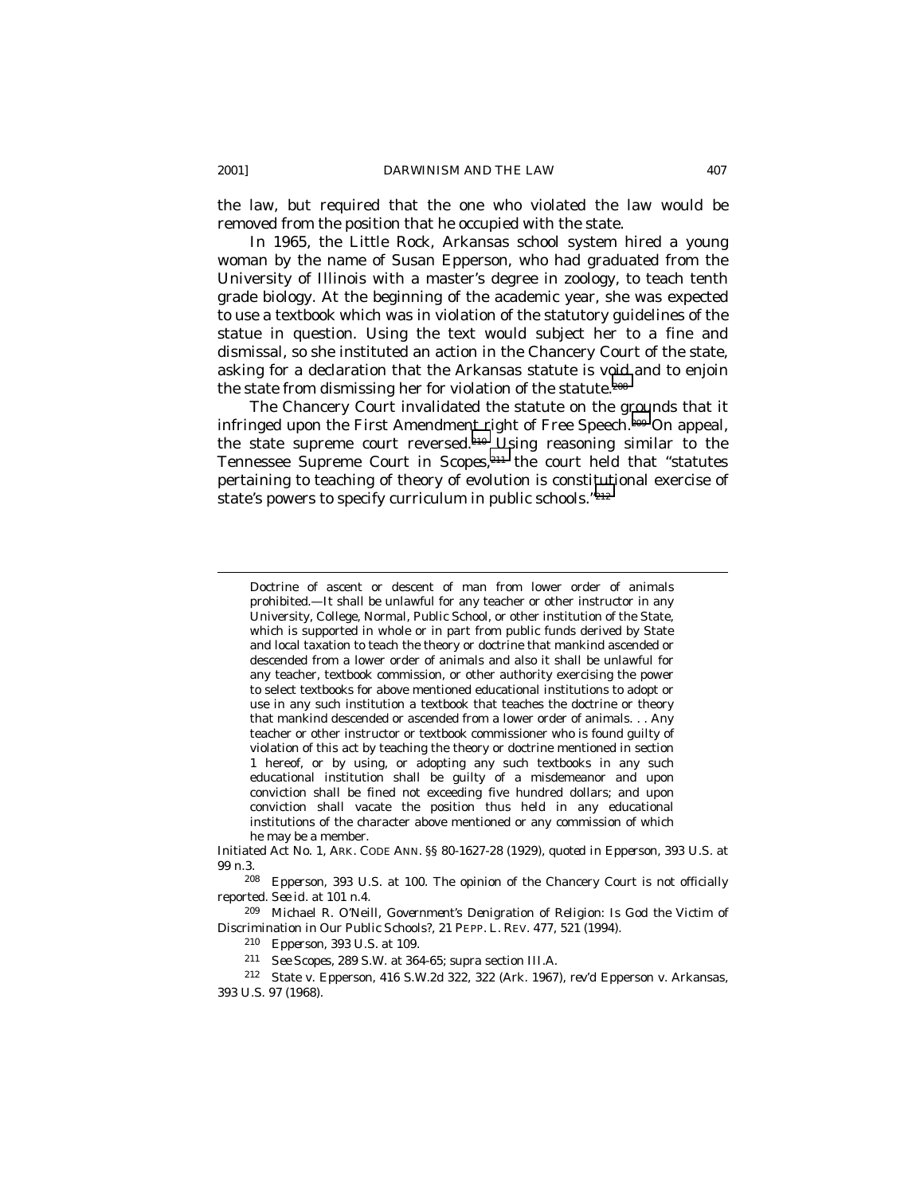the law, but required that the one who violated the law would be removed from the position that he occupied with the state.

In 1965, the Little Rock, Arkansas school system hired a young woman by the name of Susan Epperson, who had graduated from the University of Illinois with a master's degree in zoology, to teach tenth grade biology. At the beginning of the academic year, she was expected to use a textbook which was in violation of the statutory guidelines of the statue in question. Using the text would subject her to a fine and dismissal, so she instituted an action in the Chancery Court of the state, asking for a declaration that the Arkansas statute is void and to enjoin the state from dismissing her for violation of the statute.[208]

The Chancery Court invalidated the statute on the grounds that it infringed upon the First Amendment right of Free Speech.[209] On appeal, the state supreme court reversed.[210] Using reasoning similar to the Tennessee Supreme Court in *Scopes*,[211] the court held that "statutes pertaining to teaching of theory of evolution is constitutional exercise of state's powers to specify curriculum in public schools."[212]

---

> Doctrine of ascent or descent of man from lower order of animals prohibited.—It shall be unlawful for any teacher or other instructor in any University, College, Normal, Public School, or other institution of the State, which is supported in whole or in part from public funds derived by State and local taxation to teach the theory or doctrine that mankind ascended or descended from a lower order of animals and also it shall be unlawful for any teacher, textbook commission, or other authority exercising the power to select textbooks for above mentioned educational institutions to adopt or use in any such institution a textbook that teaches the doctrine or theory that mankind descended or ascended from a lower order of animals. . . Any teacher or other instructor or textbook commissioner who is found guilty of violation of this act by teaching the theory or doctrine mentioned in section 1 hereof, or by using, or adopting any such textbooks in any such educational institution shall be guilty of a misdemeanor and upon conviction shall be fined not exceeding five hundred dollars; and upon conviction shall vacate the position thus held in any educational institutions of the character above mentioned or any commission of which he may be a member.

Initiated Act No. 1, ARK. CODE ANN. §§ 80-1627-28 (1929), *quoted in Epperson*, 393 U.S. at 99 n.3.

[208] *Epperson*, 393 U.S. at 100. The opinion of the Chancery Court is not officially reported. *See id.* at 101 n.4.

[209] Michael R. O'Neill, *Government's Denigration of Religion: Is God the Victim of Discrimination in Our Public Schools?*, 21 PEPP. L. REV. 477, 521 (1994).

[210] *Epperson*, 393 U.S. at 109.

[211] *See Scopes*, 289 S.W. at 364-65; *supra* section III.A.

[212] State v. Epperson, 416 S.W.2d 322, 322 (Ark. 1967), *rev'd* Epperson v. Arkansas, 393 U.S. 97 (1968).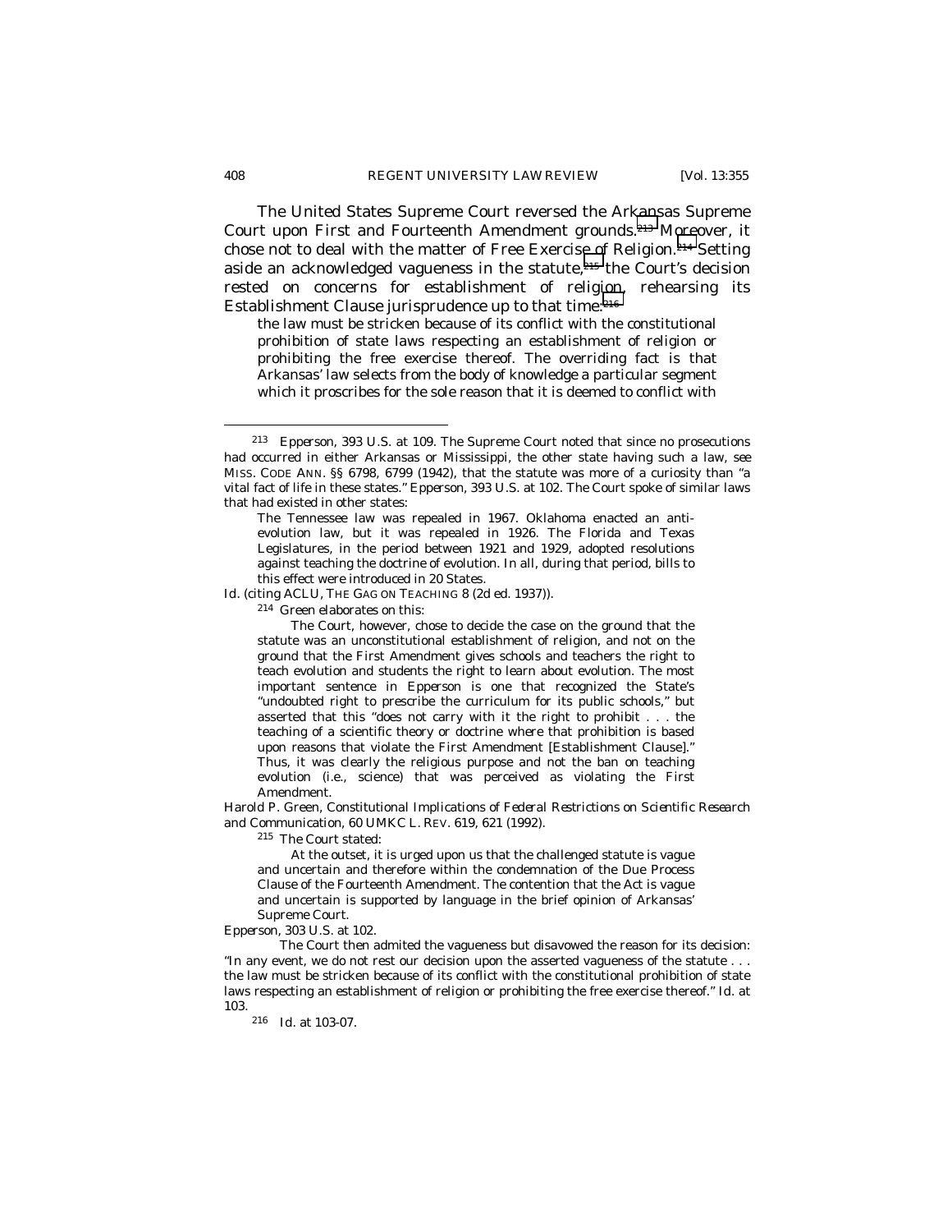The United States Supreme Court reversed the Arkansas Supreme Court upon First and Fourteenth Amendment grounds.[213] Moreover, it chose not to deal with the matter of Free Exercise of Religion.[214] Setting aside an acknowledged vagueness in the statute,[215] the Court's decision rested on concerns for establishment of religion, rehearsing its Establishment Clause jurisprudence up to that time:[216]

> the law must be stricken because of its conflict with the constitutional prohibition of state laws respecting an establishment of religion or prohibiting the free exercise thereof. The overriding fact is that Arkansas' law selects from the body of knowledge a particular segment which it proscribes for the sole reason that it is deemed to conflict with

---

[213] *Epperson*, 393 U.S. at 109. The Supreme Court noted that since no prosecutions had occurred in either Arkansas or Mississippi, the other state having such a law, *see* MISS. CODE ANN. §§ 6798, 6799 (1942), that the statute was more of a curiosity than "a vital fact of life in these states." *Epperson*, 393 U.S. at 102. The Court spoke of similar laws that had existed in other states:

> The Tennessee law was repealed in 1967. Oklahoma enacted an anti-evolution law, but it was repealed in 1926. The Florida and Texas Legislatures, in the period between 1921 and 1929, adopted resolutions against teaching the doctrine of evolution. In all, during that period, bills to this effect were introduced in 20 States.

*Id.* (citing ACLU, THE GAG ON TEACHING 8 (2d ed. 1937)).

[214] Green elaborates on this:

> The Court, however, chose to decide the case on the ground that the statute was an unconstitutional establishment of religion, and not on the ground that the First Amendment gives schools and teachers the right to teach evolution and students the right to learn about evolution. The most important sentence in *Epperson* is one that recognized the State's "undoubted right to prescribe the curriculum for its public schools," but asserted that this "does not carry with it the right to prohibit . . . the teaching of a scientific theory or doctrine where that prohibition is based upon reasons that violate the First Amendment [Establishment Clause]." Thus, it was clearly the religious purpose and not the ban on teaching evolution (i.e., science) that was perceived as violating the First Amendment.

Harold P. Green, *Constitutional Implications of Federal Restrictions on Scientific Research and Communication*, 60 UMKC L. REV. 619, 621 (1992).

[215] The Court stated:

> At the outset, it is urged upon us that the challenged statute is vague and uncertain and therefore within the condemnation of the Due Process Clause of the Fourteenth Amendment. The contention that the Act is vague and uncertain is supported by language in the brief opinion of Arkansas' Supreme Court.

*Epperson*, 303 U.S. at 102.

The Court then admited the vagueness but disavowed the reason for its decision: "In any event, we do not rest our decision upon the asserted vagueness of the statute . . . the law must be stricken because of its conflict with the constitutional prohibition of state laws respecting an establishment of religion or prohibiting the free exercise thereof." *Id.* at 103.

[216] *Id.* at 103-07.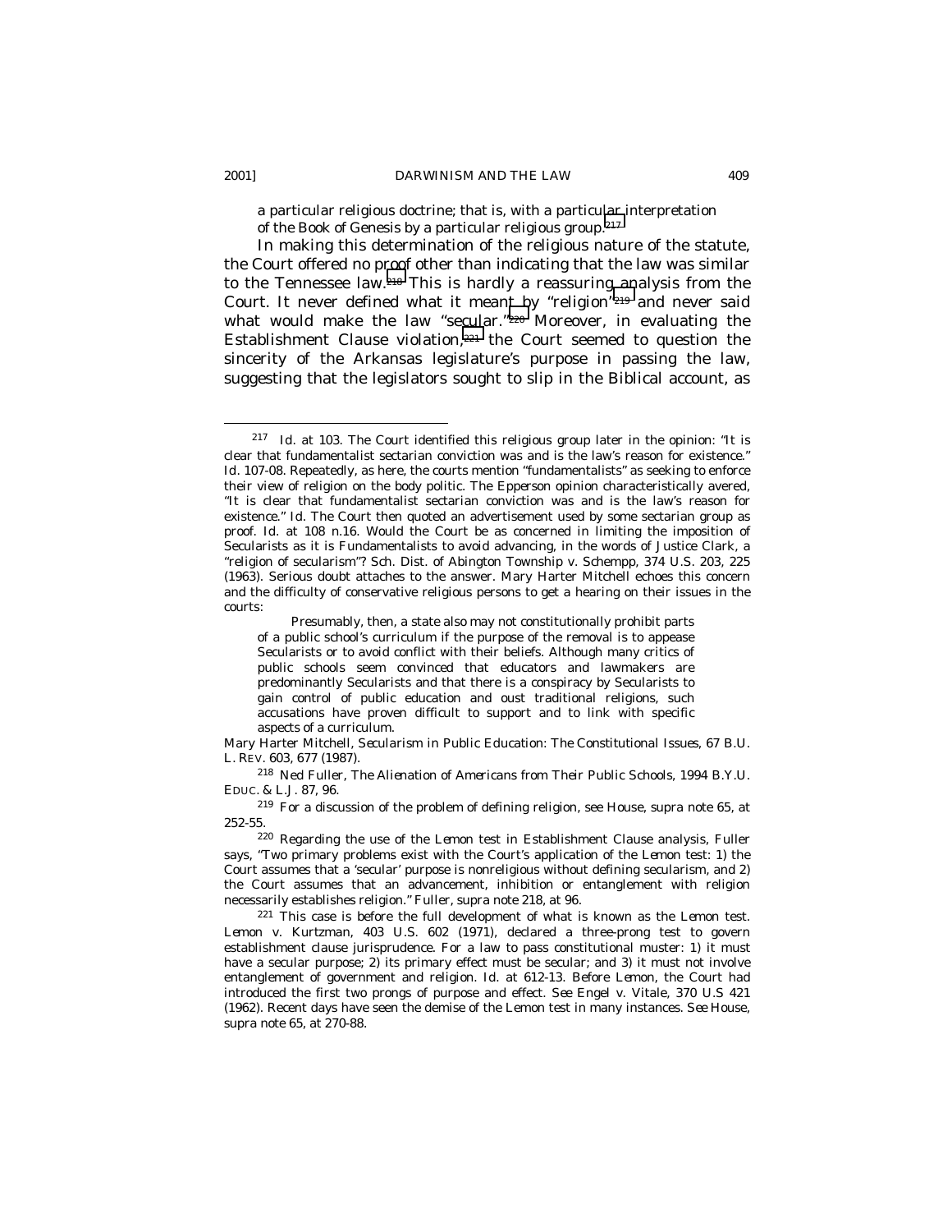a particular religious doctrine; that is, with a particular interpretation of the Book of Genesis by a particular religious group.[217]

In making this determination of the religious nature of the statute, the Court offered no proof other than indicating that the law was similar to the Tennessee law.[218] This is hardly a reassuring analysis from the Court. It never defined what it meant by "religion"[219] and never said what would make the law "secular."[220] Moreover, in evaluating the Establishment Clause violation,[221] the Court seemed to question the sincerity of the Arkansas legislature's purpose in passing the law, suggesting that the legislators sought to slip in the Biblical account, as

---

[217] *Id.* at 103. The Court identified this religious group later in the opinion: "It is clear that fundamentalist sectarian conviction was and is the law's reason for existence." *Id.* 107-08. Repeatedly, as here, the courts mention "fundamentalists" as seeking to enforce their view of religion on the body politic. The *Epperson* opinion characteristically avered, "It is clear that fundamentalist sectarian conviction was and is the law's reason for existence." *Id.* The Court then quoted an advertisement used by some sectarian group as proof. *Id.* at 108 n.16. Would the Court be as concerned in limiting the imposition of Secularists as it is Fundamentalists to avoid advancing, in the words of Justice Clark, a "religion of secularism"? Sch. Dist. of Abington Township v. Schempp, 374 U.S. 203, 225 (1963). Serious doubt attaches to the answer. Mary Harter Mitchell echoes this concern and the difficulty of conservative religious persons to get a hearing on their issues in the courts:

> Presumably, then, a state also may not constitutionally prohibit parts of a public school's curriculum if the purpose of the removal is to appease Secularists or to avoid conflict with their beliefs. Although many critics of public schools seem convinced that educators and lawmakers are predominantly Secularists and that there is a conspiracy by Secularists to gain control of public education and oust traditional religions, such accusations have proven difficult to support and to link with specific aspects of a curriculum.

Mary Harter Mitchell, *Secularism in Public Education: The Constitutional Issues*, 67 B.U. L. REV. 603, 677 (1987).

[218] Ned Fuller, *The Alienation of Americans from Their Public Schools*, 1994 B.Y.U. EDUC. & L.J. 87, 96.

[219] For a discussion of the problem of defining religion, see House, *supra* note 65, at 252-55.

[220] Regarding the use of the *Lemon* test in Establishment Clause analysis, Fuller says, "Two primary problems exist with the Court's application of the *Lemon* test: 1) the Court assumes that a 'secular' purpose is nonreligious without defining secularism, and 2) the Court assumes that an advancement, inhibition or entanglement with religion necessarily establishes religion." Fuller, *supra* note 218, at 96.

[221] This case is before the full development of what is known as the *Lemon* test. *Lemon v. Kurtzman*, 403 U.S. 602 (1971), declared a three-prong test to govern establishment clause jurisprudence. For a law to pass constitutional muster: 1) it must have a secular purpose; 2) its primary effect must be secular; and 3) it must not involve entanglement of government and religion. *Id.* at 612-13. Before *Lemon*, the Court had introduced the first two prongs of purpose and effect. *See* Engel v. Vitale, 370 U.S 421 (1962). Recent days have seen the demise of the *Lemon* test in many instances. *See* House, *supra* note 65, at 270-88.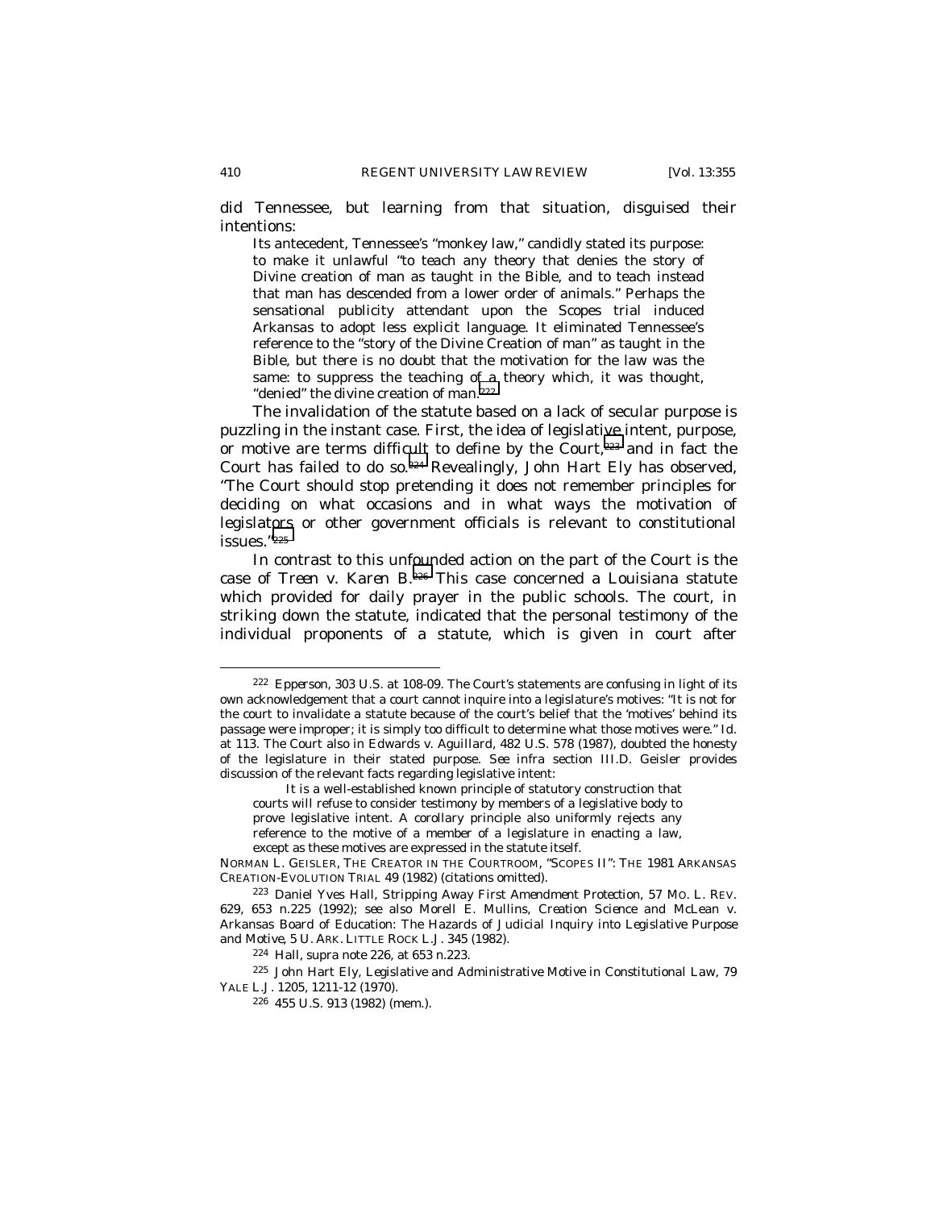did Tennessee, but learning from that situation, disguised their intentions:

> Its antecedent, Tennessee's "monkey law," candidly stated its purpose: to make it unlawful "to teach any theory that denies the story of Divine creation of man as taught in the Bible, and to teach instead that man has descended from a lower order of animals." Perhaps the sensational publicity attendant upon the Scopes trial induced Arkansas to adopt less explicit language. It eliminated Tennessee's reference to the "story of the Divine Creation of man" as taught in the Bible, but there is no doubt that the motivation for the law was the same: to suppress the teaching of a theory which, it was thought, "denied" the divine creation of man.[222]

The invalidation of the statute based on a lack of secular purpose is puzzling in the instant case. First, the idea of legislative intent, purpose, or motive are terms difficult to define by the Court,[223] and in fact the Court has failed to do so.[224] Revealingly, John Hart Ely has observed, "The Court should stop pretending it does not remember principles for deciding on what occasions and in what ways the motivation of legislators or other government officials is relevant to constitutional issues."[225]

In contrast to this unfounded action on the part of the Court is the case of *Treen v. Karen B.*[226] This case concerned a Louisiana statute which provided for daily prayer in the public schools. The court, in striking down the statute, indicated that the personal testimony of the individual proponents of a statute, which is given in court after

---

[222] *Epperson*, 303 U.S. at 108-09. The Court's statements are confusing in light of its own acknowledgement that a court cannot inquire into a legislature's motives: "It is not for the court to invalidate a statute because of the court's belief that the 'motives' behind its passage were improper; it is simply too difficult to determine what those motives were." *Id.* at 113. The Court also in Edwards v. Aguillard, 482 U.S. 578 (1987), doubted the honesty of the legislature in their stated purpose. *See infra* section III.D. Geisler provides discussion of the relevant facts regarding legislative intent:

> It is a well-established known principle of statutory construction that courts will refuse to consider testimony by members of a legislative body to prove legislative intent. A corollary principle also uniformly rejects any reference to the motive of a member of a legislature in enacting a law, except as these motives are expressed in the statute itself.

NORMAN L. GEISLER, THE CREATOR IN THE COURTROOM, "SCOPES II": THE 1981 ARKANSAS CREATION-EVOLUTION TRIAL 49 (1982) (citations omitted).

[223] Daniel Yves Hall, *Stripping Away First Amendment Protection*, 57 MO. L. REV. 629, 653 n.225 (1992); *see also* Morell E. Mullins, *Creation Science and McLean v. Arkansas Board of Education: The Hazards of Judicial Inquiry into Legislative Purpose and Motive*, 5 U. ARK. LITTLE ROCK L.J. 345 (1982).

[224] Hall, *supra* note 226, at 653 n.223.

[225] John Hart Ely, *Legislative and Administrative Motive in Constitutional Law*, 79 YALE L.J. 1205, 1211-12 (1970).

[226] 455 U.S. 913 (1982) (mem.).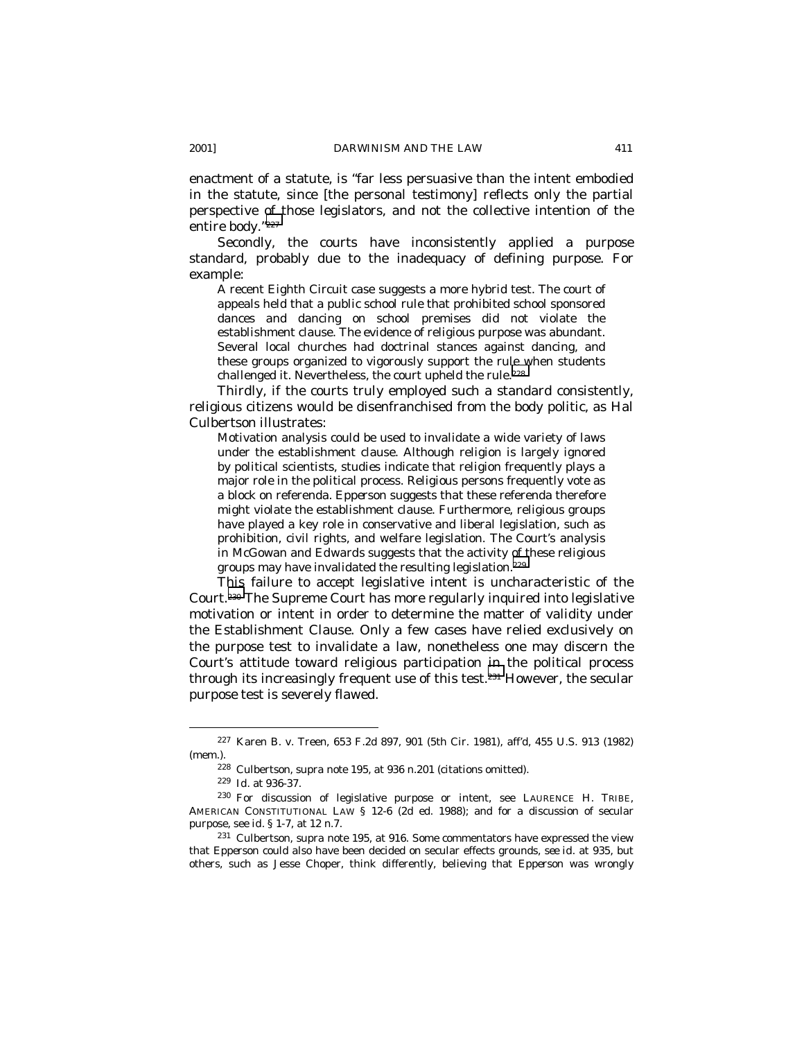enactment of a statute, is "far less persuasive than the intent embodied in the statute, since [the personal testimony] reflects only the partial perspective of those legislators, and not the collective intention of the entire body."[227]

Secondly, the courts have inconsistently applied a purpose standard, probably due to the inadequacy of defining purpose. For example:

> A recent Eighth Circuit case suggests a more hybrid test. The court of appeals held that a public school rule that prohibited school sponsored dances and dancing on school premises did not violate the establishment clause. The evidence of religious purpose was abundant. Several local churches had doctrinal stances against dancing, and these groups organized to vigorously support the rule when students challenged it. Nevertheless, the court upheld the rule.[228]

Thirdly, if the courts truly employed such a standard consistently, religious citizens would be disenfranchised from the body politic, as Hal Culbertson illustrates:

> Motivation analysis could be used to invalidate a wide variety of laws under the establishment clause. Although religion is largely ignored by political scientists, studies indicate that religion frequently plays a major role in the political process. Religious persons frequently vote as a block on referenda. *Epperson* suggests that these referenda therefore might violate the establishment clause. Furthermore, religious groups have played a key role in conservative and liberal legislation, such as prohibition, civil rights, and welfare legislation. The Court's analysis in *McGowan* and *Edwards* suggests that the activity of these religious groups may have invalidated the resulting legislation.[229]

This failure to accept legislative intent is uncharacteristic of the Court.[230] The Supreme Court has more regularly inquired into legislative motivation or intent in order to determine the matter of validity under the Establishment Clause. Only a few cases have relied exclusively on the purpose test to invalidate a law, nonetheless one may discern the Court's attitude toward religious participation in the political process through its increasingly frequent use of this test.[231] However, the secular purpose test is severely flawed.

---

[227] Karen B. v. Treen, 653 F.2d 897, 901 (5th Cir. 1981), *aff'd*, 455 U.S. 913 (1982) (mem.).

[228] Culbertson, *supra* note 195, at 936 n.201 (citations omitted).

[229] *Id.* at 936-37.

[230] For discussion of legislative purpose or intent, see LAURENCE H. TRIBE, AMERICAN CONSTITUTIONAL LAW § 12-6 (2d ed. 1988); and for a discussion of secular purpose, see *id.* § 1-7, at 12 n.7.

[231] Culbertson, *supra* note 195, at 916. Some commentators have expressed the view that *Epperson* could also have been decided on secular effects grounds, see *id.* at 935, but others, such as Jesse Choper, think differently, believing that *Epperson* was wrongly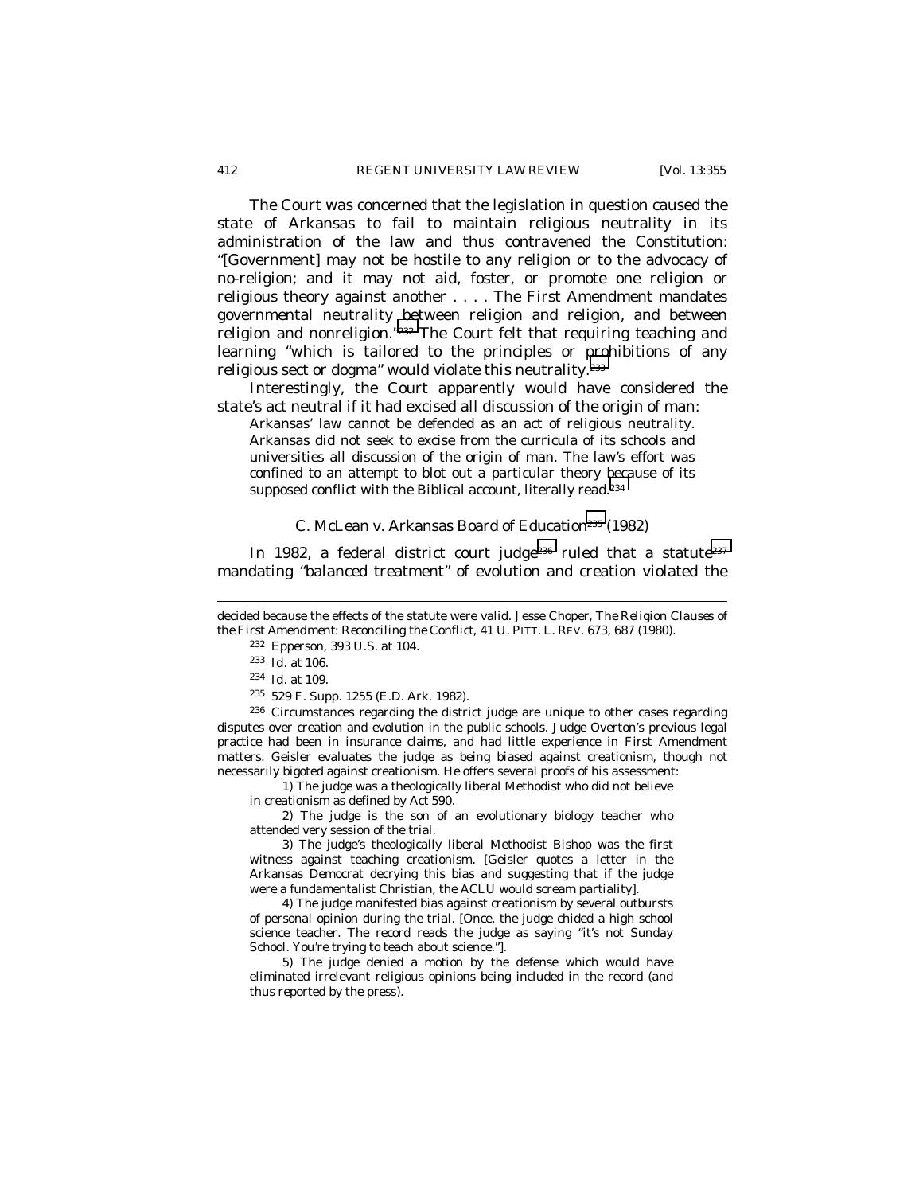The Court was concerned that the legislation in question caused the state of Arkansas to fail to maintain religious neutrality in its administration of the law and thus contravened the Constitution: "[Government] may not be hostile to any religion or to the advocacy of no-religion; and it may not aid, foster, or promote one religion or religious theory against another . . . . The First Amendment mandates governmental neutrality between religion and religion, and between religion and nonreligion."[232] The Court felt that requiring teaching and learning "which is tailored to the principles or prohibitions of any religious sect or dogma" would violate this neutrality.[233]

Interestingly, the Court apparently would have considered the state's act neutral if it had excised all discussion of the origin of man:

> Arkansas' law cannot be defended as an act of religious neutrality. Arkansas did not seek to excise from the curricula of its schools and universities all discussion of the origin of man. The law's effort was confined to an attempt to blot out a particular theory because of its supposed conflict with the Biblical account, literally read.[234]

### C. *McLean v. Arkansas Board of Education*[235] (1982)

In 1982, a federal district court judge[236] ruled that a statute[237] mandating "balanced treatment" of evolution and creation violated the

---

decided because the effects of the statute were valid. Jesse Choper, *The Religion Clauses of the First Amendment: Reconciling the Conflict*, 41 U. PITT. L. REV. 673, 687 (1980).

[232] *Epperson*, 393 U.S. at 104.

[233] *Id.* at 106.

[234] *Id.* at 109.

[235] 529 F. Supp. 1255 (E.D. Ark. 1982).

[236] Circumstances regarding the district judge are unique to other cases regarding disputes over creation and evolution in the public schools. Judge Overton's previous legal practice had been in insurance claims, and had little experience in First Amendment matters. Geisler evaluates the judge as being biased against creationism, though not necessarily bigoted against creationism. He offers several proofs of his assessment:

> 1) The judge was a theologically liberal Methodist who did not believe in creationism as defined by Act 590.
>
> 2) The judge is the son of an evolutionary biology teacher who attended very session of the trial.
>
> 3) The judge's theologically liberal Methodist Bishop was the first witness against teaching creationism. [Geisler quotes a letter in the Arkansas Democrat decrying this bias and suggesting that if the judge were a fundamentalist Christian, the ACLU would scream partiality].
>
> 4) The judge manifested bias against creationism by several outbursts of personal opinion during the trial. [Once, the judge chided a high school science teacher. The record reads the judge as saying "it's not Sunday School. You're trying to teach about science."].
>
> 5) The judge denied a motion by the defense which would have eliminated irrelevant religious opinions being included in the record (and thus reported by the press).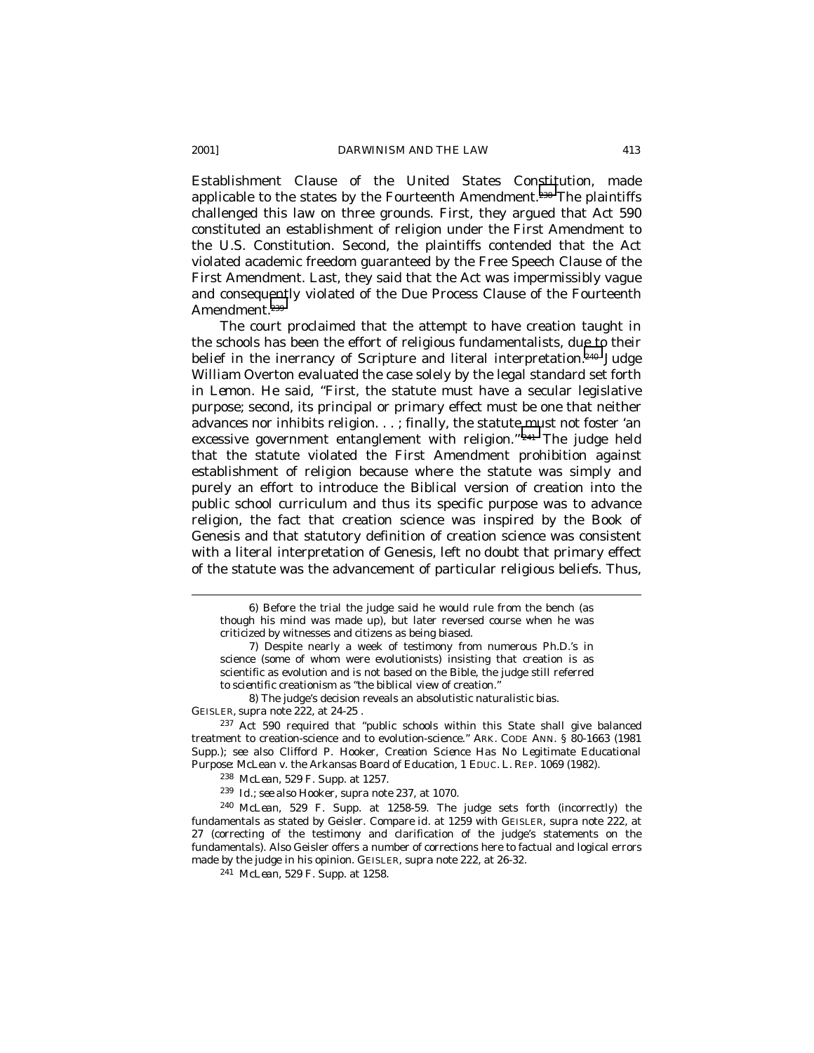Establishment Clause of the United States Constitution, made applicable to the states by the Fourteenth Amendment.[238] The plaintiffs challenged this law on three grounds. First, they argued that Act 590 constituted an establishment of religion under the First Amendment to the U.S. Constitution. Second, the plaintiffs contended that the Act violated academic freedom guaranteed by the Free Speech Clause of the First Amendment. Last, they said that the Act was impermissibly vague and consequently violated of the Due Process Clause of the Fourteenth Amendment.[239]

The court proclaimed that the attempt to have creation taught in the schools has been the effort of religious fundamentalists, due to their belief in the inerrancy of Scripture and literal interpretation.[240] Judge William Overton evaluated the case solely by the legal standard set forth in *Lemon*. He said, "First, the statute must have a secular legislative purpose; second, its principal or primary effect must be one that neither advances nor inhibits religion. . . ; finally, the statute must not foster 'an excessive government entanglement with religion.'"[241] The judge held that the statute violated the First Amendment prohibition against establishment of religion because where the statute was simply and purely an effort to introduce the Biblical version of creation into the public school curriculum and thus its specific purpose was to advance religion, the fact that creation science was inspired by the Book of Genesis and that statutory definition of creation science was consistent with a literal interpretation of Genesis, left no doubt that primary effect of the statute was the advancement of particular religious beliefs. Thus,

---

> 6) Before the trial the judge said he would rule from the bench (as though his mind was made up), but later reversed course when he was criticized by witnesses and citizens as being biased.
>
> 7) Despite nearly a week of testimony from numerous Ph.D.'s in science (some of whom were evolutionists) insisting that creation is as scientific as evolution and is not based on the Bible, the judge still referred to scientific creationism as "the biblical view of creation."
>
> 8) The judge's decision reveals an absolutistic naturalistic bias.

GEISLER, *supra* note 222, at 24-25 .

[237] Act 590 required that "public schools within this State shall give balanced treatment to creation-science and to evolution-science." ARK. CODE ANN. § 80-1663 (1981 Supp.); *see also* Clifford P. Hooker, *Creation Science Has No Legitimate Educational Purpose: McLean v. the Arkansas Board of Education*, 1 EDUC. L. REP. 1069 (1982).

[238] *McLean*, 529 F. Supp. at 1257.

[239] *Id.*; *see also* Hooker, *supra* note 237, at 1070.

[240] *McLean*, 529 F. Supp. at 1258-59. The judge sets forth (incorrectly) the fundamentals as stated by Geisler. *Compare id.* at 1259 *with* GEISLER, *supra* note 222, at 27 (correcting of the testimony and clarification of the judge's statements on the fundamentals). Also Geisler offers a number of corrections here to factual and logical errors made by the judge in his opinion. GEISLER, *supra* note 222, at 26-32.

[241] *McLean*, 529 F. Supp. at 1258.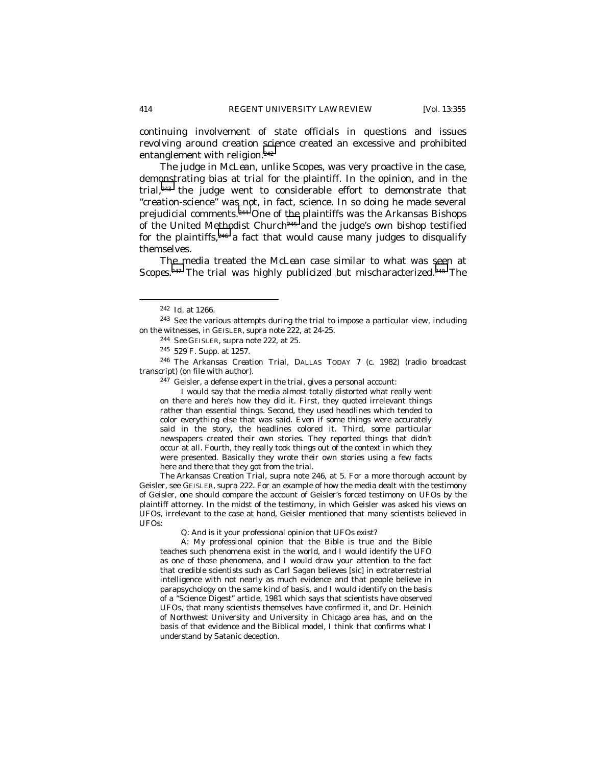continuing involvement of state officials in questions and issues revolving around creation science created an excessive and prohibited entanglement with religion.[242]

The judge in *McLean*, unlike *Scopes*, was very proactive in the case, demonstrating bias at trial for the plaintiff. In the opinion, and in the trial,[243] the judge went to considerable effort to demonstrate that "creation-science" was not, in fact, science. In so doing he made several prejudicial comments.[244] One of the plaintiffs was the Arkansas Bishops of the United Methodist Church[245] and the judge's own bishop testified for the plaintiffs,[246] a fact that would cause many judges to disqualify themselves.

The media treated the *McLean* case similar to what was seen at *Scopes*.[247] The trial was highly publicized but mischaracterized.[248] The

---

[242] *Id.* at 1266.

[243] See the various attempts during the trial to impose a particular view, including on the witnesses, in GEISLER, *supra* note 222, at 24-25.

[244] *See* GEISLER, *supra* note 222, at 25.

[245] 529 F. Supp. at 1257.

[246] *The Arkansas Creation Trial*, DALLAS TODAY 7 (c. 1982) (radio broadcast transcript) (on file with author).

[247] Geisler, a defense expert in the trial, gives a personal account:

> I would say that the media almost totally distorted what really went on there and here's how they did it. First, they quoted irrelevant things rather than essential things. Second, they used headlines which tended to color everything else that was said. Even if some things were accurately said in the story, the headlines colored it. Third, some particular newspapers created their own stories. They reported things that didn't occur at all. Fourth, they really took things out of the context in which they were presented. Basically they wrote their own stories using a few facts here and there that they got from the trial.

*The Arkansas Creation Trial*, *supra* note 246, at 5. For a more thorough account by Geisler, see GEISLER, *supra* 222. For an example of how the media dealt with the testimony of Geisler, one should compare the account of Geisler's forced testimony on UFOs by the plaintiff attorney. In the midst of the testimony, in which Geisler was asked his views on UFOs, irrelevant to the case at hand, Geisler mentioned that many scientists believed in UFOs:

> Q: And is it your professional opinion that UFOs exist?
>
> A: My professional opinion that the Bible is true and the Bible teaches such phenomena exist in the world, and I would identify the UFO as one of those phenomena, and I would draw your attention to the fact that credible scientists such as Carl Sagan believes [sic] in extraterrestrial intelligence with not nearly as much evidence and that people believe in parapsychology on the same kind of basis, and I would identify on the basis of a "Science Digest" article, 1981 which says that scientists have observed UFOs, that many scientists themselves have confirmed it, and Dr. Heinich of Northwest University and University in Chicago area has, and on the basis of that evidence and the Biblical model, I think that confirms what I understand by Satanic deception.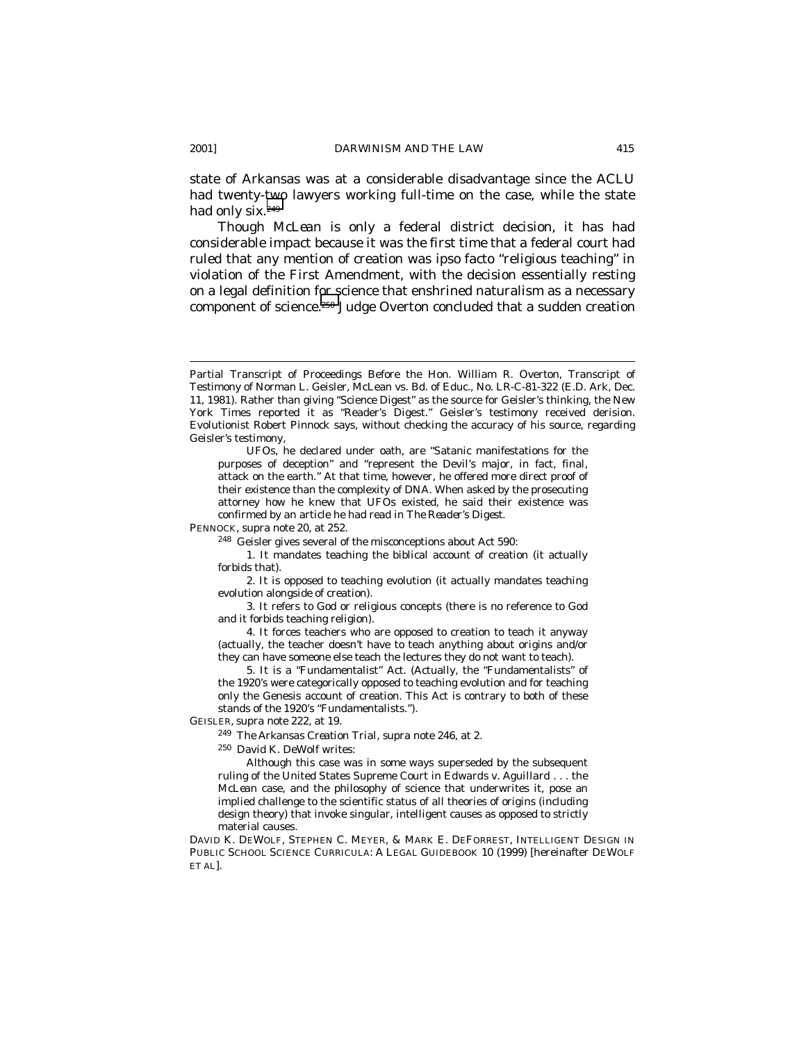state of Arkansas was at a considerable disadvantage since the ACLU had twenty-two lawyers working full-time on the case, while the state had only six.[249]

Though *McLean* is only a federal district decision, it has had considerable impact because it was the first time that a federal court had ruled that any mention of creation was ipso facto "religious teaching" in violation of the First Amendment, with the decision essentially resting on a legal definition for science that enshrined naturalism as a necessary component of science.[250] Judge Overton concluded that a sudden creation

---

Partial Transcript of Proceedings Before the Hon. William R. Overton, Transcript of Testimony of Norman L. Geisler, McLean vs. Bd. of Educ., No. LR-C-81-322 (E.D. Ark, Dec. 11, 1981). Rather than giving "Science Digest" as the source for Geisler's thinking, the New York Times reported it as "Reader's Digest." Geisler's testimony received derision. Evolutionist Robert Pinnock says, without checking the accuracy of his source, regarding Geisler's testimony,

> UFOs, he declared under oath, are "Satanic manifestations for the purposes of deception" and "represent the Devil's major, in fact, final, attack on the earth." At that time, however, he offered more direct proof of their existence than the complexity of DNA. When asked by the prosecuting attorney how he knew that UFOs existed, he said their existence was confirmed by an article he had read in *The Reader's Digest*.

PENNOCK, supra note 20, at 252.

[248] Geisler gives several of the misconceptions about Act 590:

> 1. It mandates teaching the biblical account of creation (it actually forbids that).
>
> 2. It is opposed to teaching evolution (it actually mandates teaching evolution alongside of creation).
>
> 3. It refers to God or religious concepts (there is no reference to God and it forbids teaching religion).
>
> 4. It forces teachers who are opposed to creation to teach it anyway (actually, the teacher doesn't have to teach anything about origins and/or they can have someone else teach the lectures they do not want to teach).
>
> 5. It is a "Fundamentalist" Act. (Actually, the "Fundamentalists" of the 1920's were categorically opposed to teaching evolution and for teaching only the Genesis account of creation. This Act is contrary to both of these stands of the 1920's "Fundamentalists.").

GEISLER, supra note 222, at 19.

[249] *The Arkansas Creation Trial*, supra note 246, at 2.

[250] David K. DeWolf writes:

> Although this case was in some ways superseded by the subsequent ruling of the United States Supreme Court in Edwards v. Aguillard . . . the *McLean* case, and the philosophy of science that underwrites it, pose an implied challenge to the scientific status of all theories of origins (including design theory) that invoke singular, intelligent causes as opposed to strictly material causes.

DAVID K. DEWOLF, STEPHEN C. MEYER, & MARK E. DEFORREST, INTELLIGENT DESIGN IN PUBLIC SCHOOL SCIENCE CURRICULA: A LEGAL GUIDEBOOK 10 (1999) [hereinafter DEWOLF ET AL].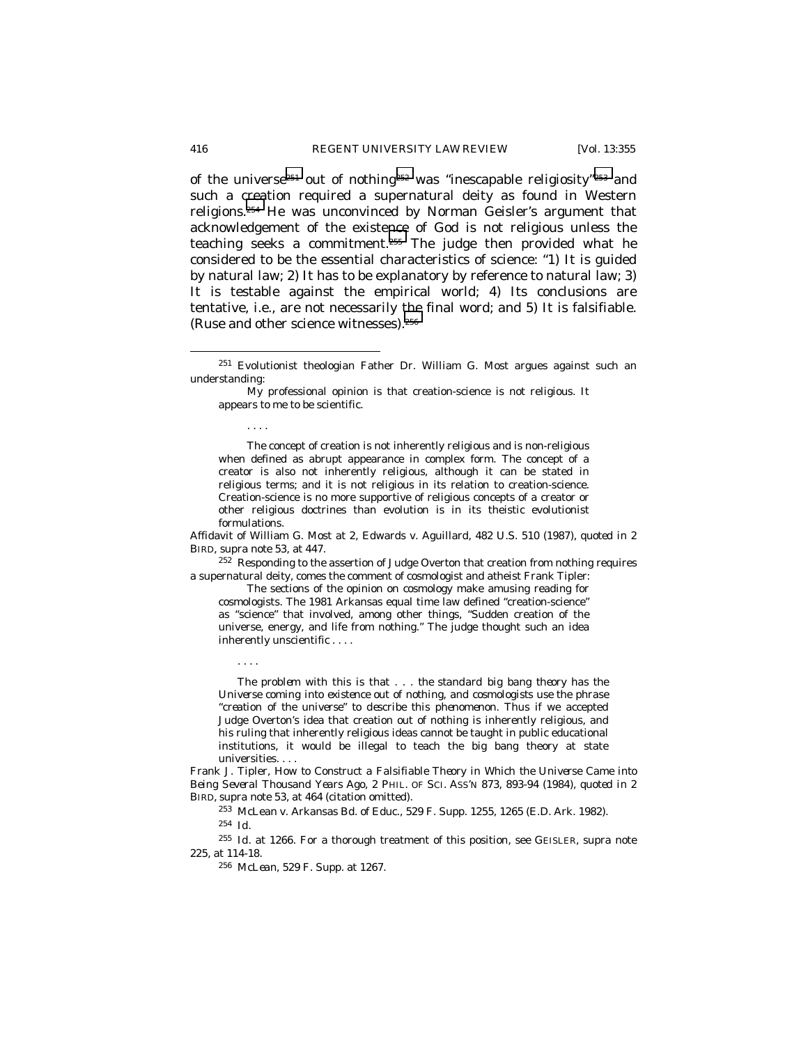of the universe[251] out of nothing[252] was "inescapable religiosity"[253] and such a creation required a supernatural deity as found in Western religions.[254] He was unconvinced by Norman Geisler's argument that acknowledgement of the existence of God is not religious unless the teaching seeks a commitment.[255] The judge then provided what he considered to be the essential characteristics of science: "1) It is guided by natural law; 2) It has to be explanatory by reference to natural law; 3) It is testable against the empirical world; 4) Its conclusions are tentative, i.e., are not necessarily the final word; and 5) It is falsifiable. (Ruse and other science witnesses)."[256]

---

[251] Evolutionist theologian Father Dr. William G. Most argues against such an understanding:

> My professional opinion is that creation-science is not religious. It appears to me to be scientific.
>
> . . . .
>
> The concept of creation is not inherently religious and is non-religious when defined as abrupt appearance in complex form. The concept of a creator is also not inherently religious, although it can be stated in religious terms; and it is not religious in its relation to creation-science. Creation-science is no more supportive of religious concepts of a creator or other religious doctrines than evolution is in its theistic evolutionist formulations.

Affidavit of William G. Most at 2, Edwards v. Aguillard, 482 U.S. 510 (1987), *quoted in* 2 BIRD, *supra* note 53, at 447.

[252] Responding to the assertion of Judge Overton that creation from nothing requires a supernatural deity, comes the comment of cosmologist and atheist Frank Tipler:

> The sections of the opinion on cosmology make amusing reading for cosmologists. The 1981 Arkansas equal time law defined "creation-science" as "science" that involved, among other things, "Sudden creation of the universe, energy, and life from nothing." The judge thought such an idea inherently unscientific . . . .
>
> . . . .
>
> *The problem with this is that . . . the standard big bang theory has the Universe coming into existence out of nothing, and cosmologists use the phrase "creation of the universe" to describe this phenomenon. Thus if we accepted Judge Overton's idea that creation out of nothing is inherently religious, and his ruling that inherently religious ideas cannot be taught in public educational institutions, it would be illegal to teach the big bang theory at state universities. . . .*

Frank J. Tipler, *How to Construct a Falsifiable Theory in Which the Universe Came into Being Several Thousand Years Ago*, 2 PHIL. OF SCI. ASS'N 873, 893-94 (1984), *quoted in* 2 BIRD, *supra* note 53, at 464 (citation omitted).

[253] McLean v. Arkansas Bd. of Educ., 529 F. Supp. 1255, 1265 (E.D. Ark. 1982).

[254] *Id.*

[255] *Id.* at 1266. For a thorough treatment of this position, see GEISLER, *supra* note 225, at 114-18.

[256] *McLean*, 529 F. Supp. at 1267.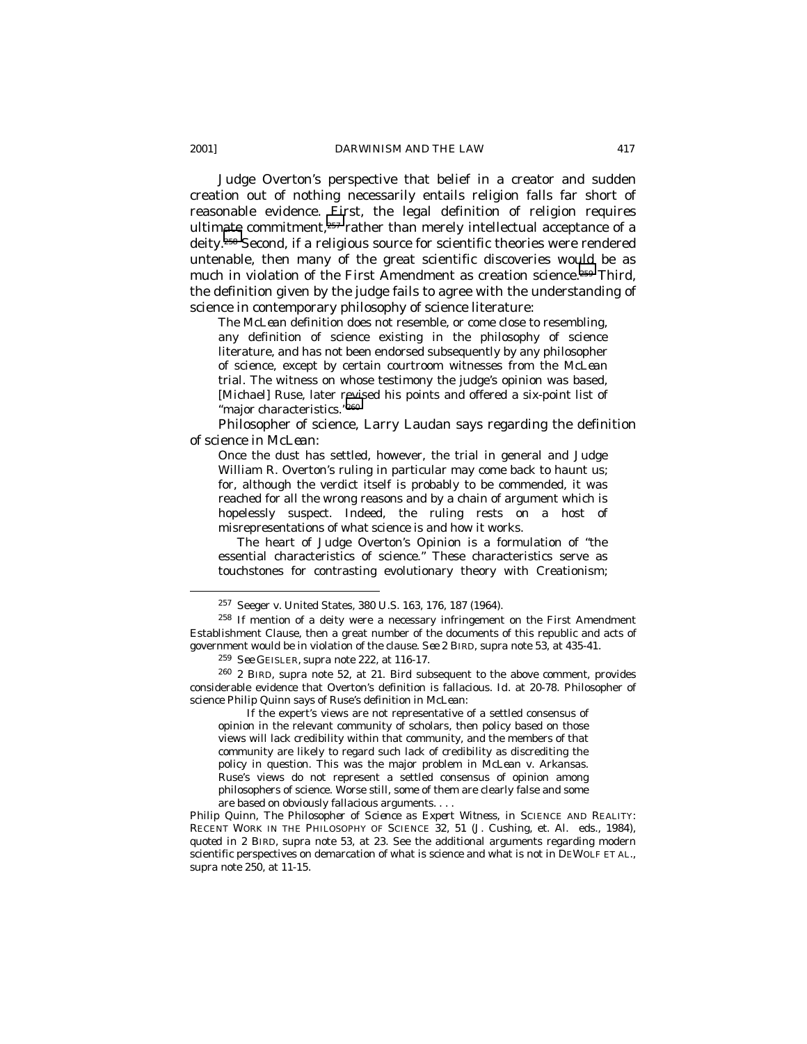Judge Overton's perspective that belief in a creator and sudden creation out of nothing necessarily entails religion falls far short of reasonable evidence. First, the legal definition of religion requires ultimate commitment,[257] rather than merely intellectual acceptance of a deity.[258] Second, if a religious source for scientific theories were rendered untenable, then many of the great scientific discoveries would be as much in violation of the First Amendment as creation science.[259] Third, the definition given by the judge fails to agree with the understanding of science in contemporary philosophy of science literature:

> The *McLean* definition does not resemble, or come close to resembling, any definition of science existing in the philosophy of science literature, and has not been endorsed subsequently by any philosopher of science, except by certain courtroom witnesses from the *McLean* trial. The witness on whose testimony the judge's opinion was based, [Michael] Ruse, later revised his points and offered a six-point list of "major characteristics."[260]

Philosopher of science, Larry Laudan says regarding the definition of science in *McLean*:

> Once the dust has settled, however, the trial in general and Judge William R. Overton's ruling in particular may come back to haunt us; for, although the verdict itself is probably to be commended, it was reached for all the wrong reasons and by a chain of argument which is hopelessly suspect. Indeed, the ruling rests on a host of misrepresentations of what science is and how it works.
>
> The heart of Judge Overton's Opinion is a formulation of "the essential characteristics of science." These characteristics serve as touchstones for contrasting evolutionary theory with Creationism;

---

[257] Seeger v. United States, 380 U.S. 163, 176, 187 (1964).

[258] If mention of a deity were a necessary infringement on the First Amendment Establishment Clause, then a great number of the documents of this republic and acts of government would be in violation of the clause. *See* 2 BIRD, supra note 53, at 435-41.

[259] *See* GEISLER, supra note 222, at 116-17.

[260] 2 BIRD, supra note 52, at 21. Bird subsequent to the above comment, provides considerable evidence that Overton's definition is fallacious. Id. at 20-78. Philosopher of science Philip Quinn says of Ruse's definition in McLean:

> If the expert's views are not representative of a settled consensus of opinion in the relevant community of scholars, then policy based on those views will lack credibility within that community, and the members of that community are likely to regard such lack of credibility as discrediting the policy in question. This was the major problem in McLean v. Arkansas. Ruse's views do not represent a settled consensus of opinion among philosophers of science. Worse still, some of them are clearly false and some are based on obviously fallacious arguments. . . .

Philip Quinn, *The Philosopher of Science as Expert Witness*, in SCIENCE AND REALITY: RECENT WORK IN THE PHILOSOPHY OF SCIENCE 32, 51 (J. Cushing, et. Al. eds., 1984), quoted in 2 BIRD, supra note 53, at 23. See the additional arguments regarding modern scientific perspectives on demarcation of what is science and what is not in DEWOLF ET AL., supra note 250, at 11-15.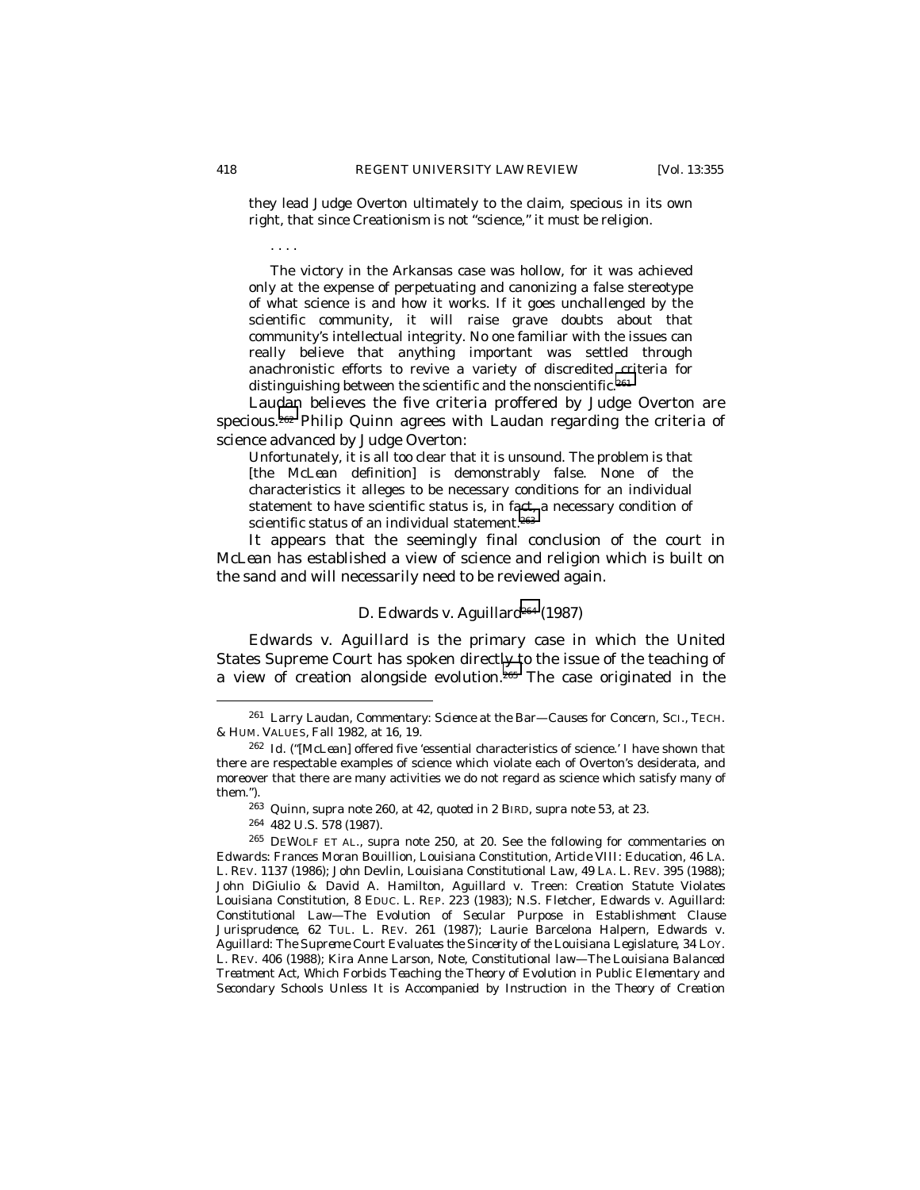they lead Judge Overton ultimately to the claim, specious in its own right, that since Creationism is not "science," it must be religion.

. . . .

The victory in the Arkansas case was hollow, for it was achieved only at the expense of perpetuating and canonizing a false stereotype of what science is and how it works. If it goes unchallenged by the scientific community, it will raise grave doubts about that community's intellectual integrity. No one familiar with the issues can really believe that anything important was settled through anachronistic efforts to revive a variety of discredited criteria for distinguishing between the scientific and the nonscientific.[261]

Laudan believes the five criteria proffered by Judge Overton are specious.[262] Philip Quinn agrees with Laudan regarding the criteria of science advanced by Judge Overton:

> Unfortunately, it is all too clear that it is unsound. The problem is that [the *McLean* definition] is demonstrably false. None of the characteristics it alleges to be necessary conditions for an individual statement to have scientific status is, in fact, a necessary condition of scientific status of an individual statement.[263]

It appears that the seemingly final conclusion of the court in *McLean* has established a view of science and religion which is built on the sand and will necessarily need to be reviewed again.

### D. *Edwards v. Aguillard*[264] (1987)

*Edwards v. Aguillard* is the primary case in which the United States Supreme Court has spoken directly to the issue of the teaching of a view of creation alongside evolution.[265] The case originated in the

---

[261] Larry Laudan, *Commentary: Science at the Bar—Causes for Concern*, SCI., TECH. & HUM. VALUES, Fall 1982, at 16, 19.

[262] *Id.* ("[*McLean*] offered five 'essential characteristics of science.' I have shown that there are respectable examples of science which violate each of Overton's desiderata, and moreover that there are many activities we do not regard as science which satisfy many of them.").

[263] Quinn, *supra* note 260, at 42, *quoted in* 2 BIRD, *supra* note 53, at 23.

[264] 482 U.S. 578 (1987).

[265] DEWOLF ET AL., *supra* note 250, at 20. See the following for commentaries on Edwards: Frances Moran Bouillion, *Louisiana Constitution, Article VIII: Education*, 46 LA. L. REV. 1137 (1986); John Devlin, *Louisiana Constitutional Law*, 49 LA. L. REV. 395 (1988); John DiGiulio & David A. Hamilton, *Aguillard v. Treen: Creation Statute Violates Louisiana Constitution*, 8 EDUC. L. REP. 223 (1983); N.S. Fletcher, *Edwards v. Aguillard: Constitutional Law—The Evolution of Secular Purpose in Establishment Clause Jurisprudence*, 62 TUL. L. REV. 261 (1987); Laurie Barcelona Halpern, *Edwards v. Aguillard: The Supreme Court Evaluates the Sincerity of the Louisiana Legislature*, 34 LOY. L. REV. 406 (1988); Kira Anne Larson, Note, *Constitutional law—The Louisiana Balanced Treatment Act, Which Forbids Teaching the Theory of Evolution in Public Elementary and Secondary Schools Unless It is Accompanied by Instruction in the Theory of Creation*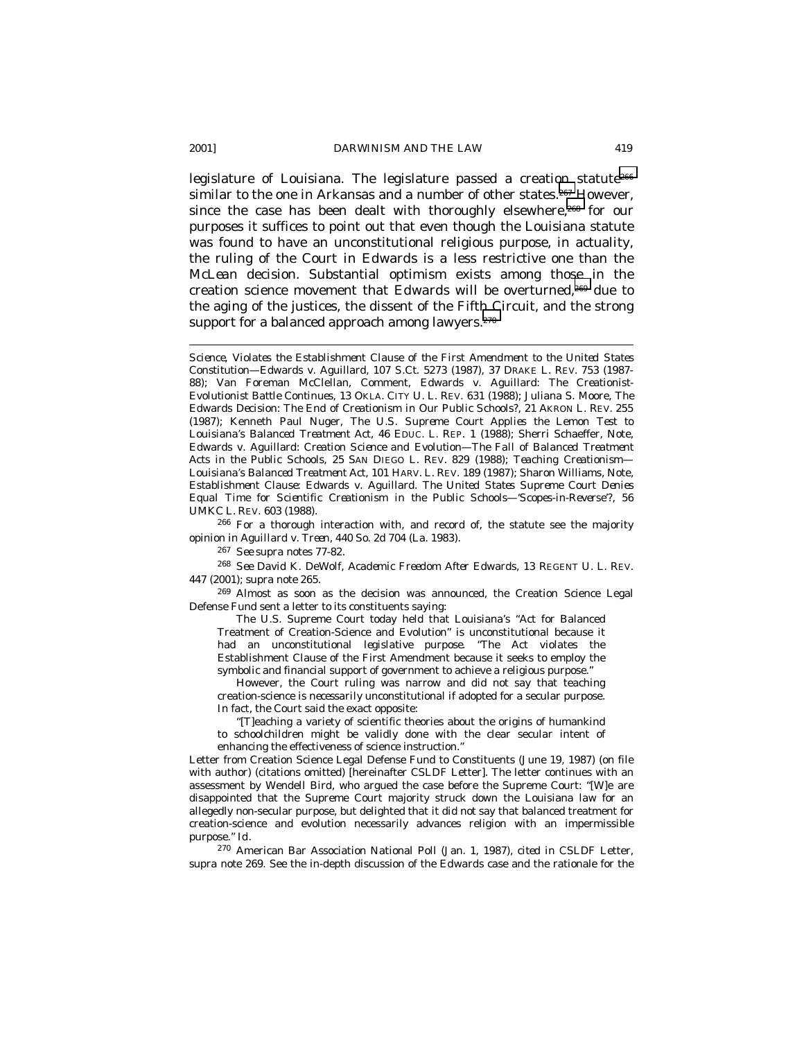legislature of Louisiana. The legislature passed a creation statute[266] similar to the one in Arkansas and a number of other states.[267] However, since the case has been dealt with thoroughly elsewhere,[268] for our purposes it suffices to point out that even though the Louisiana statute was found to have an unconstitutional religious purpose, in actuality, the ruling of the Court in *Edwards* is a less restrictive one than the *McLean* decision. Substantial optimism exists among those in the creation science movement that *Edwards* will be overturned,[269] due to the aging of the justices, the dissent of the Fifth Circuit, and the strong support for a balanced approach among lawyers.[270]

---

*Science, Violates the Establishment Clause of the First Amendment to the United States Constitution—Edwards v. Aguillard, 107 S.Ct. 5273 (1987)*, 37 DRAKE L. REV. 753 (1987-88); Van Foreman McClellan, Comment, *Edwards v. Aguillard: The Creationist-Evolutionist Battle Continues*, 13 OKLA. CITY U. L. REV. 631 (1988); Juliana S. Moore, *The Edwards Decision: The End of Creationism in Our Public Schools?*, 21 AKRON L. REV. 255 (1987); Kenneth Paul Nuger, *The U.S. Supreme Court Applies the Lemon Test to Louisiana's Balanced Treatment Act*, 46 EDUC. L. REP. 1 (1988); Sherri Schaeffer, Note, *Edwards v. Aguillard: Creation Science and Evolution—The Fall of Balanced Treatment Acts in the Public Schools*, 25 SAN DIEGO L. REV. 829 (1988); *Teaching Creationism—Louisiana's Balanced Treatment Act*, 101 HARV. L. REV. 189 (1987); Sharon Williams, Note, *Establishment Clause: Edwards v. Aguillard. The United States Supreme Court Denies Equal Time for Scientific Creationism in the Public Schools—'Scopes-in-Reverse'?*, 56 UMKC L. REV. 603 (1988).

[266] For a thorough interaction with, and record of, the statute see the majority opinion in *Aguillard v. Treen*, 440 So. 2d 704 (La. 1983).

[267] *See supra* notes 77-82.

[268] *See* David K. DeWolf, *Academic Freedom After Edwards*, 13 REGENT U. L. REV. 447 (2001); *supra* note 265.

[269] Almost as soon as the decision was announced, the Creation Science Legal Defense Fund sent a letter to its constituents saying:

> The U.S. Supreme Court today held that Louisiana's "Act for Balanced Treatment of Creation-Science and Evolution" is unconstitutional because it had an unconstitutional *legislative purpose*. "The Act violates the Establishment Clause of the First Amendment because it seeks to employ the symbolic and financial support of government to achieve a religious purpose."
>
> However, the Court ruling was narrow and did not say that teaching creation-science is necessarily unconstitutional if adopted for a secular purpose. In fact, the Court said the exact opposite:
>
> "[T]eaching a variety of scientific theories about the origins of humankind to schoolchildren might be validly done with the clear secular intent of enhancing the effectiveness of science instruction."

Letter from Creation Science Legal Defense Fund to Constituents (June 19, 1987) (on file with author) (citations omitted) [hereinafter CSLDF Letter]. The letter continues with an assessment by Wendell Bird, who argued the case before the Supreme Court: "[W]e are disappointed that the Supreme Court majority struck down the Louisiana law for an allegedly non-secular purpose, but delighted that it did not say that balanced treatment for creation-science and evolution necessarily advances religion with an impermissible purpose." *Id.*

[270] American Bar Association National Poll (Jan. 1, 1987), *cited in* CSLDF Letter, *supra* note 269. See the in-depth discussion of the *Edwards* case and the rationale for the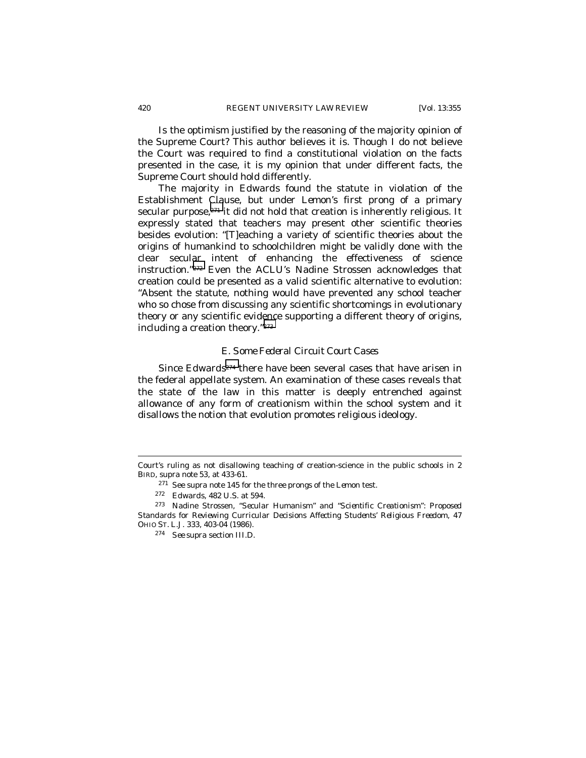Is the optimism justified by the reasoning of the majority opinion of the Supreme Court? This author believes it is. Though I do not believe the Court was required to find a constitutional violation on the facts presented in the case, it is my opinion that under different facts, the Supreme Court should hold differently.

The majority in *Edwards* found the statute in violation of the Establishment Clause, but under *Lemon*'s first prong of a primary secular purpose,[271] it did not hold that creation is inherently religious. It expressly stated that teachers may present other scientific theories besides evolution: "[T]eaching a variety of scientific theories about the origins of humankind to schoolchildren might be validly done with the clear secular intent of enhancing the effectiveness of science instruction."[272] Even the ACLU's Nadine Strossen acknowledges that creation could be presented as a valid scientific alternative to evolution: "Absent the statute, nothing would have prevented any school teacher who so chose from discussing any scientific shortcomings in evolutionary theory or any scientific evidence supporting a different theory of origins, including a creation theory."[273]

### *E. Some Federal Circuit Court Cases*

Since *Edwards*[274] there have been several cases that have arisen in the federal appellate system. An examination of these cases reveals that the state of the law in this matter is deeply entrenched against allowance of any form of creationism within the school system and it disallows the notion that evolution promotes religious ideology.

---

Court's ruling as not disallowing teaching of creation-science in the public schools in 2 BIRD, *supra* note 53, at 433-61.

[271] *See supra* note 145 for the three prongs of the *Lemon* test.

[272] *Edwards*, 482 U.S. at 594.

[273] Nadine Strossen, *"Secular Humanism" and "Scientific Creationism": Proposed Standards for Reviewing Curricular Decisions Affecting Students' Religious Freedom*, 47 OHIO ST. L.J. 333, 403-04 (1986).

[274] *See supra* section III.D.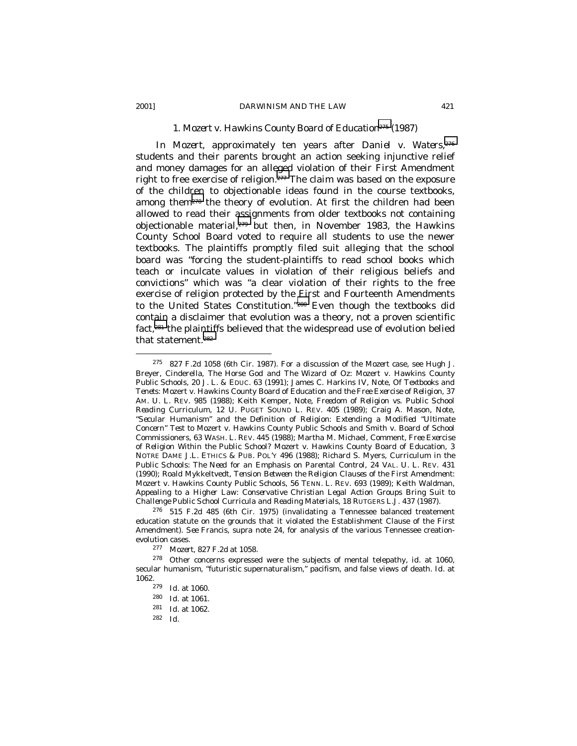### 1. *Mozert v. Hawkins County Board of Education*[275] (1987)

In *Mozert*, approximately ten years after *Daniel v. Waters*,[276] students and their parents brought an action seeking injunctive relief and money damages for an alleged violation of their First Amendment right to free exercise of religion.[277] The claim was based on the exposure of the children to objectionable ideas found in the course textbooks, among them[278] the theory of evolution. At first the children had been allowed to read their assignments from older textbooks not containing objectionable material,[279] but then, in November 1983, the Hawkins County School Board voted to require all students to use the newer textbooks. The plaintiffs promptly filed suit alleging that the school board was "forcing the student-plaintiffs to read school books which teach or inculcate values in violation of their religious beliefs and convictions" which was "a clear violation of their rights to the free exercise of religion protected by the First and Fourteenth Amendments to the United States Constitution."[280] Even though the textbooks did contain a disclaimer that evolution was a theory, not a proven scientific fact,[281] the plaintiffs believed that the widespread use of evolution belied that statement.[282]

---

[275] 827 F.2d 1058 (6th Cir. 1987). For a discussion of the *Mozert* case, see Hugh J. Breyer, Cinderella, The Horse God and The Wizard of Oz: Mozert v. Hawkins County Public Schools, 20 J. L. & EDUC. 63 (1991); James C. Harkins IV, Note, *Of Textbooks and Tenets: Mozert v. Hawkins County Board of Education and the Free Exercise of Religion*, 37 AM. U. L. REV. 985 (1988); Keith Kemper, Note, *Freedom of Religion vs. Public School Reading Curriculum*, 12 U. PUGET SOUND L. REV. 405 (1989); Craig A. Mason, Note, *"Secular Humanism" and the Definition of Religion: Extending a Modified "Ultimate Concern" Test to Mozert v. Hawkins County Public Schools and Smith v. Board of School Commissioners*, 63 WASH. L. REV. 445 (1988); Martha M. Michael, Comment, *Free Exercise of Religion Within the Public School? Mozert v. Hawkins County Board of Education*, 3 NOTRE DAME J.L. ETHICS & PUB. POL'Y 496 (1988); Richard S. Myers, *Curriculum in the Public Schools: The Need for an Emphasis on Parental Control*, 24 VAL. U. L. REV. 431 (1990); Roald Mykkeltvedt, *Tension Between the Religion Clauses of the First Amendment: Mozert v. Hawkins County Public Schools*, 56 TENN. L. REV. 693 (1989); Keith Waldman, *Appealing to a Higher Law: Conservative Christian Legal Action Groups Bring Suit to Challenge Public School Curricula and Reading Materials*, 18 RUTGERS L.J. 437 (1987).

[276] 515 F.2d 485 (6th Cir. 1975) (invalidating a Tennessee balanced treatement education statute on the grounds that it violated the Establishment Clause of the First Amendment). *See* Francis, *supra* note 24, for analysis of the various Tennessee creation-evolution cases.

[277] *Mozert*, 827 F.2d at 1058.

[278] Other concerns expressed were the subjects of mental telepathy, *id.* at 1060, secular humanism, "futuristic supernaturalism," pacifism, and false views of death. *Id.* at 1062.

[279] *Id.* at 1060.

[280] *Id.* at 1061.

[281] *Id.* at 1062.

[282] *Id.*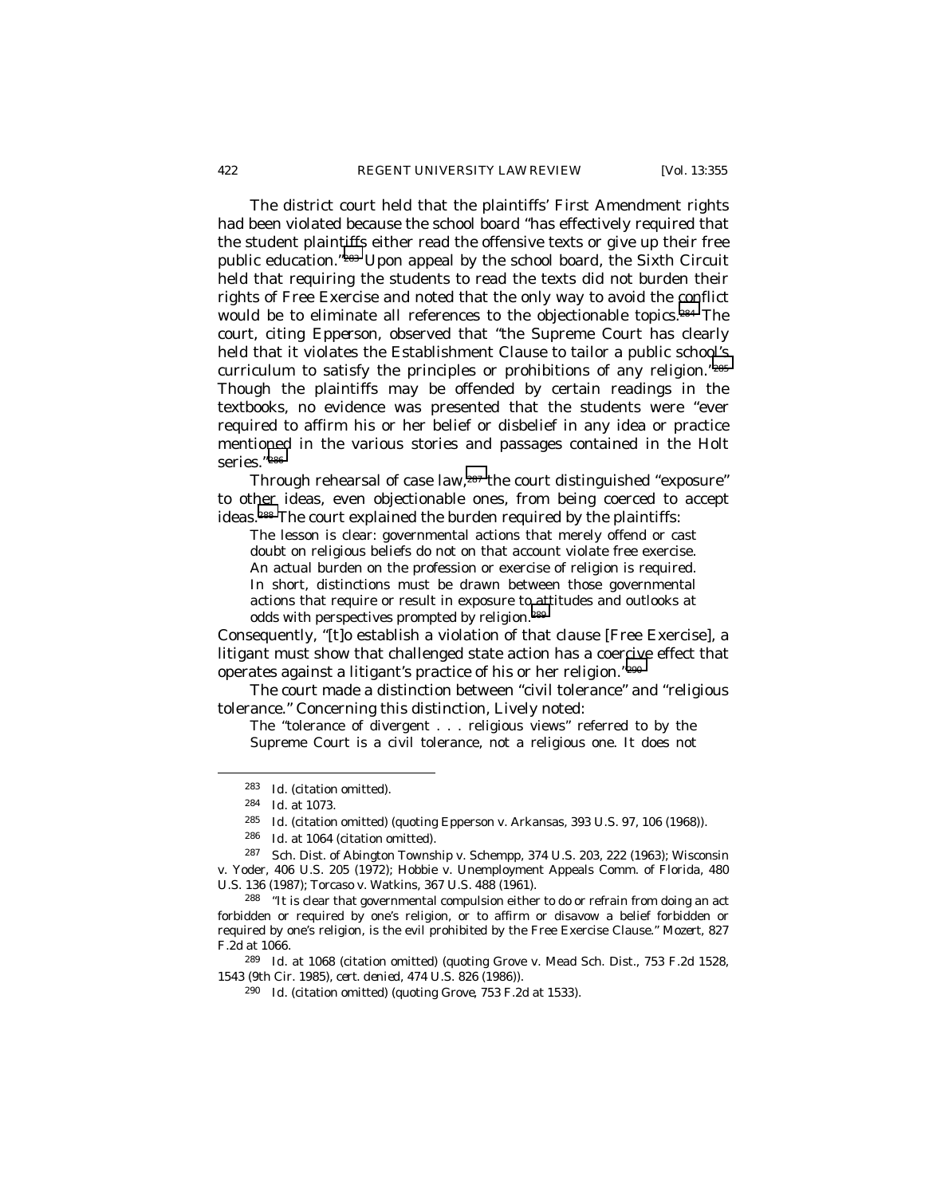The district court held that the plaintiffs' First Amendment rights had been violated because the school board "has effectively required that the student plaintiffs either read the offensive texts or give up their free public education."[283] Upon appeal by the school board, the Sixth Circuit held that requiring the students to read the texts did not burden their rights of Free Exercise and noted that the only way to avoid the conflict would be to eliminate all references to the objectionable topics.[284] The court, citing *Epperson*, observed that "the Supreme Court has clearly held that it violates the Establishment Clause to tailor a public school's curriculum to satisfy the principles or prohibitions of any religion."[285] Though the plaintiffs may be offended by certain readings in the textbooks, no evidence was presented that the students were "ever required to affirm his or her belief or disbelief in any idea or practice mentioned in the various stories and passages contained in the Holt series."[286]

Through rehearsal of case law,[287] the court distinguished "exposure" to other ideas, even objectionable ones, from being coerced to accept ideas.[288] The court explained the burden required by the plaintiffs:

> The lesson is clear: governmental actions that merely offend or cast doubt on religious beliefs do not on that account violate free exercise. An actual burden on the profession or exercise of religion is required. In short, distinctions must be drawn between those governmental actions that require or result in exposure to attitudes and outlooks at odds with perspectives prompted by religion.[289]

Consequently, "[t]o establish a violation of that clause [Free Exercise], a litigant must show that challenged state action has a coercive effect that operates against a litigant's practice of his or her religion."[290]

The court made a distinction between "civil tolerance" and "religious tolerance." Concerning this distinction, Lively noted:

> The "tolerance of divergent . . . religious views" referred to by the Supreme Court is a civil tolerance, not a religious one. It does not

---

[283] *Id.* (citation omitted).

[284] *Id.* at 1073.

[285] *Id.* (citation omitted) (quoting Epperson v. Arkansas, 393 U.S. 97, 106 (1968)).

[286] *Id.* at 1064 (citation omitted).

[287] Sch. Dist. of Abington Township v. Schempp, 374 U.S. 203, 222 (1963); Wisconsin v. Yoder, 406 U.S. 205 (1972); Hobbie v. Unemployment Appeals Comm. of Florida, 480 U.S. 136 (1987); Torcaso v. Watkins, 367 U.S. 488 (1961).

[288] "It is clear that governmental compulsion either to do or refrain from doing an act forbidden or required by one's religion, or to affirm or disavow a belief forbidden or required by one's religion, is the evil prohibited by the Free Exercise Clause." *Mozert*, 827 F.2d at 1066.

[289] *Id.* at 1068 (citation omitted) (quoting Grove v. Mead Sch. Dist., 753 F.2d 1528, 1543 (9th Cir. 1985), *cert. denied*, 474 U.S. 826 (1986)).

[290] *Id.* (citation omitted) (quoting *Grove*, 753 F.2d at 1533).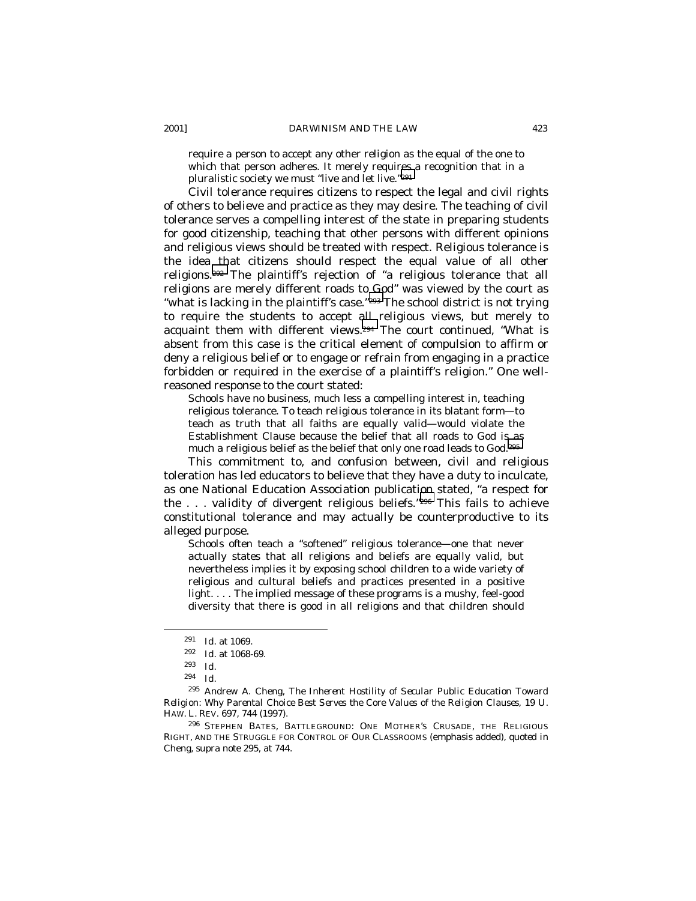require a person to accept any other religion as the equal of the one to which that person adheres. It merely requires a recognition that in a pluralistic society we must "live and let live."[291]

Civil tolerance requires citizens to respect the legal and civil rights of others to believe and practice as they may desire. The teaching of civil tolerance serves a compelling interest of the state in preparing students for good citizenship, teaching that other persons with different opinions and religious views should be treated with respect. Religious tolerance is the idea that citizens should respect the equal value of all other religions.[292] The plaintiff's rejection of "a religious tolerance that all religions are merely different roads to God" was viewed by the court as "what is lacking in the plaintiff's case."[293] The school district is not trying to require the students to accept all religious views, but merely to acquaint them with different views.[294] The court continued, "What is absent from this case is the critical element of compulsion to affirm or deny a religious belief or to engage or refrain from engaging in a practice forbidden or required in the exercise of a plaintiff's religion." One well-reasoned response to the court stated:

> Schools have no business, much less a compelling interest in, teaching religious tolerance. To teach religious tolerance in its blatant form—to teach as truth that all faiths are equally valid—would violate the Establishment Clause because the belief that all roads to God is as much a religious belief as the belief that only one road leads to God.[295]

This commitment to, and confusion between, civil and religious toleration has led educators to believe that they have a duty to inculcate, as one National Education Association publication stated, "a respect for the . . . validity of divergent religious beliefs."[296] This fails to achieve constitutional tolerance and may actually be counterproductive to its alleged purpose.

> Schools often teach a "softened" religious tolerance—one that never actually states that all religions and beliefs are equally valid, but nevertheless implies it by exposing school children to a wide variety of religious and cultural beliefs and practices presented in a positive light. . . . The implied message of these programs is a mushy, feel-good diversity that there is good in all religions and that children should

---

[291] *Id.* at 1069.

[292] *Id.* at 1068-69.

[293] *Id.*

[294] *Id.*

[295] Andrew A. Cheng, *The Inherent Hostility of Secular Public Education Toward Religion: Why Parental Choice Best Serves the Core Values of the Religion Clauses*, 19 U. HAW. L. REV. 697, 744 (1997).

[296] STEPHEN BATES, BATTLEGROUND: ONE MOTHER'S CRUSADE, THE RELIGIOUS RIGHT, AND THE STRUGGLE FOR CONTROL OF OUR CLASSROOMS (emphasis added), *quoted in* Cheng, *supra* note 295, at 744.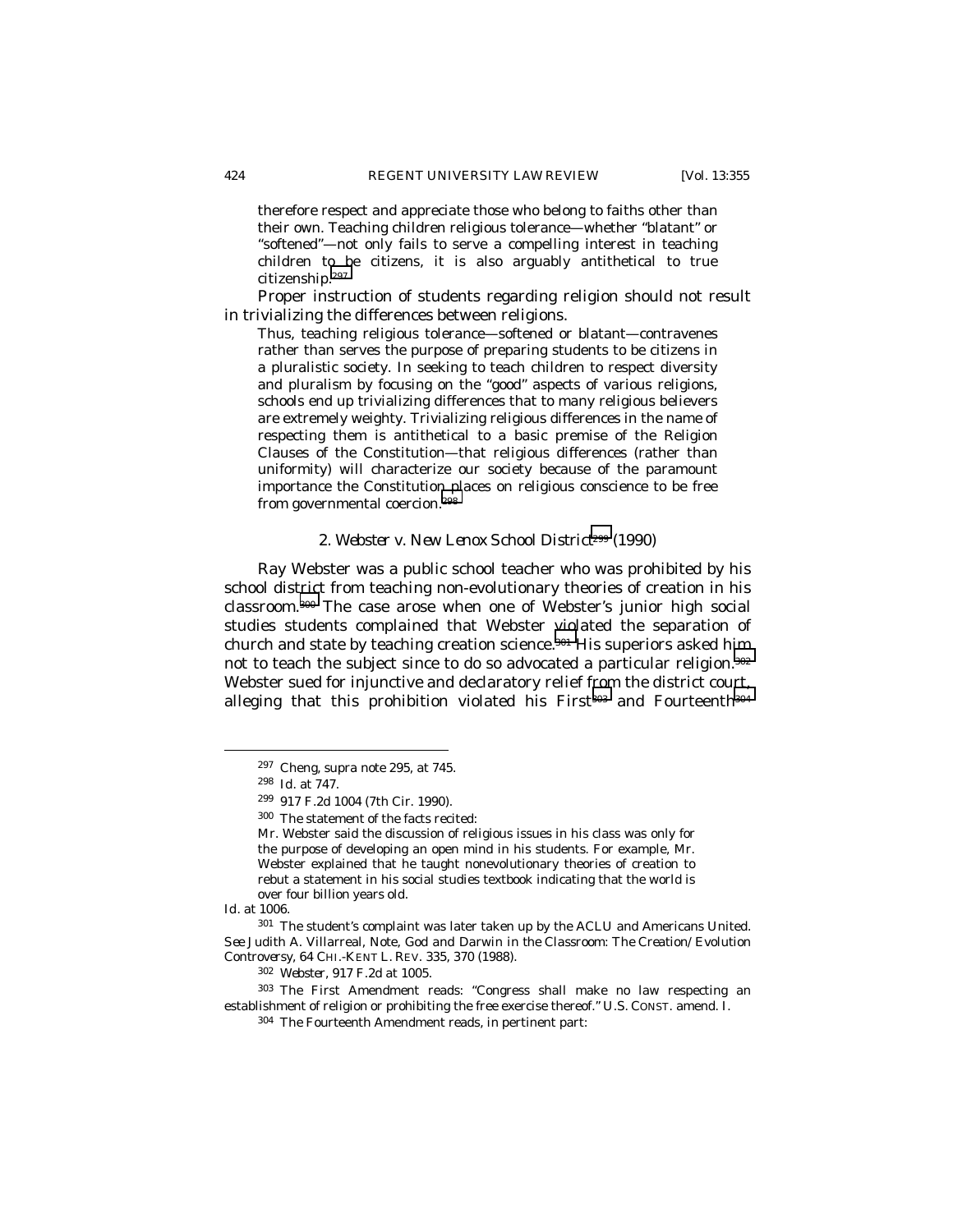> therefore respect and appreciate those who belong to faiths other than their own. Teaching children religious tolerance—whether "blatant" or "softened"—not only fails to serve a compelling interest in teaching children to be citizens, it is also arguably antithetical to true citizenship.[297]

Proper instruction of students regarding religion should not result in trivializing the differences between religions.

> Thus, teaching religious tolerance—softened or blatant—contravenes rather than serves the purpose of preparing students to be citizens in a pluralistic society. In seeking to teach children to respect diversity and pluralism by focusing on the "good" aspects of various religions, schools end up trivializing differences that to many religious believers are extremely weighty. Trivializing religious differences in the name of respecting them is antithetical to a basic premise of the Religion Clauses of the Constitution—that religious differences (rather than uniformity) will characterize our society because of the paramount importance the Constitution places on religious conscience to be free from governmental coercion.[298]

### 2. *Webster v. New Lenox School District*[299] (1990)

Ray Webster was a public school teacher who was prohibited by his school district from teaching non-evolutionary theories of creation in his classroom.[300] The case arose when one of Webster's junior high social studies students complained that Webster violated the separation of church and state by teaching creation science.[301] His superiors asked him not to teach the subject since to do so advocated a particular religion.[302] Webster sued for injunctive and declaratory relief from the district court, alleging that this prohibition violated his First[303] and Fourteenth[304]

---

[297] Cheng, *supra* note 295, at 745.

[298] *Id.* at 747.

[299] 917 F.2d 1004 (7th Cir. 1990).

[300] The statement of the facts recited:

> Mr. Webster said the discussion of religious issues in his class was only for the purpose of developing an open mind in his students. For example, Mr. Webster explained that he taught nonevolutionary theories of creation to rebut a statement in his social studies textbook indicating that the world is over four billion years old.

*Id.* at 1006.

[301] The student's complaint was later taken up by the ACLU and Americans United. *See* Judith A. Villarreal, Note, *God and Darwin in the Classroom: The Creation/Evolution Controversy*, 64 CHI.-KENT L. REV. 335, 370 (1988).

[302] *Webster*, 917 F.2d at 1005.

[303] The First Amendment reads: "Congress shall make no law respecting an establishment of religion or prohibiting the free exercise thereof." U.S. CONST. amend. I.

[304] The Fourteenth Amendment reads, in pertinent part: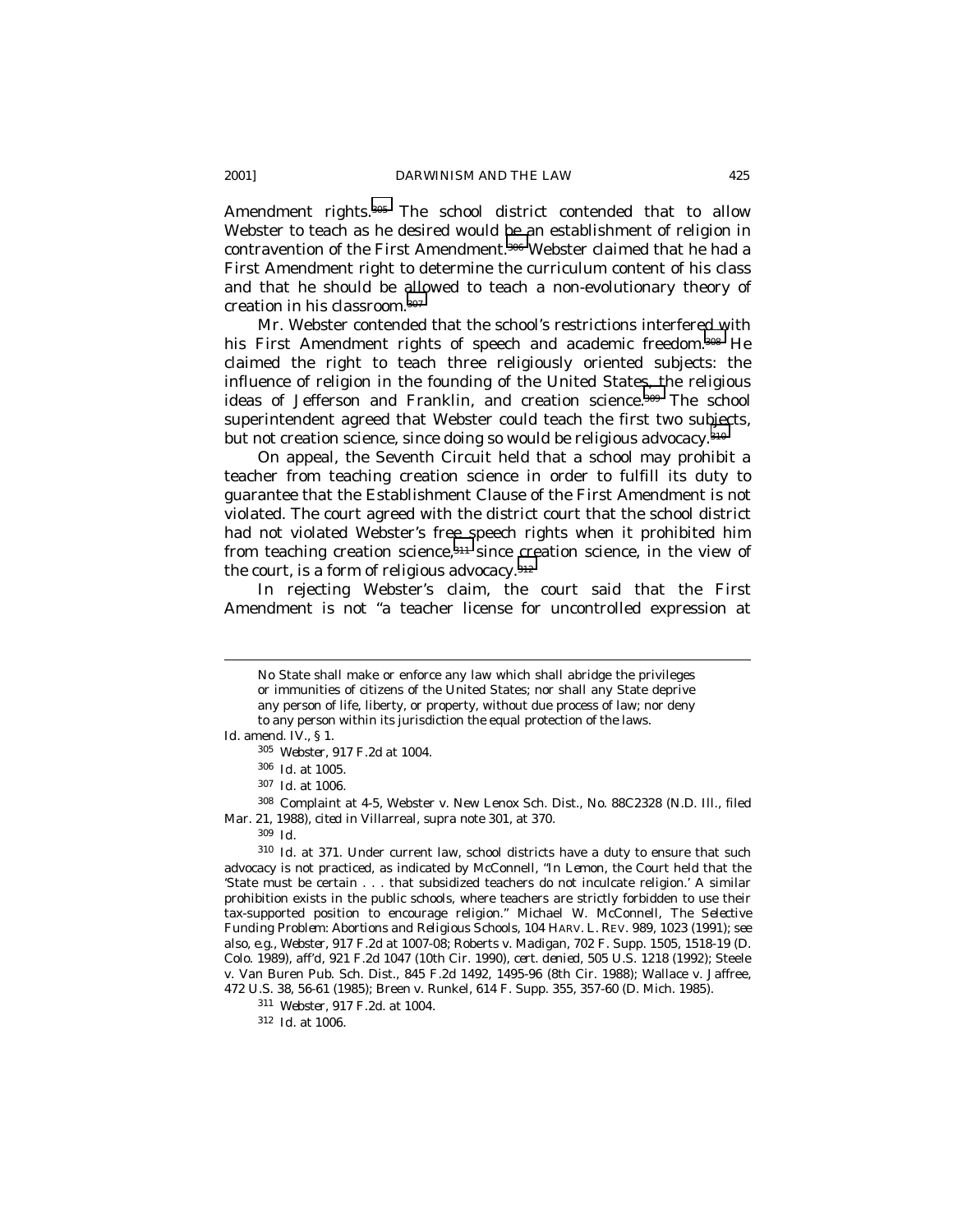Amendment rights.[305] The school district contended that to allow Webster to teach as he desired would be an establishment of religion in contravention of the First Amendment.[306] Webster claimed that he had a First Amendment right to determine the curriculum content of his class and that he should be allowed to teach a non-evolutionary theory of creation in his classroom.[307]

Mr. Webster contended that the school's restrictions interfered with his First Amendment rights of speech and academic freedom.[308] He claimed the right to teach three religiously oriented subjects: the influence of religion in the founding of the United States, the religious ideas of Jefferson and Franklin, and creation science.[309] The school superintendent agreed that Webster could teach the first two subjects, but not creation science, since doing so would be religious advocacy.[310]

On appeal, the Seventh Circuit held that a school may prohibit a teacher from teaching creation science in order to fulfill its duty to guarantee that the Establishment Clause of the First Amendment is not violated. The court agreed with the district court that the school district had not violated Webster's free speech rights when it prohibited him from teaching creation science,[311] since creation science, in the view of the court, is a form of religious advocacy.[312]

In rejecting Webster's claim, the court said that the First Amendment is not "a teacher license for uncontrolled expression at

---

> No State shall make or enforce any law which shall abridge the privileges or immunities of citizens of the United States; nor shall any State deprive any person of life, liberty, or property, without due process of law; nor deny to any person within its jurisdiction the equal protection of the laws.

*Id.* amend. IV., § 1.

305 *Webster*, 917 F.2d at 1004.

306 *Id.* at 1005.

307 *Id.* at 1006.

308 Complaint at 4-5, Webster v. New Lenox Sch. Dist., No. 88C2328 (N.D. Ill., filed Mar. 21, 1988), *cited in* Villarreal, *supra* note 301, at 370.

309 *Id.*

310 *Id.* at 371. Under current law, school districts have a duty to ensure that such advocacy is not practiced, as indicated by McConnell, "In *Lemon*, the Court held that the 'State must be certain . . . that subsidized teachers do not inculcate religion.' A similar prohibition exists in the public schools, where teachers are strictly forbidden to use their tax-supported position to encourage religion." Michael W. McConnell, *The Selective Funding Problem: Abortions and Religious Schools*, 104 HARV. L. REV. 989, 1023 (1991); *see also, e.g.*, *Webster*, 917 F.2d at 1007-08; Roberts v. Madigan, 702 F. Supp. 1505, 1518-19 (D. Colo. 1989), *aff'd*, 921 F.2d 1047 (10th Cir. 1990), *cert. denied*, 505 U.S. 1218 (1992); Steele v. Van Buren Pub. Sch. Dist., 845 F.2d 1492, 1495-96 (8th Cir. 1988); Wallace v. Jaffree, 472 U.S. 38, 56-61 (1985); Breen v. Runkel, 614 F. Supp. 355, 357-60 (D. Mich. 1985).

311 *Webster*, 917 F.2d. at 1004.

312 *Id.* at 1006.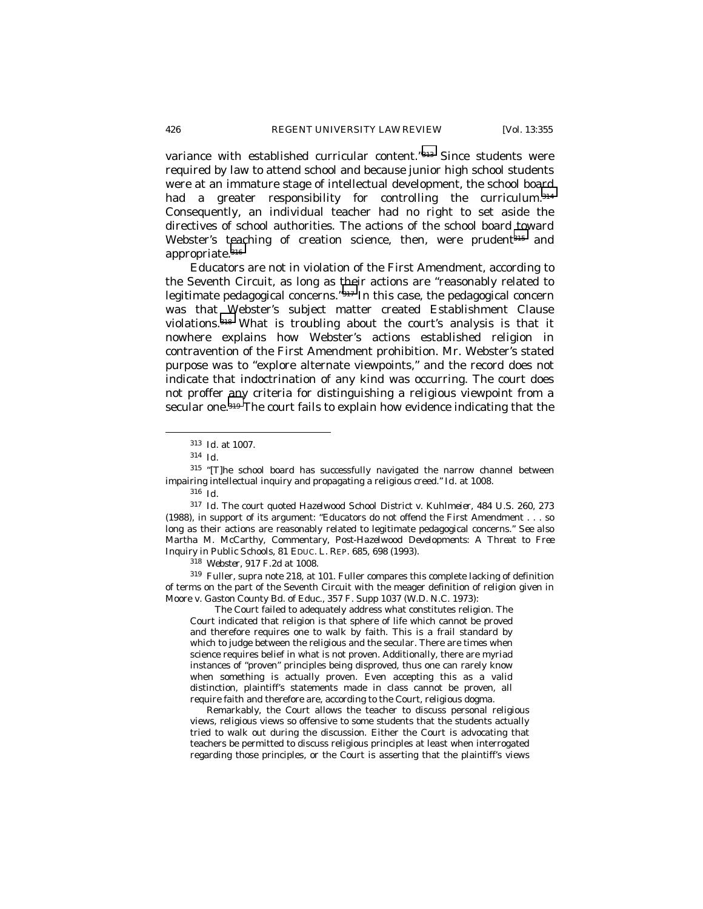variance with established curricular content."[313] Since students were required by law to attend school and because junior high school students were at an immature stage of intellectual development, the school board had a greater responsibility for controlling the curriculum.[314] Consequently, an individual teacher had no right to set aside the directives of school authorities. The actions of the school board toward Webster's teaching of creation science, then, were prudent[315] and appropriate.[316]

Educators are not in violation of the First Amendment, according to the Seventh Circuit, as long as their actions are "reasonably related to legitimate pedagogical concerns."[317] In this case, the pedagogical concern was that Webster's subject matter created Establishment Clause violations.[318] What is troubling about the court's analysis is that it nowhere explains how Webster's actions established religion in contravention of the First Amendment prohibition. Mr. Webster's stated purpose was to "explore alternate viewpoints," and the record does not indicate that indoctrination of any kind was occurring. The court does not proffer any criteria for distinguishing a religious viewpoint from a secular one.[319] The court fails to explain how evidence indicating that the

---

[313] *Id.* at 1007.

[314] *Id.*

[315] "[T]he school board has successfully navigated the narrow channel between impairing intellectual inquiry and propagating a religious creed." *Id.* at 1008.

[316] *Id.*

[317] *Id.* The court quoted *Hazelwood School District v. Kuhlmeier*, 484 U.S. 260, 273 (1988), in support of its argument: "Educators do not offend the First Amendment . . . so long as their actions are reasonably related to legitimate pedagogical concerns." *See also* Martha M. McCarthy, Commentary, *Post-Hazelwood Developments: A Threat to Free Inquiry in Public Schools*, 81 EDUC. L. REP. 685, 698 (1993).

[318] *Webster*, 917 F.2d at 1008.

[319] Fuller, *supra* note 218, at 101. Fuller compares this complete lacking of definition of terms on the part of the Seventh Circuit with the meager definition of religion given in Moore v. Gaston County Bd. of Educ., 357 F. Supp 1037 (W.D. N.C. 1973):

> The Court failed to adequately address what constitutes religion. The Court indicated that religion is that sphere of life which cannot be proved and therefore requires one to walk by faith. This is a frail standard by which to judge between the religious and the secular. There are times when science requires belief in what is not proven. Additionally, there are myriad instances of "proven" principles being disproved, thus one can rarely know when something is actually proven. Even accepting this as a valid distinction, plaintiff's statements made in class cannot be proven, all require faith and therefore are, according to the Court, religious dogma.
>
> Remarkably, the Court allows the teacher to discuss personal religious views, religious views so offensive to some students that the students actually tried to walk out during the discussion. Either the Court is advocating that teachers be permitted to discuss religious principles at least when interrogated regarding those principles, or the Court is asserting that the plaintiff's views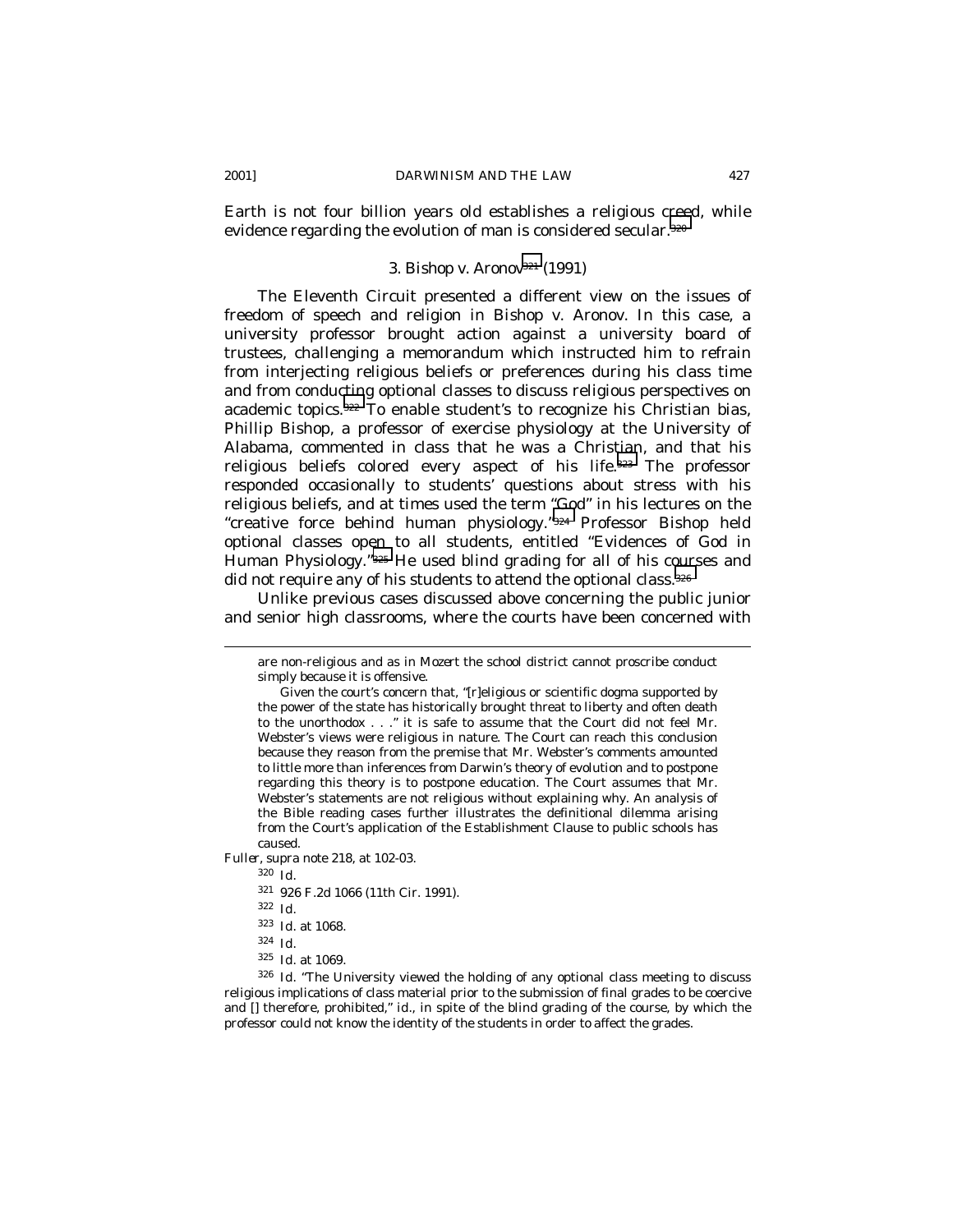Earth is not four billion years old establishes a religious creed, while evidence regarding the evolution of man is considered secular.[320]

### 3. *Bishop v. Aronov*[321] (1991)

The Eleventh Circuit presented a different view on the issues of freedom of speech and religion in *Bishop v. Aronov*. In this case, a university professor brought action against a university board of trustees, challenging a memorandum which instructed him to refrain from interjecting religious beliefs or preferences during his class time and from conducting optional classes to discuss religious perspectives on academic topics.[322] To enable student's to recognize his Christian bias, Phillip Bishop, a professor of exercise physiology at the University of Alabama, commented in class that he was a Christian, and that his religious beliefs colored every aspect of his life.[323] The professor responded occasionally to students' questions about stress with his religious beliefs, and at times used the term "God" in his lectures on the "creative force behind human physiology."[324] Professor Bishop held optional classes open to all students, entitled "Evidences of God in Human Physiology."[325] He used blind grading for all of his courses and did not require any of his students to attend the optional class.[326]

Unlike previous cases discussed above concerning the public junior and senior high classrooms, where the courts have been concerned with

---

are non-religious and as in *Mozert* the school district cannot proscribe conduct simply because it is offensive.

Given the court's concern that, "[r]eligious or scientific dogma supported by the power of the state has historically brought threat to liberty and often death to the unorthodox . . ." it is safe to assume that the Court did not feel Mr. Webster's views were religious in nature. The Court can reach this conclusion because they reason from the premise that Mr. Webster's comments amounted to little more than inferences from Darwin's theory of evolution and to postpone regarding this theory is to postpone education. The Court assumes that Mr. Webster's statements are not religious without explaining why. An analysis of the Bible reading cases further illustrates the definitional dilemma arising from the Court's application of the Establishment Clause to public schools has caused.

Fuller, *supra* note 218, at 102-03.

[320] *Id.*

[321] 926 F.2d 1066 (11th Cir. 1991).

[322] *Id.*

[323] *Id.* at 1068.

[324] *Id.*

[325] *Id.* at 1069.

[326] *Id.* "The University viewed the holding of any optional class meeting to discuss religious implications of class material prior to the submission of final grades to be coercive and [] therefore, prohibited," *id.*, in spite of the blind grading of the course, by which the professor could not know the identity of the students in order to affect the grades.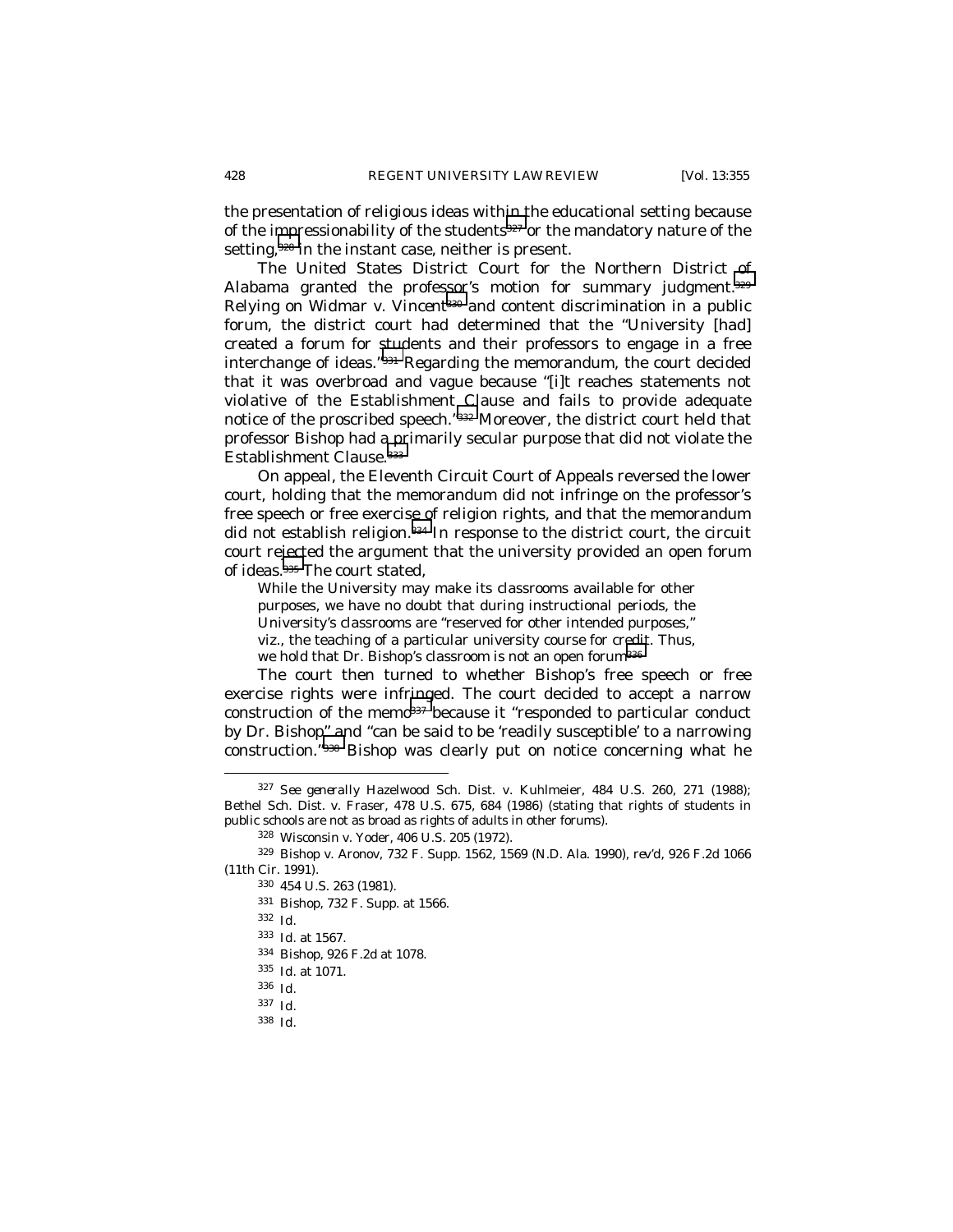the presentation of religious ideas within the educational setting because of the impressionability of the students[327] or the mandatory nature of the setting,[328] in the instant case, neither is present.

The United States District Court for the Northern District of Alabama granted the professor's motion for summary judgment.[329] Relying on *Widmar v. Vincent*[330] and content discrimination in a public forum, the district court had determined that the "University [had] created a forum for students and their professors to engage in a free interchange of ideas."[331] Regarding the memorandum, the court decided that it was overbroad and vague because "[i]t reaches statements not violative of the Establishment Clause and fails to provide adequate notice of the proscribed speech."[332] Moreover, the district court held that professor Bishop had a primarily secular purpose that did not violate the Establishment Clause.[333]

On appeal, the Eleventh Circuit Court of Appeals reversed the lower court, holding that the memorandum did not infringe on the professor's free speech or free exercise of religion rights, and that the memorandum did not establish religion.[334] In response to the district court, the circuit court rejected the argument that the university provided an open forum of ideas.[335] The court stated,

> While the University may make its classrooms available for other purposes, we have no doubt that during instructional periods, the University's classrooms are "reserved for other intended purposes," viz., the teaching of a particular university course for credit. Thus, we hold that Dr. Bishop's classroom is not an open forum.[336]

The court then turned to whether Bishop's free speech or free exercise rights were infringed. The court decided to accept a narrow construction of the memo[337] because it "responded to particular conduct by Dr. Bishop" and "can be said to be 'readily susceptible' to a narrowing construction."[338] Bishop was clearly put on notice concerning what he

---

[327] *See generally* Hazelwood Sch. Dist. v. Kuhlmeier, 484 U.S. 260, 271 (1988); Bethel Sch. Dist. v. Fraser, 478 U.S. 675, 684 (1986) (stating that rights of students in public schools are not as broad as rights of adults in other forums).

[328] Wisconsin v. Yoder, 406 U.S. 205 (1972).

[329] Bishop v. Aronov, 732 F. Supp. 1562, 1569 (N.D. Ala. 1990), *rev'd*, 926 F.2d 1066 (11th Cir. 1991).

[330] 454 U.S. 263 (1981).

[331] *Bishop*, 732 F. Supp. at 1566.

[332] *Id.*

[333] *Id.* at 1567.

[334] *Bishop*, 926 F.2d at 1078.

[335] *Id.* at 1071.

[336] *Id.*

[337] *Id.*

[338] *Id.*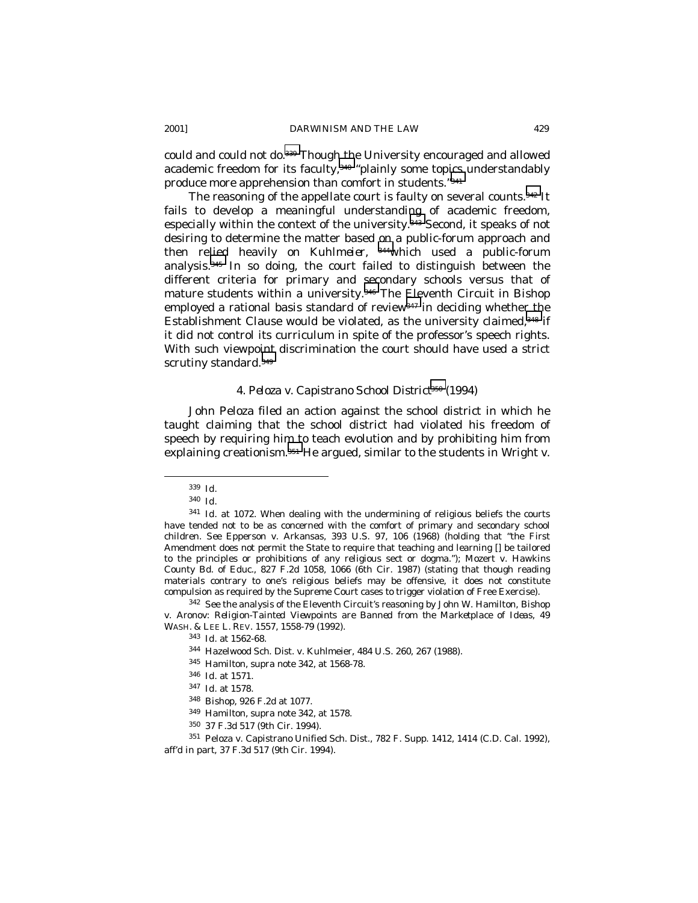could and could not do.[339] Though the University encouraged and allowed academic freedom for its faculty,[340] "plainly some topics understandably produce more apprehension than comfort in students."[341]

The reasoning of the appellate court is faulty on several counts.[342] It fails to develop a meaningful understanding of academic freedom, especially within the context of the university.[343] Second, it speaks of not desiring to determine the matter based on a public-forum approach and then relied heavily on *Kuhlmeier*,[344] which used a public-forum analysis.[345] In so doing, the court failed to distinguish between the different criteria for primary and secondary schools versus that of mature students within a university.[346] The Eleventh Circuit in *Bishop* employed a rational basis standard of review[347] in deciding whether the Establishment Clause would be violated, as the university claimed,[348] if it did not control its curriculum in spite of the professor's speech rights. With such viewpoint discrimination the court should have used a strict scrutiny standard.[349]

### 4. *Peloza v. Capistrano School District*[350] (1994)

John Peloza filed an action against the school district in which he taught claiming that the school district had violated his freedom of speech by requiring him to teach evolution and by prohibiting him from explaining creationism.[351] He argued, similar to the students in *Wright v.*

---

[339] *Id.*

[340] *Id.*

[341] *Id.* at 1072. When dealing with the undermining of religious beliefs the courts have tended not to be as concerned with the comfort of primary and secondary school children. *See* Epperson v. Arkansas, 393 U.S. 97, 106 (1968) (holding that "the First Amendment does not permit the State to require that teaching and learning [] be tailored to the principles or prohibitions of any religious sect or dogma."); Mozert v. Hawkins County Bd. of Educ., 827 F.2d 1058, 1066 (6th Cir. 1987) (stating that though reading materials contrary to one's religious beliefs may be offensive, it does not constitute compulsion as required by the Supreme Court cases to trigger violation of Free Exercise).

[342] *See* the analysis of the Eleventh Circuit's reasoning by John W. Hamilton, *Bishop v. Aronov: Religion-Tainted Viewpoints are Banned from the Marketplace of Ideas*, 49 WASH. & LEE L. REV. 1557, 1558-79 (1992).

[343] *Id.* at 1562-68.

[344] Hazelwood Sch. Dist. v. Kuhlmeier, 484 U.S. 260, 267 (1988).

[345] Hamilton, *supra* note 342, at 1568-78.

[346] *Id.* at 1571.

[347] *Id.* at 1578.

[348] *Bishop*, 926 F.2d at 1077.

[349] Hamilton, *supra* note 342, at 1578.

[350] 37 F.3d 517 (9th Cir. 1994).

[351] Peloza v. Capistrano Unified Sch. Dist., 782 F. Supp. 1412, 1414 (C.D. Cal. 1992), *aff'd in part*, 37 F.3d 517 (9th Cir. 1994).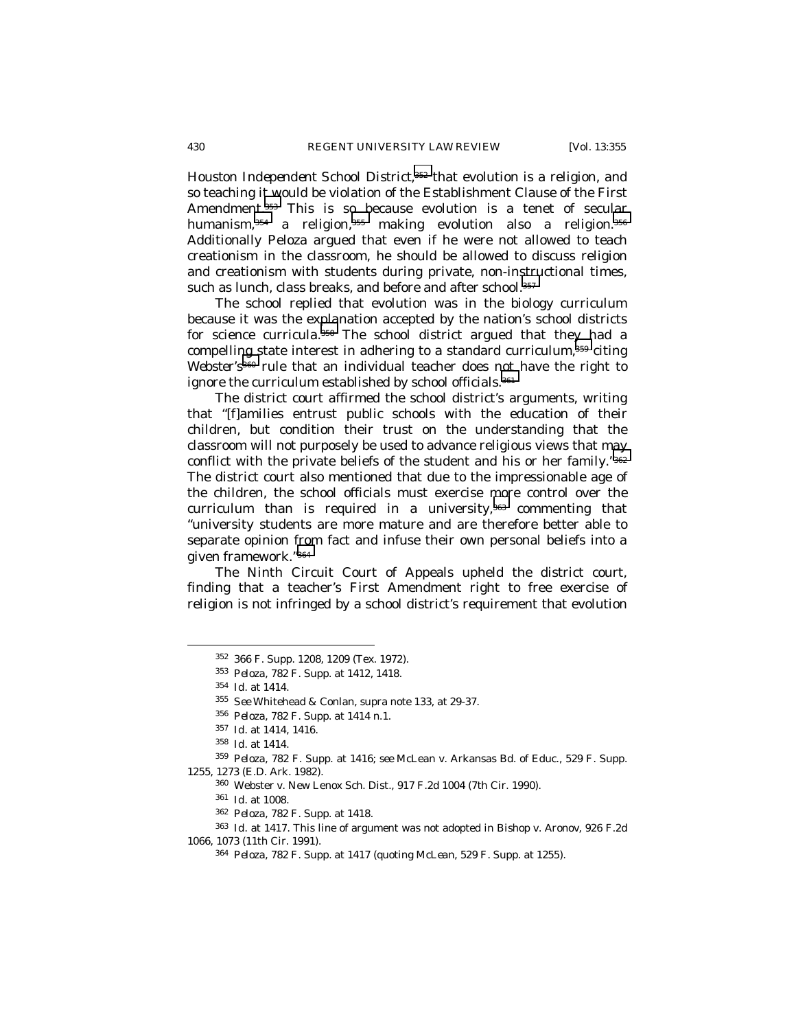*Houston Independent School District*,[352] that evolution is a religion, and so teaching it would be violation of the Establishment Clause of the First Amendment.[353] This is so because evolution is a tenet of secular humanism,[354] a religion,[355] making evolution also a religion.[356] Additionally Peloza argued that even if he were not allowed to teach creationism in the classroom, he should be allowed to discuss religion and creationism with students during private, non-instructional times, such as lunch, class breaks, and before and after school.[357]

The school replied that evolution was in the biology curriculum because it was the explanation accepted by the nation's school districts for science curricula.[358] The school district argued that they had a compelling state interest in adhering to a standard curriculum,[359] citing *Webster's*[360] rule that an individual teacher does not have the right to ignore the curriculum established by school officials.[361]

The district court affirmed the school district's arguments, writing that "[f]amilies entrust public schools with the education of their children, but condition their trust on the understanding that the classroom will not purposely be used to advance religious views that may conflict with the private beliefs of the student and his or her family."[362] The district court also mentioned that due to the impressionable age of the children, the school officials must exercise more control over the curriculum than is required in a university,[363] commenting that "university students are more mature and are therefore better able to separate opinion from fact and infuse their own personal beliefs into a given framework."[364]

The Ninth Circuit Court of Appeals upheld the district court, finding that a teacher's First Amendment right to free exercise of religion is not infringed by a school district's requirement that evolution

---

352 366 F. Supp. 1208, 1209 (Tex. 1972).

353 *Peloza*, 782 F. Supp. at 1412, 1418.

354 *Id.* at 1414.

355 *See* Whitehead & Conlan, *supra* note 133, at 29-37.

356 *Peloza*, 782 F. Supp. at 1414 n.1.

357 *Id.* at 1414, 1416.

358 *Id.* at 1414.

359 *Peloza*, 782 F. Supp. at 1416; *see* McLean v. Arkansas Bd. of Educ., 529 F. Supp. 1255, 1273 (E.D. Ark. 1982).

360 Webster v. New Lenox Sch. Dist., 917 F.2d 1004 (7th Cir. 1990).

361 *Id.* at 1008.

362 *Peloza*, 782 F. Supp. at 1418.

363 *Id.* at 1417. This line of argument was not adopted in Bishop v. Aronov, 926 F.2d 1066, 1073 (11th Cir. 1991).

364 *Peloza*, 782 F. Supp. at 1417 (quoting *McLean*, 529 F. Supp. at 1255).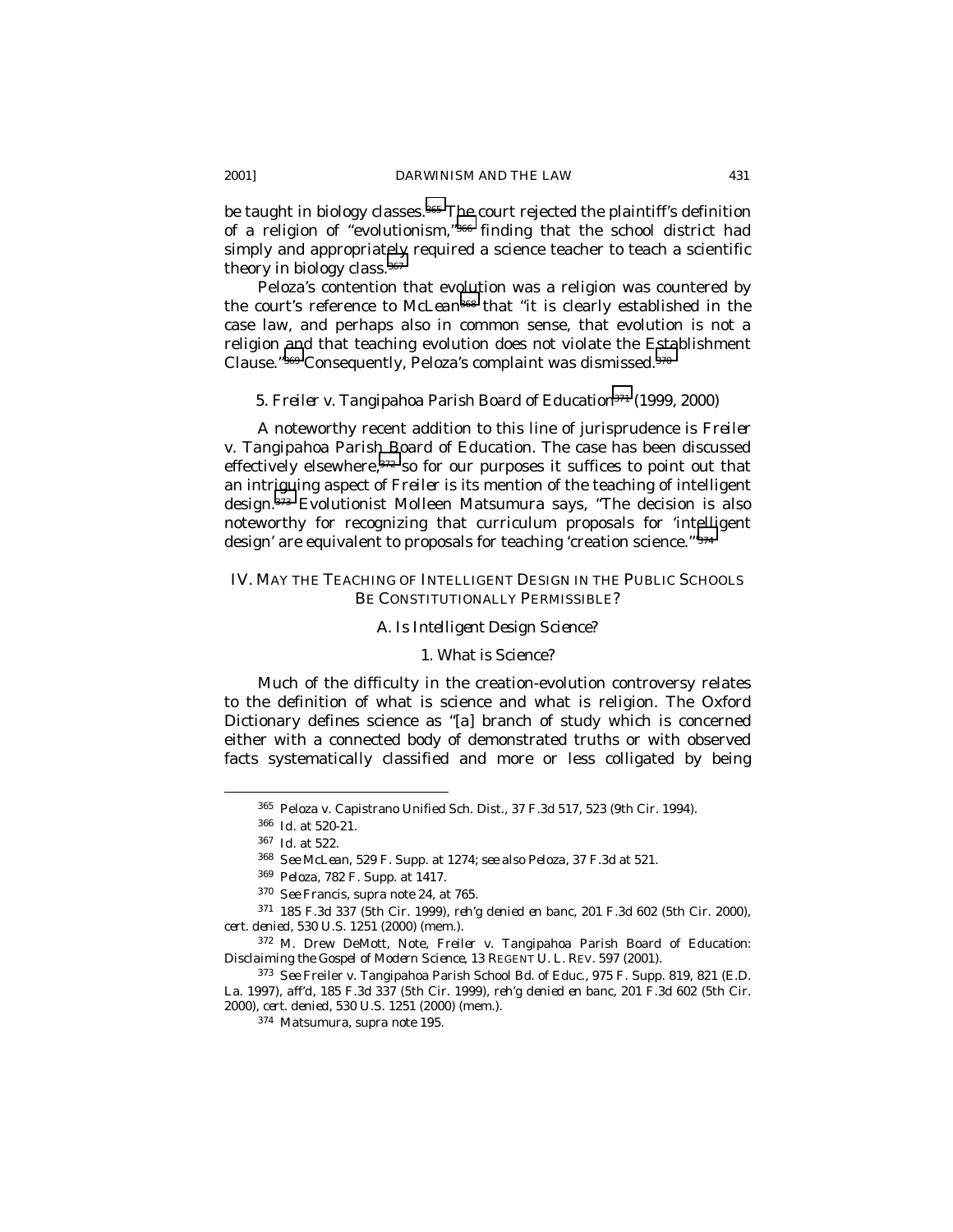be taught in biology classes.[365] The court rejected the plaintiff's definition of a religion of "evolutionism,"[366] finding that the school district had simply and appropriately required a science teacher to teach a scientific theory in biology class.[367]

Peloza's contention that evolution was a religion was countered by the court's reference to *McLean*[368] that "it is clearly established in the case law, and perhaps also in common sense, that evolution is not a religion and that teaching evolution does not violate the Establishment Clause."[369] Consequently, Peloza's complaint was dismissed.[370]

### 5. *Freiler v. Tangipahoa Parish Board of Education*[371] (1999, 2000)

A noteworthy recent addition to this line of jurisprudence is *Freiler v. Tangipahoa Parish Board of Education*. The case has been discussed effectively elsewhere,[372] so for our purposes it suffices to point out that an intriguing aspect of *Freiler* is its mention of the teaching of intelligent design.[373] Evolutionist Molleen Matsumura says, "The decision is also noteworthy for recognizing that curriculum proposals for 'intelligent design' are equivalent to proposals for teaching 'creation science.'"[374]

## IV. MAY THE TEACHING OF INTELLIGENT DESIGN IN THE PUBLIC SCHOOLS BE CONSTITUTIONALLY PERMISSIBLE?

### A. *Is Intelligent Design Science?*

#### 1. What is Science?

Much of the difficulty in the creation-evolution controversy relates to the definition of what is science and what is religion. The Oxford Dictionary defines science as "[a] branch of study which is concerned either with a connected body of demonstrated truths or with observed facts systematically classified and more or less colligated by being

---

365 Peloza v. Capistrano Unified Sch. Dist., 37 F.3d 517, 523 (9th Cir. 1994).

366 *Id.* at 520-21.

367 *Id.* at 522.

368 *See McLean*, 529 F. Supp. at 1274; *see also Peloza*, 37 F.3d at 521.

369 *Peloza*, 782 F. Supp. at 1417.

370 *See* Francis, *supra* note 24, at 765.

371 185 F.3d 337 (5th Cir. 1999), *reh'g denied en banc*, 201 F.3d 602 (5th Cir. 2000), *cert. denied*, 530 U.S. 1251 (2000) (mem.).

372 M. Drew DeMott, Note, Freiler v. Tangipahoa Parish Board of Education*: Disclaiming the Gospel of Modern Science*, 13 REGENT U. L. REV. 597 (2001).

373 *See* Freiler v. Tangipahoa Parish School Bd. of Educ., 975 F. Supp. 819, 821 (E.D. La. 1997), *aff'd*, 185 F.3d 337 (5th Cir. 1999), *reh'g denied en banc*, 201 F.3d 602 (5th Cir. 2000), *cert. denied*, 530 U.S. 1251 (2000) (mem.).

374 Matsumura, *supra* note 195.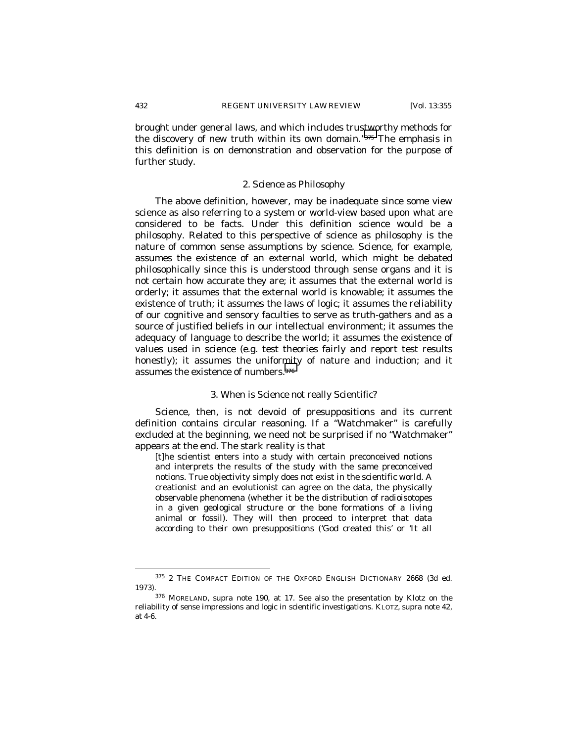brought under general laws, and which includes trustworthy methods for the discovery of new truth within its own domain."[375] The emphasis in this definition is on demonstration and observation for the purpose of further study.

### 2. Science as Philosophy

The above definition, however, may be inadequate since some view science as also referring to a system or world-view based upon what are considered to be facts. Under this definition science would be a philosophy. Related to this perspective of science as philosophy is the nature of common sense assumptions by science. Science, for example, assumes the existence of an external world, which might be debated philosophically since this is understood through sense organs and it is not certain how accurate they are; it assumes that the external world is orderly; it assumes that the external world is knowable; it assumes the existence of truth; it assumes the laws of logic; it assumes the reliability of our cognitive and sensory faculties to serve as truth-gathers and as a source of justified beliefs in our intellectual environment; it assumes the adequacy of language to describe the world; it assumes the existence of values used in science (e.g. test theories fairly and report test results honestly); it assumes the uniformity of nature and induction; and it assumes the existence of numbers.[376]

### 3. When is Science not really Scientific?

Science, then, is not devoid of presuppositions and its current definition contains circular reasoning. If a "Watchmaker" is carefully excluded at the beginning, we need not be surprised if no "Watchmaker" appears at the end. The stark reality is that

> [t]he scientist enters into a study with certain preconceived notions and interprets the results of the study with the same preconceived notions. True objectivity simply does not exist in the scientific world. A creationist and an evolutionist can agree on the data, the physically observable phenomena (whether it be the distribution of radioisotopes in a given geological structure or the bone formations of a living animal or fossil). They will then proceed to interpret that data according to their own presuppositions ('God created this' or 'It all

---

[375] 2 THE COMPACT EDITION OF THE OXFORD ENGLISH DICTIONARY 2668 (3d ed. 1973).

[376] MORELAND, supra note 190, at 17. See also the presentation by Klotz on the reliability of sense impressions and logic in scientific investigations. KLOTZ, supra note 42, at 4-6.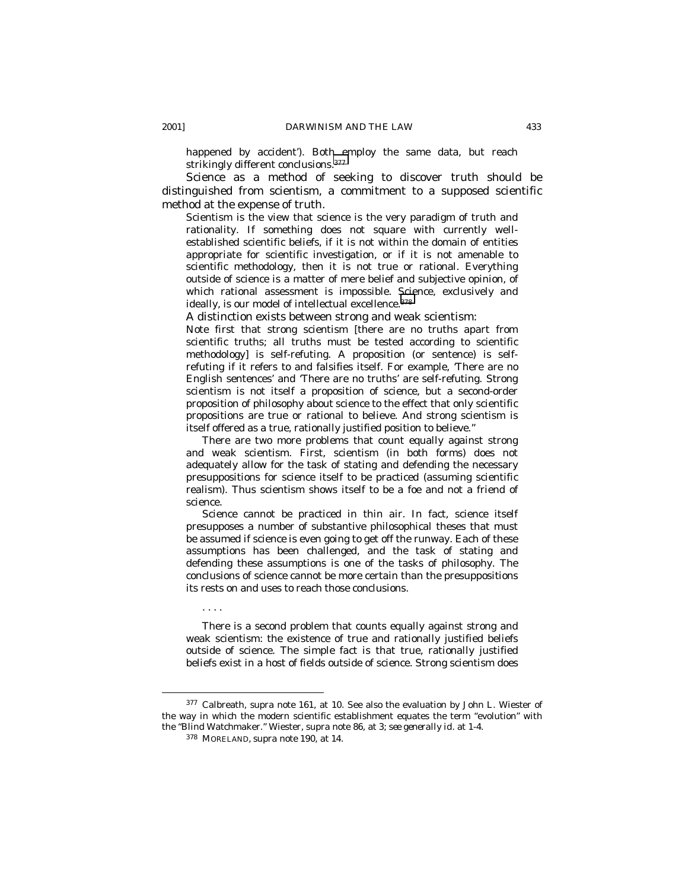happened by accident'). Both employ the same data, but reach strikingly different conclusions.[377]

Science as a method of seeking to discover truth should be distinguished from scientism, a commitment to a supposed scientific method at the expense of truth.

> Scientism is the view that science is the very paradigm of truth and rationality. If something does not square with currently well-established scientific beliefs, if it is not within the domain of entities appropriate for scientific investigation, or if it is not amenable to scientific methodology, then it is not true or rational. Everything outside of science is a matter of mere belief and subjective opinion, of which rational assessment is impossible. Science, exclusively and ideally, is our model of intellectual excellence.[378]

A distinction exists between strong and weak scientism:

> Note first that strong scientism [there are no truths apart from scientific truths; all truths must be tested according to scientific methodology] is self-refuting. A proposition (or sentence) is self-refuting if it refers to and falsifies itself. For example, 'There are no English sentences' and 'There are no truths' are self-refuting. Strong scientism is not itself a proposition of science, but a second-order proposition of philosophy about science to the effect that only scientific propositions are true or rational to believe. And strong scientism is itself offered as a true, rationally justified position to believe."
>
> There are two more problems that count equally against strong and weak scientism. First, scientism (in both forms) does not adequately allow for the task of stating and defending the necessary presuppositions for science itself to be practiced (assuming scientific realism). Thus scientism shows itself to be a foe and not a friend of science.
>
> Science cannot be practiced in thin air. In fact, science itself presupposes a number of substantive philosophical theses that must be assumed if science is even going to get off the runway. Each of these assumptions has been challenged, and the task of stating and defending these assumptions is one of the tasks of philosophy. The conclusions of science cannot be more certain than the presuppositions its rests on and uses to reach those conclusions.
>
> . . . .
>
> There is a second problem that counts equally against strong and weak scientism: the existence of true and rationally justified beliefs outside of science. The simple fact is that true, rationally justified beliefs exist in a host of fields outside of science. Strong scientism does

---

[377] Calbreath, *supra* note 161, at 10. See also the evaluation by John L. Wiester of the way in which the modern scientific establishment equates the term "evolution" with the "Blind Watchmaker." Wiester, *supra* note 86, at 3; *see generally id.* at 1-4.

[378] MORELAND, *supra* note 190, at 14.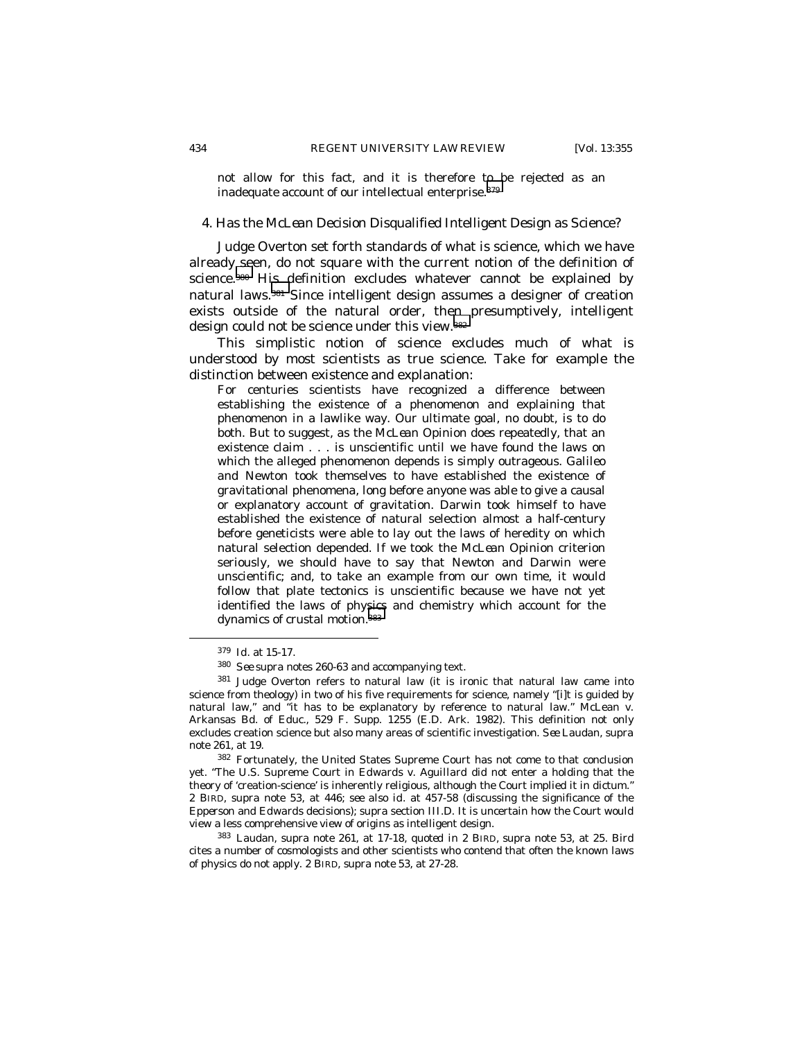not allow for this fact, and it is therefore to be rejected as an inadequate account of our intellectual enterprise.[379]

#### 4. Has the *McLean* Decision Disqualified Intelligent Design as Science?

Judge Overton set forth standards of what is science, which we have already seen, do not square with the current notion of the definition of science.[380] His definition excludes whatever cannot be explained by natural laws.[381] Since intelligent design assumes a designer of creation exists outside of the natural order, then presumptively, intelligent design could not be science under this view.[382]

This simplistic notion of science excludes much of what is understood by most scientists as true science. Take for example the distinction between existence and explanation:

> For centuries scientists have recognized a difference between establishing the existence of a phenomenon and explaining that phenomenon in a lawlike way. Our ultimate goal, no doubt, is to do both. But to suggest, as the McLean Opinion does repeatedly, that an existence claim . . . is unscientific until we have found the laws on which the alleged phenomenon depends is simply outrageous. Galileo and Newton took themselves to have established the existence of gravitational phenomena, long before anyone was able to give a causal or explanatory account of gravitation. Darwin took himself to have established the existence of natural selection almost a half-century before geneticists were able to lay out the laws of heredity on which natural selection depended. If we took the McLean Opinion criterion seriously, we should have to say that Newton and Darwin were unscientific; and, to take an example from our own time, it would follow that plate tectonics is unscientific because we have not yet identified the laws of physics and chemistry which account for the dynamics of crustal motion.[383]

---

[379] *Id.* at 15-17.

[380] *See supra* notes 260-63 and accompanying text.

[381] Judge Overton refers to natural law (it is ironic that natural law came into science from theology) in two of his five requirements for science, namely "[i]t is guided by natural law," and "it has to be explanatory by reference to natural law." McLean v. Arkansas Bd. of Educ., 529 F. Supp. 1255 (E.D. Ark. 1982). This definition not only excludes creation science but also many areas of scientific investigation. *See* Laudan, *supra* note 261, at 19.

[382] Fortunately, the United States Supreme Court has not come to that conclusion yet. "The U.S. Supreme Court in *Edwards v. Aguillard* did not enter a holding that the theory of 'creation-science' is inherently religious, although the Court implied it in dictum." 2 BIRD, *supra* note 53, at 446; *see also id.* at 457-58 (discussing the significance of the *Epperson* and *Edwards* decisions); *supra* section III.D. It is uncertain how the Court would view a less comprehensive view of origins as intelligent design.

[383] Laudan, *supra* note 261, at 17-18, *quoted in* 2 BIRD, *supra* note 53, at 25. Bird cites a number of cosmologists and other scientists who contend that often the known laws of physics do not apply. 2 BIRD, *supra* note 53, at 27-28.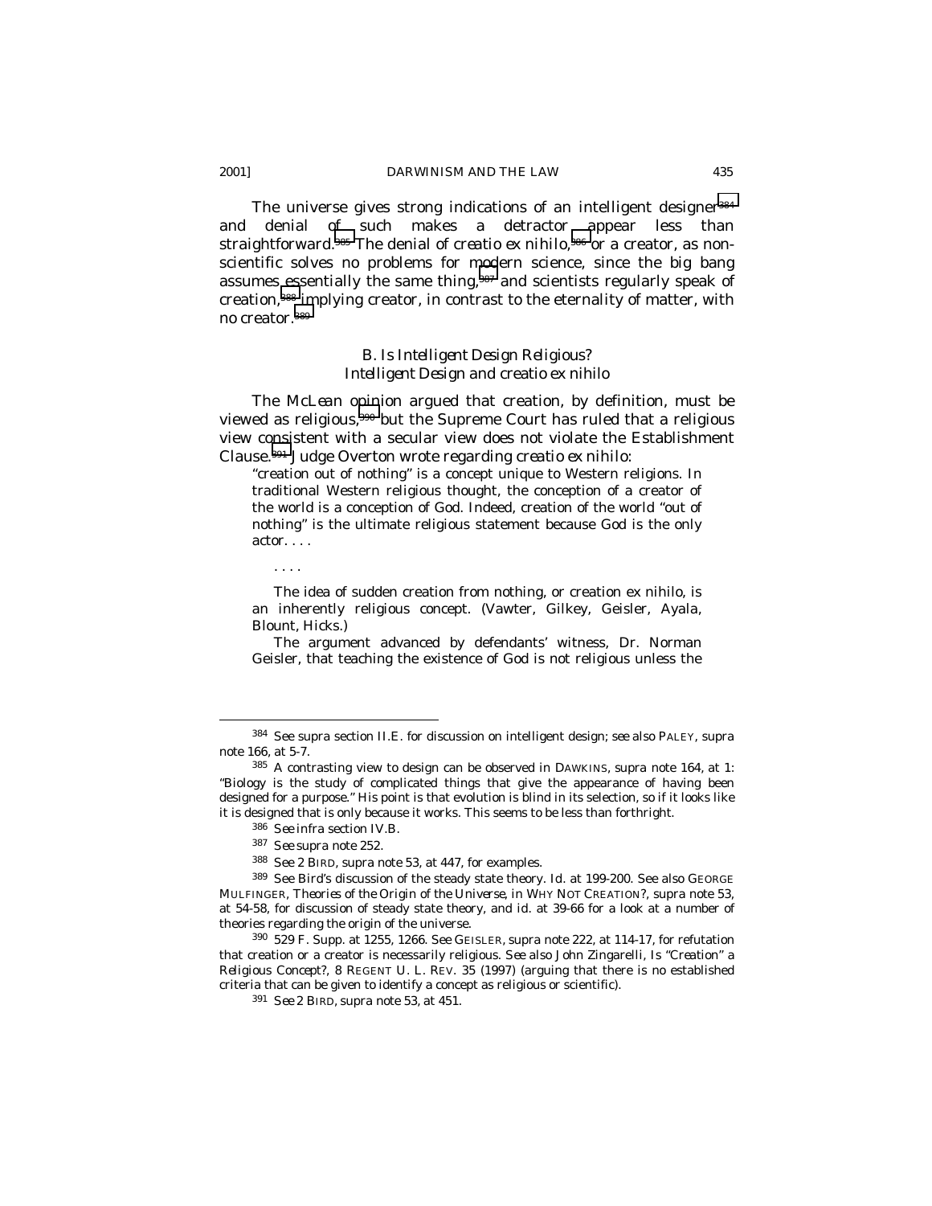The universe gives strong indications of an intelligent designer[384] and denial of such makes a detractor appear less than straightforward.[385] The denial of *creatio ex nihilo*,[386] or a creator, as non-scientific solves no problems for modern science, since the big bang assumes essentially the same thing,[387] and scientists regularly speak of creation,[388] implying creator, in contrast to the eternality of matter, with no creator.[389]

### *B. Is Intelligent Design Religious? Intelligent Design and creatio ex nihilo*

The *McLean* opinion argued that creation, by definition, must be viewed as religious,[390] but the Supreme Court has ruled that a religious view consistent with a secular view does not violate the Establishment Clause.[391] Judge Overton wrote regarding *creatio ex nihilo*:

> "creation out of nothing" is a concept unique to Western religions. In traditional Western religious thought, the conception of a creator of the world is a conception of God. Indeed, creation of the world "out of nothing" is the ultimate religious statement because God is the only actor. . . .
>
> . . . .
>
> The idea of sudden creation from nothing, or creation ex nihilo, is an inherently religious concept. (Vawter, Gilkey, Geisler, Ayala, Blount, Hicks.)
>
> The argument advanced by defendants' witness, Dr. Norman Geisler, that teaching the existence of God is not religious unless the

---

384 See supra section II.E. for discussion on intelligent design; see also PALEY, supra note 166, at 5-7.

385 A contrasting view to design can be observed in DAWKINS, supra note 164, at 1: "Biology is the study of complicated things that give the appearance of having been designed for a purpose." His point is that evolution is blind in its selection, so if it looks like it is designed that is only because it works. This seems to be less than forthright.

386 *See infra* section IV.B.

387 *See supra* note 252.

388 *See* 2 BIRD, supra note 53, at 447, for examples.

389 See Bird's discussion of the steady state theory. *Id.* at 199-200. See also GEORGE MULFINGER, *Theories of the Origin of the Universe*, in WHY NOT CREATION?, supra note 53, at 54-58, for discussion of steady state theory, and *id.* at 39-66 for a look at a number of theories regarding the origin of the universe.

390 529 F. Supp. at 1255, 1266. *See* GEISLER, supra note 222, at 114-17, for refutation that creation or a creator is necessarily religious. *See also* John Zingarelli, *Is "Creation" a Religious Concept?*, 8 REGENT U. L. REV. 35 (1997) (arguing that there is no established criteria that can be given to identify a concept as religious or scientific).

391 *See* 2 BIRD, supra note 53, at 451.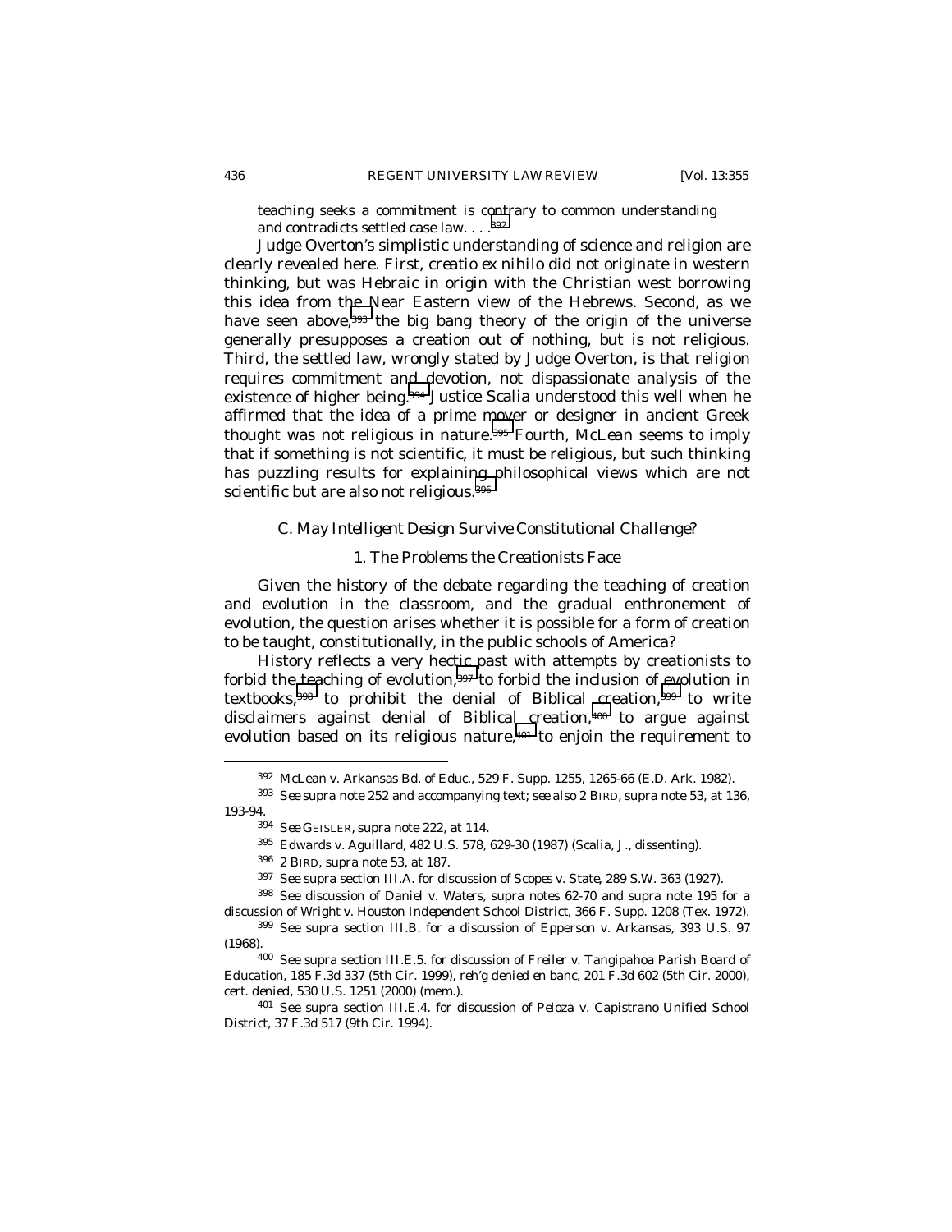teaching seeks a commitment is contrary to common understanding and contradicts settled case law. . . .[392]

Judge Overton's simplistic understanding of science and religion are clearly revealed here. First, *creatio ex nihilo* did not originate in western thinking, but was Hebraic in origin with the Christian west borrowing this idea from the Near Eastern view of the Hebrews. Second, as we have seen above,[393] the big bang theory of the origin of the universe generally presupposes a creation out of nothing, but is not religious. Third, the settled law, wrongly stated by Judge Overton, is that religion requires commitment and devotion, not dispassionate analysis of the existence of higher being.[394] Justice Scalia understood this well when he affirmed that the idea of a prime mover or designer in ancient Greek thought was not religious in nature.[395] Fourth, *McLean* seems to imply that if something is not scientific, it must be religious, but such thinking has puzzling results for explaining philosophical views which are not scientific but are also not religious.[396]

### C. May Intelligent Design Survive Constitutional Challenge?

#### 1. The Problems the Creationists Face

Given the history of the debate regarding the teaching of creation and evolution in the classroom, and the gradual enthronement of evolution, the question arises whether it is possible for a form of creation to be taught, constitutionally, in the public schools of America?

History reflects a very hectic past with attempts by creationists to forbid the teaching of evolution,[397] to forbid the inclusion of evolution in textbooks,[398] to prohibit the denial of Biblical creation,[399] to write disclaimers against denial of Biblical creation,[400] to argue against evolution based on its religious nature,[401] to enjoin the requirement to

---

[392] McLean v. Arkansas Bd. of Educ., 529 F. Supp. 1255, 1265-66 (E.D. Ark. 1982).

[393] *See supra* note 252 and accompanying text; *see also* 2 BIRD, *supra* note 53, at 136, 193-94.

[394] *See* GEISLER, *supra* note 222, at 114.

[395] Edwards v. Aguillard, 482 U.S. 578, 629-30 (1987) (Scalia, J., dissenting).

[396] 2 BIRD, *supra* note 53, at 187.

[397] See *supra* section III.A. for discussion of *Scopes v. State*, 289 S.W. 363 (1927).

[398] See discussion of *Daniel v. Waters*, *supra* notes 62-70 and *supra* note 195 for a discussion of *Wright v. Houston Independent School District*, 366 F. Supp. 1208 (Tex. 1972).

[399] See *supra* section III.B. for a discussion of *Epperson v. Arkansas*, 393 U.S. 97 (1968).

[400] See *supra* section III.E.5. for discussion of *Freiler v. Tangipahoa Parish Board of Education*, 185 F.3d 337 (5th Cir. 1999), *reh'g denied en banc*, 201 F.3d 602 (5th Cir. 2000), *cert. denied*, 530 U.S. 1251 (2000) (mem.).

[401] See *supra* section III.E.4. for discussion of *Peloza v. Capistrano Unified School District*, 37 F.3d 517 (9th Cir. 1994).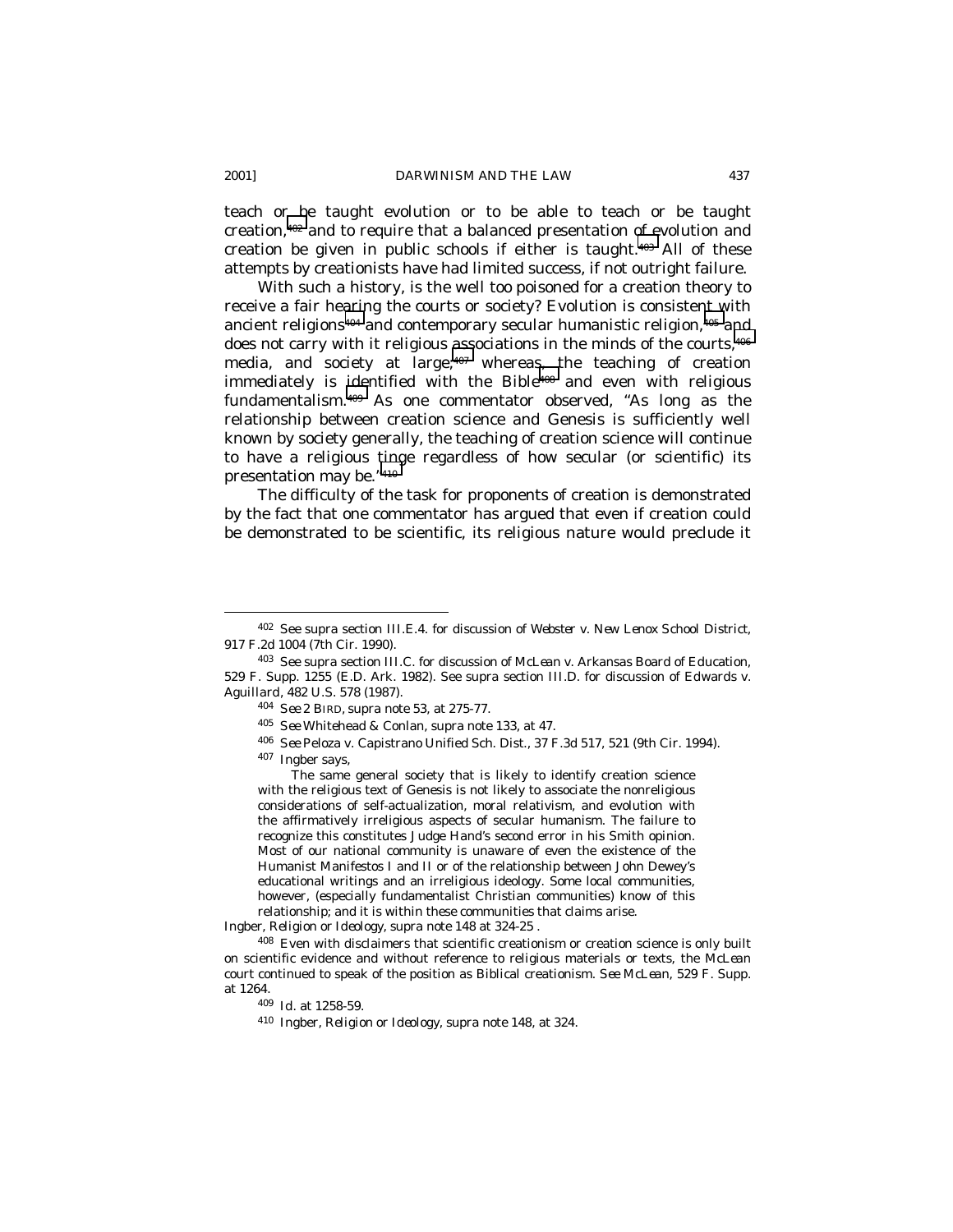teach or be taught evolution or to be able to teach or be taught creation,[402] and to require that a balanced presentation of evolution and creation be given in public schools if either is taught.[403] All of these attempts by creationists have had limited success, if not outright failure.

With such a history, is the well too poisoned for a creation theory to receive a fair hearing the courts or society? Evolution is consistent with ancient religions[404] and contemporary secular humanistic religion,[405] and does not carry with it religious associations in the minds of the courts,[406] media, and society at large,[407] whereas, the teaching of creation immediately is identified with the Bible[408] and even with religious fundamentalism.[409] As one commentator observed, "As long as the relationship between creation science and Genesis is sufficiently well known by society generally, the teaching of creation science will continue to have a religious tinge regardless of how secular (or scientific) its presentation may be."[410]

The difficulty of the task for proponents of creation is demonstrated by the fact that one commentator has argued that even if creation could be demonstrated to be scientific, its religious nature would preclude it

---

[402] See supra section III.E.4. for discussion of *Webster v. New Lenox School District*, 917 F.2d 1004 (7th Cir. 1990).

[403] See supra section III.C. for discussion of *McLean v. Arkansas Board of Education*, 529 F. Supp. 1255 (E.D. Ark. 1982). See supra section III.D. for discussion of *Edwards v. Aguillard*, 482 U.S. 578 (1987).

[404] *See* 2 BIRD, *supra* note 53, at 275-77.

[405] *See* Whitehead & Conlan, *supra* note 133, at 47.

[406] *See* Peloza v. Capistrano Unified Sch. Dist., 37 F.3d 517, 521 (9th Cir. 1994).

[407] Ingber says,

> The same general society that is likely to identify creation science with the religious text of Genesis is not likely to associate the nonreligious considerations of self-actualization, moral relativism, and evolution with the affirmatively irreligious aspects of secular humanism. The failure to recognize this constitutes Judge Hand's second error in his Smith opinion. Most of our national community is unaware of even the existence of the Humanist Manifestos I and II or of the relationship between John Dewey's educational writings and an irreligious ideology. Some local communities, however, (especially fundamentalist Christian communities) know of this relationship; and it is within these communities that claims arise.

Ingber, *Religion or Ideology*, *supra* note 148 at 324-25 .

[408] Even with disclaimers that scientific creationism or creation science is only built on scientific evidence and without reference to religious materials or texts, the *McLean* court continued to speak of the position as Biblical creationism. *See McLean*, 529 F. Supp. at 1264.

[409] *Id.* at 1258-59.

[410] Ingber, *Religion or Ideology*, *supra* note 148, at 324.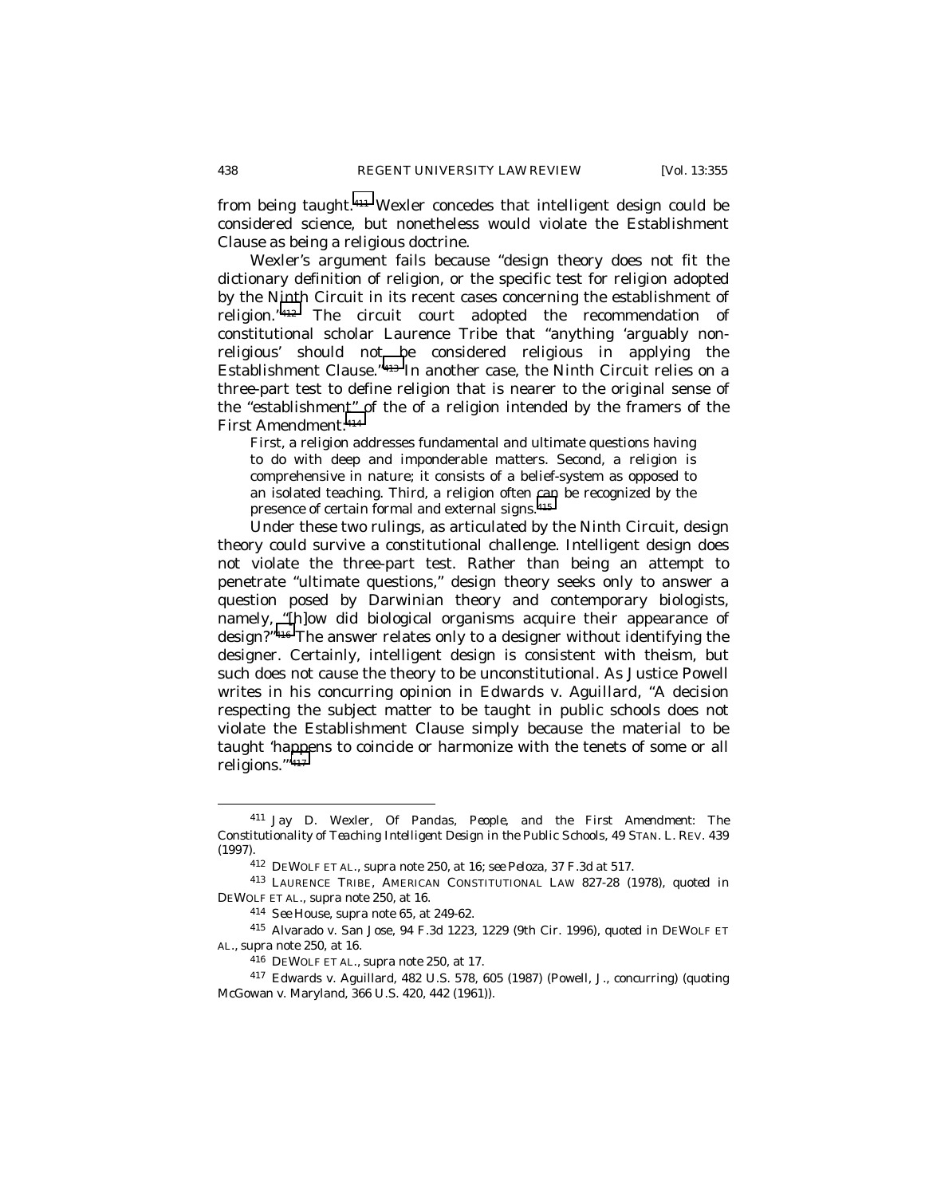from being taught.[411] Wexler concedes that intelligent design could be considered science, but nonetheless would violate the Establishment Clause as being a religious doctrine.

Wexler's argument fails because "design theory does not fit the dictionary definition of religion, or the specific test for religion adopted by the Ninth Circuit in its recent cases concerning the establishment of religion."[412] The circuit court adopted the recommendation of constitutional scholar Laurence Tribe that "anything 'arguably non-religious' should not be considered religious in applying the Establishment Clause."[413] In another case, the Ninth Circuit relies on a three-part test to define religion that is nearer to the original sense of the "establishment" of the of a religion intended by the framers of the First Amendment:[414]

> First, a religion addresses fundamental and ultimate questions having to do with deep and imponderable matters. Second, a religion is comprehensive in nature; it consists of a belief-system as opposed to an isolated teaching. Third, a religion often can be recognized by the presence of certain formal and external signs.[415]

Under these two rulings, as articulated by the Ninth Circuit, design theory could survive a constitutional challenge. Intelligent design does not violate the three-part test. Rather than being an attempt to penetrate "ultimate questions," design theory seeks only to answer a question posed by Darwinian theory and contemporary biologists, namely, "[h]ow did biological organisms acquire their appearance of design?"[416] The answer relates only to a designer without identifying the designer. Certainly, intelligent design is consistent with theism, but such does not cause the theory to be unconstitutional. As Justice Powell writes in his concurring opinion in *Edwards v. Aguillard*, "A decision respecting the subject matter to be taught in public schools does not violate the Establishment Clause simply because the material to be taught 'happens to coincide or harmonize with the tenets of some or all religions.'"[417]

---

[411] Jay D. Wexler, *Of Pandas, People, and the First Amendment: The Constitutionality of Teaching Intelligent Design in the Public Schools*, 49 STAN. L. REV. 439 (1997).

[412] DEWOLF ET AL., *supra* note 250, at 16; *see Peloza*, 37 F.3d at 517.

[413] LAURENCE TRIBE, AMERICAN CONSTITUTIONAL LAW 827-28 (1978), *quoted in* DEWOLF ET AL., *supra* note 250, at 16.

[414] *See* House, *supra* note 65, at 249-62.

[415] Alvarado v. San Jose, 94 F.3d 1223, 1229 (9th Cir. 1996), *quoted in* DEWOLF ET AL., *supra* note 250, at 16.

[416] DEWOLF ET AL., *supra* note 250, at 17.

[417] Edwards v. Aguillard, 482 U.S. 578, 605 (1987) (Powell, J., concurring) (quoting McGowan v. Maryland, 366 U.S. 420, 442 (1961)).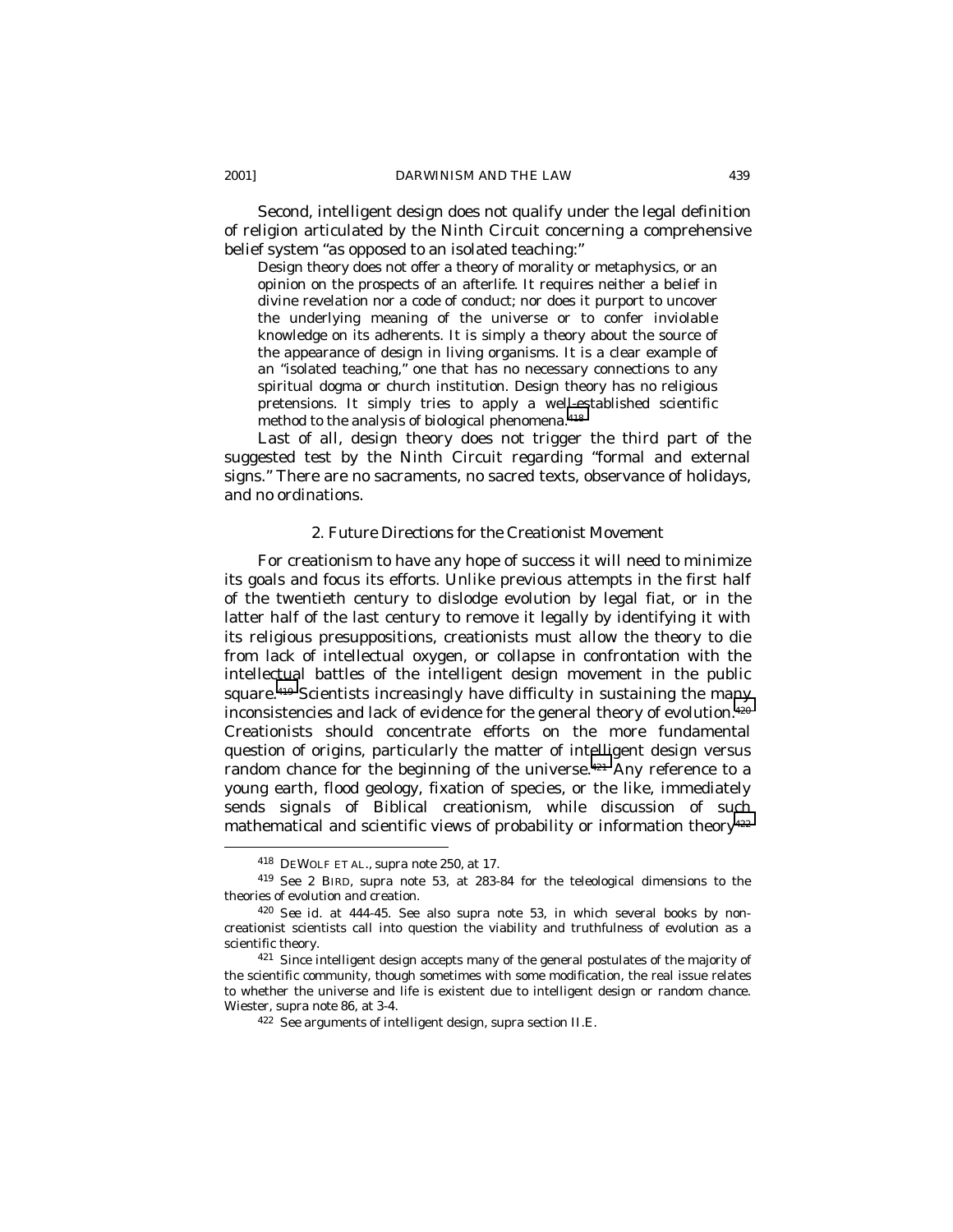Second, intelligent design does not qualify under the legal definition of religion articulated by the Ninth Circuit concerning a comprehensive belief system "as opposed to an isolated teaching:"

> Design theory does not offer a theory of morality or metaphysics, or an opinion on the prospects of an afterlife. It requires neither a belief in divine revelation nor a code of conduct; nor does it purport to uncover the underlying meaning of the universe or to confer inviolable knowledge on its adherents. It is simply a theory about the source of the appearance of design in living organisms. It is a clear example of an "isolated teaching," one that has no necessary connections to any spiritual dogma or church institution. Design theory has no religious pretensions. It simply tries to apply a well-established scientific method to the analysis of biological phenomena.[418]

Last of all, design theory does not trigger the third part of the suggested test by the Ninth Circuit regarding "formal and external signs." There are no sacraments, no sacred texts, observance of holidays, and no ordinations.

### 2. Future Directions for the Creationist Movement

For creationism to have any hope of success it will need to minimize its goals and focus its efforts. Unlike previous attempts in the first half of the twentieth century to dislodge evolution by legal fiat, or in the latter half of the last century to remove it legally by identifying it with its religious presuppositions, creationists must allow the theory to die from lack of intellectual oxygen, or collapse in confrontation with the intellectual battles of the intelligent design movement in the public square.[419] Scientists increasingly have difficulty in sustaining the many inconsistencies and lack of evidence for the general theory of evolution.[420] Creationists should concentrate efforts on the more fundamental question of origins, particularly the matter of intelligent design versus random chance for the beginning of the universe.[421] Any reference to a young earth, flood geology, fixation of species, or the like, immediately sends signals of Biblical creationism, while discussion of such mathematical and scientific views of probability or information theory[422]

---

[418] DEWOLF ET AL., *supra* note 250, at 17.

[419] *See* 2 BIRD, *supra* note 53, at 283-84 for the teleological dimensions to the theories of evolution and creation.

[420] *See id.* at 444-45. *See also supra* note 53, in which several books by non-creationist scientists call into question the viability and truthfulness of evolution as a scientific theory.

[421] Since intelligent design accepts many of the general postulates of the majority of the scientific community, though sometimes with some modification, the real issue relates to whether the universe and life is existent due to intelligent design or random chance. Wiester, *supra* note 86, at 3-4.

[422] *See* arguments of intelligent design, *supra* section II.E.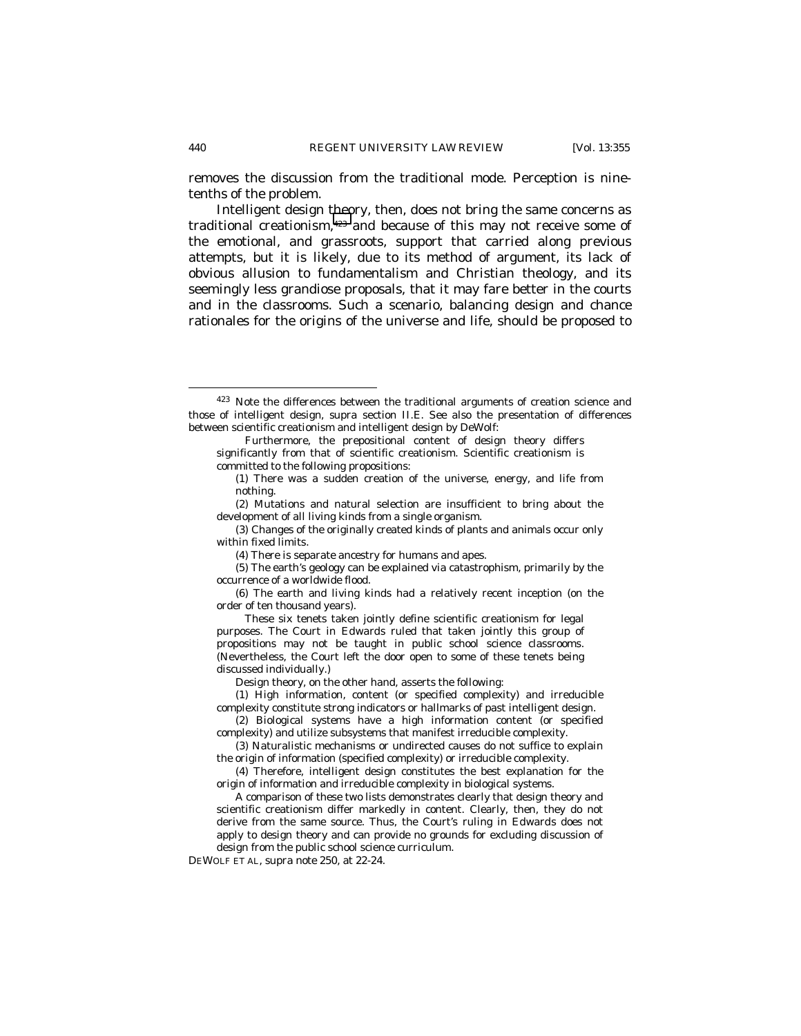removes the discussion from the traditional mode. Perception is nine-tenths of the problem.

Intelligent design theory, then, does not bring the same concerns as traditional creationism,[423] and because of this may not receive some of the emotional, and grassroots, support that carried along previous attempts, but it is likely, due to its method of argument, its lack of obvious allusion to fundamentalism and Christian theology, and its seemingly less grandiose proposals, that it may fare better in the courts and in the classrooms. Such a scenario, balancing design and chance rationales for the origins of the universe and life, should be proposed to

---

[423] Note the differences between the traditional arguments of creation science and those of intelligent design, supra section II.E. See also the presentation of differences between scientific creationism and intelligent design by DeWolf:

> Furthermore, the prepositional content of design theory differs significantly from that of scientific creationism. Scientific creationism is committed to the following propositions:
>
> (1) There was a sudden creation of the universe, energy, and life from nothing.
>
> (2) Mutations and natural selection are insufficient to bring about the development of all living kinds from a single organism.
>
> (3) Changes of the originally created kinds of plants and animals occur only within fixed limits.
>
> (4) There is separate ancestry for humans and apes.
>
> (5) The earth's geology can be explained via catastrophism, primarily by the occurrence of a worldwide flood.
>
> (6) The earth and living kinds had a relatively recent inception (on the order of ten thousand years).
>
> These six tenets taken jointly define scientific creationism for legal purposes. The Court in *Edwards* ruled that taken jointly this group of propositions may not be taught in public school science classrooms. (Nevertheless, the Court left the door open to some of these tenets being discussed individually.)
>
> Design theory, on the other hand, asserts the following:
>
> (1) High information, content (or specified complexity) and irreducible complexity constitute strong indicators or hallmarks of past intelligent design.
>
> (2) Biological systems have a high information content (or specified complexity) and utilize subsystems that manifest irreducible complexity.
>
> (3) Naturalistic mechanisms or undirected causes do not suffice to explain the origin of information (specified complexity) or irreducible complexity.
>
> (4) Therefore, intelligent design constitutes the best explanation for the origin of information and irreducible complexity in biological systems.
>
> A comparison of these two lists demonstrates clearly that design theory and scientific creationism differ markedly in content. Clearly, then, they do not derive from the same source. Thus, the Court's ruling in *Edwards* does not apply to design theory and can provide no grounds for excluding discussion of design from the public school science curriculum.

DEWOLF ET AL, *supra* note 250, at 22-24.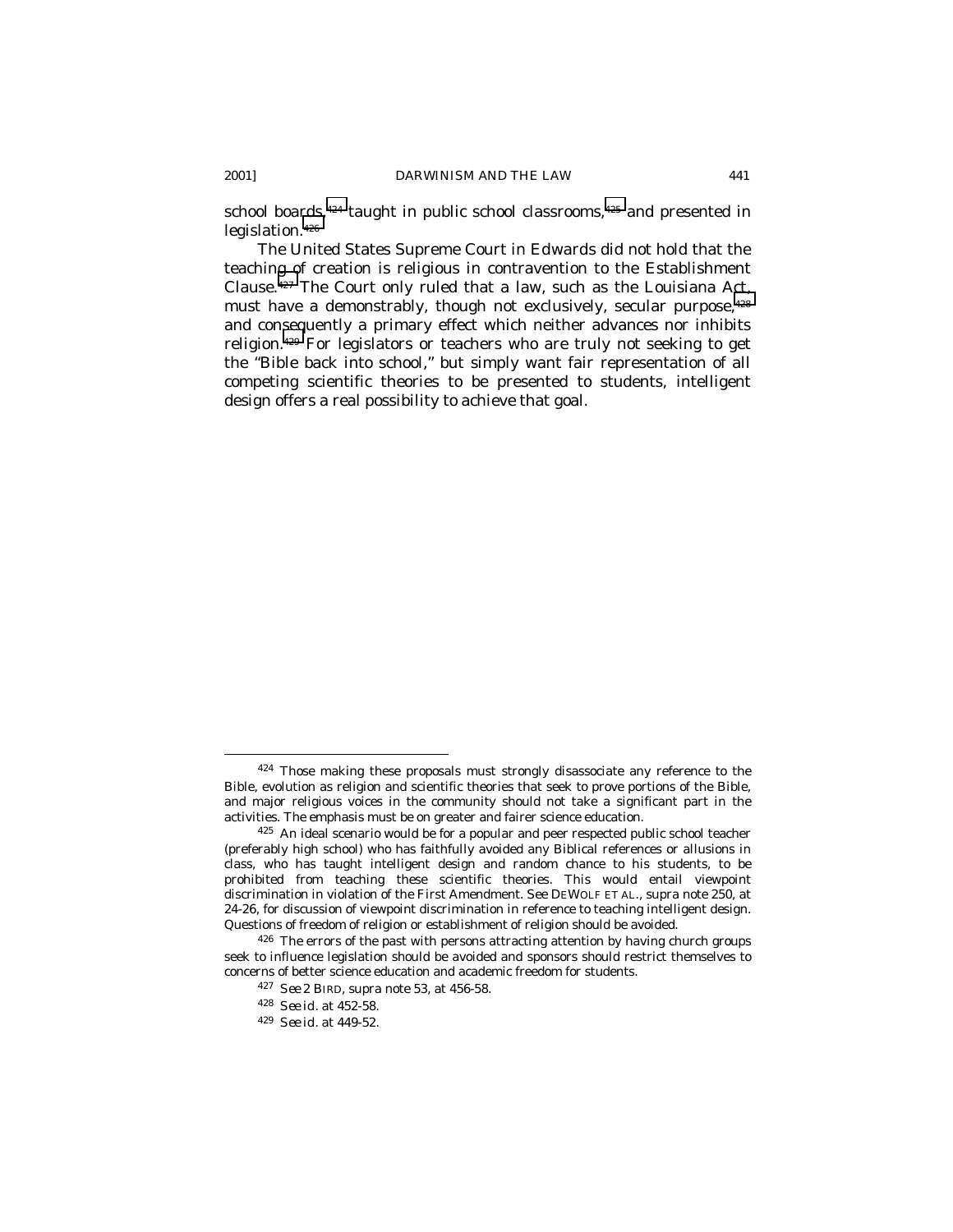school boards,[424] taught in public school classrooms,[425] and presented in legislation.[426]

The United States Supreme Court in *Edwards* did not hold that the teaching of creation is religious in contravention to the Establishment Clause.[427] The Court only ruled that a law, such as the Louisiana Act, must have a demonstrably, though not exclusively, secular purpose,[428] and consequently a primary effect which neither advances nor inhibits religion.[429] For legislators or teachers who are truly not seeking to get the "Bible back into school," but simply want fair representation of all competing scientific theories to be presented to students, intelligent design offers a real possibility to achieve that goal.

---

[424] Those making these proposals must strongly disassociate any reference to the Bible, evolution as religion and scientific theories that seek to prove portions of the Bible, and major religious voices in the community should not take a significant part in the activities. The emphasis must be on greater and fairer science education.

[425] An ideal scenario would be for a popular and peer respected public school teacher (preferably high school) who has faithfully avoided any Biblical references or allusions in class, who has taught intelligent design and random chance to his students, to be prohibited from teaching these scientific theories. This would entail viewpoint discrimination in violation of the First Amendment. *See* DEWOLF ET AL., *supra* note 250, at 24-26, for discussion of viewpoint discrimination in reference to teaching intelligent design. Questions of freedom of religion or establishment of religion should be avoided.

[426] The errors of the past with persons attracting attention by having church groups seek to influence legislation should be avoided and sponsors should restrict themselves to concerns of better science education and academic freedom for students.

[427] *See* 2 BIRD, *supra* note 53, at 456-58.

[428] *See id.* at 452-58.

[429] *See id.* at 449-52.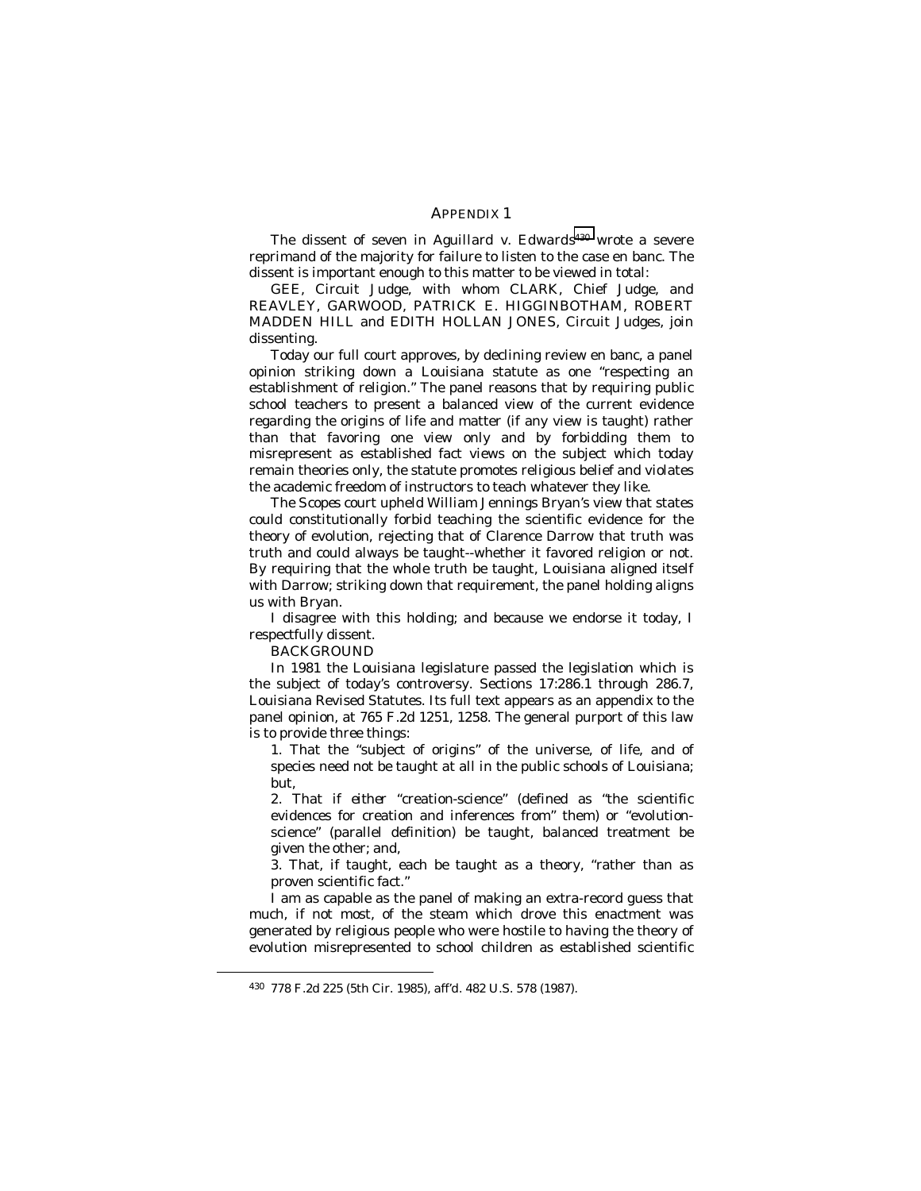# APPENDIX 1

The dissent of seven in *Aguillard v. Edwards*[430] wrote a severe reprimand of the majority for failure to listen to the case en banc. The dissent is important enough to this matter to be viewed in total:

GEE, Circuit Judge, with whom CLARK, Chief Judge, and REAVLEY, GARWOOD, PATRICK E. HIGGINBOTHAM, ROBERT MADDEN HILL and EDITH HOLLAN JONES, Circuit Judges, join dissenting.

Today our full court approves, by declining review en banc, a panel opinion striking down a Louisiana statute as one "respecting an establishment of religion." The panel reasons that by requiring public school teachers to present a balanced view of the current evidence regarding the origins of life and matter (if any view is taught) rather than that favoring one view only and by forbidding them to misrepresent as established fact views on the subject which today remain theories only, the statute promotes religious belief and violates the academic freedom of instructors to teach whatever they like.

The *Scopes* court upheld William Jennings Bryan's view that states could constitutionally forbid teaching the scientific evidence for the theory of evolution, rejecting that of Clarence Darrow that truth was truth and could always be taught--whether it favored religion or not. By requiring that the whole truth be taught, Louisiana aligned itself with Darrow; striking down that requirement, the panel holding aligns us with Bryan.

I disagree with this holding; and because we endorse it today, I respectfully dissent.

BACKGROUND

In 1981 the Louisiana legislature passed the legislation which is the subject of today's controversy. Sections 17:286.1 through 286.7, Louisiana Revised Statutes. Its full text appears as an appendix to the panel opinion, at 765 F.2d 1251, 1258. The general purport of this law is to provide three things:

1. That the "subject of origins" of the universe, of life, and of species need not be taught at all in the public schools of Louisiana; but,

2. That if *either* "creation-science" (defined as "the scientific evidences for creation and inferences from" them) or "evolution-science" (parallel definition) be taught, balanced treatment be given the other; and,

3. That, if taught, each be taught as a theory, "rather than as proven scientific fact."

I am as capable as the panel of making an extra-record guess that much, if not most, of the steam which drove this enactment was generated by religious people who were hostile to having the theory of evolution misrepresented to school children as established scientific

[430] 778 F.2d 225 (5th Cir. 1985), aff'd. 482 U.S. 578 (1987).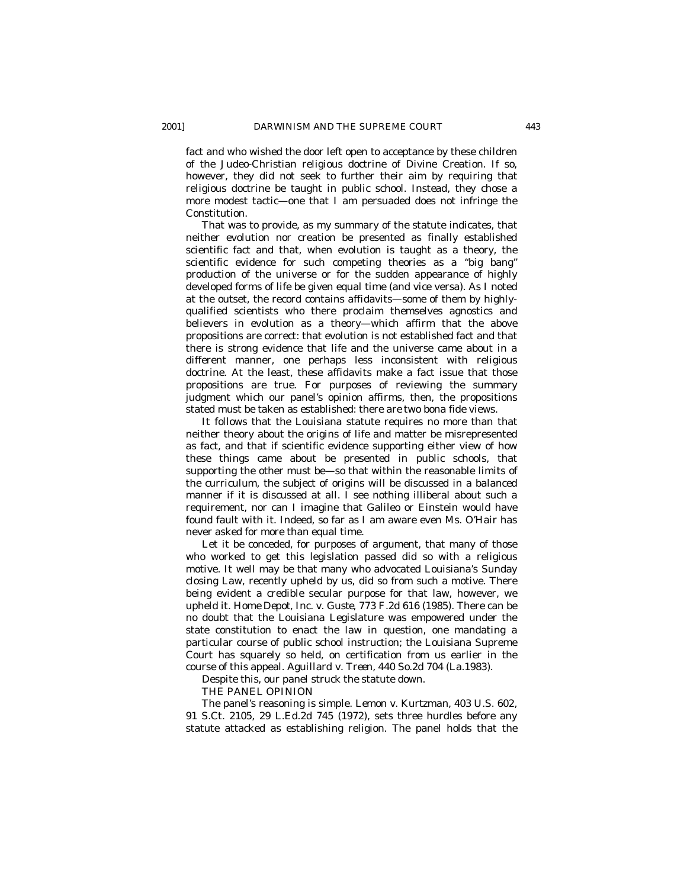fact and who wished the door left open to acceptance by these children of the Judeo-Christian religious doctrine of Divine Creation. If so, however, they did not seek to further their aim by requiring that religious doctrine be taught in public school. Instead, they chose a more modest tactic—one that I am persuaded does not infringe the Constitution.

That was to provide, as my summary of the statute indicates, that neither evolution nor creation be presented as finally established scientific fact and that, when evolution is taught as a theory, the scientific evidence for such competing theories as a "big bang" production of the universe or for the sudden appearance of highly developed forms of life be given equal time (and vice versa). As I noted at the outset, the record contains affidavits—some of them by highly-qualified scientists who there proclaim themselves agnostics and believers in evolution as a theory—which affirm that the above propositions are correct: that evolution is not established fact and that there is strong evidence that life and the universe came about in a different manner, one perhaps less inconsistent with religious doctrine. At the least, these affidavits make a fact issue that those propositions are true. For purposes of reviewing the summary judgment which our panel's opinion affirms, then, the propositions stated must be taken as established: *there are two bona fide views.*

It follows that the Louisiana statute requires no more than that neither theory about the origins of life and matter be misrepresented as fact, and that if scientific evidence supporting either view of how these things came about be presented in public schools, that supporting the other must be—so that within the reasonable limits of the curriculum, the subject of origins will be discussed in a balanced manner if it is discussed at all. I see nothing illiberal about such a requirement, nor can I imagine that Galileo or Einstein would have found fault with it. Indeed, so far as I am aware even Ms. O'Hair has never asked for more than equal time.

Let it be conceded, for purposes of argument, that many of those who worked to get this legislation passed did so with a religious motive. It well may be that many who advocated Louisiana's Sunday closing Law, recently upheld by us, did so from such a motive. There being evident a credible secular purpose for that law, however, we upheld it. *Home Depot, Inc. v. Guste*, 773 F.2d 616 (1985). There can be no doubt that the Louisiana Legislature was empowered under the state constitution to enact the law in question, one mandating a particular course of public school instruction; the Louisiana Supreme Court has squarely so held, on certification from us earlier in the course of this appeal. *Aguillard v. Treen*, 440 So.2d 704 (La.1983).

Despite this, our panel struck the statute down.

THE PANEL OPINION

The panel's reasoning is simple. *Lemon v. Kurtzman*, 403 U.S. 602, 91 S.Ct. 2105, 29 L.Ed.2d 745 (1972), sets three hurdles before any statute attacked as establishing religion. The panel holds that the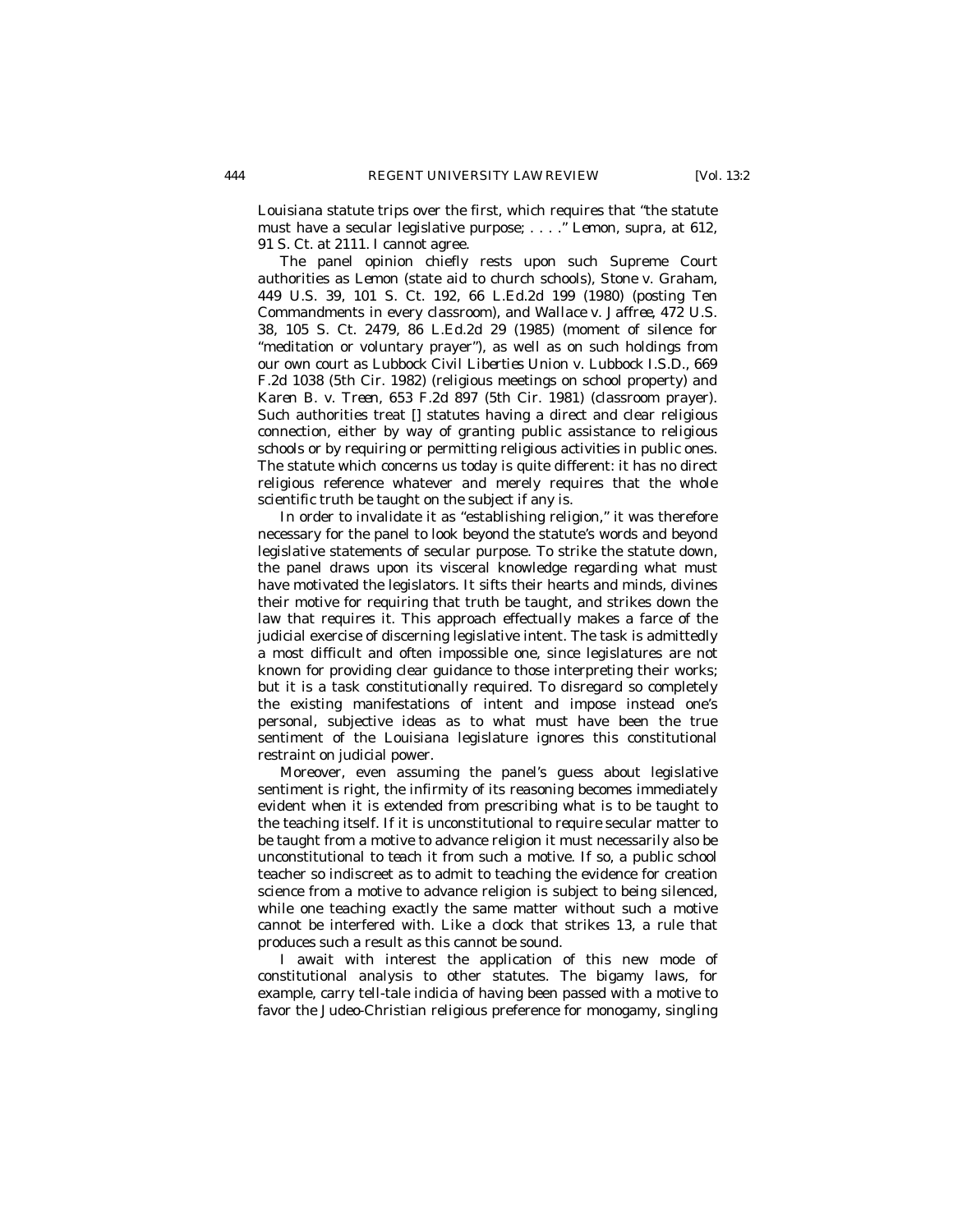Louisiana statute trips over the first, which requires that "the statute must have a secular legislative purpose; . . . ." *Lemon*, *supra*, at 612, 91 S. Ct. at 2111. I cannot agree.

The panel opinion chiefly rests upon such Supreme Court authorities as *Lemon* (state aid to church schools), *Stone v. Graham*, 449 U.S. 39, 101 S. Ct. 192, 66 L.Ed.2d 199 (1980) (posting Ten Commandments in every classroom), and *Wallace v. Jaffree*, 472 U.S. 38, 105 S. Ct. 2479, 86 L.Ed.2d 29 (1985) (moment of silence for "meditation or voluntary prayer"), as well as on such holdings from our own court as *Lubbock Civil Liberties Union v. Lubbock I.S.D.*, 669 F.2d 1038 (5th Cir. 1982) (religious meetings on school property) and *Karen B. v. Treen*, 653 F.2d 897 (5th Cir. 1981) (classroom prayer). Such authorities treat [] statutes having a direct and clear religious connection, either by way of granting public assistance to religious schools or by requiring or permitting religious activities in public ones. The statute which concerns us today is quite different: it has no direct religious reference whatever and merely requires that the whole scientific truth be taught on the subject if any is.

In order to invalidate it as "establishing religion," it was therefore necessary for the panel to look beyond the statute's words and beyond legislative statements of secular purpose. To strike the statute down, the panel draws upon its visceral knowledge regarding what must have motivated the legislators. It sifts their hearts and minds, divines their motive for requiring that truth be taught, and strikes down the law that requires it. This approach effectually makes a farce of the judicial exercise of discerning legislative intent. The task is admittedly a most difficult and often impossible one, since legislatures are not known for providing clear guidance to those interpreting their works; but it is a task constitutionally required. To disregard so completely the existing manifestations of intent and impose instead one's personal, subjective ideas as to what must have been the true sentiment of the Louisiana legislature ignores this constitutional restraint on judicial power.

Moreover, even assuming the panel's guess about legislative sentiment is right, the infirmity of its reasoning becomes immediately evident when it is extended from prescribing what is to be taught to the teaching itself. If it is unconstitutional to *require* secular matter to be taught from a motive to advance religion it must necessarily also be unconstitutional to *teach* it from such a motive. If so, a public school teacher so indiscreet as to admit to teaching the evidence for creation science from a motive to advance religion is subject to being silenced, while one teaching exactly the same matter without such a motive cannot be interfered with. Like a clock that strikes 13, a rule that produces such a result as this cannot be sound.

I await with interest the application of this new mode of constitutional analysis to other statutes. The bigamy laws, for example, carry tell-tale indicia of having been passed with a motive to favor the Judeo-Christian religious preference for monogamy, singling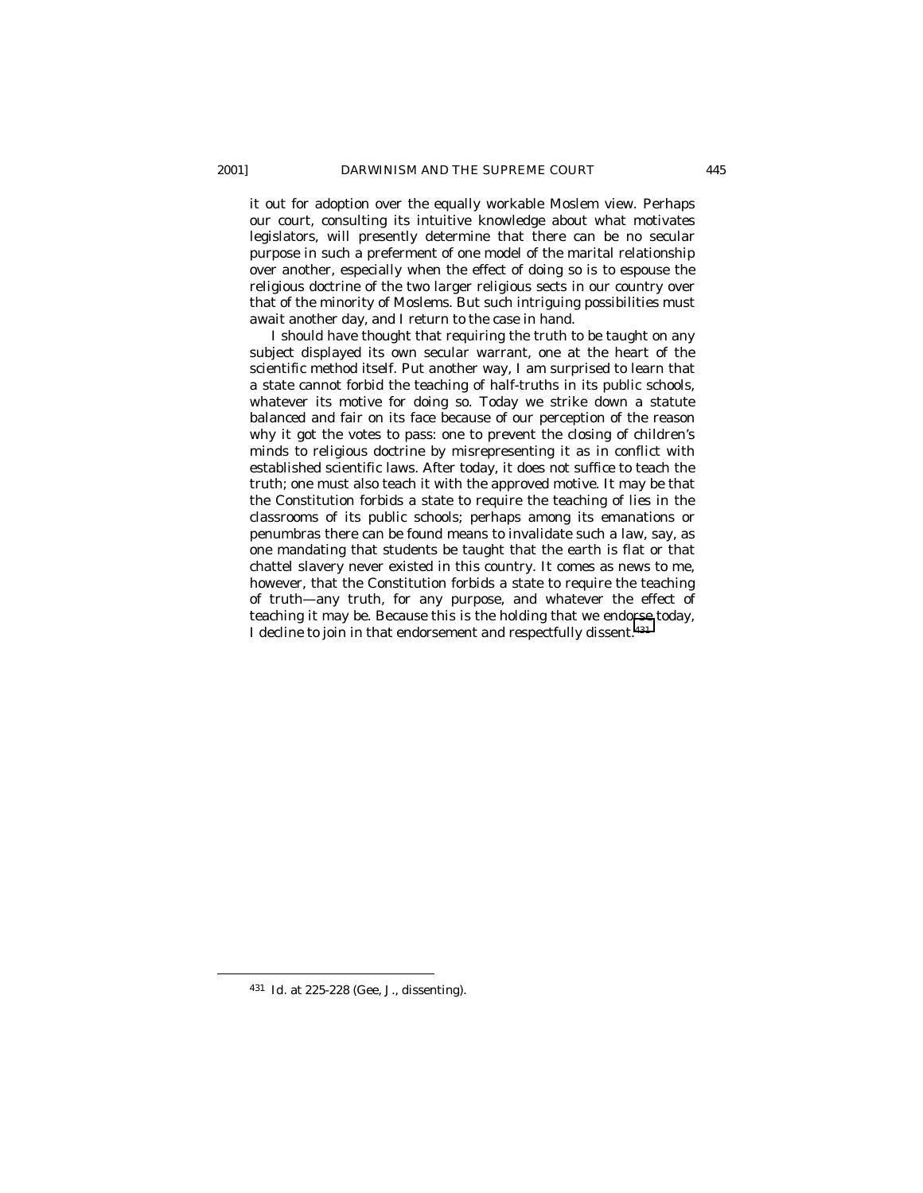it out for adoption over the equally workable Moslem view. Perhaps our court, consulting its intuitive knowledge about what motivates legislators, will presently determine that there can be no secular purpose in such a preferment of one model of the marital relationship over another, especially when the effect of doing so is to espouse the religious doctrine of the two larger religious sects in our country over that of the minority of Moslems. But such intriguing possibilities must await another day, and I return to the case in hand.

I should have thought that requiring the truth to be taught on any subject displayed its own secular warrant, one at the heart of the scientific method itself. Put another way, I am surprised to learn that a state cannot forbid the teaching of half-truths in its public schools, whatever its motive for doing so. Today we strike down a statute balanced and fair on its face because of our perception of the reason why it got the votes to pass: one to prevent the closing of children's minds to religious doctrine by misrepresenting it as in conflict with established scientific laws. After today, it does not suffice to teach the truth; one must also teach it with the approved motive. It may be that the Constitution forbids a state to require the teaching of lies in the classrooms of its public schools; perhaps among its emanations or penumbras there can be found means to invalidate such a law, say, as one mandating that students be taught that the earth is flat or that chattel slavery never existed in this country. It comes as news to me, however, that the Constitution forbids a state to require the teaching of truth—any truth, for any purpose, and whatever the effect of teaching it may be. Because this is the holding that we endorse today, I decline to join in that endorsement and respectfully dissent.[431]

[431] *Id.* at 225-228 (Gee, J., dissenting).